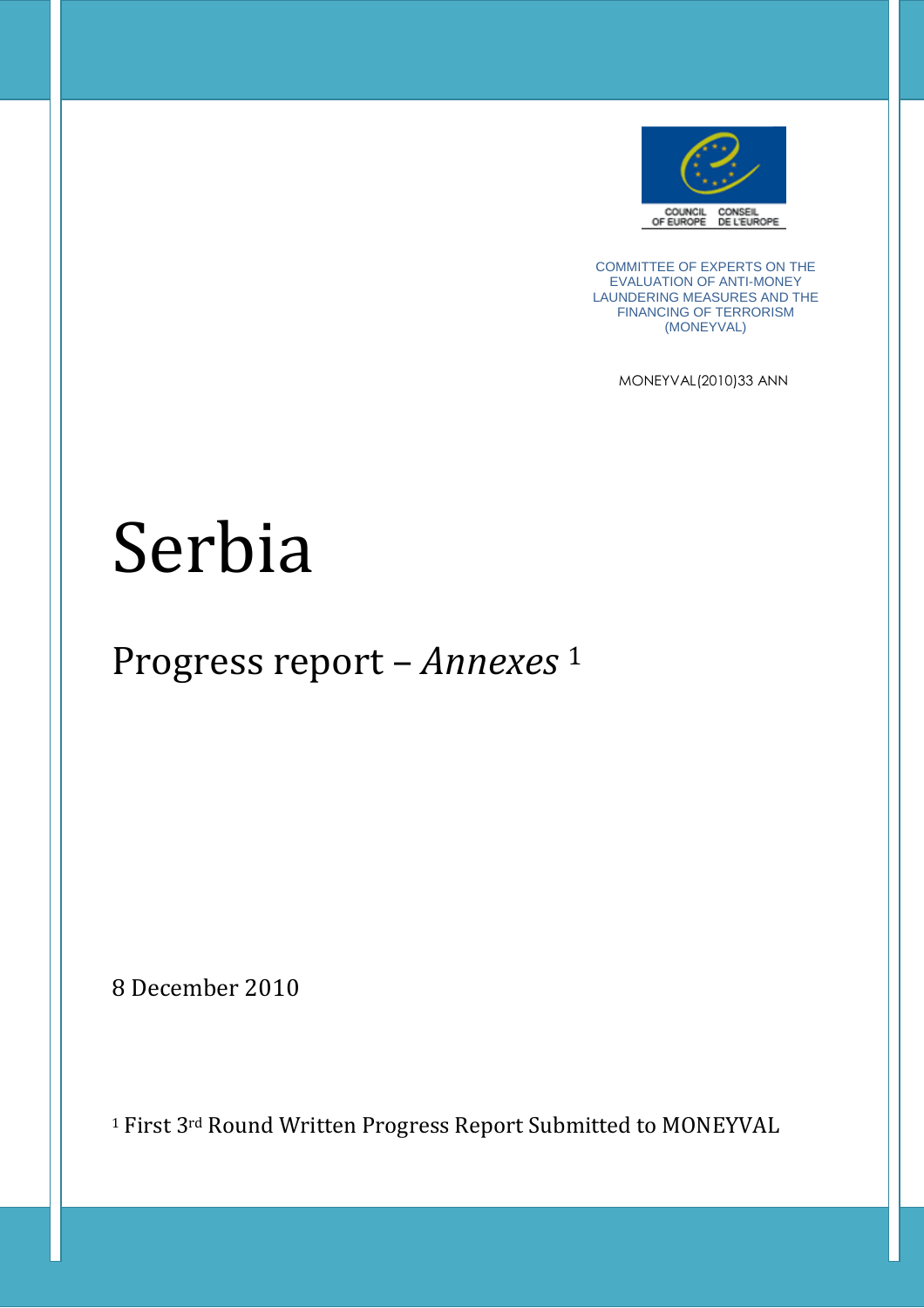COUNCIL OF EUROPE CONSEIL DE L'EUROPE

COMMITTEE OF EXPERTS ON THE EVALUATION OF ANTI-MONEY LAUNDERING MEASURES AND THE FINANCING OF TERRORISM (MONEYVAL)

MONEYVAL(2010)33 ANN

# Serbia

## Progress report – *Annexes* [1]

8 December 2010

[1] First 3rd Round Written Progress Report Submitted to MONEYVAL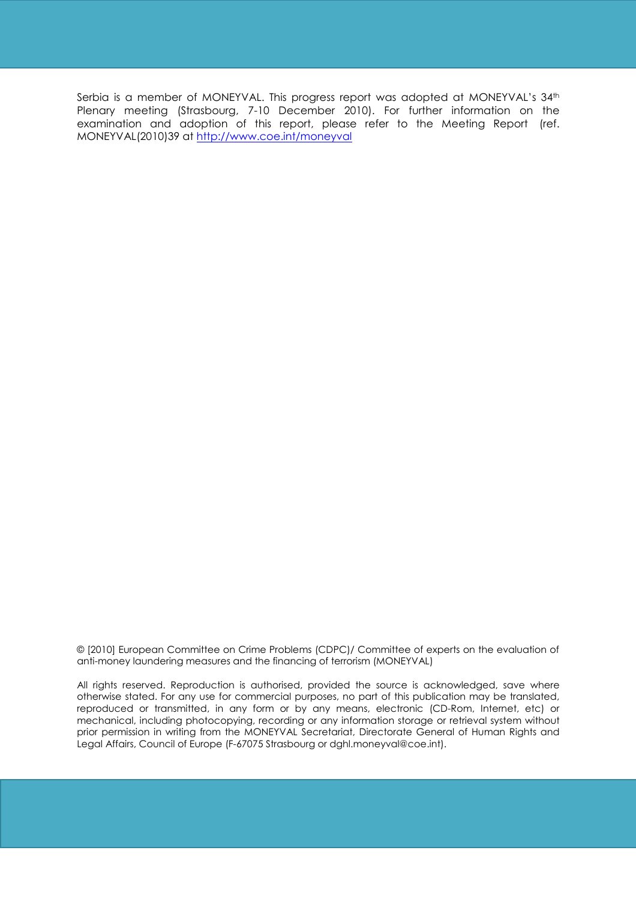Serbia is a member of MONEYVAL. This progress report was adopted at MONEYVAL's 34th Plenary meeting (Strasbourg, 7-10 December 2010). For further information on the examination and adoption of this report, please refer to the Meeting Report (ref. MONEYVAL(2010)39 at [http://www.coe.int/moneyval](http://www.coe.int/moneyval)

© [2010] European Committee on Crime Problems (CDPC)/ Committee of experts on the evaluation of anti-money laundering measures and the financing of terrorism (MONEYVAL)

All rights reserved. Reproduction is authorised, provided the source is acknowledged, save where otherwise stated. For any use for commercial purposes, no part of this publication may be translated, reproduced or transmitted, in any form or by any means, electronic (CD-Rom, Internet, etc) or mechanical, including photocopying, recording or any information storage or retrieval system without prior permission in writing from the MONEYVAL Secretariat, Directorate General of Human Rights and Legal Affairs, Council of Europe (F-67075 Strasbourg or dghl.moneyval@coe.int).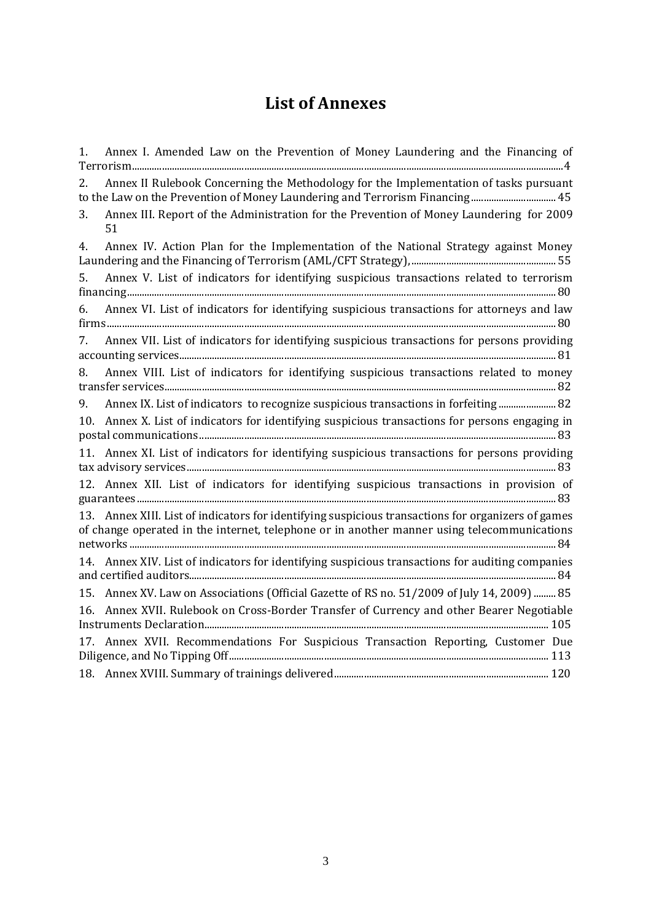# List of Annexes

1. Annex I. Amended Law on the Prevention of Money Laundering and the Financing of Terrorism....4
2. Annex II Rulebook Concerning the Methodology for the Implementation of tasks pursuant to the Law on the Prevention of Money Laundering and Terrorism Financing.... 45
3. Annex III. Report of the Administration for the Prevention of Money Laundering for 2009 51
4. Annex IV. Action Plan for the Implementation of the National Strategy against Money Laundering and the Financing of Terrorism (AML/CFT Strategy),.... 55
5. Annex V. List of indicators for identifying suspicious transactions related to terrorism financing.... 80
6. Annex VI. List of indicators for identifying suspicious transactions for attorneys and law firms.... 80
7. Annex VII. List of indicators for identifying suspicious transactions for persons providing accounting services.... 81
8. Annex VIII. List of indicators for identifying suspicious transactions related to money transfer services.... 82
9. Annex IX. List of indicators to recognize suspicious transactions in forfeiting.... 82
10. Annex X. List of indicators for identifying suspicious transactions for persons engaging in postal communications.... 83
11. Annex XI. List of indicators for identifying suspicious transactions for persons providing tax advisory services.... 83
12. Annex XII. List of indicators for identifying suspicious transactions in provision of guarantees.... 83
13. Annex XIII. List of indicators for identifying suspicious transactions for organizers of games of change operated in the internet, telephone or in another manner using telecommunications networks.... 84
14. Annex XIV. List of indicators for identifying suspicious transactions for auditing companies and certified auditors.... 84
15. Annex XV. Law on Associations (Official Gazette of RS no. 51/2009 of July 14, 2009).... 85
16. Annex XVII. Rulebook on Cross-Border Transfer of Currency and other Bearer Negotiable Instruments Declaration.... 105
17. Annex XVII. Recommendations For Suspicious Transaction Reporting, Customer Due Diligence, and No Tipping Off.... 113
18. Annex XVIII. Summary of trainings delivered.... 120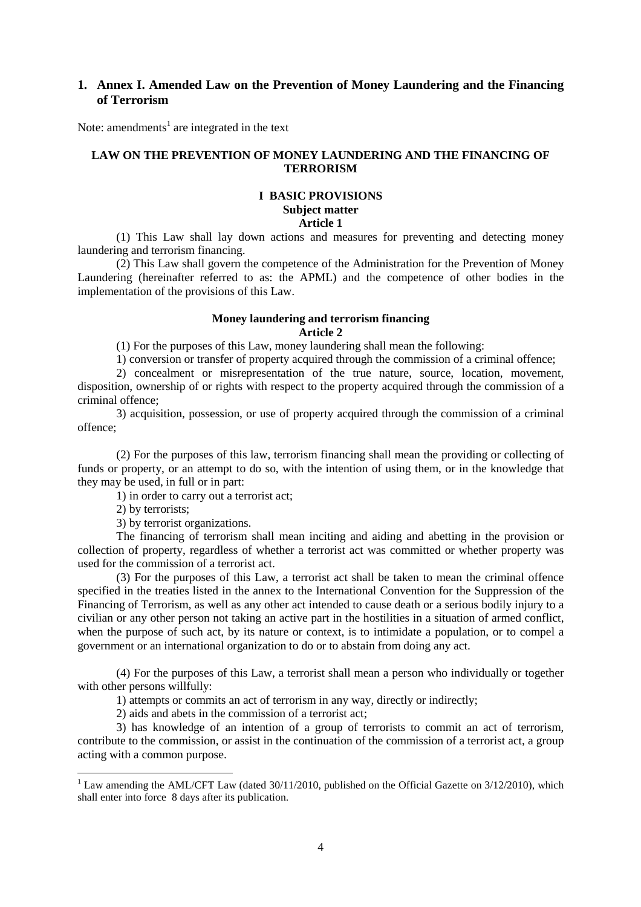# 1. Annex I. Amended Law on the Prevention of Money Laundering and the Financing of Terrorism

Note: amendments[1] are integrated in the text

## LAW ON THE PREVENTION OF MONEY LAUNDERING AND THE FINANCING OF TERRORISM

### I BASIC PROVISIONS

**Subject matter**

**Article 1**

(1) This Law shall lay down actions and measures for preventing and detecting money laundering and terrorism financing.

(2) This Law shall govern the competence of the Administration for the Prevention of Money Laundering (hereinafter referred to as: the APML) and the competence of other bodies in the implementation of the provisions of this Law.

**Money laundering and terrorism financing**

**Article 2**

(1) For the purposes of this Law, money laundering shall mean the following:

1) conversion or transfer of property acquired through the commission of a criminal offence;

2) concealment or misrepresentation of the true nature, source, location, movement, disposition, ownership of or rights with respect to the property acquired through the commission of a criminal offence;

3) acquisition, possession, or use of property acquired through the commission of a criminal offence;

(2) For the purposes of this law, terrorism financing shall mean the providing or collecting of funds or property, or an attempt to do so, with the intention of using them, or in the knowledge that they may be used, in full or in part:

1) in order to carry out a terrorist act;

2) by terrorists;

3) by terrorist organizations.

The financing of terrorism shall mean inciting and aiding and abetting in the provision or collection of property, regardless of whether a terrorist act was committed or whether property was used for the commission of a terrorist act.

(3) For the purposes of this Law, a terrorist act shall be taken to mean the criminal offence specified in the treaties listed in the annex to the International Convention for the Suppression of the Financing of Terrorism, as well as any other act intended to cause death or a serious bodily injury to a civilian or any other person not taking an active part in the hostilities in a situation of armed conflict, when the purpose of such act, by its nature or context, is to intimidate a population, or to compel a government or an international organization to do or to abstain from doing any act.

(4) For the purposes of this Law, a terrorist shall mean a person who individually or together with other persons willfully:

1) attempts or commits an act of terrorism in any way, directly or indirectly;

2) aids and abets in the commission of a terrorist act;

3) has knowledge of an intention of a group of terrorists to commit an act of terrorism, contribute to the commission, or assist in the continuation of the commission of a terrorist act, a group acting with a common purpose.

---

[1] Law amending the AML/CFT Law (dated 30/11/2010, published on the Official Gazette on 3/12/2010), which shall enter into force 8 days after its publication.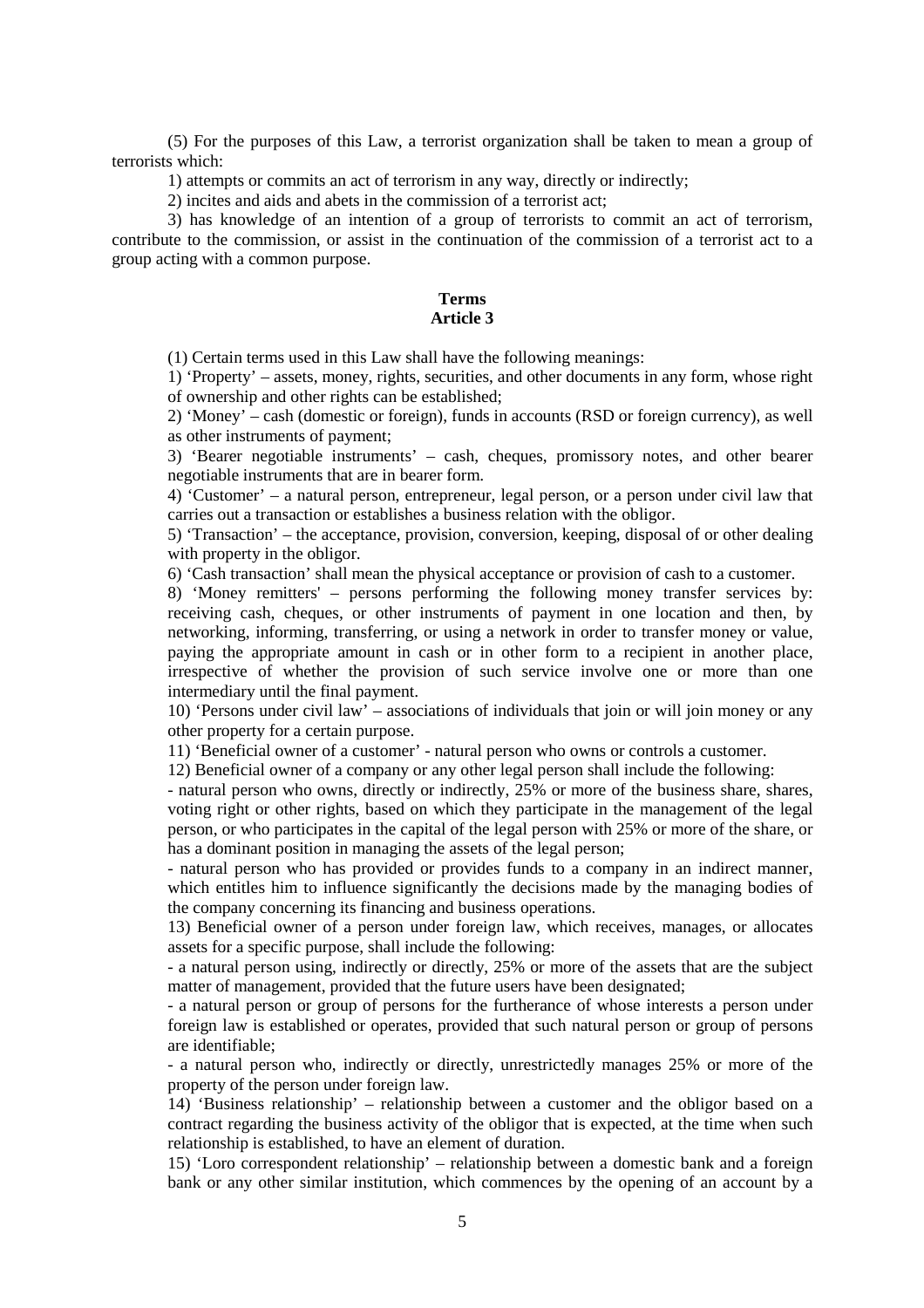(5) For the purposes of this Law, a terrorist organization shall be taken to mean a group of terrorists which:

1) attempts or commits an act of terrorism in any way, directly or indirectly;

2) incites and aids and abets in the commission of a terrorist act;

3) has knowledge of an intention of a group of terrorists to commit an act of terrorism, contribute to the commission, or assist in the continuation of the commission of a terrorist act to a group acting with a common purpose.

## Terms
## Article 3

(1) Certain terms used in this Law shall have the following meanings:

1) 'Property' – assets, money, rights, securities, and other documents in any form, whose right of ownership and other rights can be established;

2) 'Money' – cash (domestic or foreign), funds in accounts (RSD or foreign currency), as well as other instruments of payment;

3) 'Bearer negotiable instruments' – cash, cheques, promissory notes, and other bearer negotiable instruments that are in bearer form.

4) 'Customer' – a natural person, entrepreneur, legal person, or a person under civil law that carries out a transaction or establishes a business relation with the obligor.

5) 'Transaction' – the acceptance, provision, conversion, keeping, disposal of or other dealing with property in the obligor.

6) 'Cash transaction' shall mean the physical acceptance or provision of cash to a customer.

8) 'Money remitters' – persons performing the following money transfer services by: receiving cash, cheques, or other instruments of payment in one location and then, by networking, informing, transferring, or using a network in order to transfer money or value, paying the appropriate amount in cash or in other form to a recipient in another place, irrespective of whether the provision of such service involve one or more than one intermediary until the final payment.

10) 'Persons under civil law' – associations of individuals that join or will join money or any other property for a certain purpose.

11) 'Beneficial owner of a customer' - natural person who owns or controls a customer.

12) Beneficial owner of a company or any other legal person shall include the following:

- natural person who owns, directly or indirectly, 25% or more of the business share, shares, voting right or other rights, based on which they participate in the management of the legal person, or who participates in the capital of the legal person with 25% or more of the share, or has a dominant position in managing the assets of the legal person;
- natural person who has provided or provides funds to a company in an indirect manner, which entitles him to influence significantly the decisions made by the managing bodies of the company concerning its financing and business operations.

13) Beneficial owner of a person under foreign law, which receives, manages, or allocates assets for a specific purpose, shall include the following:

- a natural person using, indirectly or directly, 25% or more of the assets that are the subject matter of management, provided that the future users have been designated;
- a natural person or group of persons for the furtherance of whose interests a person under foreign law is established or operates, provided that such natural person or group of persons are identifiable;
- a natural person who, indirectly or directly, unrestrictedly manages 25% or more of the property of the person under foreign law.

14) 'Business relationship' – relationship between a customer and the obligor based on a contract regarding the business activity of the obligor that is expected, at the time when such relationship is established, to have an element of duration.

15) 'Loro correspondent relationship' – relationship between a domestic bank and a foreign bank or any other similar institution, which commences by the opening of an account by a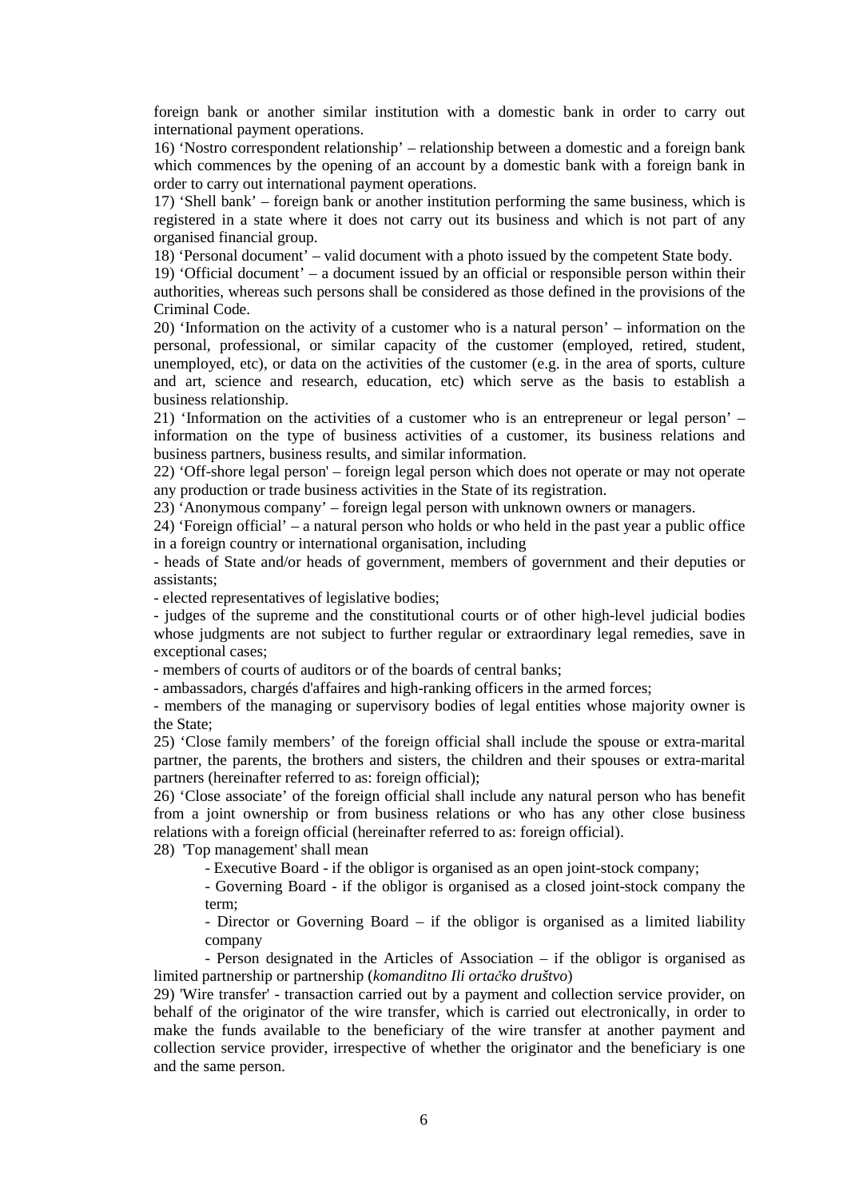foreign bank or another similar institution with a domestic bank in order to carry out international payment operations.

16) 'Nostro correspondent relationship' – relationship between a domestic and a foreign bank which commences by the opening of an account by a domestic bank with a foreign bank in order to carry out international payment operations.

17) 'Shell bank' – foreign bank or another institution performing the same business, which is registered in a state where it does not carry out its business and which is not part of any organised financial group.

18) 'Personal document' – valid document with a photo issued by the competent State body.

19) 'Official document' – a document issued by an official or responsible person within their authorities, whereas such persons shall be considered as those defined in the provisions of the Criminal Code.

20) 'Information on the activity of a customer who is a natural person' – information on the personal, professional, or similar capacity of the customer (employed, retired, student, unemployed, etc), or data on the activities of the customer (e.g. in the area of sports, culture and art, science and research, education, etc) which serve as the basis to establish a business relationship.

21) 'Information on the activities of a customer who is an entrepreneur or legal person' – information on the type of business activities of a customer, its business relations and business partners, business results, and similar information.

22) 'Off-shore legal person' – foreign legal person which does not operate or may not operate any production or trade business activities in the State of its registration.

23) 'Anonymous company' – foreign legal person with unknown owners or managers.

24) 'Foreign official' – a natural person who holds or who held in the past year a public office in a foreign country or international organisation, including

- heads of State and/or heads of government, members of government and their deputies or assistants;
- elected representatives of legislative bodies;
- judges of the supreme and the constitutional courts or of other high-level judicial bodies whose judgments are not subject to further regular or extraordinary legal remedies, save in exceptional cases;
- members of courts of auditors or of the boards of central banks;
- ambassadors, chargés d'affaires and high-ranking officers in the armed forces;
- members of the managing or supervisory bodies of legal entities whose majority owner is the State;

25) 'Close family members' of the foreign official shall include the spouse or extra-marital partner, the parents, the brothers and sisters, the children and their spouses or extra-marital partners (hereinafter referred to as: foreign official);

26) 'Close associate' of the foreign official shall include any natural person who has benefit from a joint ownership or from business relations or who has any other close business relations with a foreign official (hereinafter referred to as: foreign official).

28) 'Top management' shall mean

- Executive Board - if the obligor is organised as an open joint-stock company;
- Governing Board - if the obligor is organised as a closed joint-stock company the term;
- Director or Governing Board – if the obligor is organised as a limited liability company
- Person designated in the Articles of Association – if the obligor is organised as limited partnership or partnership (*komanditno Ili ortačko društvo*)

29) 'Wire transfer' - transaction carried out by a payment and collection service provider, on behalf of the originator of the wire transfer, which is carried out electronically, in order to make the funds available to the beneficiary of the wire transfer at another payment and collection service provider, irrespective of whether the originator and the beneficiary is one and the same person.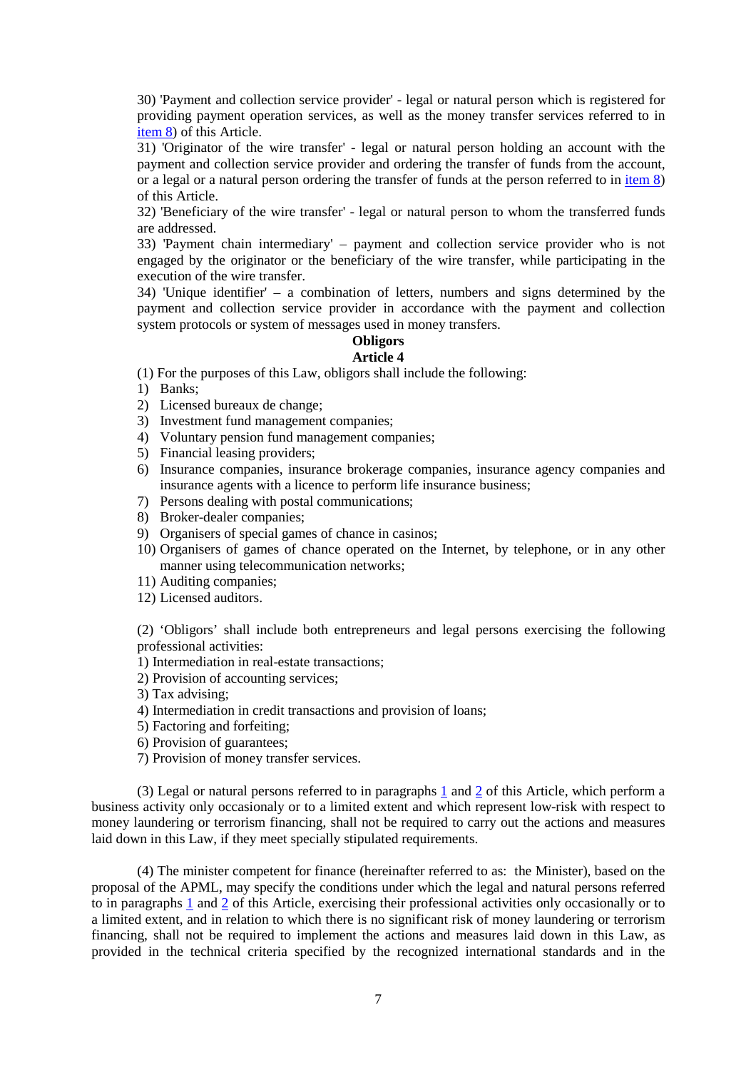30) 'Payment and collection service provider' - legal or natural person which is registered for providing payment operation services, as well as the money transfer services referred to in item 8) of this Article.

31) 'Originator of the wire transfer' - legal or natural person holding an account with the payment and collection service provider and ordering the transfer of funds from the account, or a legal or a natural person ordering the transfer of funds at the person referred to in item 8) of this Article.

32) 'Beneficiary of the wire transfer' - legal or natural person to whom the transferred funds are addressed.

33) 'Payment chain intermediary' – payment and collection service provider who is not engaged by the originator or the beneficiary of the wire transfer, while participating in the execution of the wire transfer.

34) 'Unique identifier' – a combination of letters, numbers and signs determined by the payment and collection service provider in accordance with the payment and collection system protocols or system of messages used in money transfers.

**Obligors**

**Article 4**

(1) For the purposes of this Law, obligors shall include the following:

1) Banks;
2) Licensed bureaux de change;
3) Investment fund management companies;
4) Voluntary pension fund management companies;
5) Financial leasing providers;
6) Insurance companies, insurance brokerage companies, insurance agency companies and insurance agents with a licence to perform life insurance business;
7) Persons dealing with postal communications;
8) Broker-dealer companies;
9) Organisers of special games of chance in casinos;
10) Organisers of games of chance operated on the Internet, by telephone, or in any other manner using telecommunication networks;
11) Auditing companies;
12) Licensed auditors.

(2) 'Obligors' shall include both entrepreneurs and legal persons exercising the following professional activities:

1) Intermediation in real-estate transactions;
2) Provision of accounting services;
3) Tax advising;
4) Intermediation in credit transactions and provision of loans;
5) Factoring and forfeiting;
6) Provision of guarantees;
7) Provision of money transfer services.

(3) Legal or natural persons referred to in paragraphs 1 and 2 of this Article, which perform a business activity only occasionaly or to a limited extent and which represent low-risk with respect to money laundering or terrorism financing, shall not be required to carry out the actions and measures laid down in this Law, if they meet specially stipulated requirements.

(4) The minister competent for finance (hereinafter referred to as: the Minister), based on the proposal of the APML, may specify the conditions under which the legal and natural persons referred to in paragraphs 1 and 2 of this Article, exercising their professional activities only occasionally or to a limited extent, and in relation to which there is no significant risk of money laundering or terrorism financing, shall not be required to implement the actions and measures laid down in this Law, as provided in the technical criteria specified by the recognized international standards and in the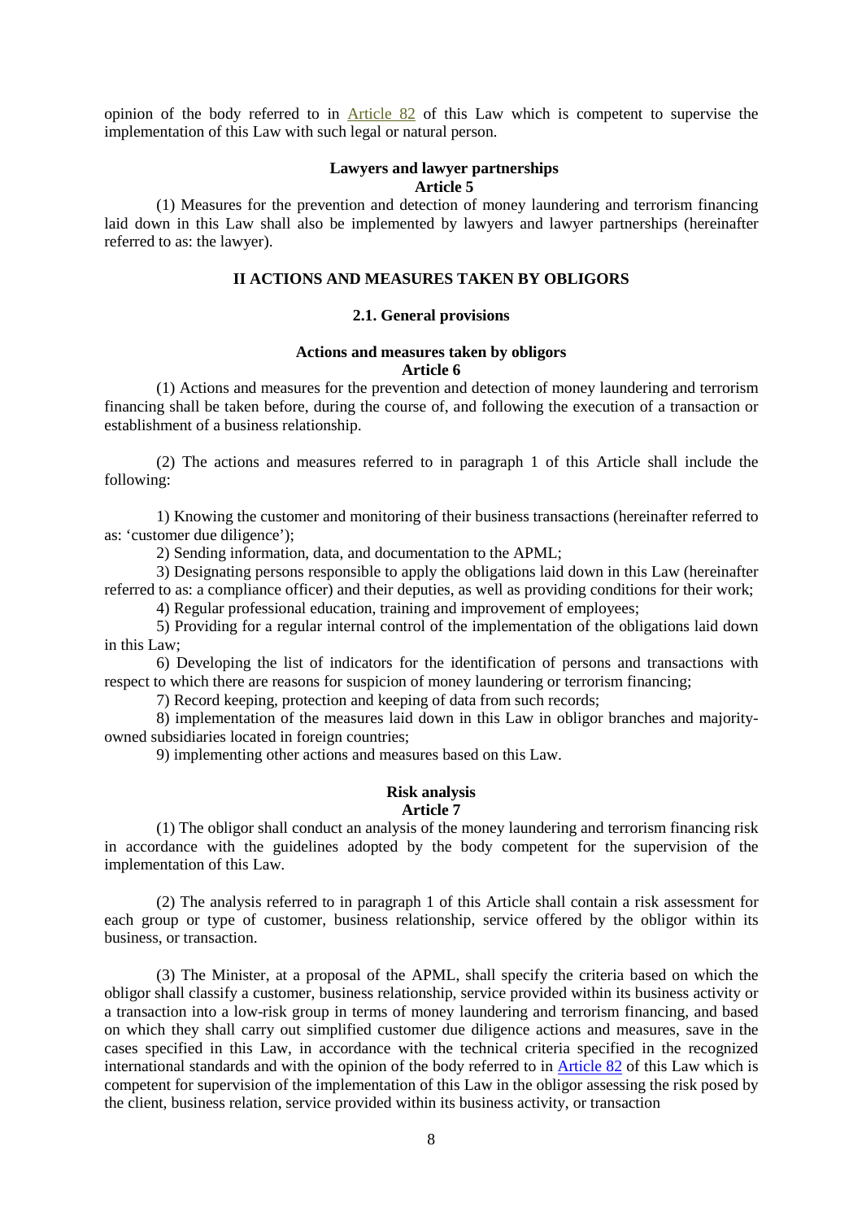opinion of the body referred to in Article 82 of this Law which is competent to supervise the implementation of this Law with such legal or natural person.

### Lawyers and lawyer partnerships
### Article 5

(1) Measures for the prevention and detection of money laundering and terrorism financing laid down in this Law shall also be implemented by lawyers and lawyer partnerships (hereinafter referred to as: the lawyer).

## II ACTIONS AND MEASURES TAKEN BY OBLIGORS

### 2.1. General provisions

### Actions and measures taken by obligors
### Article 6

(1) Actions and measures for the prevention and detection of money laundering and terrorism financing shall be taken before, during the course of, and following the execution of a transaction or establishment of a business relationship.

(2) The actions and measures referred to in paragraph 1 of this Article shall include the following:

1) Knowing the customer and monitoring of their business transactions (hereinafter referred to as: 'customer due diligence');

2) Sending information, data, and documentation to the APML;

3) Designating persons responsible to apply the obligations laid down in this Law (hereinafter referred to as: a compliance officer) and their deputies, as well as providing conditions for their work;

4) Regular professional education, training and improvement of employees;

5) Providing for a regular internal control of the implementation of the obligations laid down in this Law;

6) Developing the list of indicators for the identification of persons and transactions with respect to which there are reasons for suspicion of money laundering or terrorism financing;

7) Record keeping, protection and keeping of data from such records;

8) implementation of the measures laid down in this Law in obligor branches and majority-owned subsidiaries located in foreign countries;

9) implementing other actions and measures based on this Law.

### Risk analysis
### Article 7

(1) The obligor shall conduct an analysis of the money laundering and terrorism financing risk in accordance with the guidelines adopted by the body competent for the supervision of the implementation of this Law.

(2) The analysis referred to in paragraph 1 of this Article shall contain a risk assessment for each group or type of customer, business relationship, service offered by the obligor within its business, or transaction.

(3) The Minister, at a proposal of the APML, shall specify the criteria based on which the obligor shall classify a customer, business relationship, service provided within its business activity or a transaction into a low-risk group in terms of money laundering and terrorism financing, and based on which they shall carry out simplified customer due diligence actions and measures, save in the cases specified in this Law, in accordance with the technical criteria specified in the recognized international standards and with the opinion of the body referred to in Article 82 of this Law which is competent for supervision of the implementation of this Law in the obligor assessing the risk posed by the client, business relation, service provided within its business activity, or transaction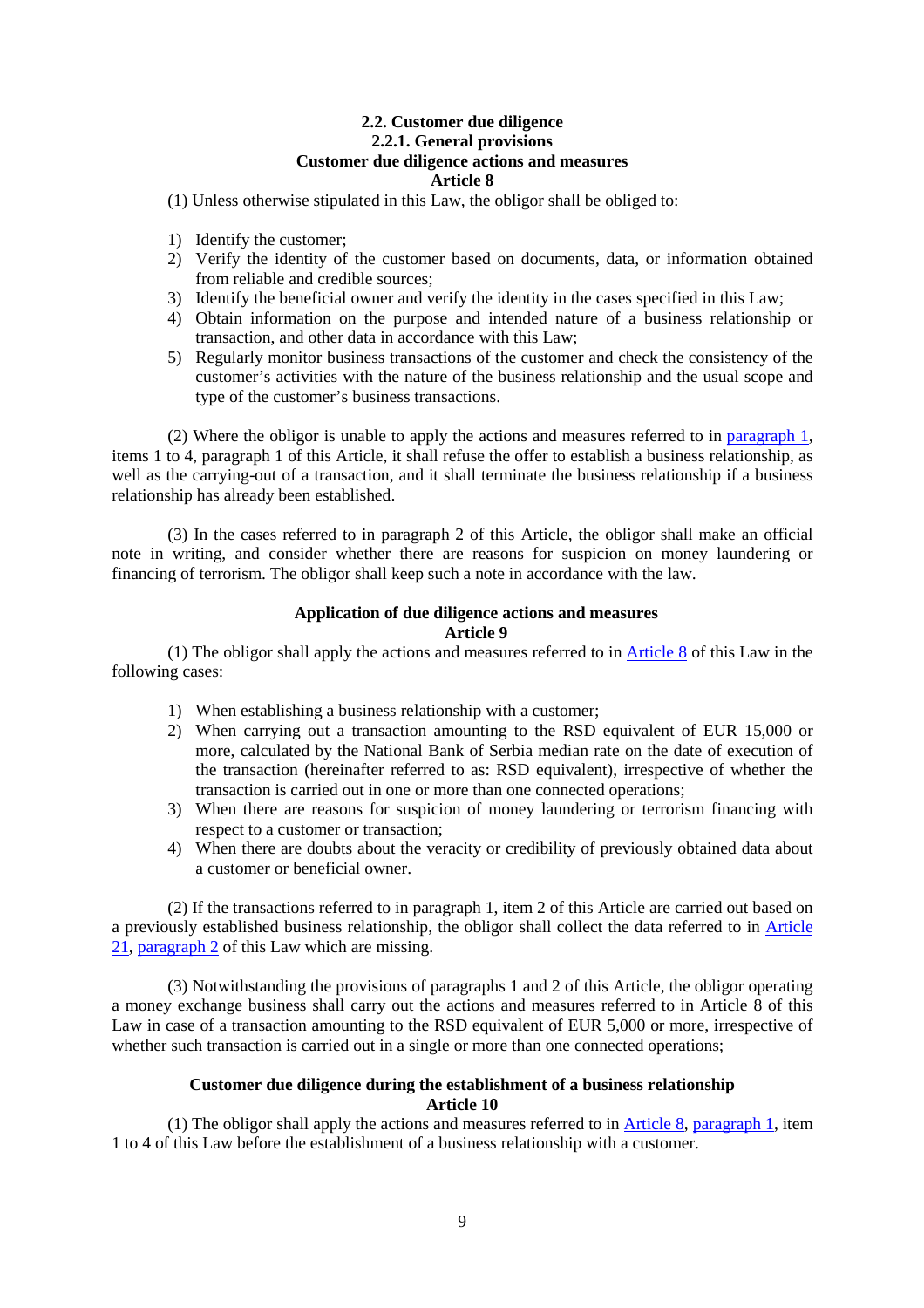### 2.2. Customer due diligence

#### 2.2.1. General provisions

**Customer due diligence actions and measures**

**Article 8**

(1) Unless otherwise stipulated in this Law, the obligor shall be obliged to:

1) Identify the customer;
2) Verify the identity of the customer based on documents, data, or information obtained from reliable and credible sources;
3) Identify the beneficial owner and verify the identity in the cases specified in this Law;
4) Obtain information on the purpose and intended nature of a business relationship or transaction, and other data in accordance with this Law;
5) Regularly monitor business transactions of the customer and check the consistency of the customer's activities with the nature of the business relationship and the usual scope and type of the customer's business transactions.

(2) Where the obligor is unable to apply the actions and measures referred to in paragraph 1, items 1 to 4, paragraph 1 of this Article, it shall refuse the offer to establish a business relationship, as well as the carrying-out of a transaction, and it shall terminate the business relationship if a business relationship has already been established.

(3) In the cases referred to in paragraph 2 of this Article, the obligor shall make an official note in writing, and consider whether there are reasons for suspicion on money laundering or financing of terrorism. The obligor shall keep such a note in accordance with the law.

**Application of due diligence actions and measures**

**Article 9**

(1) The obligor shall apply the actions and measures referred to in Article 8 of this Law in the following cases:

1) When establishing a business relationship with a customer;
2) When carrying out a transaction amounting to the RSD equivalent of EUR 15,000 or more, calculated by the National Bank of Serbia median rate on the date of execution of the transaction (hereinafter referred to as: RSD equivalent), irrespective of whether the transaction is carried out in one or more than one connected operations;
3) When there are reasons for suspicion of money laundering or terrorism financing with respect to a customer or transaction;
4) When there are doubts about the veracity or credibility of previously obtained data about a customer or beneficial owner.

(2) If the transactions referred to in paragraph 1, item 2 of this Article are carried out based on a previously established business relationship, the obligor shall collect the data referred to in Article 21, paragraph 2 of this Law which are missing.

(3) Notwithstanding the provisions of paragraphs 1 and 2 of this Article, the obligor operating a money exchange business shall carry out the actions and measures referred to in Article 8 of this Law in case of a transaction amounting to the RSD equivalent of EUR 5,000 or more, irrespective of whether such transaction is carried out in a single or more than one connected operations;

**Customer due diligence during the establishment of a business relationship**

**Article 10**

(1) The obligor shall apply the actions and measures referred to in Article 8, paragraph 1, item 1 to 4 of this Law before the establishment of a business relationship with a customer.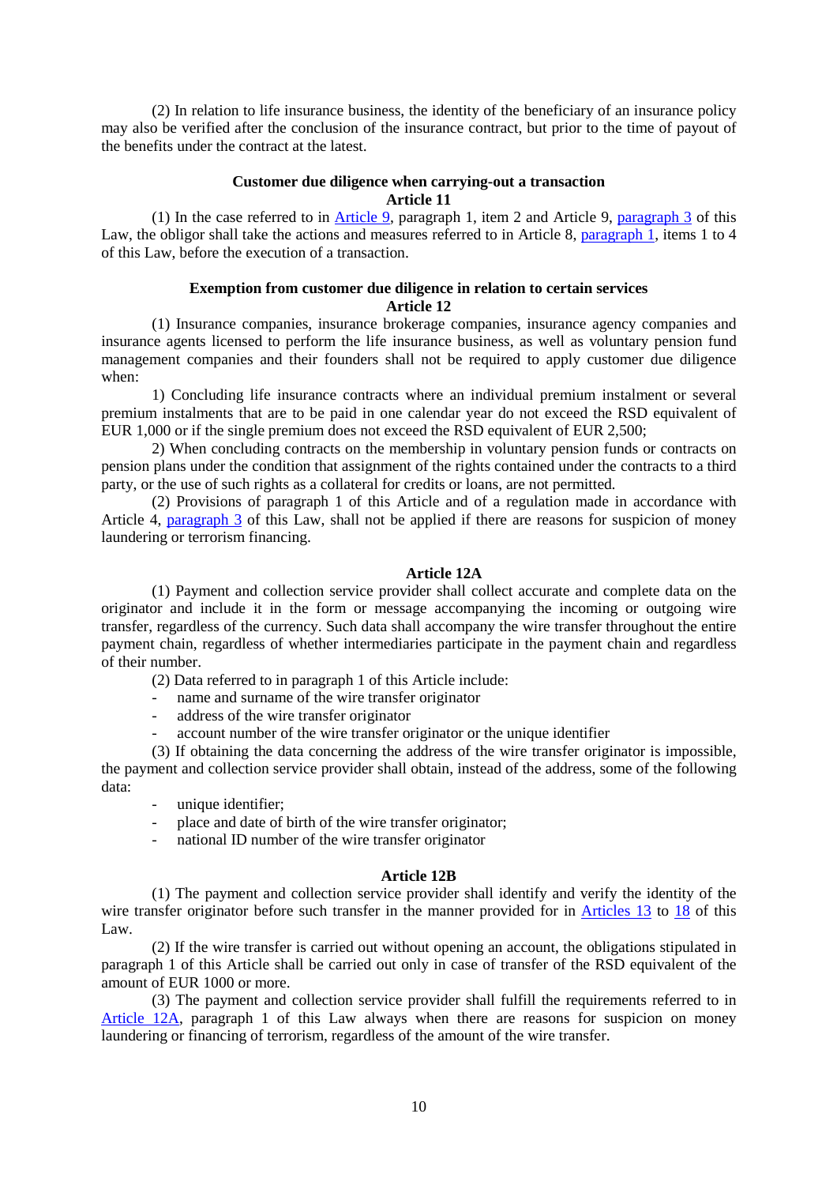(2) In relation to life insurance business, the identity of the beneficiary of an insurance policy may also be verified after the conclusion of the insurance contract, but prior to the time of payout of the benefits under the contract at the latest.

**Customer due diligence when carrying-out a transaction**
**Article 11**

(1) In the case referred to in Article 9, paragraph 1, item 2 and Article 9, paragraph 3 of this Law, the obligor shall take the actions and measures referred to in Article 8, paragraph 1, items 1 to 4 of this Law, before the execution of a transaction.

**Exemption from customer due diligence in relation to certain services**
**Article 12**

(1) Insurance companies, insurance brokerage companies, insurance agency companies and insurance agents licensed to perform the life insurance business, as well as voluntary pension fund management companies and their founders shall not be required to apply customer due diligence when:

1) Concluding life insurance contracts where an individual premium instalment or several premium instalments that are to be paid in one calendar year do not exceed the RSD equivalent of EUR 1,000 or if the single premium does not exceed the RSD equivalent of EUR 2,500;

2) When concluding contracts on the membership in voluntary pension funds or contracts on pension plans under the condition that assignment of the rights contained under the contracts to a third party, or the use of such rights as a collateral for credits or loans, are not permitted.

(2) Provisions of paragraph 1 of this Article and of a regulation made in accordance with Article 4, paragraph 3 of this Law, shall not be applied if there are reasons for suspicion of money laundering or terrorism financing.

**Article 12A**

(1) Payment and collection service provider shall collect accurate and complete data on the originator and include it in the form or message accompanying the incoming or outgoing wire transfer, regardless of the currency. Such data shall accompany the wire transfer throughout the entire payment chain, regardless of whether intermediaries participate in the payment chain and regardless of their number.

(2) Data referred to in paragraph 1 of this Article include:

- name and surname of the wire transfer originator
- address of the wire transfer originator
- account number of the wire transfer originator or the unique identifier

(3) If obtaining the data concerning the address of the wire transfer originator is impossible, the payment and collection service provider shall obtain, instead of the address, some of the following data:

- unique identifier;
- place and date of birth of the wire transfer originator;
- national ID number of the wire transfer originator

**Article 12B**

(1) The payment and collection service provider shall identify and verify the identity of the wire transfer originator before such transfer in the manner provided for in Articles 13 to 18 of this Law.

(2) If the wire transfer is carried out without opening an account, the obligations stipulated in paragraph 1 of this Article shall be carried out only in case of transfer of the RSD equivalent of the amount of EUR 1000 or more.

(3) The payment and collection service provider shall fulfill the requirements referred to in Article 12A, paragraph 1 of this Law always when there are reasons for suspicion on money laundering or financing of terrorism, regardless of the amount of the wire transfer.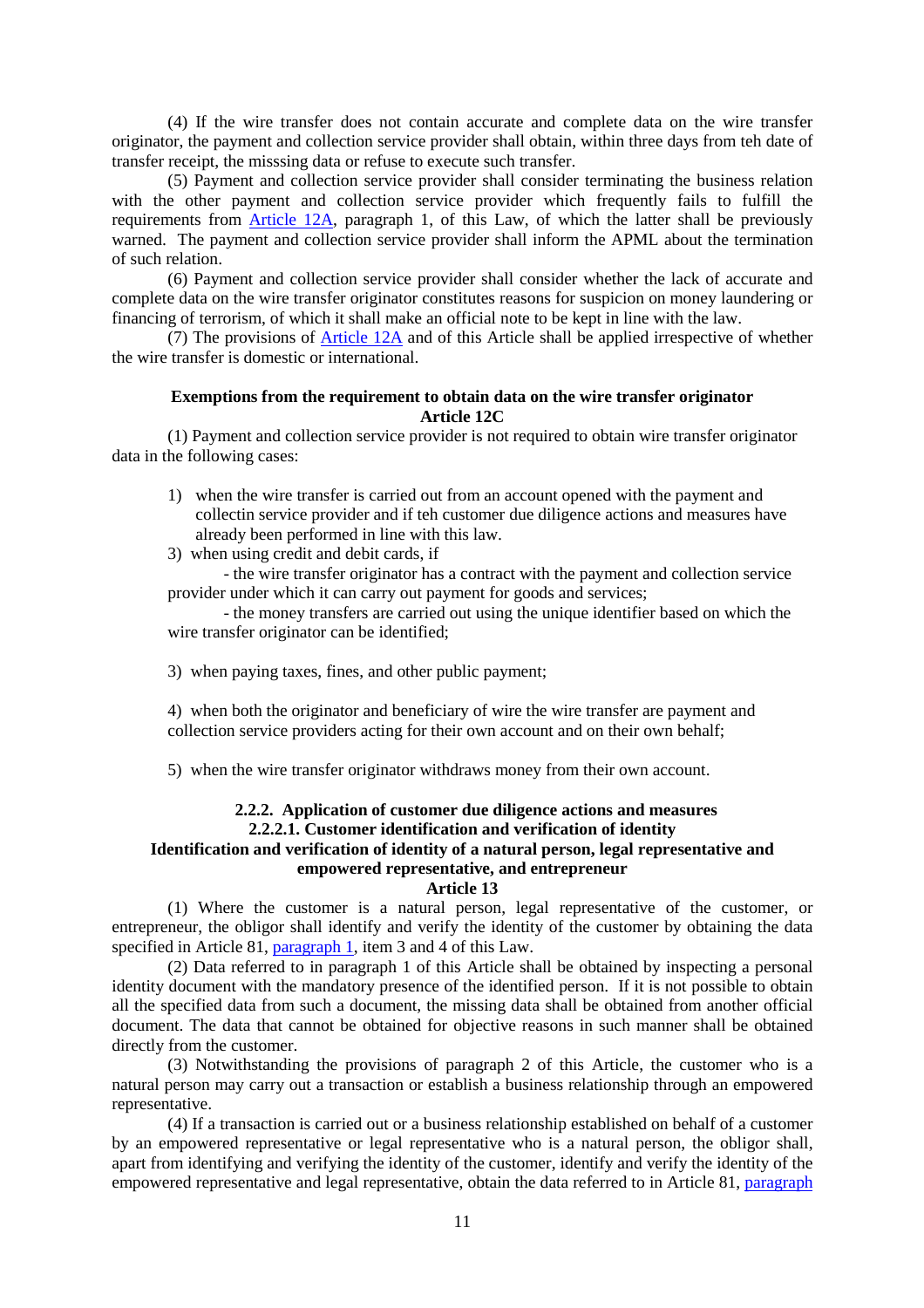(4) If the wire transfer does not contain accurate and complete data on the wire transfer originator, the payment and collection service provider shall obtain, within three days from teh date of transfer receipt, the misssing data or refuse to execute such transfer.

(5) Payment and collection service provider shall consider terminating the business relation with the other payment and collection service provider which frequently fails to fulfill the requirements from Article 12A, paragraph 1, of this Law, of which the latter shall be previously warned. The payment and collection service provider shall inform the APML about the termination of such relation.

(6) Payment and collection service provider shall consider whether the lack of accurate and complete data on the wire transfer originator constitutes reasons for suspicion on money laundering or financing of terrorism, of which it shall make an official note to be kept in line with the law.

(7) The provisions of Article 12A and of this Article shall be applied irrespective of whether the wire transfer is domestic or international.

**Exemptions from the requirement to obtain data on the wire transfer originator**
**Article 12C**

(1) Payment and collection service provider is not required to obtain wire transfer originator data in the following cases:

1) when the wire transfer is carried out from an account opened with the payment and collectin service provider and if teh customer due diligence actions and measures have already been performed in line with this law.

3) when using credit and debit cards, if

- the wire transfer originator has a contract with the payment and collection service provider under which it can carry out payment for goods and services;
- the money transfers are carried out using the unique identifier based on which the wire transfer originator can be identified;

3) when paying taxes, fines, and other public payment;

4) when both the originator and beneficiary of wire the wire transfer are payment and collection service providers acting for their own account and on their own behalf;

5) when the wire transfer originator withdraws money from their own account.

**2.2.2. Application of customer due diligence actions and measures**
**2.2.2.1. Customer identification and verification of identity**
**Identification and verification of identity of a natural person, legal representative and empowered representative, and entrepreneur**
**Article 13**

(1) Where the customer is a natural person, legal representative of the customer, or entrepreneur, the obligor shall identify and verify the identity of the customer by obtaining the data specified in Article 81, paragraph 1, item 3 and 4 of this Law.

(2) Data referred to in paragraph 1 of this Article shall be obtained by inspecting a personal identity document with the mandatory presence of the identified person. If it is not possible to obtain all the specified data from such a document, the missing data shall be obtained from another official document. The data that cannot be obtained for objective reasons in such manner shall be obtained directly from the customer.

(3) Notwithstanding the provisions of paragraph 2 of this Article, the customer who is a natural person may carry out a transaction or establish a business relationship through an empowered representative.

(4) If a transaction is carried out or a business relationship established on behalf of a customer by an empowered representative or legal representative who is a natural person, the obligor shall, apart from identifying and verifying the identity of the customer, identify and verify the identity of the empowered representative and legal representative, obtain the data referred to in Article 81, paragraph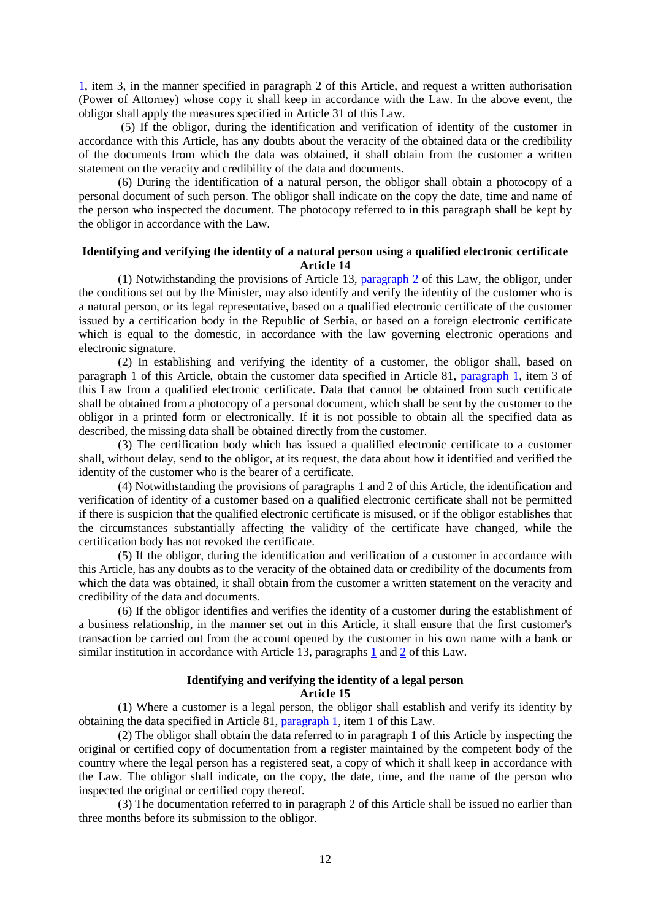1, item 3, in the manner specified in paragraph 2 of this Article, and request a written authorisation (Power of Attorney) whose copy it shall keep in accordance with the Law. In the above event, the obligor shall apply the measures specified in Article 31 of this Law.

(5) If the obligor, during the identification and verification of identity of the customer in accordance with this Article, has any doubts about the veracity of the obtained data or the credibility of the documents from which the data was obtained, it shall obtain from the customer a written statement on the veracity and credibility of the data and documents.

(6) During the identification of a natural person, the obligor shall obtain a photocopy of a personal document of such person. The obligor shall indicate on the copy the date, time and name of the person who inspected the document. The photocopy referred to in this paragraph shall be kept by the obligor in accordance with the Law.

### Identifying and verifying the identity of a natural person using a qualified electronic certificate
### Article 14

(1) Notwithstanding the provisions of Article 13, paragraph 2 of this Law, the obligor, under the conditions set out by the Minister, may also identify and verify the identity of the customer who is a natural person, or its legal representative, based on a qualified electronic certificate of the customer issued by a certification body in the Republic of Serbia, or based on a foreign electronic certificate which is equal to the domestic, in accordance with the law governing electronic operations and electronic signature.

(2) In establishing and verifying the identity of a customer, the obligor shall, based on paragraph 1 of this Article, obtain the customer data specified in Article 81, paragraph 1, item 3 of this Law from a qualified electronic certificate. Data that cannot be obtained from such certificate shall be obtained from a photocopy of a personal document, which shall be sent by the customer to the obligor in a printed form or electronically. If it is not possible to obtain all the specified data as described, the missing data shall be obtained directly from the customer.

(3) The certification body which has issued a qualified electronic certificate to a customer shall, without delay, send to the obligor, at its request, the data about how it identified and verified the identity of the customer who is the bearer of a certificate.

(4) Notwithstanding the provisions of paragraphs 1 and 2 of this Article, the identification and verification of identity of a customer based on a qualified electronic certificate shall not be permitted if there is suspicion that the qualified electronic certificate is misused, or if the obligor establishes that the circumstances substantially affecting the validity of the certificate have changed, while the certification body has not revoked the certificate.

(5) If the obligor, during the identification and verification of a customer in accordance with this Article, has any doubts as to the veracity of the obtained data or credibility of the documents from which the data was obtained, it shall obtain from the customer a written statement on the veracity and credibility of the data and documents.

(6) If the obligor identifies and verifies the identity of a customer during the establishment of a business relationship, in the manner set out in this Article, it shall ensure that the first customer's transaction be carried out from the account opened by the customer in his own name with a bank or similar institution in accordance with Article 13, paragraphs 1 and 2 of this Law.

### Identifying and verifying the identity of a legal person
### Article 15

(1) Where a customer is a legal person, the obligor shall establish and verify its identity by obtaining the data specified in Article 81, paragraph 1, item 1 of this Law.

(2) The obligor shall obtain the data referred to in paragraph 1 of this Article by inspecting the original or certified copy of documentation from a register maintained by the competent body of the country where the legal person has a registered seat, a copy of which it shall keep in accordance with the Law. The obligor shall indicate, on the copy, the date, time, and the name of the person who inspected the original or certified copy thereof.

(3) The documentation referred to in paragraph 2 of this Article shall be issued no earlier than three months before its submission to the obligor.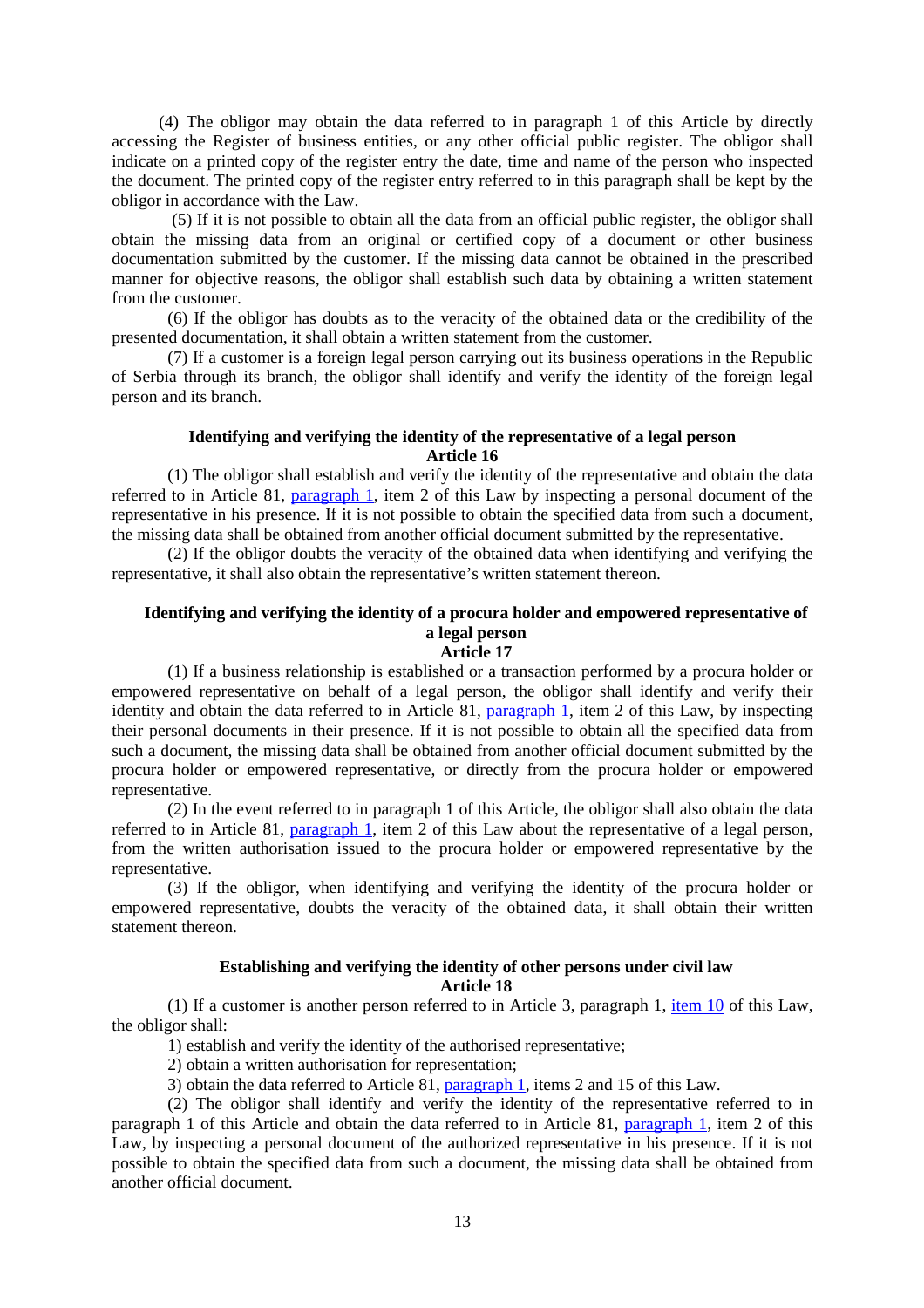(4) The obligor may obtain the data referred to in paragraph 1 of this Article by directly accessing the Register of business entities, or any other official public register. The obligor shall indicate on a printed copy of the register entry the date, time and name of the person who inspected the document. The printed copy of the register entry referred to in this paragraph shall be kept by the obligor in accordance with the Law.

(5) If it is not possible to obtain all the data from an official public register, the obligor shall obtain the missing data from an original or certified copy of a document or other business documentation submitted by the customer. If the missing data cannot be obtained in the prescribed manner for objective reasons, the obligor shall establish such data by obtaining a written statement from the customer.

(6) If the obligor has doubts as to the veracity of the obtained data or the credibility of the presented documentation, it shall obtain a written statement from the customer.

(7) If a customer is a foreign legal person carrying out its business operations in the Republic of Serbia through its branch, the obligor shall identify and verify the identity of the foreign legal person and its branch.

### Identifying and verifying the identity of the representative of a legal person
### Article 16

(1) The obligor shall establish and verify the identity of the representative and obtain the data referred to in Article 81, paragraph 1, item 2 of this Law by inspecting a personal document of the representative in his presence. If it is not possible to obtain the specified data from such a document, the missing data shall be obtained from another official document submitted by the representative.

(2) If the obligor doubts the veracity of the obtained data when identifying and verifying the representative, it shall also obtain the representative's written statement thereon.

### Identifying and verifying the identity of a procura holder and empowered representative of a legal person
### Article 17

(1) If a business relationship is established or a transaction performed by a procura holder or empowered representative on behalf of a legal person, the obligor shall identify and verify their identity and obtain the data referred to in Article 81, paragraph 1, item 2 of this Law, by inspecting their personal documents in their presence. If it is not possible to obtain all the specified data from such a document, the missing data shall be obtained from another official document submitted by the procura holder or empowered representative, or directly from the procura holder or empowered representative.

(2) In the event referred to in paragraph 1 of this Article, the obligor shall also obtain the data referred to in Article 81, paragraph 1, item 2 of this Law about the representative of a legal person, from the written authorisation issued to the procura holder or empowered representative by the representative.

(3) If the obligor, when identifying and verifying the identity of the procura holder or empowered representative, doubts the veracity of the obtained data, it shall obtain their written statement thereon.

### Establishing and verifying the identity of other persons under civil law
### Article 18

(1) If a customer is another person referred to in Article 3, paragraph 1, item 10 of this Law, the obligor shall:

1) establish and verify the identity of the authorised representative;

2) obtain a written authorisation for representation;

3) obtain the data referred to Article 81, paragraph 1, items 2 and 15 of this Law.

(2) The obligor shall identify and verify the identity of the representative referred to in paragraph 1 of this Article and obtain the data referred to in Article 81, paragraph 1, item 2 of this Law, by inspecting a personal document of the authorized representative in his presence. If it is not possible to obtain the specified data from such a document, the missing data shall be obtained from another official document.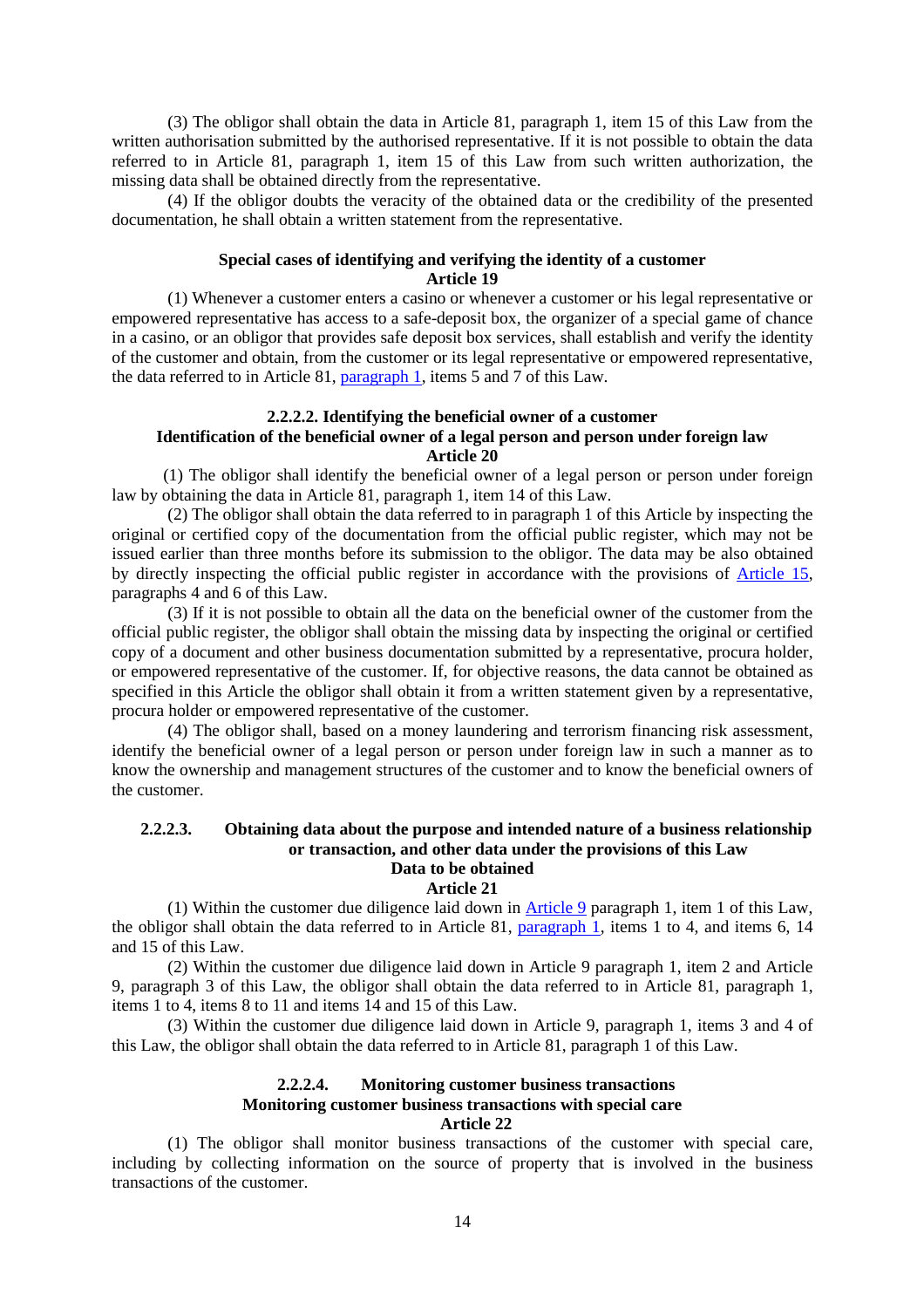(3) The obligor shall obtain the data in Article 81, paragraph 1, item 15 of this Law from the written authorisation submitted by the authorised representative. If it is not possible to obtain the data referred to in Article 81, paragraph 1, item 15 of this Law from such written authorization, the missing data shall be obtained directly from the representative.

(4) If the obligor doubts the veracity of the obtained data or the credibility of the presented documentation, he shall obtain a written statement from the representative.

**Special cases of identifying and verifying the identity of a customer**
**Article 19**

(1) Whenever a customer enters a casino or whenever a customer or his legal representative or empowered representative has access to a safe-deposit box, the organizer of a special game of chance in a casino, or an obligor that provides safe deposit box services, shall establish and verify the identity of the customer and obtain, from the customer or its legal representative or empowered representative, the data referred to in Article 81, paragraph 1, items 5 and 7 of this Law.

### 2.2.2.2. Identifying the beneficial owner of a customer

**Identification of the beneficial owner of a legal person and person under foreign law**
**Article 20**

(1) The obligor shall identify the beneficial owner of a legal person or person under foreign law by obtaining the data in Article 81, paragraph 1, item 14 of this Law.

(2) The obligor shall obtain the data referred to in paragraph 1 of this Article by inspecting the original or certified copy of the documentation from the official public register, which may not be issued earlier than three months before its submission to the obligor. The data may be also obtained by directly inspecting the official public register in accordance with the provisions of Article 15, paragraphs 4 and 6 of this Law.

(3) If it is not possible to obtain all the data on the beneficial owner of the customer from the official public register, the obligor shall obtain the missing data by inspecting the original or certified copy of a document and other business documentation submitted by a representative, procura holder, or empowered representative of the customer. If, for objective reasons, the data cannot be obtained as specified in this Article the obligor shall obtain it from a written statement given by a representative, procura holder or empowered representative of the customer.

(4) The obligor shall, based on a money laundering and terrorism financing risk assessment, identify the beneficial owner of a legal person or person under foreign law in such a manner as to know the ownership and management structures of the customer and to know the beneficial owners of the customer.

### 2.2.2.3. Obtaining data about the purpose and intended nature of a business relationship or transaction, and other data under the provisions of this Law

**Data to be obtained**
**Article 21**

(1) Within the customer due diligence laid down in Article 9 paragraph 1, item 1 of this Law, the obligor shall obtain the data referred to in Article 81, paragraph 1, items 1 to 4, and items 6, 14 and 15 of this Law.

(2) Within the customer due diligence laid down in Article 9 paragraph 1, item 2 and Article 9, paragraph 3 of this Law, the obligor shall obtain the data referred to in Article 81, paragraph 1, items 1 to 4, items 8 to 11 and items 14 and 15 of this Law.

(3) Within the customer due diligence laid down in Article 9, paragraph 1, items 3 and 4 of this Law, the obligor shall obtain the data referred to in Article 81, paragraph 1 of this Law.

### 2.2.2.4. Monitoring customer business transactions

**Monitoring customer business transactions with special care**
**Article 22**

(1) The obligor shall monitor business transactions of the customer with special care, including by collecting information on the source of property that is involved in the business transactions of the customer.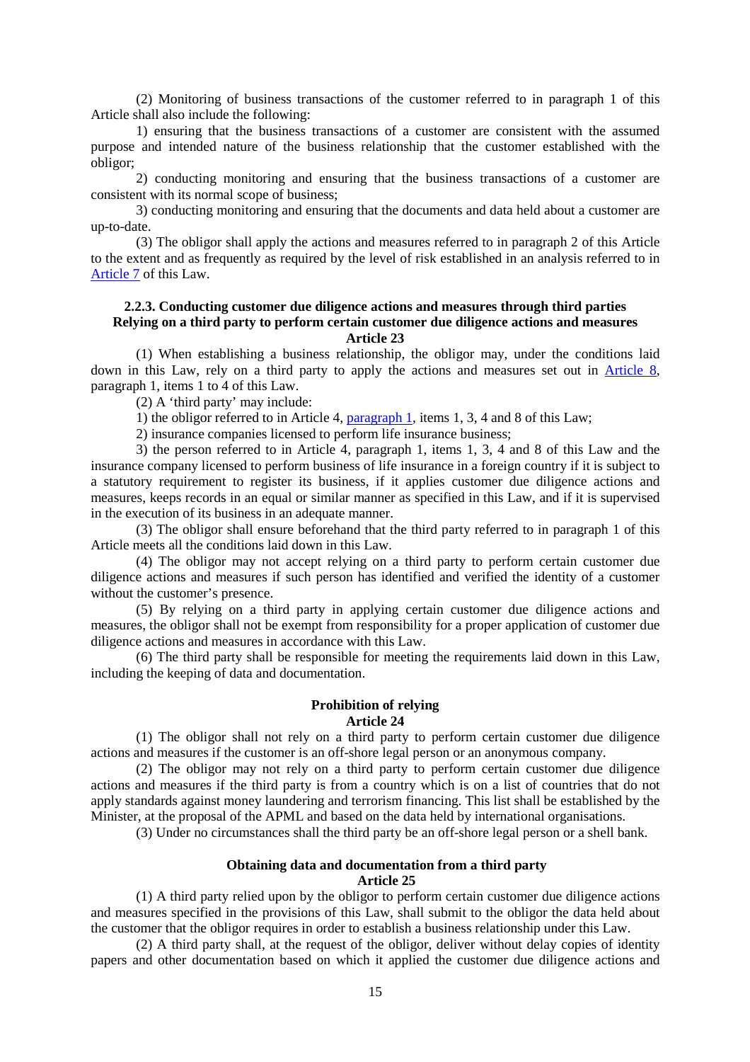(2) Monitoring of business transactions of the customer referred to in paragraph 1 of this Article shall also include the following:

1) ensuring that the business transactions of a customer are consistent with the assumed purpose and intended nature of the business relationship that the customer established with the obligor;

2) conducting monitoring and ensuring that the business transactions of a customer are consistent with its normal scope of business;

3) conducting monitoring and ensuring that the documents and data held about a customer are up-to-date.

(3) The obligor shall apply the actions and measures referred to in paragraph 2 of this Article to the extent and as frequently as required by the level of risk established in an analysis referred to in Article 7 of this Law.

### 2.2.3. Conducting customer due diligence actions and measures through third parties

### Relying on a third party to perform certain customer due diligence actions and measures

### Article 23

(1) When establishing a business relationship, the obligor may, under the conditions laid down in this Law, rely on a third party to apply the actions and measures set out in Article 8, paragraph 1, items 1 to 4 of this Law.

(2) A 'third party' may include:

1) the obligor referred to in Article 4, paragraph 1, items 1, 3, 4 and 8 of this Law;

2) insurance companies licensed to perform life insurance business;

3) the person referred to in Article 4, paragraph 1, items 1, 3, 4 and 8 of this Law and the insurance company licensed to perform business of life insurance in a foreign country if it is subject to a statutory requirement to register its business, if it applies customer due diligence actions and measures, keeps records in an equal or similar manner as specified in this Law, and if it is supervised in the execution of its business in an adequate manner.

(3) The obligor shall ensure beforehand that the third party referred to in paragraph 1 of this Article meets all the conditions laid down in this Law.

(4) The obligor may not accept relying on a third party to perform certain customer due diligence actions and measures if such person has identified and verified the identity of a customer without the customer's presence.

(5) By relying on a third party in applying certain customer due diligence actions and measures, the obligor shall not be exempt from responsibility for a proper application of customer due diligence actions and measures in accordance with this Law.

(6) The third party shall be responsible for meeting the requirements laid down in this Law, including the keeping of data and documentation.

### Prohibition of relying

### Article 24

(1) The obligor shall not rely on a third party to perform certain customer due diligence actions and measures if the customer is an off-shore legal person or an anonymous company.

(2) The obligor may not rely on a third party to perform certain customer due diligence actions and measures if the third party is from a country which is on a list of countries that do not apply standards against money laundering and terrorism financing. This list shall be established by the Minister, at the proposal of the APML and based on the data held by international organisations.

(3) Under no circumstances shall the third party be an off-shore legal person or a shell bank.

### Obtaining data and documentation from a third party

### Article 25

(1) A third party relied upon by the obligor to perform certain customer due diligence actions and measures specified in the provisions of this Law, shall submit to the obligor the data held about the customer that the obligor requires in order to establish a business relationship under this Law.

(2) A third party shall, at the request of the obligor, deliver without delay copies of identity papers and other documentation based on which it applied the customer due diligence actions and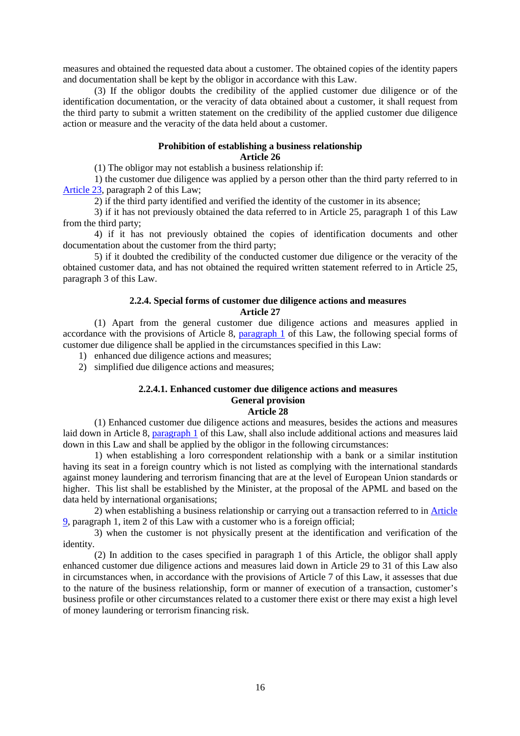measures and obtained the requested data about a customer. The obtained copies of the identity papers and documentation shall be kept by the obligor in accordance with this Law.

(3) If the obligor doubts the credibility of the applied customer due diligence or of the identification documentation, or the veracity of data obtained about a customer, it shall request from the third party to submit a written statement on the credibility of the applied customer due diligence action or measure and the veracity of the data held about a customer.

**Prohibition of establishing a business relationship**
**Article 26**

(1) The obligor may not establish a business relationship if:

1) the customer due diligence was applied by a person other than the third party referred to in Article 23, paragraph 2 of this Law;

2) if the third party identified and verified the identity of the customer in its absence;

3) if it has not previously obtained the data referred to in Article 25, paragraph 1 of this Law from the third party;

4) if it has not previously obtained the copies of identification documents and other documentation about the customer from the third party;

5) if it doubted the credibility of the conducted customer due diligence or the veracity of the obtained customer data, and has not obtained the required written statement referred to in Article 25, paragraph 3 of this Law.

**2.2.4. Special forms of customer due diligence actions and measures**
**Article 27**

(1) Apart from the general customer due diligence actions and measures applied in accordance with the provisions of Article 8, paragraph 1 of this Law, the following special forms of customer due diligence shall be applied in the circumstances specified in this Law:

1) enhanced due diligence actions and measures;
2) simplified due diligence actions and measures;

**2.2.4.1. Enhanced customer due diligence actions and measures**
**General provision**
**Article 28**

(1) Enhanced customer due diligence actions and measures, besides the actions and measures laid down in Article 8, paragraph 1 of this Law, shall also include additional actions and measures laid down in this Law and shall be applied by the obligor in the following circumstances:

1) when establishing a loro correspondent relationship with a bank or a similar institution having its seat in a foreign country which is not listed as complying with the international standards against money laundering and terrorism financing that are at the level of European Union standards or higher. This list shall be established by the Minister, at the proposal of the APML and based on the data held by international organisations;

2) when establishing a business relationship or carrying out a transaction referred to in Article 9, paragraph 1, item 2 of this Law with a customer who is a foreign official;

3) when the customer is not physically present at the identification and verification of the identity.

(2) In addition to the cases specified in paragraph 1 of this Article, the obligor shall apply enhanced customer due diligence actions and measures laid down in Article 29 to 31 of this Law also in circumstances when, in accordance with the provisions of Article 7 of this Law, it assesses that due to the nature of the business relationship, form or manner of execution of a transaction, customer's business profile or other circumstances related to a customer there exist or there may exist a high level of money laundering or terrorism financing risk.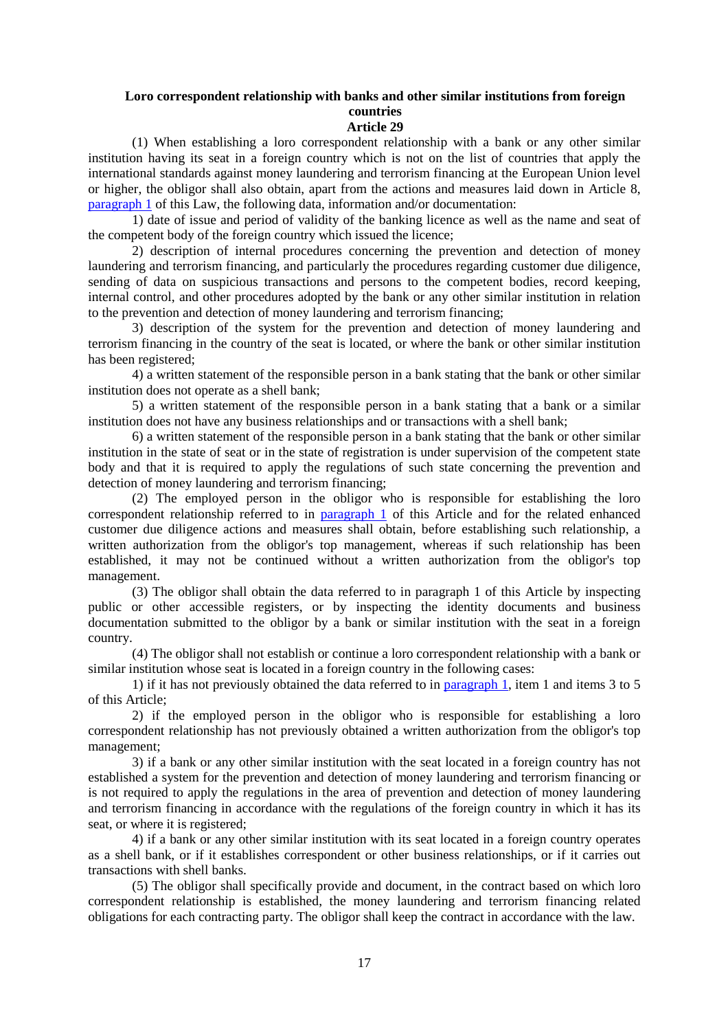**Loro correspondent relationship with banks and other similar institutions from foreign countries**
**Article 29**

(1) When establishing a loro correspondent relationship with a bank or any other similar institution having its seat in a foreign country which is not on the list of countries that apply the international standards against money laundering and terrorism financing at the European Union level or higher, the obligor shall also obtain, apart from the actions and measures laid down in Article 8, paragraph 1 of this Law, the following data, information and/or documentation:

1) date of issue and period of validity of the banking licence as well as the name and seat of the competent body of the foreign country which issued the licence;

2) description of internal procedures concerning the prevention and detection of money laundering and terrorism financing, and particularly the procedures regarding customer due diligence, sending of data on suspicious transactions and persons to the competent bodies, record keeping, internal control, and other procedures adopted by the bank or any other similar institution in relation to the prevention and detection of money laundering and terrorism financing;

3) description of the system for the prevention and detection of money laundering and terrorism financing in the country of the seat is located, or where the bank or other similar institution has been registered;

4) a written statement of the responsible person in a bank stating that the bank or other similar institution does not operate as a shell bank;

5) a written statement of the responsible person in a bank stating that a bank or a similar institution does not have any business relationships and or transactions with a shell bank;

6) a written statement of the responsible person in a bank stating that the bank or other similar institution in the state of seat or in the state of registration is under supervision of the competent state body and that it is required to apply the regulations of such state concerning the prevention and detection of money laundering and terrorism financing;

(2) The employed person in the obligor who is responsible for establishing the loro correspondent relationship referred to in paragraph 1 of this Article and for the related enhanced customer due diligence actions and measures shall obtain, before establishing such relationship, a written authorization from the obligor's top management, whereas if such relationship has been established, it may not be continued without a written authorization from the obligor's top management.

(3) The obligor shall obtain the data referred to in paragraph 1 of this Article by inspecting public or other accessible registers, or by inspecting the identity documents and business documentation submitted to the obligor by a bank or similar institution with the seat in a foreign country.

(4) The obligor shall not establish or continue a loro correspondent relationship with a bank or similar institution whose seat is located in a foreign country in the following cases:

1) if it has not previously obtained the data referred to in paragraph 1, item 1 and items 3 to 5 of this Article;

2) if the employed person in the obligor who is responsible for establishing a loro correspondent relationship has not previously obtained a written authorization from the obligor's top management;

3) if a bank or any other similar institution with the seat located in a foreign country has not established a system for the prevention and detection of money laundering and terrorism financing or is not required to apply the regulations in the area of prevention and detection of money laundering and terrorism financing in accordance with the regulations of the foreign country in which it has its seat, or where it is registered;

4) if a bank or any other similar institution with its seat located in a foreign country operates as a shell bank, or if it establishes correspondent or other business relationships, or if it carries out transactions with shell banks.

(5) The obligor shall specifically provide and document, in the contract based on which loro correspondent relationship is established, the money laundering and terrorism financing related obligations for each contracting party. The obligor shall keep the contract in accordance with the law.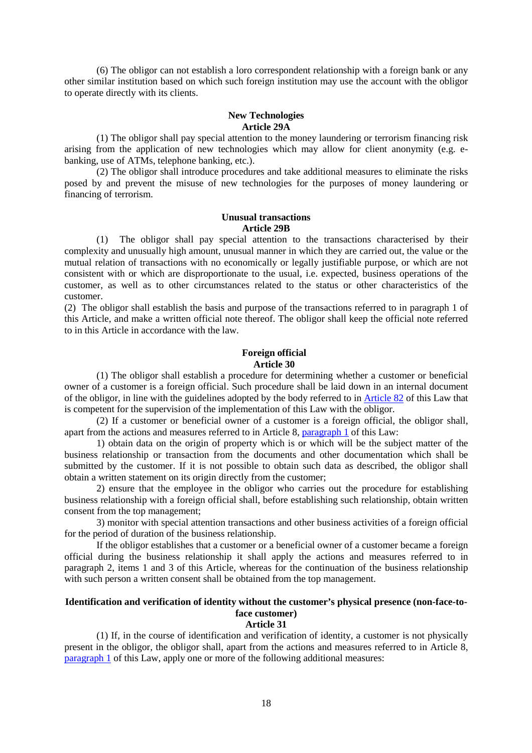(6) The obligor can not establish a loro correspondent relationship with a foreign bank or any other similar institution based on which such foreign institution may use the account with the obligor to operate directly with its clients.

**New Technologies**
**Article 29A**

(1) The obligor shall pay special attention to the money laundering or terrorism financing risk arising from the application of new technologies which may allow for client anonymity (e.g. e-banking, use of ATMs, telephone banking, etc.).

(2) The obligor shall introduce procedures and take additional measures to eliminate the risks posed by and prevent the misuse of new technologies for the purposes of money laundering or financing of terrorism.

**Unusual transactions**
**Article 29B**

(1) The obligor shall pay special attention to the transactions characterised by their complexity and unusually high amount, unusual manner in which they are carried out, the value or the mutual relation of transactions with no economically or legally justifiable purpose, or which are not consistent with or which are disproportionate to the usual, i.e. expected, business operations of the customer, as well as to other circumstances related to the status or other characteristics of the customer.

(2) The obligor shall establish the basis and purpose of the transactions referred to in paragraph 1 of this Article, and make a written official note thereof. The obligor shall keep the official note referred to in this Article in accordance with the law.

**Foreign official**
**Article 30**

(1) The obligor shall establish a procedure for determining whether a customer or beneficial owner of a customer is a foreign official. Such procedure shall be laid down in an internal document of the obligor, in line with the guidelines adopted by the body referred to in Article 82 of this Law that is competent for the supervision of the implementation of this Law with the obligor.

(2) If a customer or beneficial owner of a customer is a foreign official, the obligor shall, apart from the actions and measures referred to in Article 8, paragraph 1 of this Law:

1) obtain data on the origin of property which is or which will be the subject matter of the business relationship or transaction from the documents and other documentation which shall be submitted by the customer. If it is not possible to obtain such data as described, the obligor shall obtain a written statement on its origin directly from the customer;

2) ensure that the employee in the obligor who carries out the procedure for establishing business relationship with a foreign official shall, before establishing such relationship, obtain written consent from the top management;

3) monitor with special attention transactions and other business activities of a foreign official for the period of duration of the business relationship.

If the obligor establishes that a customer or a beneficial owner of a customer became a foreign official during the business relationship it shall apply the actions and measures referred to in paragraph 2, items 1 and 3 of this Article, whereas for the continuation of the business relationship with such person a written consent shall be obtained from the top management.

**Identification and verification of identity without the customer's physical presence (non-face-to-face customer)**
**Article 31**

(1) If, in the course of identification and verification of identity, a customer is not physically present in the obligor, the obligor shall, apart from the actions and measures referred to in Article 8, paragraph 1 of this Law, apply one or more of the following additional measures: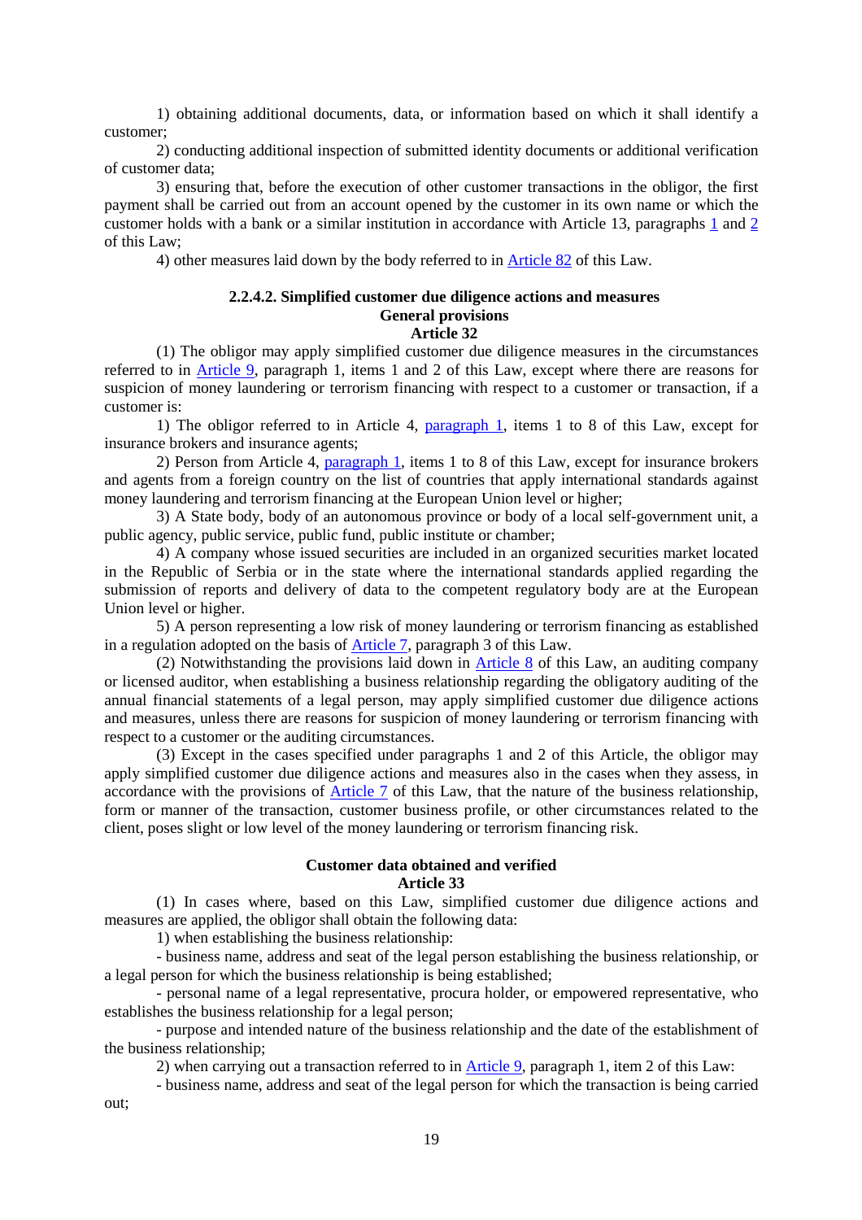1) obtaining additional documents, data, or information based on which it shall identify a customer;

2) conducting additional inspection of submitted identity documents or additional verification of customer data;

3) ensuring that, before the execution of other customer transactions in the obligor, the first payment shall be carried out from an account opened by the customer in its own name or which the customer holds with a bank or a similar institution in accordance with Article 13, paragraphs 1 and 2 of this Law;

4) other measures laid down by the body referred to in Article 82 of this Law.

### 2.2.4.2. Simplified customer due diligence actions and measures

**General provisions**

**Article 32**

(1) The obligor may apply simplified customer due diligence measures in the circumstances referred to in Article 9, paragraph 1, items 1 and 2 of this Law, except where there are reasons for suspicion of money laundering or terrorism financing with respect to a customer or transaction, if a customer is:

1) The obligor referred to in Article 4, paragraph 1, items 1 to 8 of this Law, except for insurance brokers and insurance agents;

2) Person from Article 4, paragraph 1, items 1 to 8 of this Law, except for insurance brokers and agents from a foreign country on the list of countries that apply international standards against money laundering and terrorism financing at the European Union level or higher;

3) A State body, body of an autonomous province or body of a local self-government unit, a public agency, public service, public fund, public institute or chamber;

4) A company whose issued securities are included in an organized securities market located in the Republic of Serbia or in the state where the international standards applied regarding the submission of reports and delivery of data to the competent regulatory body are at the European Union level or higher.

5) A person representing a low risk of money laundering or terrorism financing as established in a regulation adopted on the basis of Article 7, paragraph 3 of this Law.

(2) Notwithstanding the provisions laid down in Article 8 of this Law, an auditing company or licensed auditor, when establishing a business relationship regarding the obligatory auditing of the annual financial statements of a legal person, may apply simplified customer due diligence actions and measures, unless there are reasons for suspicion of money laundering or terrorism financing with respect to a customer or the auditing circumstances.

(3) Except in the cases specified under paragraphs 1 and 2 of this Article, the obligor may apply simplified customer due diligence actions and measures also in the cases when they assess, in accordance with the provisions of Article 7 of this Law, that the nature of the business relationship, form or manner of the transaction, customer business profile, or other circumstances related to the client, poses slight or low level of the money laundering or terrorism financing risk.

**Customer data obtained and verified**

**Article 33**

(1) In cases where, based on this Law, simplified customer due diligence actions and measures are applied, the obligor shall obtain the following data:

1) when establishing the business relationship:

- business name, address and seat of the legal person establishing the business relationship, or a legal person for which the business relationship is being established;

- personal name of a legal representative, procura holder, or empowered representative, who establishes the business relationship for a legal person;

- purpose and intended nature of the business relationship and the date of the establishment of the business relationship;

2) when carrying out a transaction referred to in Article 9, paragraph 1, item 2 of this Law:

- business name, address and seat of the legal person for which the transaction is being carried out;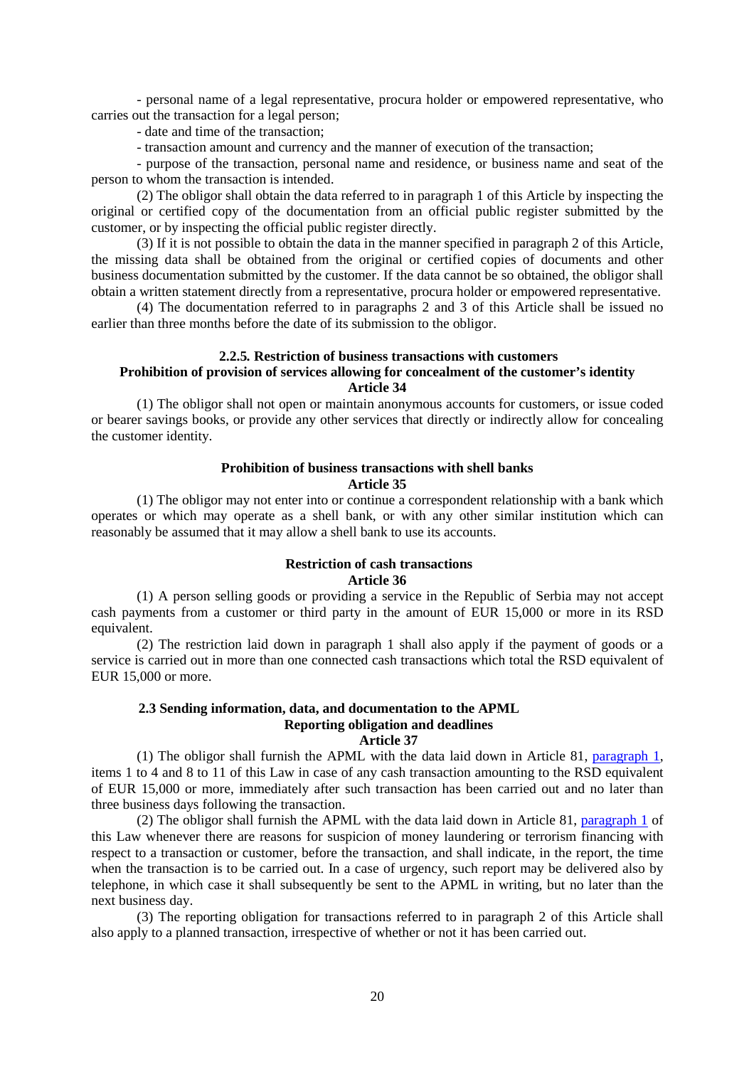- personal name of a legal representative, procura holder or empowered representative, who carries out the transaction for a legal person;

- date and time of the transaction;

- transaction amount and currency and the manner of execution of the transaction;

- purpose of the transaction, personal name and residence, or business name and seat of the person to whom the transaction is intended.

(2) The obligor shall obtain the data referred to in paragraph 1 of this Article by inspecting the original or certified copy of the documentation from an official public register submitted by the customer, or by inspecting the official public register directly.

(3) If it is not possible to obtain the data in the manner specified in paragraph 2 of this Article, the missing data shall be obtained from the original or certified copies of documents and other business documentation submitted by the customer. If the data cannot be so obtained, the obligor shall obtain a written statement directly from a representative, procura holder or empowered representative.

(4) The documentation referred to in paragraphs 2 and 3 of this Article shall be issued no earlier than three months before the date of its submission to the obligor.

### 2.2.5. Restriction of business transactions with customers

**Prohibition of provision of services allowing for concealment of the customer's identity**

**Article 34**

(1) The obligor shall not open or maintain anonymous accounts for customers, or issue coded or bearer savings books, or provide any other services that directly or indirectly allow for concealing the customer identity.

**Prohibition of business transactions with shell banks**

**Article 35**

(1) The obligor may not enter into or continue a correspondent relationship with a bank which operates or which may operate as a shell bank, or with any other similar institution which can reasonably be assumed that it may allow a shell bank to use its accounts.

**Restriction of cash transactions**

**Article 36**

(1) A person selling goods or providing a service in the Republic of Serbia may not accept cash payments from a customer or third party in the amount of EUR 15,000 or more in its RSD equivalent.

(2) The restriction laid down in paragraph 1 shall also apply if the payment of goods or a service is carried out in more than one connected cash transactions which total the RSD equivalent of EUR 15,000 or more.

### 2.3 Sending information, data, and documentation to the APML

**Reporting obligation and deadlines**

**Article 37**

(1) The obligor shall furnish the APML with the data laid down in Article 81, paragraph 1, items 1 to 4 and 8 to 11 of this Law in case of any cash transaction amounting to the RSD equivalent of EUR 15,000 or more, immediately after such transaction has been carried out and no later than three business days following the transaction.

(2) The obligor shall furnish the APML with the data laid down in Article 81, paragraph 1 of this Law whenever there are reasons for suspicion of money laundering or terrorism financing with respect to a transaction or customer, before the transaction, and shall indicate, in the report, the time when the transaction is to be carried out. In a case of urgency, such report may be delivered also by telephone, in which case it shall subsequently be sent to the APML in writing, but no later than the next business day.

(3) The reporting obligation for transactions referred to in paragraph 2 of this Article shall also apply to a planned transaction, irrespective of whether or not it has been carried out.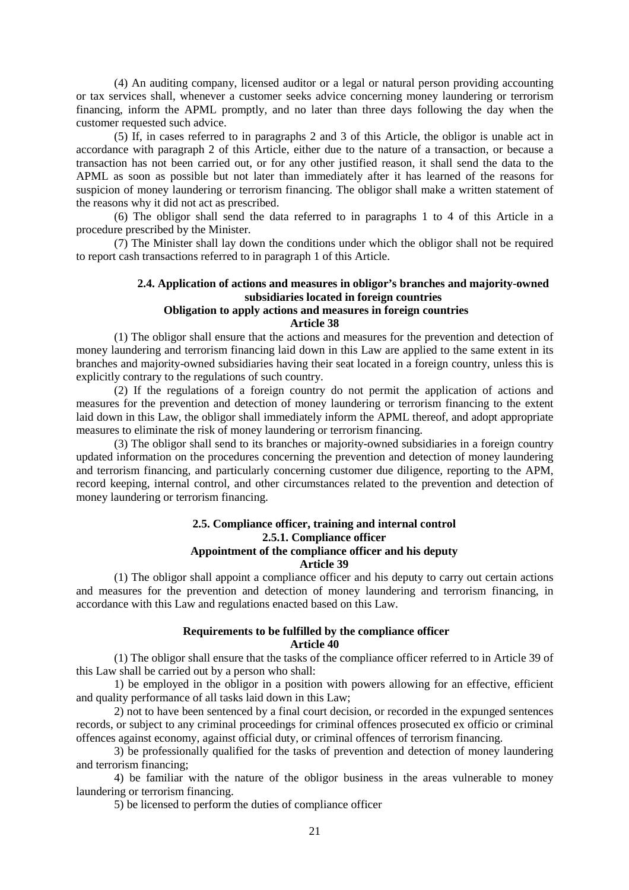(4) An auditing company, licensed auditor or a legal or natural person providing accounting or tax services shall, whenever a customer seeks advice concerning money laundering or terrorism financing, inform the APML promptly, and no later than three days following the day when the customer requested such advice.

(5) If, in cases referred to in paragraphs 2 and 3 of this Article, the obligor is unable act in accordance with paragraph 2 of this Article, either due to the nature of a transaction, or because a transaction has not been carried out, or for any other justified reason, it shall send the data to the APML as soon as possible but not later than immediately after it has learned of the reasons for suspicion of money laundering or terrorism financing. The obligor shall make a written statement of the reasons why it did not act as prescribed.

(6) The obligor shall send the data referred to in paragraphs 1 to 4 of this Article in a procedure prescribed by the Minister.

(7) The Minister shall lay down the conditions under which the obligor shall not be required to report cash transactions referred to in paragraph 1 of this Article.

### 2.4. Application of actions and measures in obligor's branches and majority-owned subsidiaries located in foreign countries

**Obligation to apply actions and measures in foreign countries**

**Article 38**

(1) The obligor shall ensure that the actions and measures for the prevention and detection of money laundering and terrorism financing laid down in this Law are applied to the same extent in its branches and majority-owned subsidiaries having their seat located in a foreign country, unless this is explicitly contrary to the regulations of such country.

(2) If the regulations of a foreign country do not permit the application of actions and measures for the prevention and detection of money laundering or terrorism financing to the extent laid down in this Law, the obligor shall immediately inform the APML thereof, and adopt appropriate measures to eliminate the risk of money laundering or terrorism financing.

(3) The obligor shall send to its branches or majority-owned subsidiaries in a foreign country updated information on the procedures concerning the prevention and detection of money laundering and terrorism financing, and particularly concerning customer due diligence, reporting to the APM, record keeping, internal control, and other circumstances related to the prevention and detection of money laundering or terrorism financing.

### 2.5. Compliance officer, training and internal control

#### 2.5.1. Compliance officer

**Appointment of the compliance officer and his deputy**

**Article 39**

(1) The obligor shall appoint a compliance officer and his deputy to carry out certain actions and measures for the prevention and detection of money laundering and terrorism financing, in accordance with this Law and regulations enacted based on this Law.

**Requirements to be fulfilled by the compliance officer**

**Article 40**

(1) The obligor shall ensure that the tasks of the compliance officer referred to in Article 39 of this Law shall be carried out by a person who shall:

1) be employed in the obligor in a position with powers allowing for an effective, efficient and quality performance of all tasks laid down in this Law;

2) not to have been sentenced by a final court decision, or recorded in the expunged sentences records, or subject to any criminal proceedings for criminal offences prosecuted ex officio or criminal offences against economy, against official duty, or criminal offences of terrorism financing.

3) be professionally qualified for the tasks of prevention and detection of money laundering and terrorism financing;

4) be familiar with the nature of the obligor business in the areas vulnerable to money laundering or terrorism financing.

5) be licensed to perform the duties of compliance officer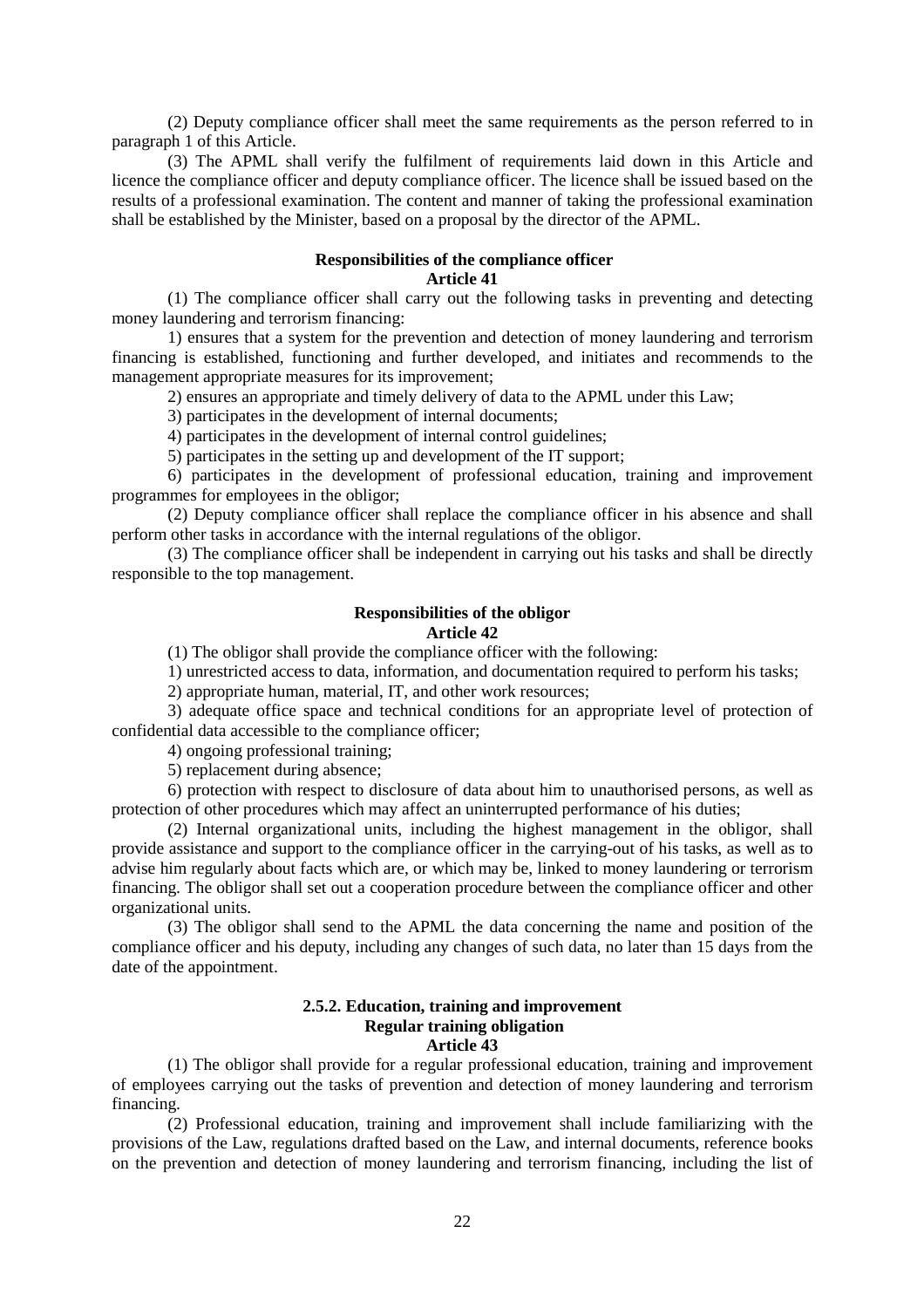(2) Deputy compliance officer shall meet the same requirements as the person referred to in paragraph 1 of this Article.

(3) The APML shall verify the fulfilment of requirements laid down in this Article and licence the compliance officer and deputy compliance officer. The licence shall be issued based on the results of a professional examination. The content and manner of taking the professional examination shall be established by the Minister, based on a proposal by the director of the APML.

**Responsibilities of the compliance officer**
**Article 41**

(1) The compliance officer shall carry out the following tasks in preventing and detecting money laundering and terrorism financing:

1) ensures that a system for the prevention and detection of money laundering and terrorism financing is established, functioning and further developed, and initiates and recommends to the management appropriate measures for its improvement;

2) ensures an appropriate and timely delivery of data to the APML under this Law;

3) participates in the development of internal documents;

4) participates in the development of internal control guidelines;

5) participates in the setting up and development of the IT support;

6) participates in the development of professional education, training and improvement programmes for employees in the obligor;

(2) Deputy compliance officer shall replace the compliance officer in his absence and shall perform other tasks in accordance with the internal regulations of the obligor.

(3) The compliance officer shall be independent in carrying out his tasks and shall be directly responsible to the top management.

**Responsibilities of the obligor**
**Article 42**

(1) The obligor shall provide the compliance officer with the following:

1) unrestricted access to data, information, and documentation required to perform his tasks;

2) appropriate human, material, IT, and other work resources;

3) adequate office space and technical conditions for an appropriate level of protection of confidential data accessible to the compliance officer;

4) ongoing professional training;

5) replacement during absence;

6) protection with respect to disclosure of data about him to unauthorised persons, as well as protection of other procedures which may affect an uninterrupted performance of his duties;

(2) Internal organizational units, including the highest management in the obligor, shall provide assistance and support to the compliance officer in the carrying-out of his tasks, as well as to advise him regularly about facts which are, or which may be, linked to money laundering or terrorism financing. The obligor shall set out a cooperation procedure between the compliance officer and other organizational units.

(3) The obligor shall send to the APML the data concerning the name and position of the compliance officer and his deputy, including any changes of such data, no later than 15 days from the date of the appointment.

### 2.5.2. Education, training and improvement

**Regular training obligation**
**Article 43**

(1) The obligor shall provide for a regular professional education, training and improvement of employees carrying out the tasks of prevention and detection of money laundering and terrorism financing.

(2) Professional education, training and improvement shall include familiarizing with the provisions of the Law, regulations drafted based on the Law, and internal documents, reference books on the prevention and detection of money laundering and terrorism financing, including the list of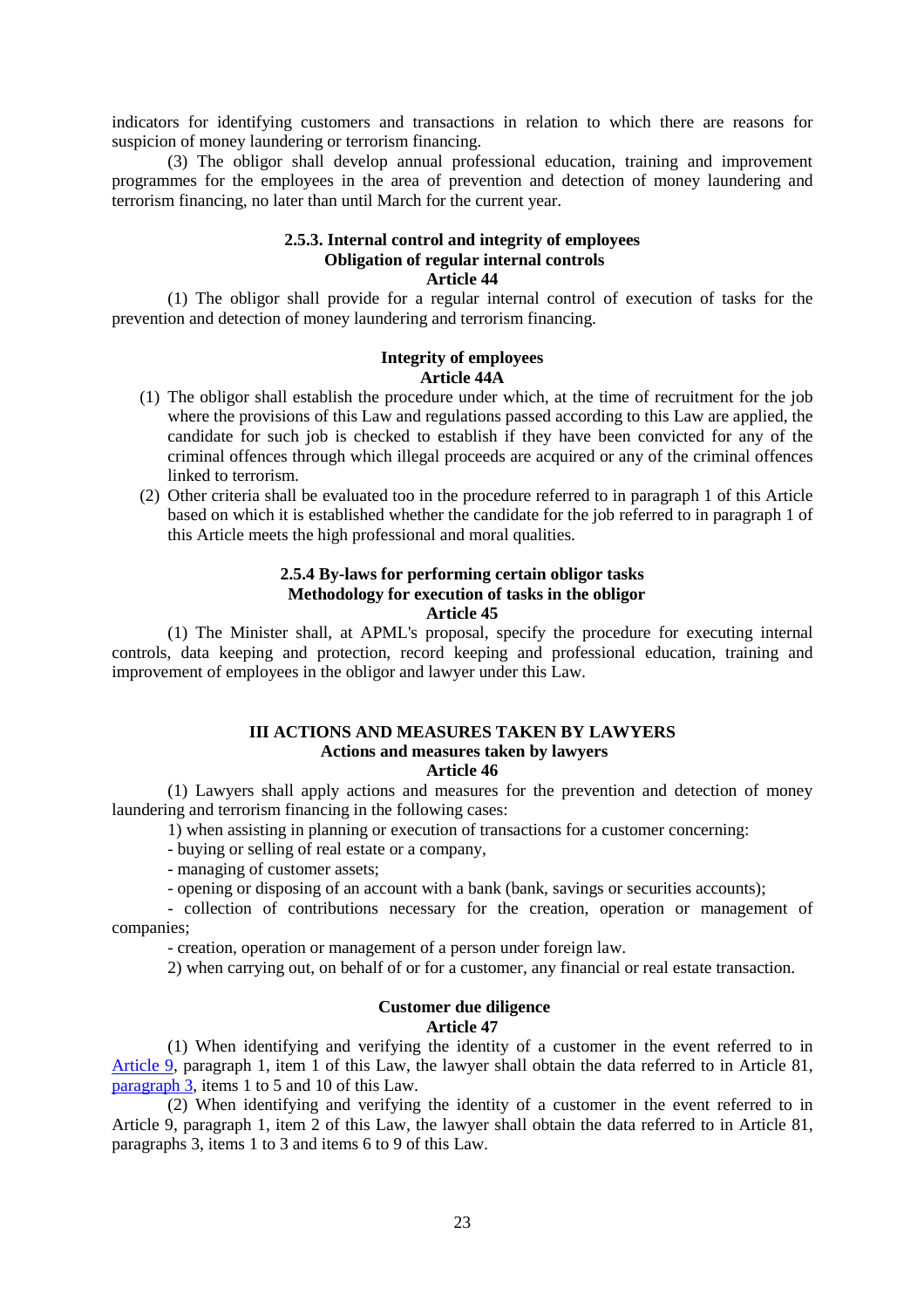indicators for identifying customers and transactions in relation to which there are reasons for suspicion of money laundering or terrorism financing.

(3) The obligor shall develop annual professional education, training and improvement programmes for the employees in the area of prevention and detection of money laundering and terrorism financing, no later than until March for the current year.

### 2.5.3. Internal control and integrity of employees

**Obligation of regular internal controls**

**Article 44**

(1) The obligor shall provide for a regular internal control of execution of tasks for the prevention and detection of money laundering and terrorism financing.

**Integrity of employees**

**Article 44A**

(1) The obligor shall establish the procedure under which, at the time of recruitment for the job where the provisions of this Law and regulations passed according to this Law are applied, the candidate for such job is checked to establish if they have been convicted for any of the criminal offences through which illegal proceeds are acquired or any of the criminal offences linked to terrorism.

(2) Other criteria shall be evaluated too in the procedure referred to in paragraph 1 of this Article based on which it is established whether the candidate for the job referred to in paragraph 1 of this Article meets the high professional and moral qualities.

### 2.5.4 By-laws for performing certain obligor tasks

**Methodology for execution of tasks in the obligor**

**Article 45**

(1) The Minister shall, at APML's proposal, specify the procedure for executing internal controls, data keeping and protection, record keeping and professional education, training and improvement of employees in the obligor and lawyer under this Law.

## III ACTIONS AND MEASURES TAKEN BY LAWYERS

**Actions and measures taken by lawyers**

**Article 46**

(1) Lawyers shall apply actions and measures for the prevention and detection of money laundering and terrorism financing in the following cases:

1) when assisting in planning or execution of transactions for a customer concerning:

- buying or selling of real estate or a company,
- managing of customer assets;
- opening or disposing of an account with a bank (bank, savings or securities accounts);
- collection of contributions necessary for the creation, operation or management of companies;
- creation, operation or management of a person under foreign law.

2) when carrying out, on behalf of or for a customer, any financial or real estate transaction.

**Customer due diligence**

**Article 47**

(1) When identifying and verifying the identity of a customer in the event referred to in Article 9, paragraph 1, item 1 of this Law, the lawyer shall obtain the data referred to in Article 81, paragraph 3, items 1 to 5 and 10 of this Law.

(2) When identifying and verifying the identity of a customer in the event referred to in Article 9, paragraph 1, item 2 of this Law, the lawyer shall obtain the data referred to in Article 81, paragraphs 3, items 1 to 3 and items 6 to 9 of this Law.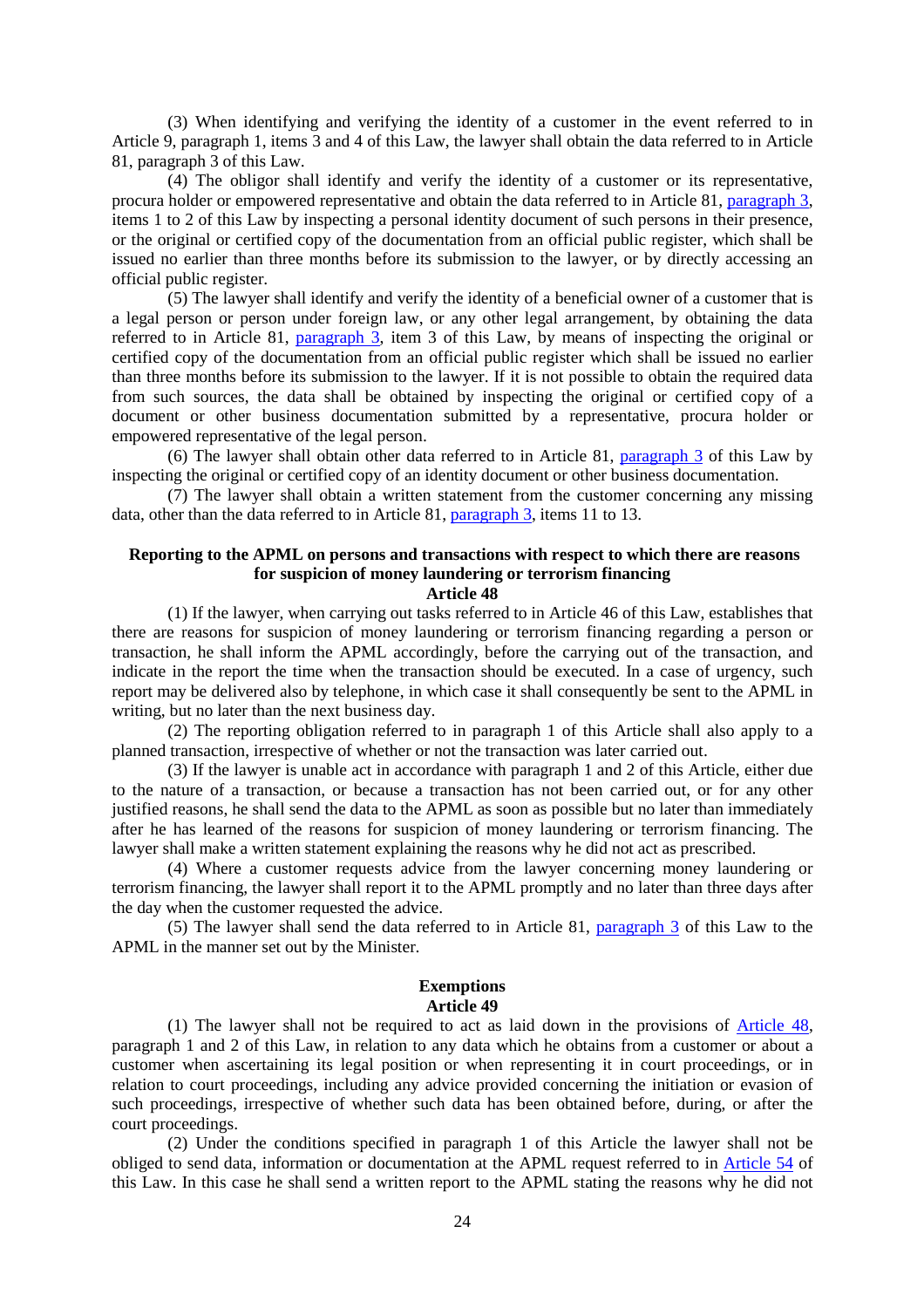(3) When identifying and verifying the identity of a customer in the event referred to in Article 9, paragraph 1, items 3 and 4 of this Law, the lawyer shall obtain the data referred to in Article 81, paragraph 3 of this Law.

(4) The obligor shall identify and verify the identity of a customer or its representative, procura holder or empowered representative and obtain the data referred to in Article 81, paragraph 3, items 1 to 2 of this Law by inspecting a personal identity document of such persons in their presence, or the original or certified copy of the documentation from an official public register, which shall be issued no earlier than three months before its submission to the lawyer, or by directly accessing an official public register.

(5) The lawyer shall identify and verify the identity of a beneficial owner of a customer that is a legal person or person under foreign law, or any other legal arrangement, by obtaining the data referred to in Article 81, paragraph 3, item 3 of this Law, by means of inspecting the original or certified copy of the documentation from an official public register which shall be issued no earlier than three months before its submission to the lawyer. If it is not possible to obtain the required data from such sources, the data shall be obtained by inspecting the original or certified copy of a document or other business documentation submitted by a representative, procura holder or empowered representative of the legal person.

(6) The lawyer shall obtain other data referred to in Article 81, paragraph 3 of this Law by inspecting the original or certified copy of an identity document or other business documentation.

(7) The lawyer shall obtain a written statement from the customer concerning any missing data, other than the data referred to in Article 81, paragraph 3, items 11 to 13.

### Reporting to the APML on persons and transactions with respect to which there are reasons for suspicion of money laundering or terrorism financing

### Article 48

(1) If the lawyer, when carrying out tasks referred to in Article 46 of this Law, establishes that there are reasons for suspicion of money laundering or terrorism financing regarding a person or transaction, he shall inform the APML accordingly, before the carrying out of the transaction, and indicate in the report the time when the transaction should be executed. In a case of urgency, such report may be delivered also by telephone, in which case it shall consequently be sent to the APML in writing, but no later than the next business day.

(2) The reporting obligation referred to in paragraph 1 of this Article shall also apply to a planned transaction, irrespective of whether or not the transaction was later carried out.

(3) If the lawyer is unable act in accordance with paragraph 1 and 2 of this Article, either due to the nature of a transaction, or because a transaction has not been carried out, or for any other justified reasons, he shall send the data to the APML as soon as possible but no later than immediately after he has learned of the reasons for suspicion of money laundering or terrorism financing. The lawyer shall make a written statement explaining the reasons why he did not act as prescribed.

(4) Where a customer requests advice from the lawyer concerning money laundering or terrorism financing, the lawyer shall report it to the APML promptly and no later than three days after the day when the customer requested the advice.

(5) The lawyer shall send the data referred to in Article 81, paragraph 3 of this Law to the APML in the manner set out by the Minister.

### Exemptions

### Article 49

(1) The lawyer shall not be required to act as laid down in the provisions of Article 48, paragraph 1 and 2 of this Law, in relation to any data which he obtains from a customer or about a customer when ascertaining its legal position or when representing it in court proceedings, or in relation to court proceedings, including any advice provided concerning the initiation or evasion of such proceedings, irrespective of whether such data has been obtained before, during, or after the court proceedings.

(2) Under the conditions specified in paragraph 1 of this Article the lawyer shall not be obliged to send data, information or documentation at the APML request referred to in Article 54 of this Law. In this case he shall send a written report to the APML stating the reasons why he did not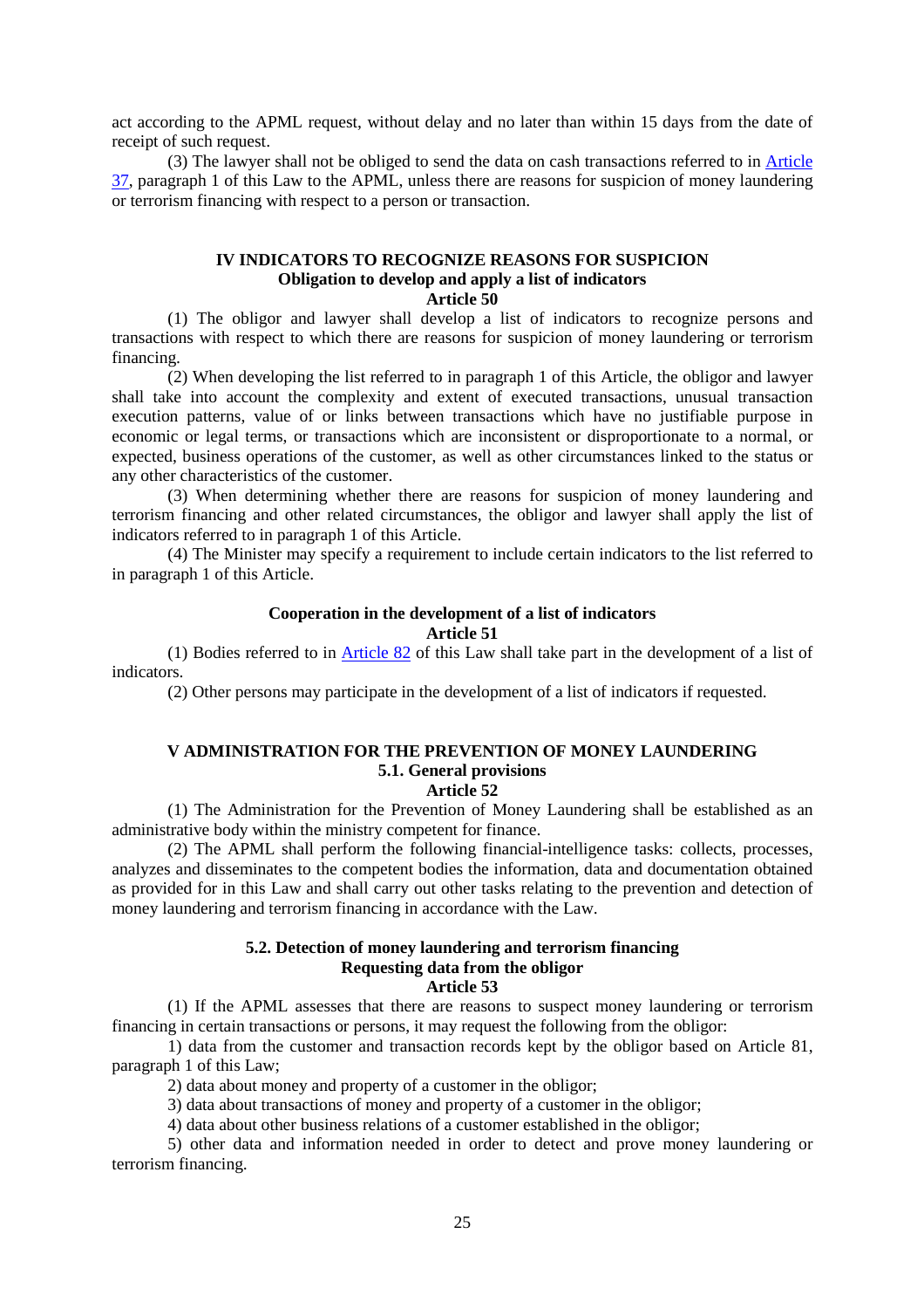act according to the APML request, without delay and no later than within 15 days from the date of receipt of such request.

(3) The lawyer shall not be obliged to send the data on cash transactions referred to in Article 37, paragraph 1 of this Law to the APML, unless there are reasons for suspicion of money laundering or terrorism financing with respect to a person or transaction.

## IV INDICATORS TO RECOGNIZE REASONS FOR SUSPICION

### Obligation to develop and apply a list of indicators

### Article 50

(1) The obligor and lawyer shall develop a list of indicators to recognize persons and transactions with respect to which there are reasons for suspicion of money laundering or terrorism financing.

(2) When developing the list referred to in paragraph 1 of this Article, the obligor and lawyer shall take into account the complexity and extent of executed transactions, unusual transaction execution patterns, value of or links between transactions which have no justifiable purpose in economic or legal terms, or transactions which are inconsistent or disproportionate to a normal, or expected, business operations of the customer, as well as other circumstances linked to the status or any other characteristics of the customer.

(3) When determining whether there are reasons for suspicion of money laundering and terrorism financing and other related circumstances, the obligor and lawyer shall apply the list of indicators referred to in paragraph 1 of this Article.

(4) The Minister may specify a requirement to include certain indicators to the list referred to in paragraph 1 of this Article.

### Cooperation in the development of a list of indicators

### Article 51

(1) Bodies referred to in Article 82 of this Law shall take part in the development of a list of indicators.

(2) Other persons may participate in the development of a list of indicators if requested.

## V ADMINISTRATION FOR THE PREVENTION OF MONEY LAUNDERING

### 5.1. General provisions

### Article 52

(1) The Administration for the Prevention of Money Laundering shall be established as an administrative body within the ministry competent for finance.

(2) The APML shall perform the following financial-intelligence tasks: collects, processes, analyzes and disseminates to the competent bodies the information, data and documentation obtained as provided for in this Law and shall carry out other tasks relating to the prevention and detection of money laundering and terrorism financing in accordance with the Law.

### 5.2. Detection of money laundering and terrorism financing

### Requesting data from the obligor

### Article 53

(1) If the APML assesses that there are reasons to suspect money laundering or terrorism financing in certain transactions or persons, it may request the following from the obligor:

1) data from the customer and transaction records kept by the obligor based on Article 81, paragraph 1 of this Law;

2) data about money and property of a customer in the obligor;

3) data about transactions of money and property of a customer in the obligor;

4) data about other business relations of a customer established in the obligor;

5) other data and information needed in order to detect and prove money laundering or terrorism financing.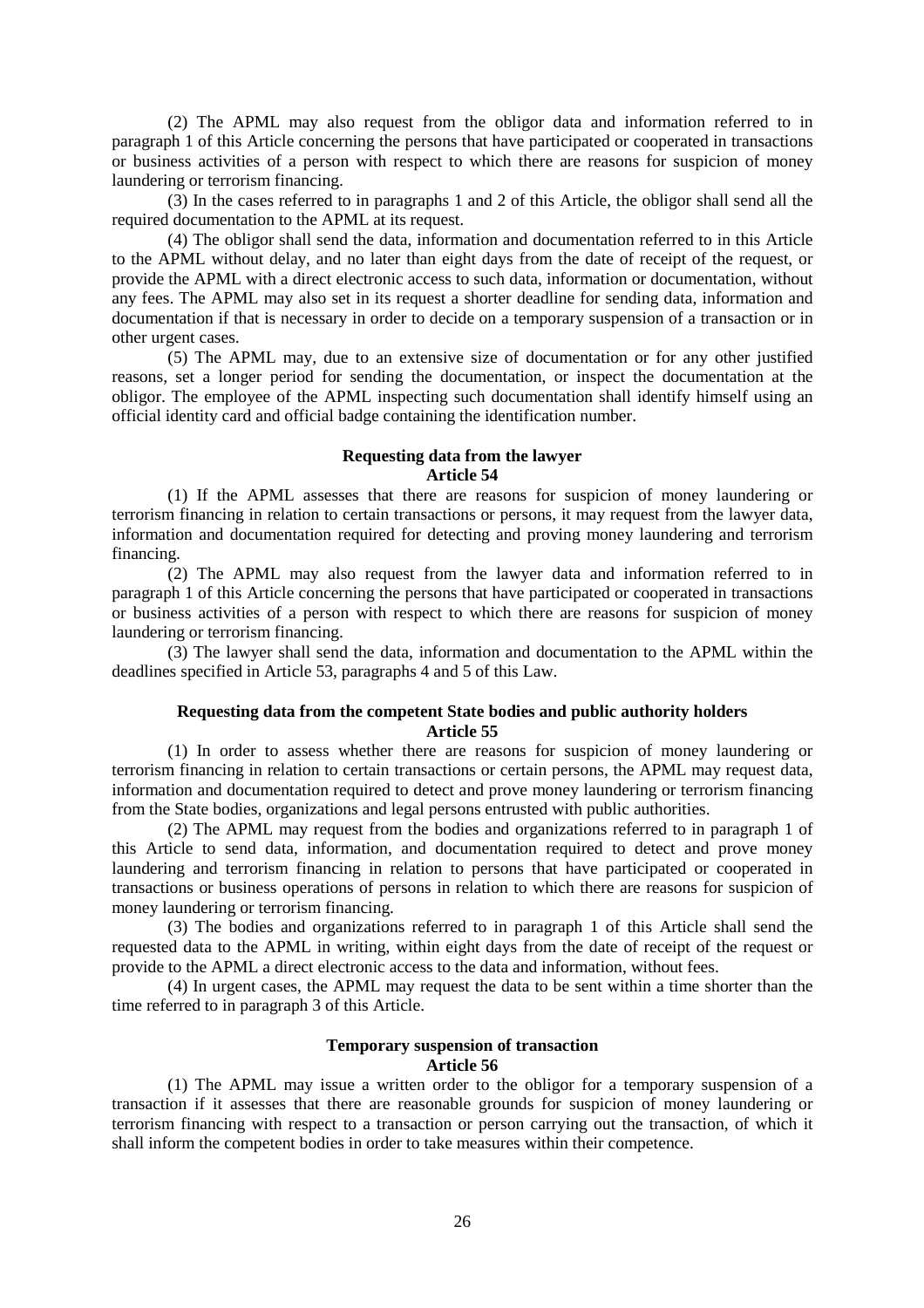(2) The APML may also request from the obligor data and information referred to in paragraph 1 of this Article concerning the persons that have participated or cooperated in transactions or business activities of a person with respect to which there are reasons for suspicion of money laundering or terrorism financing.

(3) In the cases referred to in paragraphs 1 and 2 of this Article, the obligor shall send all the required documentation to the APML at its request.

(4) The obligor shall send the data, information and documentation referred to in this Article to the APML without delay, and no later than eight days from the date of receipt of the request, or provide the APML with a direct electronic access to such data, information or documentation, without any fees. The APML may also set in its request a shorter deadline for sending data, information and documentation if that is necessary in order to decide on a temporary suspension of a transaction or in other urgent cases.

(5) The APML may, due to an extensive size of documentation or for any other justified reasons, set a longer period for sending the documentation, or inspect the documentation at the obligor. The employee of the APML inspecting such documentation shall identify himself using an official identity card and official badge containing the identification number.

**Requesting data from the lawyer**
**Article 54**

(1) If the APML assesses that there are reasons for suspicion of money laundering or terrorism financing in relation to certain transactions or persons, it may request from the lawyer data, information and documentation required for detecting and proving money laundering and terrorism financing.

(2) The APML may also request from the lawyer data and information referred to in paragraph 1 of this Article concerning the persons that have participated or cooperated in transactions or business activities of a person with respect to which there are reasons for suspicion of money laundering or terrorism financing.

(3) The lawyer shall send the data, information and documentation to the APML within the deadlines specified in Article 53, paragraphs 4 and 5 of this Law.

**Requesting data from the competent State bodies and public authority holders**
**Article 55**

(1) In order to assess whether there are reasons for suspicion of money laundering or terrorism financing in relation to certain transactions or certain persons, the APML may request data, information and documentation required to detect and prove money laundering or terrorism financing from the State bodies, organizations and legal persons entrusted with public authorities.

(2) The APML may request from the bodies and organizations referred to in paragraph 1 of this Article to send data, information, and documentation required to detect and prove money laundering and terrorism financing in relation to persons that have participated or cooperated in transactions or business operations of persons in relation to which there are reasons for suspicion of money laundering or terrorism financing.

(3) The bodies and organizations referred to in paragraph 1 of this Article shall send the requested data to the APML in writing, within eight days from the date of receipt of the request or provide to the APML a direct electronic access to the data and information, without fees.

(4) In urgent cases, the APML may request the data to be sent within a time shorter than the time referred to in paragraph 3 of this Article.

**Temporary suspension of transaction**
**Article 56**

(1) The APML may issue a written order to the obligor for a temporary suspension of a transaction if it assesses that there are reasonable grounds for suspicion of money laundering or terrorism financing with respect to a transaction or person carrying out the transaction, of which it shall inform the competent bodies in order to take measures within their competence.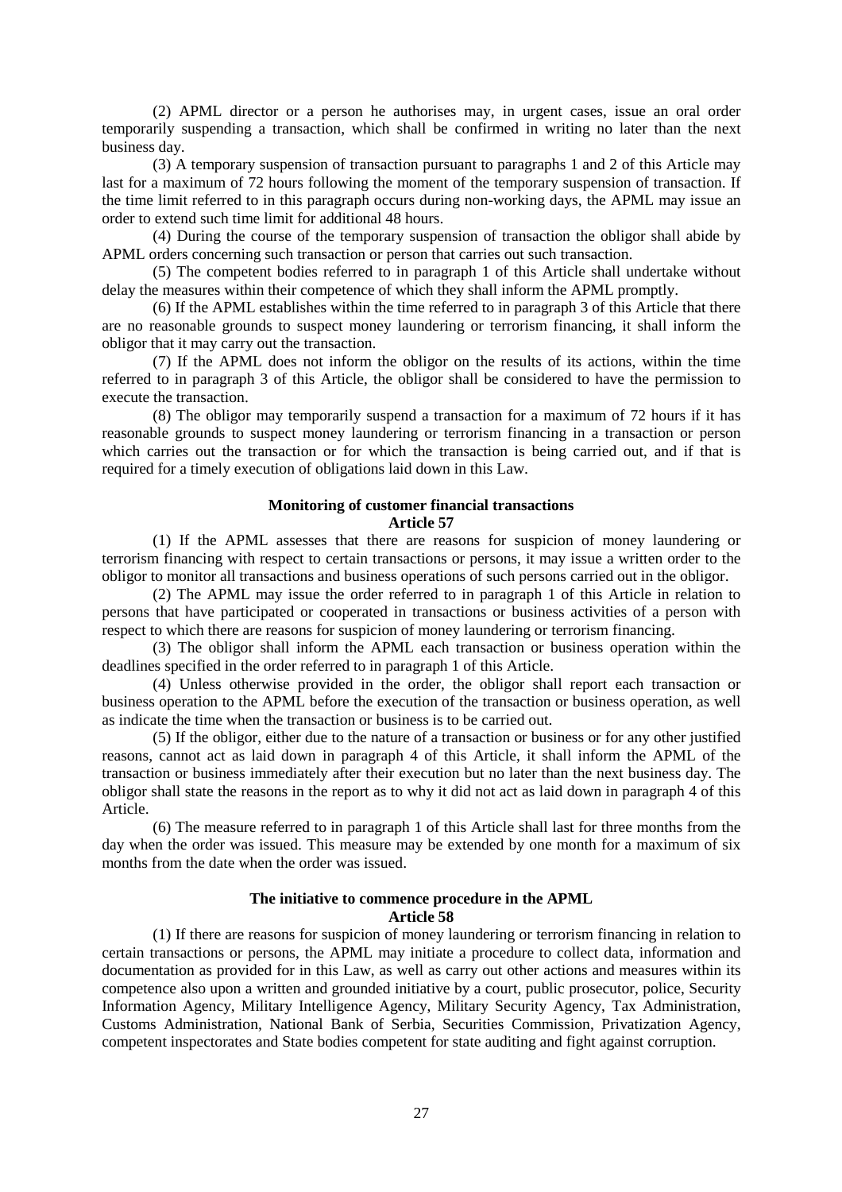(2) APML director or a person he authorises may, in urgent cases, issue an oral order temporarily suspending a transaction, which shall be confirmed in writing no later than the next business day.

(3) A temporary suspension of transaction pursuant to paragraphs 1 and 2 of this Article may last for a maximum of 72 hours following the moment of the temporary suspension of transaction. If the time limit referred to in this paragraph occurs during non-working days, the APML may issue an order to extend such time limit for additional 48 hours.

(4) During the course of the temporary suspension of transaction the obligor shall abide by APML orders concerning such transaction or person that carries out such transaction.

(5) The competent bodies referred to in paragraph 1 of this Article shall undertake without delay the measures within their competence of which they shall inform the APML promptly.

(6) If the APML establishes within the time referred to in paragraph 3 of this Article that there are no reasonable grounds to suspect money laundering or terrorism financing, it shall inform the obligor that it may carry out the transaction.

(7) If the APML does not inform the obligor on the results of its actions, within the time referred to in paragraph 3 of this Article, the obligor shall be considered to have the permission to execute the transaction.

(8) The obligor may temporarily suspend a transaction for a maximum of 72 hours if it has reasonable grounds to suspect money laundering or terrorism financing in a transaction or person which carries out the transaction or for which the transaction is being carried out, and if that is required for a timely execution of obligations laid down in this Law.

### Monitoring of customer financial transactions
### Article 57

(1) If the APML assesses that there are reasons for suspicion of money laundering or terrorism financing with respect to certain transactions or persons, it may issue a written order to the obligor to monitor all transactions and business operations of such persons carried out in the obligor.

(2) The APML may issue the order referred to in paragraph 1 of this Article in relation to persons that have participated or cooperated in transactions or business activities of a person with respect to which there are reasons for suspicion of money laundering or terrorism financing.

(3) The obligor shall inform the APML each transaction or business operation within the deadlines specified in the order referred to in paragraph 1 of this Article.

(4) Unless otherwise provided in the order, the obligor shall report each transaction or business operation to the APML before the execution of the transaction or business operation, as well as indicate the time when the transaction or business is to be carried out.

(5) If the obligor, either due to the nature of a transaction or business or for any other justified reasons, cannot act as laid down in paragraph 4 of this Article, it shall inform the APML of the transaction or business immediately after their execution but no later than the next business day. The obligor shall state the reasons in the report as to why it did not act as laid down in paragraph 4 of this Article.

(6) The measure referred to in paragraph 1 of this Article shall last for three months from the day when the order was issued. This measure may be extended by one month for a maximum of six months from the date when the order was issued.

### The initiative to commence procedure in the APML
### Article 58

(1) If there are reasons for suspicion of money laundering or terrorism financing in relation to certain transactions or persons, the APML may initiate a procedure to collect data, information and documentation as provided for in this Law, as well as carry out other actions and measures within its competence also upon a written and grounded initiative by a court, public prosecutor, police, Security Information Agency, Military Intelligence Agency, Military Security Agency, Tax Administration, Customs Administration, National Bank of Serbia, Securities Commission, Privatization Agency, competent inspectorates and State bodies competent for state auditing and fight against corruption.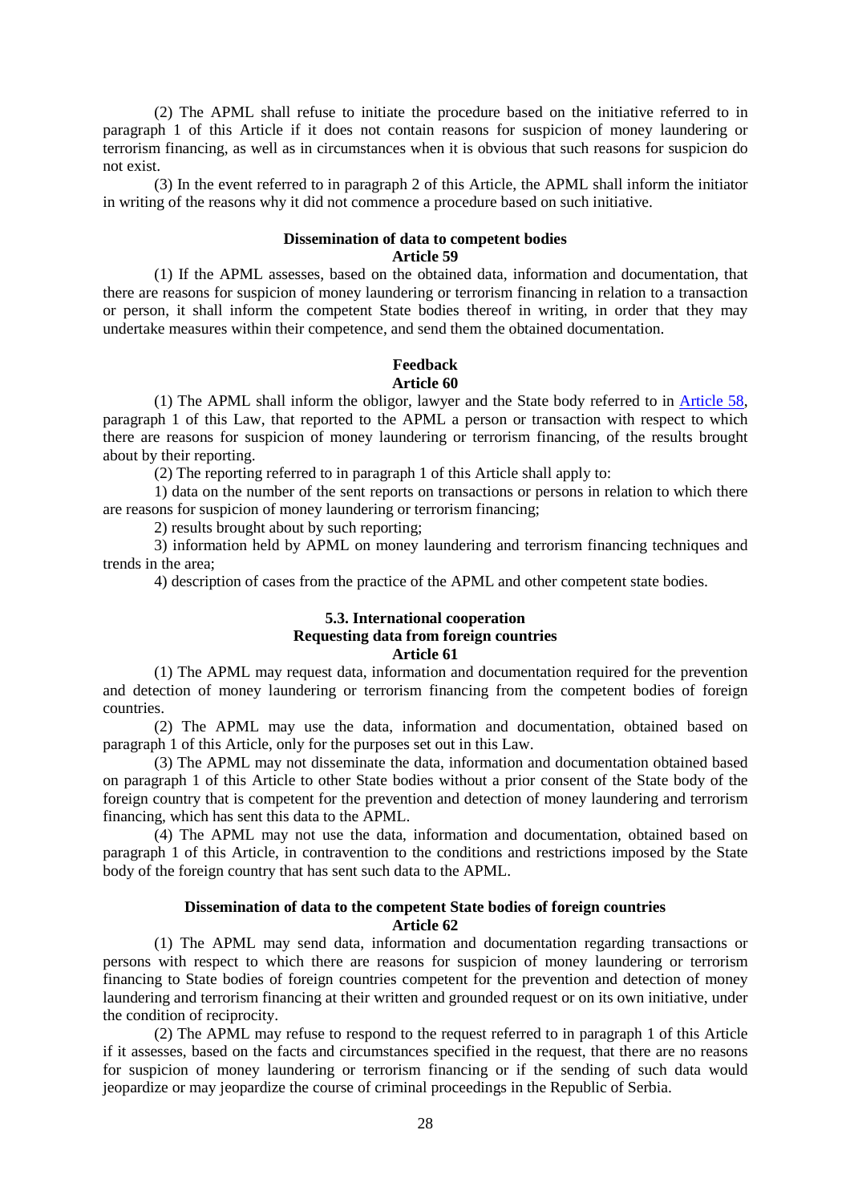(2) The APML shall refuse to initiate the procedure based on the initiative referred to in paragraph 1 of this Article if it does not contain reasons for suspicion of money laundering or terrorism financing, as well as in circumstances when it is obvious that such reasons for suspicion do not exist.

(3) In the event referred to in paragraph 2 of this Article, the APML shall inform the initiator in writing of the reasons why it did not commence a procedure based on such initiative.

**Dissemination of data to competent bodies**
**Article 59**

(1) If the APML assesses, based on the obtained data, information and documentation, that there are reasons for suspicion of money laundering or terrorism financing in relation to a transaction or person, it shall inform the competent State bodies thereof in writing, in order that they may undertake measures within their competence, and send them the obtained documentation.

**Feedback**
**Article 60**

(1) The APML shall inform the obligor, lawyer and the State body referred to in Article 58, paragraph 1 of this Law, that reported to the APML a person or transaction with respect to which there are reasons for suspicion of money laundering or terrorism financing, of the results brought about by their reporting.

(2) The reporting referred to in paragraph 1 of this Article shall apply to:

1) data on the number of the sent reports on transactions or persons in relation to which there are reasons for suspicion of money laundering or terrorism financing;

2) results brought about by such reporting;

3) information held by APML on money laundering and terrorism financing techniques and trends in the area;

4) description of cases from the practice of the APML and other competent state bodies.

## 5.3. International cooperation

**Requesting data from foreign countries**
**Article 61**

(1) The APML may request data, information and documentation required for the prevention and detection of money laundering or terrorism financing from the competent bodies of foreign countries.

(2) The APML may use the data, information and documentation, obtained based on paragraph 1 of this Article, only for the purposes set out in this Law.

(3) The APML may not disseminate the data, information and documentation obtained based on paragraph 1 of this Article to other State bodies without a prior consent of the State body of the foreign country that is competent for the prevention and detection of money laundering and terrorism financing, which has sent this data to the APML.

(4) The APML may not use the data, information and documentation, obtained based on paragraph 1 of this Article, in contravention to the conditions and restrictions imposed by the State body of the foreign country that has sent such data to the APML.

**Dissemination of data to the competent State bodies of foreign countries**
**Article 62**

(1) The APML may send data, information and documentation regarding transactions or persons with respect to which there are reasons for suspicion of money laundering or terrorism financing to State bodies of foreign countries competent for the prevention and detection of money laundering and terrorism financing at their written and grounded request or on its own initiative, under the condition of reciprocity.

(2) The APML may refuse to respond to the request referred to in paragraph 1 of this Article if it assesses, based on the facts and circumstances specified in the request, that there are no reasons for suspicion of money laundering or terrorism financing or if the sending of such data would jeopardize or may jeopardize the course of criminal proceedings in the Republic of Serbia.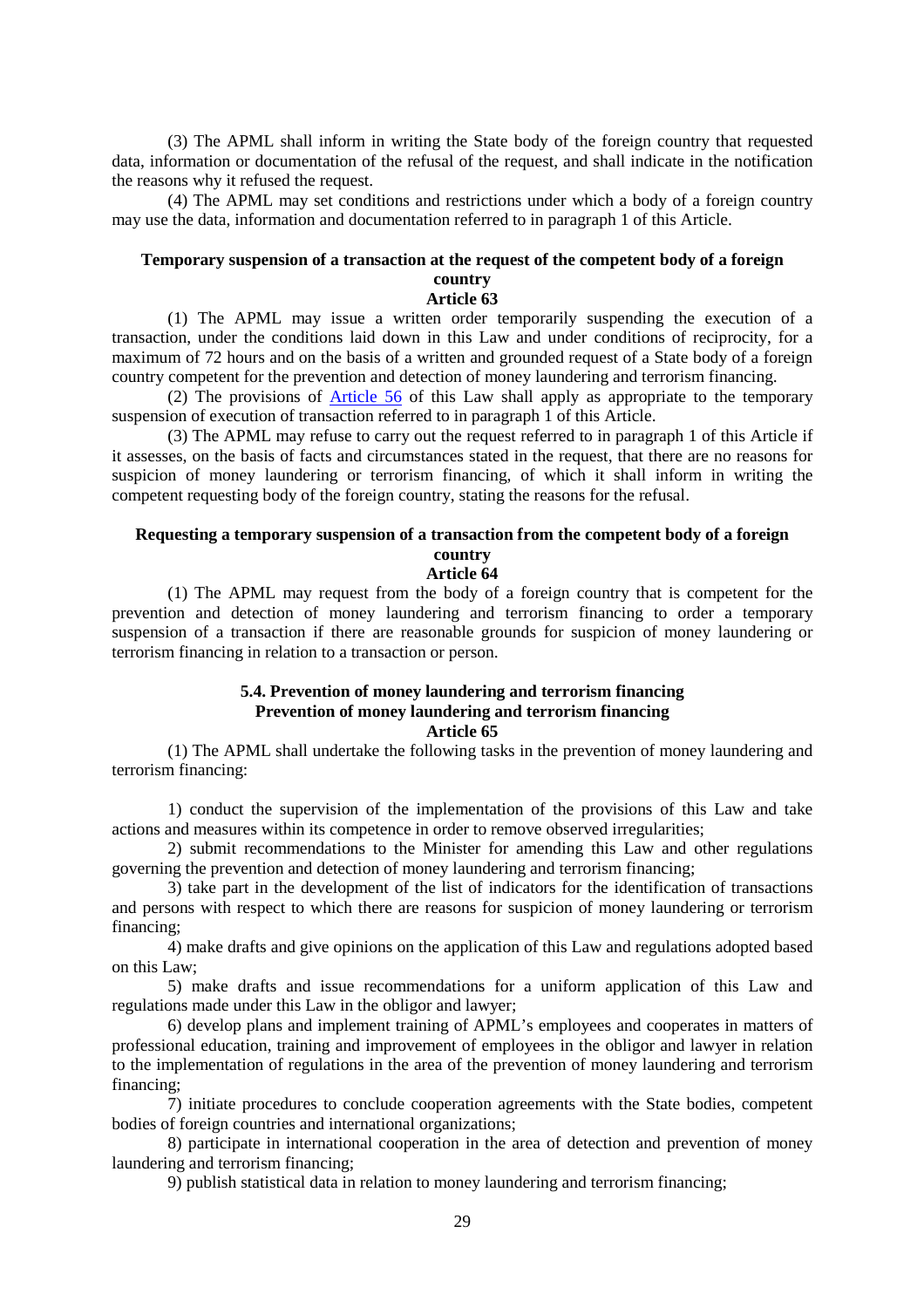(3) The APML shall inform in writing the State body of the foreign country that requested data, information or documentation of the refusal of the request, and shall indicate in the notification the reasons why it refused the request.

(4) The APML may set conditions and restrictions under which a body of a foreign country may use the data, information and documentation referred to in paragraph 1 of this Article.

**Temporary suspension of a transaction at the request of the competent body of a foreign country**
**Article 63**

(1) The APML may issue a written order temporarily suspending the execution of a transaction, under the conditions laid down in this Law and under conditions of reciprocity, for a maximum of 72 hours and on the basis of a written and grounded request of a State body of a foreign country competent for the prevention and detection of money laundering and terrorism financing.

(2) The provisions of Article 56 of this Law shall apply as appropriate to the temporary suspension of execution of transaction referred to in paragraph 1 of this Article.

(3) The APML may refuse to carry out the request referred to in paragraph 1 of this Article if it assesses, on the basis of facts and circumstances stated in the request, that there are no reasons for suspicion of money laundering or terrorism financing, of which it shall inform in writing the competent requesting body of the foreign country, stating the reasons for the refusal.

**Requesting a temporary suspension of a transaction from the competent body of a foreign country**
**Article 64**

(1) The APML may request from the body of a foreign country that is competent for the prevention and detection of money laundering and terrorism financing to order a temporary suspension of a transaction if there are reasonable grounds for suspicion of money laundering or terrorism financing in relation to a transaction or person.

**5.4. Prevention of money laundering and terrorism financing**
**Prevention of money laundering and terrorism financing**
**Article 65**

(1) The APML shall undertake the following tasks in the prevention of money laundering and terrorism financing:

1) conduct the supervision of the implementation of the provisions of this Law and take actions and measures within its competence in order to remove observed irregularities;

2) submit recommendations to the Minister for amending this Law and other regulations governing the prevention and detection of money laundering and terrorism financing;

3) take part in the development of the list of indicators for the identification of transactions and persons with respect to which there are reasons for suspicion of money laundering or terrorism financing;

4) make drafts and give opinions on the application of this Law and regulations adopted based on this Law;

5) make drafts and issue recommendations for a uniform application of this Law and regulations made under this Law in the obligor and lawyer;

6) develop plans and implement training of APML's employees and cooperates in matters of professional education, training and improvement of employees in the obligor and lawyer in relation to the implementation of regulations in the area of the prevention of money laundering and terrorism financing;

7) initiate procedures to conclude cooperation agreements with the State bodies, competent bodies of foreign countries and international organizations;

8) participate in international cooperation in the area of detection and prevention of money laundering and terrorism financing;

9) publish statistical data in relation to money laundering and terrorism financing;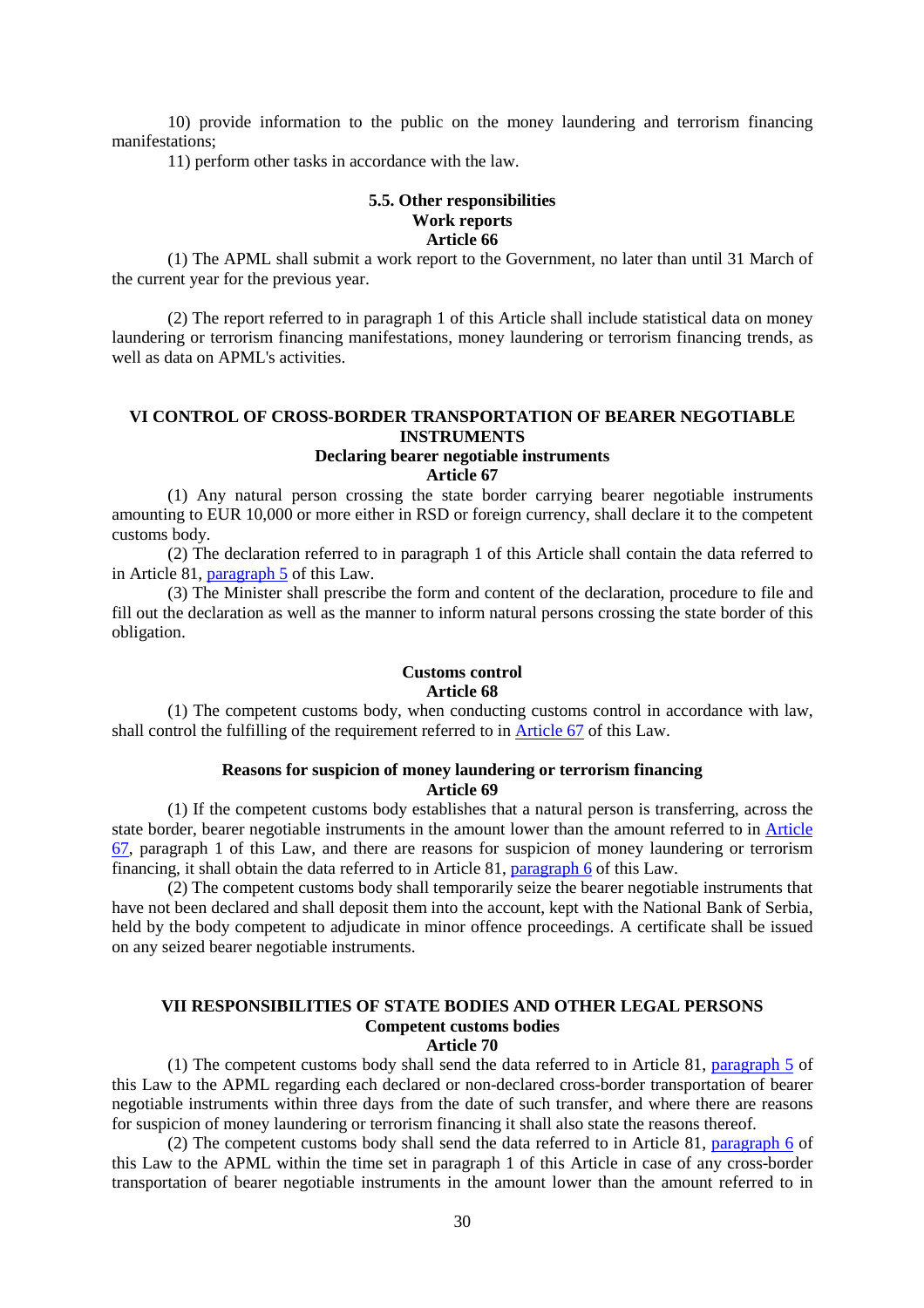10) provide information to the public on the money laundering and terrorism financing manifestations;

11) perform other tasks in accordance with the law.

### 5.5. Other responsibilities

**Work reports**

**Article 66**

(1) The APML shall submit a work report to the Government, no later than until 31 March of the current year for the previous year.

(2) The report referred to in paragraph 1 of this Article shall include statistical data on money laundering or terrorism financing manifestations, money laundering or terrorism financing trends, as well as data on APML's activities.

## VI CONTROL OF CROSS-BORDER TRANSPORTATION OF BEARER NEGOTIABLE INSTRUMENTS

**Declaring bearer negotiable instruments**

**Article 67**

(1) Any natural person crossing the state border carrying bearer negotiable instruments amounting to EUR 10,000 or more either in RSD or foreign currency, shall declare it to the competent customs body.

(2) The declaration referred to in paragraph 1 of this Article shall contain the data referred to in Article 81, paragraph 5 of this Law.

(3) The Minister shall prescribe the form and content of the declaration, procedure to file and fill out the declaration as well as the manner to inform natural persons crossing the state border of this obligation.

**Customs control**

**Article 68**

(1) The competent customs body, when conducting customs control in accordance with law, shall control the fulfilling of the requirement referred to in Article 67 of this Law.

**Reasons for suspicion of money laundering or terrorism financing**

**Article 69**

(1) If the competent customs body establishes that a natural person is transferring, across the state border, bearer negotiable instruments in the amount lower than the amount referred to in Article 67, paragraph 1 of this Law, and there are reasons for suspicion of money laundering or terrorism financing, it shall obtain the data referred to in Article 81, paragraph 6 of this Law.

(2) The competent customs body shall temporarily seize the bearer negotiable instruments that have not been declared and shall deposit them into the account, kept with the National Bank of Serbia, held by the body competent to adjudicate in minor offence proceedings. A certificate shall be issued on any seized bearer negotiable instruments.

## VII RESPONSIBILITIES OF STATE BODIES AND OTHER LEGAL PERSONS

**Competent customs bodies**

**Article 70**

(1) The competent customs body shall send the data referred to in Article 81, paragraph 5 of this Law to the APML regarding each declared or non-declared cross-border transportation of bearer negotiable instruments within three days from the date of such transfer, and where there are reasons for suspicion of money laundering or terrorism financing it shall also state the reasons thereof.

(2) The competent customs body shall send the data referred to in Article 81, paragraph 6 of this Law to the APML within the time set in paragraph 1 of this Article in case of any cross-border transportation of bearer negotiable instruments in the amount lower than the amount referred to in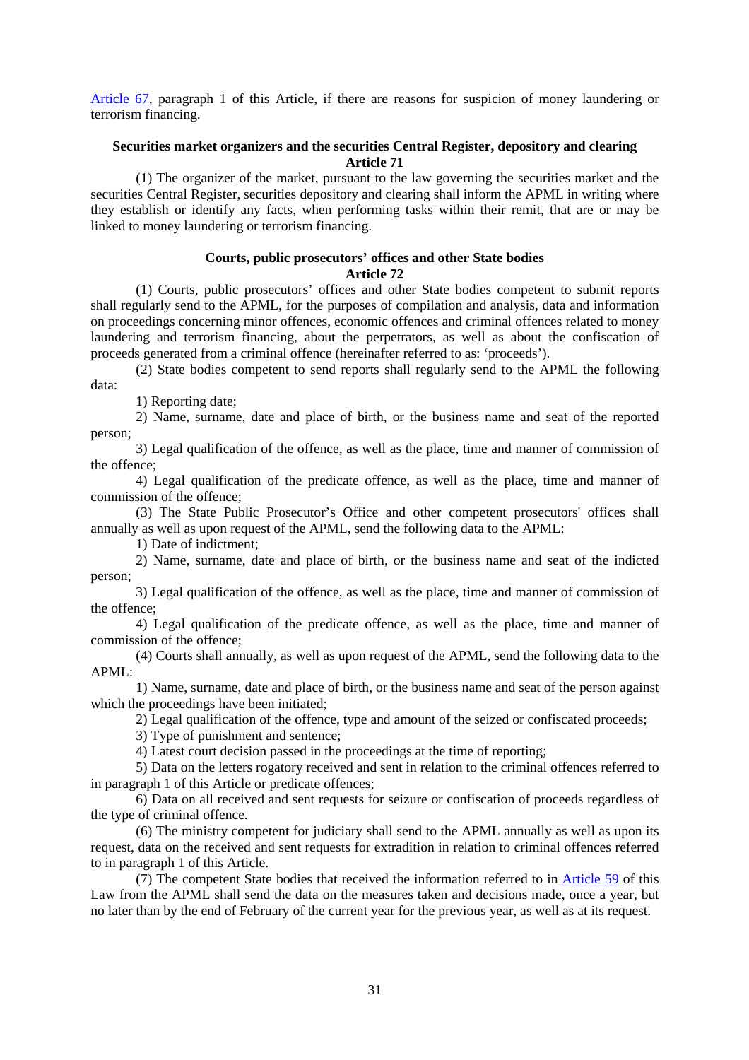Article 67, paragraph 1 of this Article, if there are reasons for suspicion of money laundering or terrorism financing.

### Securities market organizers and the securities Central Register, depository and clearing
### Article 71

(1) The organizer of the market, pursuant to the law governing the securities market and the securities Central Register, securities depository and clearing shall inform the APML in writing where they establish or identify any facts, when performing tasks within their remit, that are or may be linked to money laundering or terrorism financing.

### Courts, public prosecutors' offices and other State bodies
### Article 72

(1) Courts, public prosecutors' offices and other State bodies competent to submit reports shall regularly send to the APML, for the purposes of compilation and analysis, data and information on proceedings concerning minor offences, economic offences and criminal offences related to money laundering and terrorism financing, about the perpetrators, as well as about the confiscation of proceeds generated from a criminal offence (hereinafter referred to as: 'proceeds').

(2) State bodies competent to send reports shall regularly send to the APML the following data:

1) Reporting date;

2) Name, surname, date and place of birth, or the business name and seat of the reported person;

3) Legal qualification of the offence, as well as the place, time and manner of commission of the offence;

4) Legal qualification of the predicate offence, as well as the place, time and manner of commission of the offence;

(3) The State Public Prosecutor's Office and other competent prosecutors' offices shall annually as well as upon request of the APML, send the following data to the APML:

1) Date of indictment;

2) Name, surname, date and place of birth, or the business name and seat of the indicted person;

3) Legal qualification of the offence, as well as the place, time and manner of commission of the offence;

4) Legal qualification of the predicate offence, as well as the place, time and manner of commission of the offence;

(4) Courts shall annually, as well as upon request of the APML, send the following data to the APML:

1) Name, surname, date and place of birth, or the business name and seat of the person against which the proceedings have been initiated;

2) Legal qualification of the offence, type and amount of the seized or confiscated proceeds;

3) Type of punishment and sentence;

4) Latest court decision passed in the proceedings at the time of reporting;

5) Data on the letters rogatory received and sent in relation to the criminal offences referred to in paragraph 1 of this Article or predicate offences;

6) Data on all received and sent requests for seizure or confiscation of proceeds regardless of the type of criminal offence.

(6) The ministry competent for judiciary shall send to the APML annually as well as upon its request, data on the received and sent requests for extradition in relation to criminal offences referred to in paragraph 1 of this Article.

(7) The competent State bodies that received the information referred to in Article 59 of this Law from the APML shall send the data on the measures taken and decisions made, once a year, but no later than by the end of February of the current year for the previous year, as well as at its request.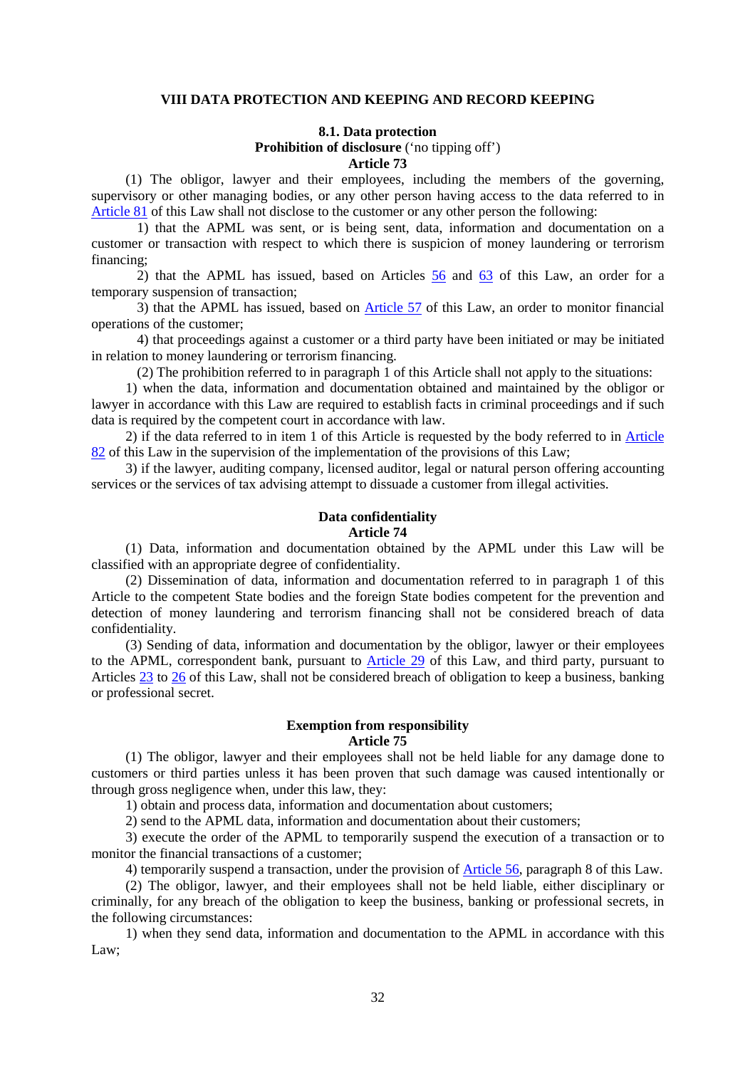## VIII DATA PROTECTION AND KEEPING AND RECORD KEEPING

### 8.1. Data protection

**Prohibition of disclosure** ('no tipping off')

**Article 73**

(1) The obligor, lawyer and their employees, including the members of the governing, supervisory or other managing bodies, or any other person having access to the data referred to in Article 81 of this Law shall not disclose to the customer or any other person the following:

1) that the APML was sent, or is being sent, data, information and documentation on a customer or transaction with respect to which there is suspicion of money laundering or terrorism financing;

2) that the APML has issued, based on Articles 56 and 63 of this Law, an order for a temporary suspension of transaction;

3) that the APML has issued, based on Article 57 of this Law, an order to monitor financial operations of the customer;

4) that proceedings against a customer or a third party have been initiated or may be initiated in relation to money laundering or terrorism financing.

(2) The prohibition referred to in paragraph 1 of this Article shall not apply to the situations:

1) when the data, information and documentation obtained and maintained by the obligor or lawyer in accordance with this Law are required to establish facts in criminal proceedings and if such data is required by the competent court in accordance with law.

2) if the data referred to in item 1 of this Article is requested by the body referred to in Article 82 of this Law in the supervision of the implementation of the provisions of this Law;

3) if the lawyer, auditing company, licensed auditor, legal or natural person offering accounting services or the services of tax advising attempt to dissuade a customer from illegal activities.

**Data confidentiality**

**Article 74**

(1) Data, information and documentation obtained by the APML under this Law will be classified with an appropriate degree of confidentiality.

(2) Dissemination of data, information and documentation referred to in paragraph 1 of this Article to the competent State bodies and the foreign State bodies competent for the prevention and detection of money laundering and terrorism financing shall not be considered breach of data confidentiality.

(3) Sending of data, information and documentation by the obligor, lawyer or their employees to the APML, correspondent bank, pursuant to Article 29 of this Law, and third party, pursuant to Articles 23 to 26 of this Law, shall not be considered breach of obligation to keep a business, banking or professional secret.

**Exemption from responsibility**

**Article 75**

(1) The obligor, lawyer and their employees shall not be held liable for any damage done to customers or third parties unless it has been proven that such damage was caused intentionally or through gross negligence when, under this law, they:

1) obtain and process data, information and documentation about customers;

2) send to the APML data, information and documentation about their customers;

3) execute the order of the APML to temporarily suspend the execution of a transaction or to monitor the financial transactions of a customer;

4) temporarily suspend a transaction, under the provision of Article 56, paragraph 8 of this Law.

(2) The obligor, lawyer, and their employees shall not be held liable, either disciplinary or criminally, for any breach of the obligation to keep the business, banking or professional secrets, in the following circumstances:

1) when they send data, information and documentation to the APML in accordance with this Law;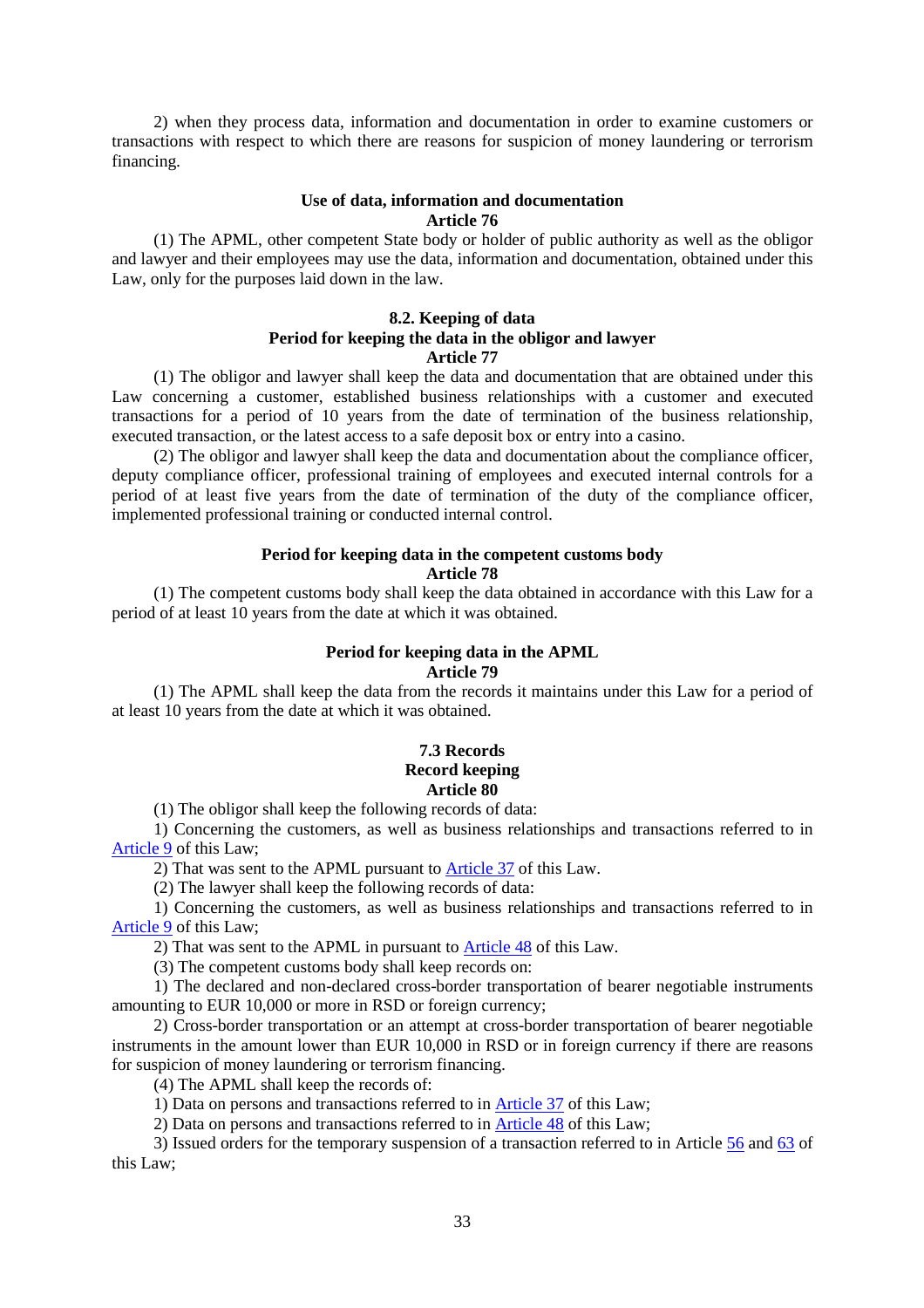2) when they process data, information and documentation in order to examine customers or transactions with respect to which there are reasons for suspicion of money laundering or terrorism financing.

### Use of data, information and documentation
### Article 76

(1) The APML, other competent State body or holder of public authority as well as the obligor and lawyer and their employees may use the data, information and documentation, obtained under this Law, only for the purposes laid down in the law.

## 8.2. Keeping of data
### Period for keeping the data in the obligor and lawyer
### Article 77

(1) The obligor and lawyer shall keep the data and documentation that are obtained under this Law concerning a customer, established business relationships with a customer and executed transactions for a period of 10 years from the date of termination of the business relationship, executed transaction, or the latest access to a safe deposit box or entry into a casino.

(2) The obligor and lawyer shall keep the data and documentation about the compliance officer, deputy compliance officer, professional training of employees and executed internal controls for a period of at least five years from the date of termination of the duty of the compliance officer, implemented professional training or conducted internal control.

### Period for keeping data in the competent customs body
### Article 78

(1) The competent customs body shall keep the data obtained in accordance with this Law for a period of at least 10 years from the date at which it was obtained.

### Period for keeping data in the APML
### Article 79

(1) The APML shall keep the data from the records it maintains under this Law for a period of at least 10 years from the date at which it was obtained.

## 7.3 Records
### Record keeping
### Article 80

(1) The obligor shall keep the following records of data:

1) Concerning the customers, as well as business relationships and transactions referred to in Article 9 of this Law;

2) That was sent to the APML pursuant to Article 37 of this Law.

(2) The lawyer shall keep the following records of data:

1) Concerning the customers, as well as business relationships and transactions referred to in Article 9 of this Law;

2) That was sent to the APML in pursuant to Article 48 of this Law.

(3) The competent customs body shall keep records on:

1) The declared and non-declared cross-border transportation of bearer negotiable instruments amounting to EUR 10,000 or more in RSD or foreign currency;

2) Cross-border transportation or an attempt at cross-border transportation of bearer negotiable instruments in the amount lower than EUR 10,000 in RSD or in foreign currency if there are reasons for suspicion of money laundering or terrorism financing.

(4) The APML shall keep the records of:

1) Data on persons and transactions referred to in Article 37 of this Law;

2) Data on persons and transactions referred to in Article 48 of this Law;

3) Issued orders for the temporary suspension of a transaction referred to in Article 56 and 63 of this Law;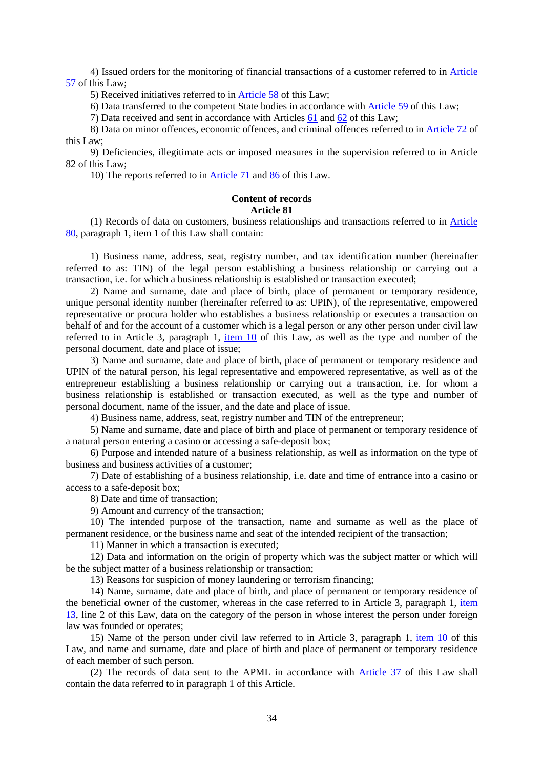4) Issued orders for the monitoring of financial transactions of a customer referred to in Article 57 of this Law;

5) Received initiatives referred to in Article 58 of this Law;

6) Data transferred to the competent State bodies in accordance with Article 59 of this Law;

7) Data received and sent in accordance with Articles 61 and 62 of this Law;

8) Data on minor offences, economic offences, and criminal offences referred to in Article 72 of this Law;

9) Deficiencies, illegitimate acts or imposed measures in the supervision referred to in Article 82 of this Law;

10) The reports referred to in Article 71 and 86 of this Law.

**Content of records**
**Article 81**

(1) Records of data on customers, business relationships and transactions referred to in Article 80, paragraph 1, item 1 of this Law shall contain:

1) Business name, address, seat, registry number, and tax identification number (hereinafter referred to as: TIN) of the legal person establishing a business relationship or carrying out a transaction, i.e. for which a business relationship is established or transaction executed;

2) Name and surname, date and place of birth, place of permanent or temporary residence, unique personal identity number (hereinafter referred to as: UPIN), of the representative, empowered representative or procura holder who establishes a business relationship or executes a transaction on behalf of and for the account of a customer which is a legal person or any other person under civil law referred to in Article 3, paragraph 1, item 10 of this Law, as well as the type and number of the personal document, date and place of issue;

3) Name and surname, date and place of birth, place of permanent or temporary residence and UPIN of the natural person, his legal representative and empowered representative, as well as of the entrepreneur establishing a business relationship or carrying out a transaction, i.e. for whom a business relationship is established or transaction executed, as well as the type and number of personal document, name of the issuer, and the date and place of issue.

4) Business name, address, seat, registry number and TIN of the entrepreneur;

5) Name and surname, date and place of birth and place of permanent or temporary residence of a natural person entering a casino or accessing a safe-deposit box;

6) Purpose and intended nature of a business relationship, as well as information on the type of business and business activities of a customer;

7) Date of establishing of a business relationship, i.e. date and time of entrance into a casino or access to a safe-deposit box;

8) Date and time of transaction;

9) Amount and currency of the transaction;

10) The intended purpose of the transaction, name and surname as well as the place of permanent residence, or the business name and seat of the intended recipient of the transaction;

11) Manner in which a transaction is executed;

12) Data and information on the origin of property which was the subject matter or which will be the subject matter of a business relationship or transaction;

13) Reasons for suspicion of money laundering or terrorism financing;

14) Name, surname, date and place of birth, and place of permanent or temporary residence of the beneficial owner of the customer, whereas in the case referred to in Article 3, paragraph 1, item 13, line 2 of this Law, data on the category of the person in whose interest the person under foreign law was founded or operates;

15) Name of the person under civil law referred to in Article 3, paragraph 1, item 10 of this Law, and name and surname, date and place of birth and place of permanent or temporary residence of each member of such person.

(2) The records of data sent to the APML in accordance with Article 37 of this Law shall contain the data referred to in paragraph 1 of this Article.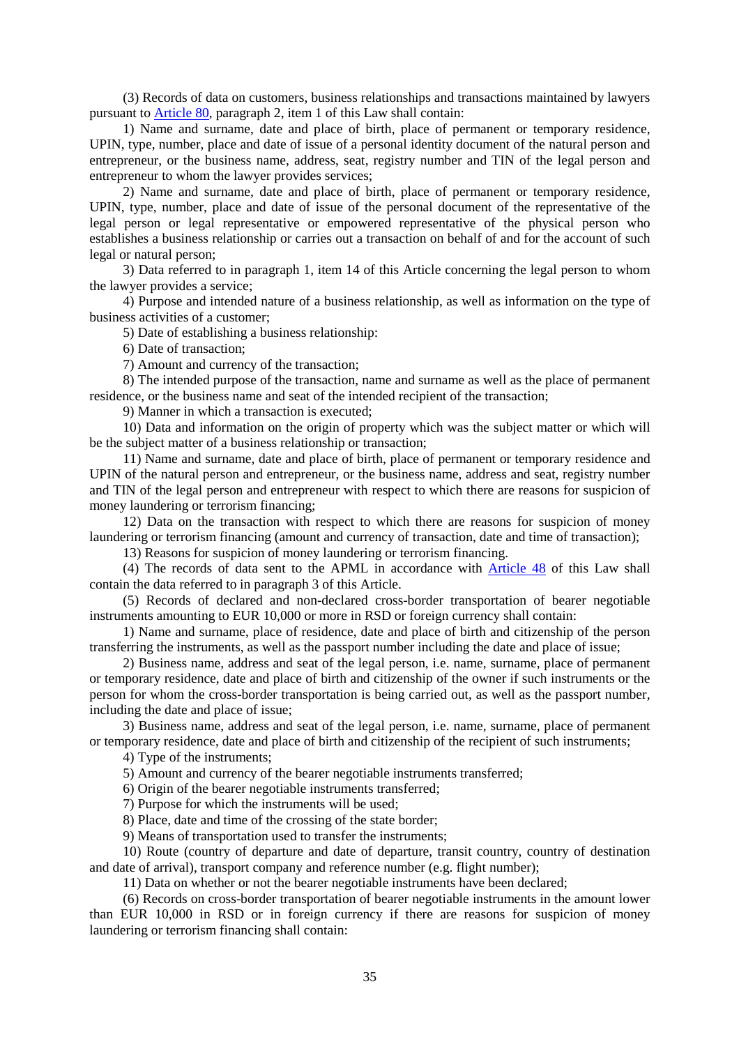(3) Records of data on customers, business relationships and transactions maintained by lawyers pursuant to Article 80, paragraph 2, item 1 of this Law shall contain:

1) Name and surname, date and place of birth, place of permanent or temporary residence, UPIN, type, number, place and date of issue of a personal identity document of the natural person and entrepreneur, or the business name, address, seat, registry number and TIN of the legal person and entrepreneur to whom the lawyer provides services;

2) Name and surname, date and place of birth, place of permanent or temporary residence, UPIN, type, number, place and date of issue of the personal document of the representative of the legal person or legal representative or empowered representative of the physical person who establishes a business relationship or carries out a transaction on behalf of and for the account of such legal or natural person;

3) Data referred to in paragraph 1, item 14 of this Article concerning the legal person to whom the lawyer provides a service;

4) Purpose and intended nature of a business relationship, as well as information on the type of business activities of a customer;

5) Date of establishing a business relationship:

6) Date of transaction;

7) Amount and currency of the transaction;

8) The intended purpose of the transaction, name and surname as well as the place of permanent residence, or the business name and seat of the intended recipient of the transaction;

9) Manner in which a transaction is executed;

10) Data and information on the origin of property which was the subject matter or which will be the subject matter of a business relationship or transaction;

11) Name and surname, date and place of birth, place of permanent or temporary residence and UPIN of the natural person and entrepreneur, or the business name, address and seat, registry number and TIN of the legal person and entrepreneur with respect to which there are reasons for suspicion of money laundering or terrorism financing;

12) Data on the transaction with respect to which there are reasons for suspicion of money laundering or terrorism financing (amount and currency of transaction, date and time of transaction);

13) Reasons for suspicion of money laundering or terrorism financing.

(4) The records of data sent to the APML in accordance with Article 48 of this Law shall contain the data referred to in paragraph 3 of this Article.

(5) Records of declared and non-declared cross-border transportation of bearer negotiable instruments amounting to EUR 10,000 or more in RSD or foreign currency shall contain:

1) Name and surname, place of residence, date and place of birth and citizenship of the person transferring the instruments, as well as the passport number including the date and place of issue;

2) Business name, address and seat of the legal person, i.e. name, surname, place of permanent or temporary residence, date and place of birth and citizenship of the owner if such instruments or the person for whom the cross-border transportation is being carried out, as well as the passport number, including the date and place of issue;

3) Business name, address and seat of the legal person, i.e. name, surname, place of permanent or temporary residence, date and place of birth and citizenship of the recipient of such instruments;

4) Type of the instruments;

5) Amount and currency of the bearer negotiable instruments transferred;

6) Origin of the bearer negotiable instruments transferred;

7) Purpose for which the instruments will be used;

8) Place, date and time of the crossing of the state border;

9) Means of transportation used to transfer the instruments;

10) Route (country of departure and date of departure, transit country, country of destination and date of arrival), transport company and reference number (e.g. flight number);

11) Data on whether or not the bearer negotiable instruments have been declared;

(6) Records on cross-border transportation of bearer negotiable instruments in the amount lower than EUR 10,000 in RSD or in foreign currency if there are reasons for suspicion of money laundering or terrorism financing shall contain: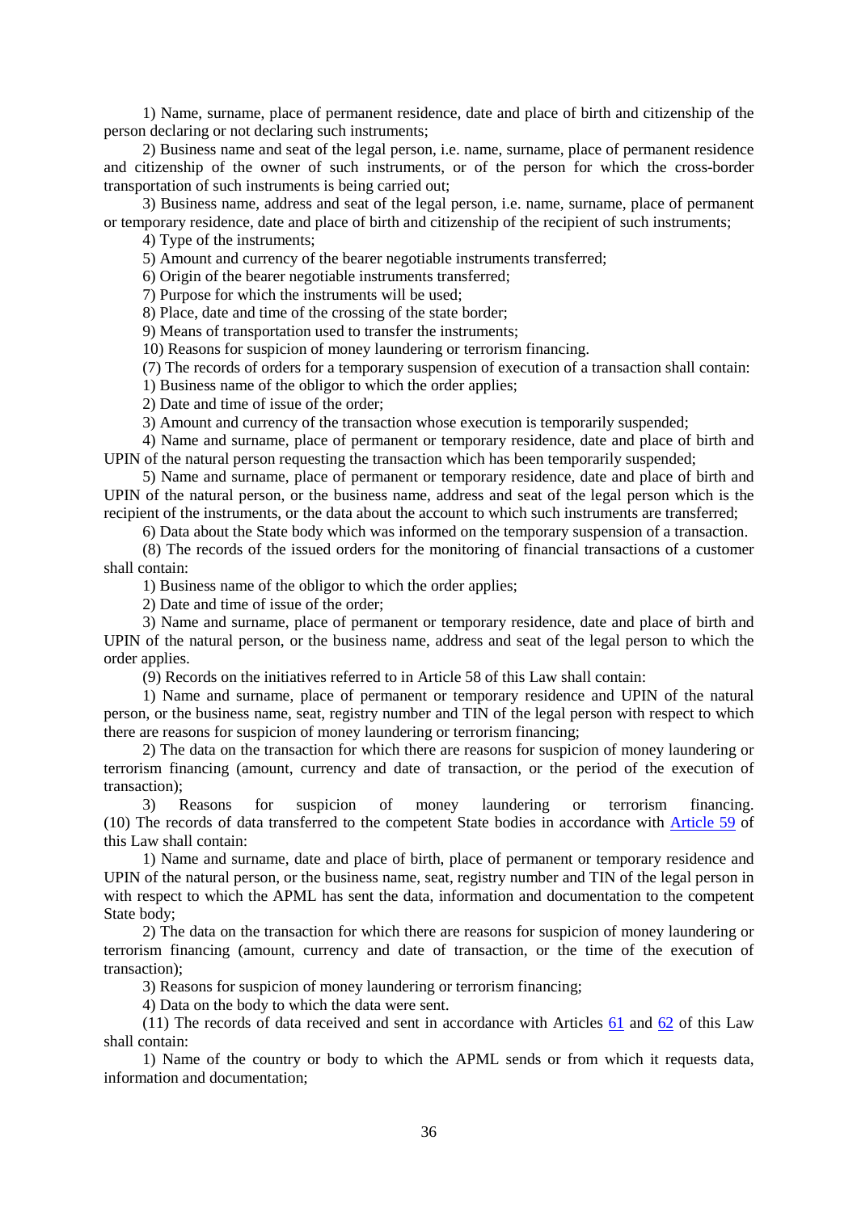1) Name, surname, place of permanent residence, date and place of birth and citizenship of the person declaring or not declaring such instruments;

2) Business name and seat of the legal person, i.e. name, surname, place of permanent residence and citizenship of the owner of such instruments, or of the person for which the cross-border transportation of such instruments is being carried out;

3) Business name, address and seat of the legal person, i.e. name, surname, place of permanent or temporary residence, date and place of birth and citizenship of the recipient of such instruments;

4) Type of the instruments;

5) Amount and currency of the bearer negotiable instruments transferred;

6) Origin of the bearer negotiable instruments transferred;

7) Purpose for which the instruments will be used;

8) Place, date and time of the crossing of the state border;

9) Means of transportation used to transfer the instruments;

10) Reasons for suspicion of money laundering or terrorism financing.

(7) The records of orders for a temporary suspension of execution of a transaction shall contain:

1) Business name of the obligor to which the order applies;

2) Date and time of issue of the order;

3) Amount and currency of the transaction whose execution is temporarily suspended;

4) Name and surname, place of permanent or temporary residence, date and place of birth and UPIN of the natural person requesting the transaction which has been temporarily suspended;

5) Name and surname, place of permanent or temporary residence, date and place of birth and UPIN of the natural person, or the business name, address and seat of the legal person which is the recipient of the instruments, or the data about the account to which such instruments are transferred;

6) Data about the State body which was informed on the temporary suspension of a transaction.

(8) The records of the issued orders for the monitoring of financial transactions of a customer shall contain:

1) Business name of the obligor to which the order applies;

2) Date and time of issue of the order;

3) Name and surname, place of permanent or temporary residence, date and place of birth and UPIN of the natural person, or the business name, address and seat of the legal person to which the order applies.

(9) Records on the initiatives referred to in Article 58 of this Law shall contain:

1) Name and surname, place of permanent or temporary residence and UPIN of the natural person, or the business name, seat, registry number and TIN of the legal person with respect to which there are reasons for suspicion of money laundering or terrorism financing;

2) The data on the transaction for which there are reasons for suspicion of money laundering or terrorism financing (amount, currency and date of transaction, or the period of the execution of transaction);

3) Reasons for suspicion of money laundering or terrorism financing.

(10) The records of data transferred to the competent State bodies in accordance with Article 59 of this Law shall contain:

1) Name and surname, date and place of birth, place of permanent or temporary residence and UPIN of the natural person, or the business name, seat, registry number and TIN of the legal person in with respect to which the APML has sent the data, information and documentation to the competent State body;

2) The data on the transaction for which there are reasons for suspicion of money laundering or terrorism financing (amount, currency and date of transaction, or the time of the execution of transaction);

3) Reasons for suspicion of money laundering or terrorism financing;

4) Data on the body to which the data were sent.

(11) The records of data received and sent in accordance with Articles 61 and 62 of this Law shall contain:

1) Name of the country or body to which the APML sends or from which it requests data, information and documentation;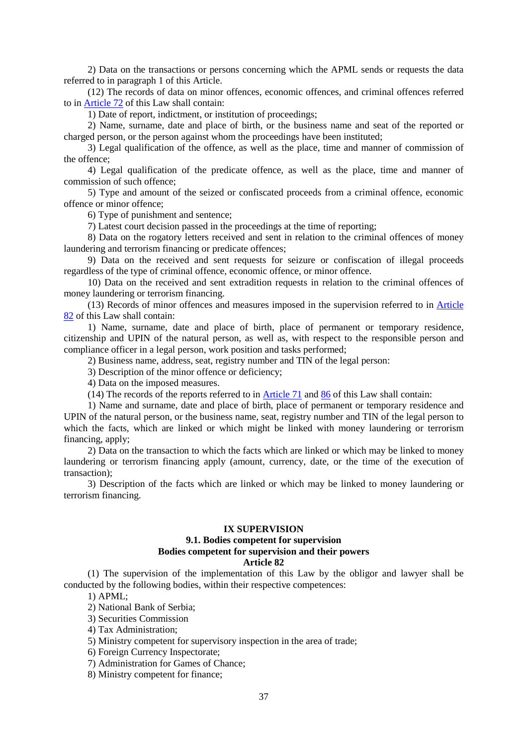2) Data on the transactions or persons concerning which the APML sends or requests the data referred to in paragraph 1 of this Article.

(12) The records of data on minor offences, economic offences, and criminal offences referred to in Article 72 of this Law shall contain:

1) Date of report, indictment, or institution of proceedings;

2) Name, surname, date and place of birth, or the business name and seat of the reported or charged person, or the person against whom the proceedings have been instituted;

3) Legal qualification of the offence, as well as the place, time and manner of commission of the offence;

4) Legal qualification of the predicate offence, as well as the place, time and manner of commission of such offence;

5) Type and amount of the seized or confiscated proceeds from a criminal offence, economic offence or minor offence;

6) Type of punishment and sentence;

7) Latest court decision passed in the proceedings at the time of reporting;

8) Data on the rogatory letters received and sent in relation to the criminal offences of money laundering and terrorism financing or predicate offences;

9) Data on the received and sent requests for seizure or confiscation of illegal proceeds regardless of the type of criminal offence, economic offence, or minor offence.

10) Data on the received and sent extradition requests in relation to the criminal offences of money laundering or terrorism financing.

(13) Records of minor offences and measures imposed in the supervision referred to in Article 82 of this Law shall contain:

1) Name, surname, date and place of birth, place of permanent or temporary residence, citizenship and UPIN of the natural person, as well as, with respect to the responsible person and compliance officer in a legal person, work position and tasks performed;

2) Business name, address, seat, registry number and TIN of the legal person:

3) Description of the minor offence or deficiency;

4) Data on the imposed measures.

(14) The records of the reports referred to in Article 71 and 86 of this Law shall contain:

1) Name and surname, date and place of birth, place of permanent or temporary residence and UPIN of the natural person, or the business name, seat, registry number and TIN of the legal person to which the facts, which are linked or which might be linked with money laundering or terrorism financing, apply;

2) Data on the transaction to which the facts which are linked or which may be linked to money laundering or terrorism financing apply (amount, currency, date, or the time of the execution of transaction);

3) Description of the facts which are linked or which may be linked to money laundering or terrorism financing.

## IX SUPERVISION

### 9.1. Bodies competent for supervision

#### Bodies competent for supervision and their powers

#### Article 82

(1) The supervision of the implementation of this Law by the obligor and lawyer shall be conducted by the following bodies, within their respective competences:

1) APML;

2) National Bank of Serbia;

3) Securities Commission

4) Tax Administration;

5) Ministry competent for supervisory inspection in the area of trade;

6) Foreign Currency Inspectorate;

7) Administration for Games of Chance;

8) Ministry competent for finance;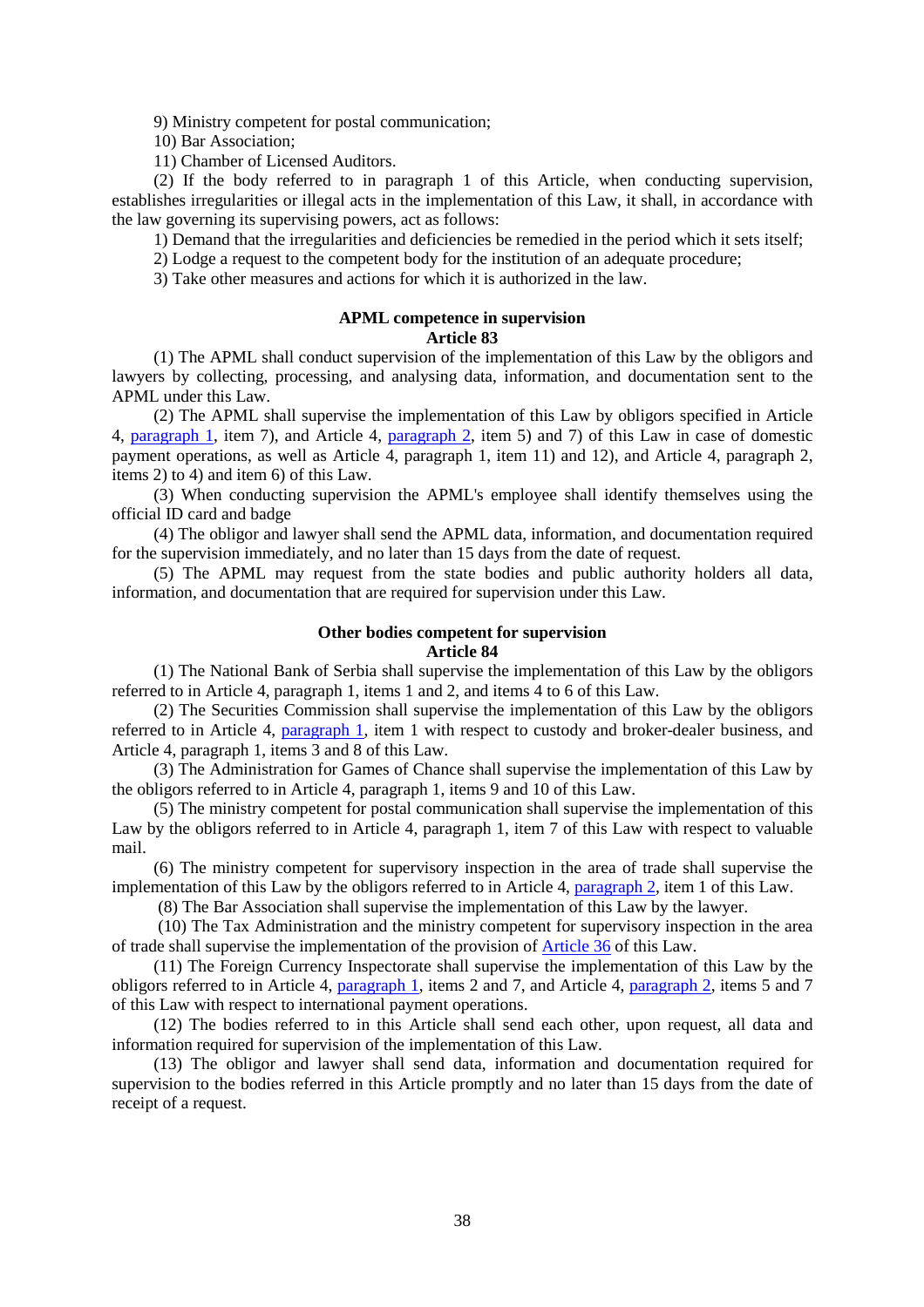9) Ministry competent for postal communication;

10) Bar Association;

11) Chamber of Licensed Auditors.

(2) If the body referred to in paragraph 1 of this Article, when conducting supervision, establishes irregularities or illegal acts in the implementation of this Law, it shall, in accordance with the law governing its supervising powers, act as follows:

1) Demand that the irregularities and deficiencies be remedied in the period which it sets itself;

2) Lodge a request to the competent body for the institution of an adequate procedure;

3) Take other measures and actions for which it is authorized in the law.

**APML competence in supervision**
**Article 83**

(1) The APML shall conduct supervision of the implementation of this Law by the obligors and lawyers by collecting, processing, and analysing data, information, and documentation sent to the APML under this Law.

(2) The APML shall supervise the implementation of this Law by obligors specified in Article 4, paragraph 1, item 7), and Article 4, paragraph 2, item 5) and 7) of this Law in case of domestic payment operations, as well as Article 4, paragraph 1, item 11) and 12), and Article 4, paragraph 2, items 2) to 4) and item 6) of this Law.

(3) When conducting supervision the APML's employee shall identify themselves using the official ID card and badge

(4) The obligor and lawyer shall send the APML data, information, and documentation required for the supervision immediately, and no later than 15 days from the date of request.

(5) The APML may request from the state bodies and public authority holders all data, information, and documentation that are required for supervision under this Law.

**Other bodies competent for supervision**
**Article 84**

(1) The National Bank of Serbia shall supervise the implementation of this Law by the obligors referred to in Article 4, paragraph 1, items 1 and 2, and items 4 to 6 of this Law.

(2) The Securities Commission shall supervise the implementation of this Law by the obligors referred to in Article 4, paragraph 1, item 1 with respect to custody and broker-dealer business, and Article 4, paragraph 1, items 3 and 8 of this Law.

(3) The Administration for Games of Chance shall supervise the implementation of this Law by the obligors referred to in Article 4, paragraph 1, items 9 and 10 of this Law.

(5) The ministry competent for postal communication shall supervise the implementation of this Law by the obligors referred to in Article 4, paragraph 1, item 7 of this Law with respect to valuable mail.

(6) The ministry competent for supervisory inspection in the area of trade shall supervise the implementation of this Law by the obligors referred to in Article 4, paragraph 2, item 1 of this Law.

(8) The Bar Association shall supervise the implementation of this Law by the lawyer.

(10) The Tax Administration and the ministry competent for supervisory inspection in the area of trade shall supervise the implementation of the provision of Article 36 of this Law.

(11) The Foreign Currency Inspectorate shall supervise the implementation of this Law by the obligors referred to in Article 4, paragraph 1, items 2 and 7, and Article 4, paragraph 2, items 5 and 7 of this Law with respect to international payment operations.

(12) The bodies referred to in this Article shall send each other, upon request, all data and information required for supervision of the implementation of this Law.

(13) The obligor and lawyer shall send data, information and documentation required for supervision to the bodies referred in this Article promptly and no later than 15 days from the date of receipt of a request.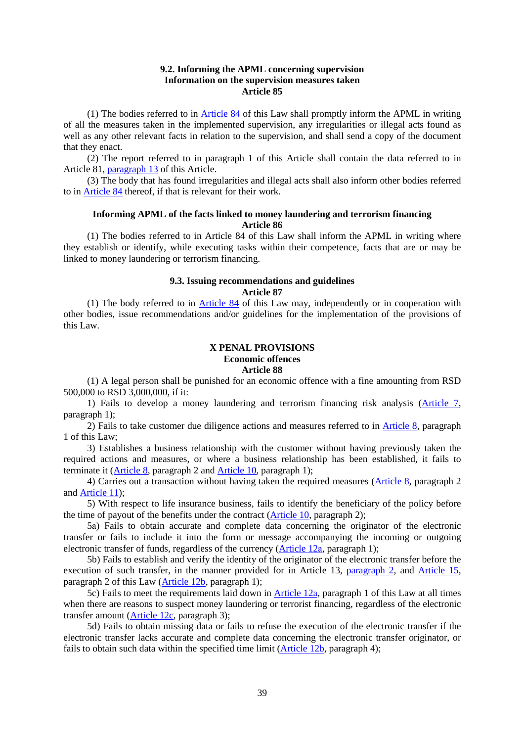### 9.2. Informing the APML concerning supervision

**Information on the supervision measures taken**

**Article 85**

(1) The bodies referred to in Article 84 of this Law shall promptly inform the APML in writing of all the measures taken in the implemented supervision, any irregularities or illegal acts found as well as any other relevant facts in relation to the supervision, and shall send a copy of the document that they enact.

(2) The report referred to in paragraph 1 of this Article shall contain the data referred to in Article 81, paragraph 13 of this Article.

(3) The body that has found irregularities and illegal acts shall also inform other bodies referred to in Article 84 thereof, if that is relevant for their work.

**Informing APML of the facts linked to money laundering and terrorism financing**

**Article 86**

(1) The bodies referred to in Article 84 of this Law shall inform the APML in writing where they establish or identify, while executing tasks within their competence, facts that are or may be linked to money laundering or terrorism financing.

### 9.3. Issuing recommendations and guidelines

**Article 87**

(1) The body referred to in Article 84 of this Law may, independently or in cooperation with other bodies, issue recommendations and/or guidelines for the implementation of the provisions of this Law.

## X PENAL PROVISIONS

**Economic offences**

**Article 88**

(1) A legal person shall be punished for an economic offence with a fine amounting from RSD 500,000 to RSD 3,000,000, if it:

1) Fails to develop a money laundering and terrorism financing risk analysis (Article 7, paragraph 1);

2) Fails to take customer due diligence actions and measures referred to in Article 8, paragraph 1 of this Law;

3) Establishes a business relationship with the customer without having previously taken the required actions and measures, or where a business relationship has been established, it fails to terminate it (Article 8, paragraph 2 and Article 10, paragraph 1);

4) Carries out a transaction without having taken the required measures (Article 8, paragraph 2 and Article 11);

5) With respect to life insurance business, fails to identify the beneficiary of the policy before the time of payout of the benefits under the contract (Article 10, paragraph 2);

5a) Fails to obtain accurate and complete data concerning the originator of the electronic transfer or fails to include it into the form or message accompanying the incoming or outgoing electronic transfer of funds, regardless of the currency (Article 12a, paragraph 1);

5b) Fails to establish and verify the identity of the originator of the electronic transfer before the execution of such transfer, in the manner provided for in Article 13, paragraph 2, and Article 15, paragraph 2 of this Law (Article 12b, paragraph 1);

5c) Fails to meet the requirements laid down in Article 12a, paragraph 1 of this Law at all times when there are reasons to suspect money laundering or terrorist financing, regardless of the electronic transfer amount (Article 12c, paragraph 3);

5d) Fails to obtain missing data or fails to refuse the execution of the electronic transfer if the electronic transfer lacks accurate and complete data concerning the electronic transfer originator, or fails to obtain such data within the specified time limit (Article 12b, paragraph 4);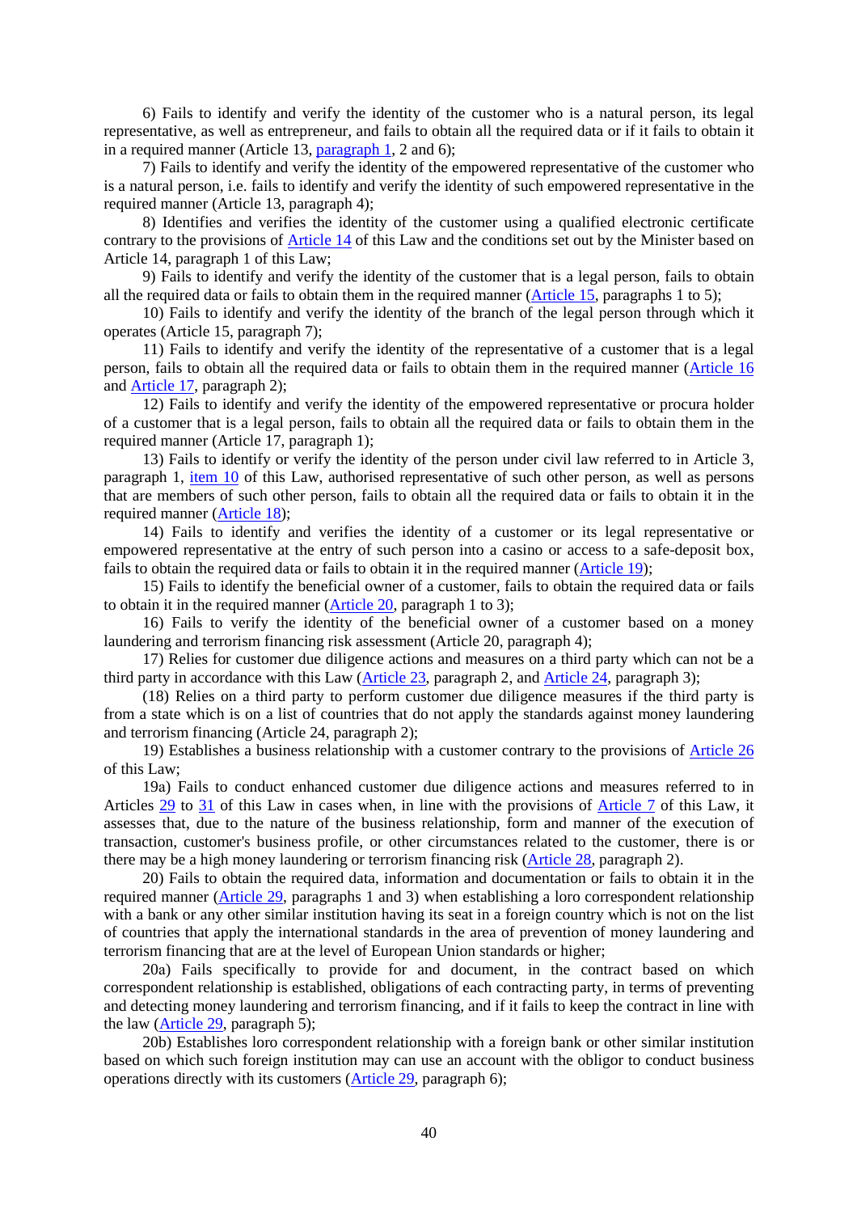6) Fails to identify and verify the identity of the customer who is a natural person, its legal representative, as well as entrepreneur, and fails to obtain all the required data or if it fails to obtain it in a required manner (Article 13, paragraph 1, 2 and 6);

7) Fails to identify and verify the identity of the empowered representative of the customer who is a natural person, i.e. fails to identify and verify the identity of such empowered representative in the required manner (Article 13, paragraph 4);

8) Identifies and verifies the identity of the customer using a qualified electronic certificate contrary to the provisions of Article 14 of this Law and the conditions set out by the Minister based on Article 14, paragraph 1 of this Law;

9) Fails to identify and verify the identity of the customer that is a legal person, fails to obtain all the required data or fails to obtain them in the required manner (Article 15, paragraphs 1 to 5);

10) Fails to identify and verify the identity of the branch of the legal person through which it operates (Article 15, paragraph 7);

11) Fails to identify and verify the identity of the representative of a customer that is a legal person, fails to obtain all the required data or fails to obtain them in the required manner (Article 16 and Article 17, paragraph 2);

12) Fails to identify and verify the identity of the empowered representative or procura holder of a customer that is a legal person, fails to obtain all the required data or fails to obtain them in the required manner (Article 17, paragraph 1);

13) Fails to identify or verify the identity of the person under civil law referred to in Article 3, paragraph 1, item 10 of this Law, authorised representative of such other person, as well as persons that are members of such other person, fails to obtain all the required data or fails to obtain it in the required manner (Article 18);

14) Fails to identify and verifies the identity of a customer or its legal representative or empowered representative at the entry of such person into a casino or access to a safe-deposit box, fails to obtain the required data or fails to obtain it in the required manner (Article 19);

15) Fails to identify the beneficial owner of a customer, fails to obtain the required data or fails to obtain it in the required manner (Article 20, paragraph 1 to 3);

16) Fails to verify the identity of the beneficial owner of a customer based on a money laundering and terrorism financing risk assessment (Article 20, paragraph 4);

17) Relies for customer due diligence actions and measures on a third party which can not be a third party in accordance with this Law (Article 23, paragraph 2, and Article 24, paragraph 3);

(18) Relies on a third party to perform customer due diligence measures if the third party is from a state which is on a list of countries that do not apply the standards against money laundering and terrorism financing (Article 24, paragraph 2);

19) Establishes a business relationship with a customer contrary to the provisions of Article 26 of this Law;

19a) Fails to conduct enhanced customer due diligence actions and measures referred to in Articles 29 to 31 of this Law in cases when, in line with the provisions of Article 7 of this Law, it assesses that, due to the nature of the business relationship, form and manner of the execution of transaction, customer's business profile, or other circumstances related to the customer, there is or there may be a high money laundering or terrorism financing risk (Article 28, paragraph 2).

20) Fails to obtain the required data, information and documentation or fails to obtain it in the required manner (Article 29, paragraphs 1 and 3) when establishing a loro correspondent relationship with a bank or any other similar institution having its seat in a foreign country which is not on the list of countries that apply the international standards in the area of prevention of money laundering and terrorism financing that are at the level of European Union standards or higher;

20a) Fails specifically to provide for and document, in the contract based on which correspondent relationship is established, obligations of each contracting party, in terms of preventing and detecting money laundering and terrorism financing, and if it fails to keep the contract in line with the law (Article 29, paragraph 5);

20b) Establishes loro correspondent relationship with a foreign bank or other similar institution based on which such foreign institution may can use an account with the obligor to conduct business operations directly with its customers (Article 29, paragraph 6);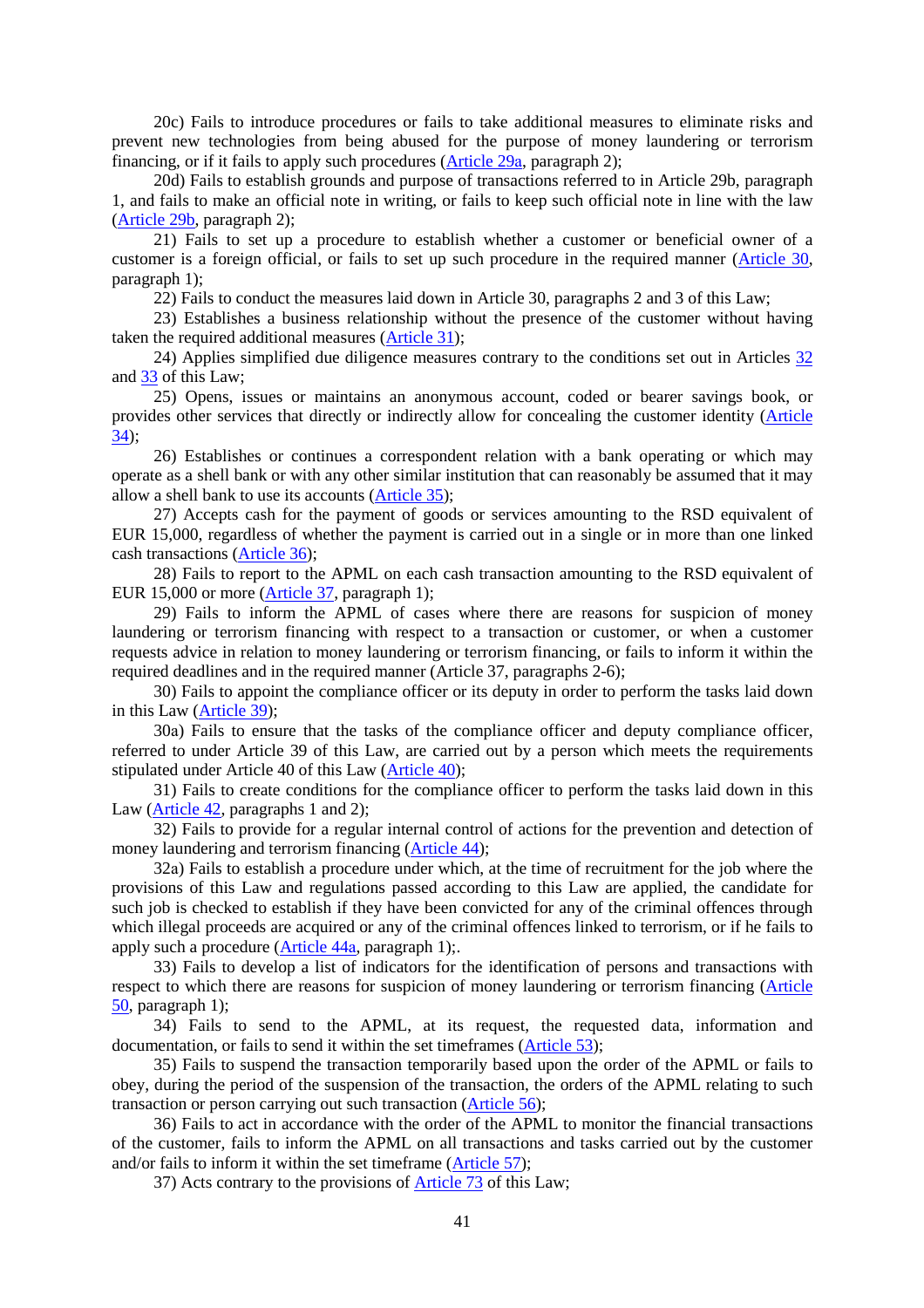20c) Fails to introduce procedures or fails to take additional measures to eliminate risks and prevent new technologies from being abused for the purpose of money laundering or terrorism financing, or if it fails to apply such procedures (Article 29a, paragraph 2);

20d) Fails to establish grounds and purpose of transactions referred to in Article 29b, paragraph 1, and fails to make an official note in writing, or fails to keep such official note in line with the law (Article 29b, paragraph 2);

21) Fails to set up a procedure to establish whether a customer or beneficial owner of a customer is a foreign official, or fails to set up such procedure in the required manner (Article 30, paragraph 1);

22) Fails to conduct the measures laid down in Article 30, paragraphs 2 and 3 of this Law;

23) Establishes a business relationship without the presence of the customer without having taken the required additional measures (Article 31);

24) Applies simplified due diligence measures contrary to the conditions set out in Articles 32 and 33 of this Law;

25) Opens, issues or maintains an anonymous account, coded or bearer savings book, or provides other services that directly or indirectly allow for concealing the customer identity (Article 34);

26) Establishes or continues a correspondent relation with a bank operating or which may operate as a shell bank or with any other similar institution that can reasonably be assumed that it may allow a shell bank to use its accounts (Article 35);

27) Accepts cash for the payment of goods or services amounting to the RSD equivalent of EUR 15,000, regardless of whether the payment is carried out in a single or in more than one linked cash transactions (Article 36);

28) Fails to report to the APML on each cash transaction amounting to the RSD equivalent of EUR 15,000 or more (Article 37, paragraph 1);

29) Fails to inform the APML of cases where there are reasons for suspicion of money laundering or terrorism financing with respect to a transaction or customer, or when a customer requests advice in relation to money laundering or terrorism financing, or fails to inform it within the required deadlines and in the required manner (Article 37, paragraphs 2-6);

30) Fails to appoint the compliance officer or its deputy in order to perform the tasks laid down in this Law (Article 39);

30a) Fails to ensure that the tasks of the compliance officer and deputy compliance officer, referred to under Article 39 of this Law, are carried out by a person which meets the requirements stipulated under Article 40 of this Law (Article 40);

31) Fails to create conditions for the compliance officer to perform the tasks laid down in this Law (Article 42, paragraphs 1 and 2);

32) Fails to provide for a regular internal control of actions for the prevention and detection of money laundering and terrorism financing (Article 44);

32a) Fails to establish a procedure under which, at the time of recruitment for the job where the provisions of this Law and regulations passed according to this Law are applied, the candidate for such job is checked to establish if they have been convicted for any of the criminal offences through which illegal proceeds are acquired or any of the criminal offences linked to terrorism, or if he fails to apply such a procedure (Article 44a, paragraph 1);.

33) Fails to develop a list of indicators for the identification of persons and transactions with respect to which there are reasons for suspicion of money laundering or terrorism financing (Article 50, paragraph 1);

34) Fails to send to the APML, at its request, the requested data, information and documentation, or fails to send it within the set timeframes (Article 53);

35) Fails to suspend the transaction temporarily based upon the order of the APML or fails to obey, during the period of the suspension of the transaction, the orders of the APML relating to such transaction or person carrying out such transaction (Article 56);

36) Fails to act in accordance with the order of the APML to monitor the financial transactions of the customer, fails to inform the APML on all transactions and tasks carried out by the customer and/or fails to inform it within the set timeframe (Article 57);

37) Acts contrary to the provisions of Article 73 of this Law;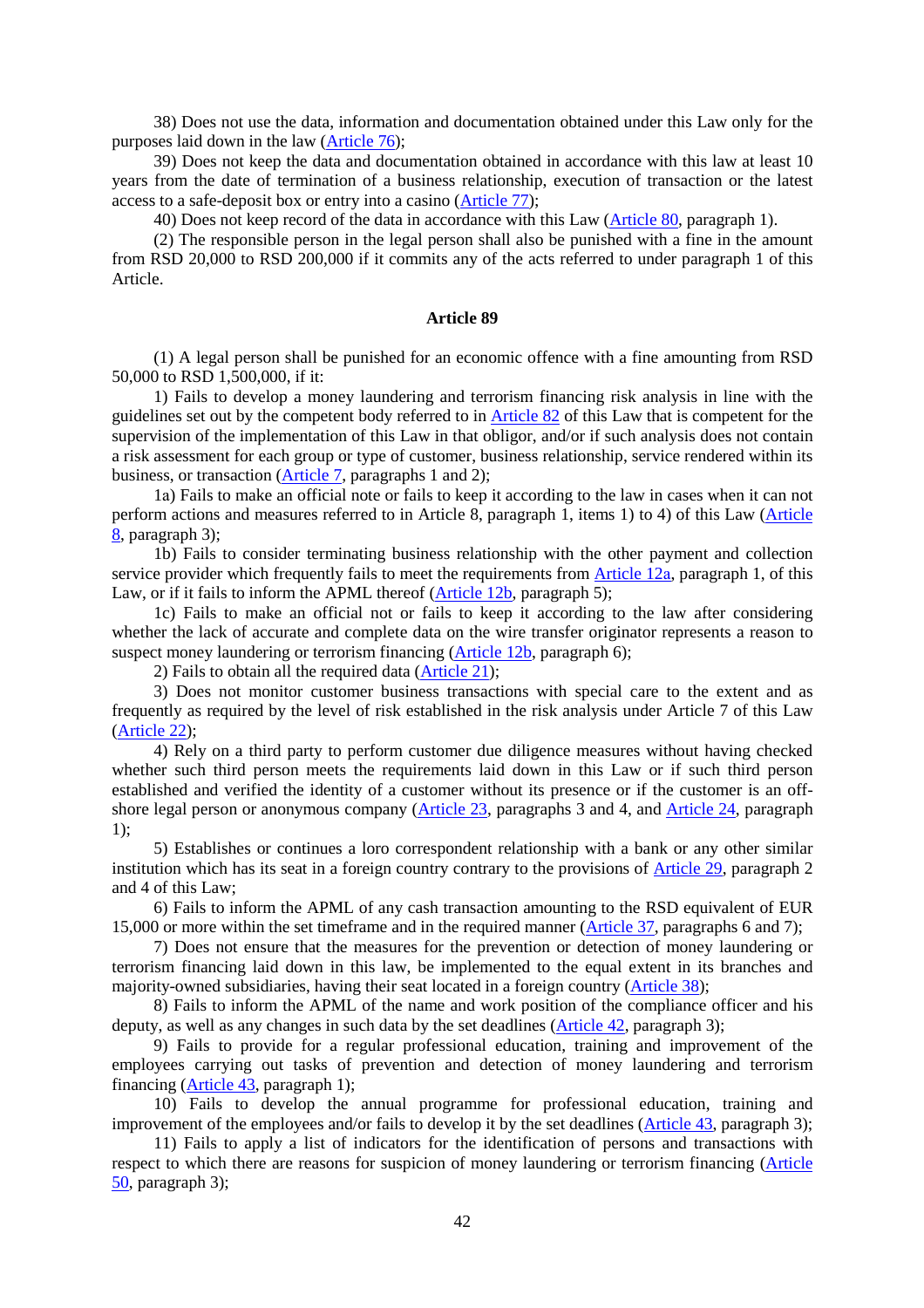38) Does not use the data, information and documentation obtained under this Law only for the purposes laid down in the law (Article 76);

39) Does not keep the data and documentation obtained in accordance with this law at least 10 years from the date of termination of a business relationship, execution of transaction or the latest access to a safe-deposit box or entry into a casino (Article 77);

40) Does not keep record of the data in accordance with this Law (Article 80, paragraph 1).

(2) The responsible person in the legal person shall also be punished with a fine in the amount from RSD 20,000 to RSD 200,000 if it commits any of the acts referred to under paragraph 1 of this Article.

**Article 89**

(1) A legal person shall be punished for an economic offence with a fine amounting from RSD 50,000 to RSD 1,500,000, if it:

1) Fails to develop a money laundering and terrorism financing risk analysis in line with the guidelines set out by the competent body referred to in Article 82 of this Law that is competent for the supervision of the implementation of this Law in that obligor, and/or if such analysis does not contain a risk assessment for each group or type of customer, business relationship, service rendered within its business, or transaction (Article 7, paragraphs 1 and 2);

1a) Fails to make an official note or fails to keep it according to the law in cases when it can not perform actions and measures referred to in Article 8, paragraph 1, items 1) to 4) of this Law (Article 8, paragraph 3);

1b) Fails to consider terminating business relationship with the other payment and collection service provider which frequently fails to meet the requirements from Article 12a, paragraph 1, of this Law, or if it fails to inform the APML thereof (Article 12b, paragraph 5);

1c) Fails to make an official note or fails to keep it according to the law after considering whether the lack of accurate and complete data on the wire transfer originator represents a reason to suspect money laundering or terrorism financing (Article 12b, paragraph 6);

2) Fails to obtain all the required data (Article 21);

3) Does not monitor customer business transactions with special care to the extent and as frequently as required by the level of risk established in the risk analysis under Article 7 of this Law (Article 22);

4) Rely on a third party to perform customer due diligence measures without having checked whether such third person meets the requirements laid down in this Law or if such third person established and verified the identity of a customer without its presence or if the customer is an off-shore legal person or anonymous company (Article 23, paragraphs 3 and 4, and Article 24, paragraph 1);

5) Establishes or continues a loro correspondent relationship with a bank or any other similar institution which has its seat in a foreign country contrary to the provisions of Article 29, paragraph 2 and 4 of this Law;

6) Fails to inform the APML of any cash transaction amounting to the RSD equivalent of EUR 15,000 or more within the set timeframe and in the required manner (Article 37, paragraphs 6 and 7);

7) Does not ensure that the measures for the prevention or detection of money laundering or terrorism financing laid down in this law, be implemented to the equal extent in its branches and majority-owned subsidiaries, having their seat located in a foreign country (Article 38);

8) Fails to inform the APML of the name and work position of the compliance officer and his deputy, as well as any changes in such data by the set deadlines (Article 42, paragraph 3);

9) Fails to provide for a regular professional education, training and improvement of the employees carrying out tasks of prevention and detection of money laundering and terrorism financing (Article 43, paragraph 1);

10) Fails to develop the annual programme for professional education, training and improvement of the employees and/or fails to develop it by the set deadlines (Article 43, paragraph 3);

11) Fails to apply a list of indicators for the identification of persons and transactions with respect to which there are reasons for suspicion of money laundering or terrorism financing (Article 50, paragraph 3);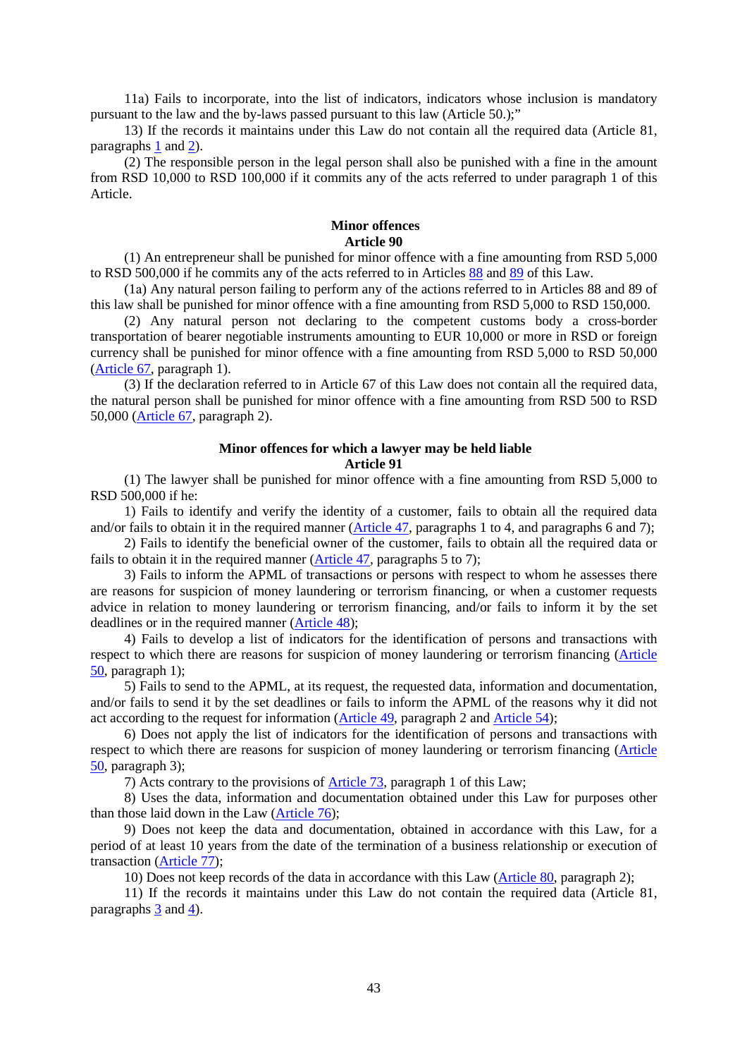11a) Fails to incorporate, into the list of indicators, indicators whose inclusion is mandatory pursuant to the law and the by-laws passed pursuant to this law (Article 50.);"

13) If the records it maintains under this Law do not contain all the required data (Article 81, paragraphs 1 and 2).

(2) The responsible person in the legal person shall also be punished with a fine in the amount from RSD 10,000 to RSD 100,000 if it commits any of the acts referred to under paragraph 1 of this Article.

**Minor offences**
**Article 90**

(1) An entrepreneur shall be punished for minor offence with a fine amounting from RSD 5,000 to RSD 500,000 if he commits any of the acts referred to in Articles 88 and 89 of this Law.

(1a) Any natural person failing to perform any of the actions referred to in Articles 88 and 89 of this law shall be punished for minor offence with a fine amounting from RSD 5,000 to RSD 150,000.

(2) Any natural person not declaring to the competent customs body a cross-border transportation of bearer negotiable instruments amounting to EUR 10,000 or more in RSD or foreign currency shall be punished for minor offence with a fine amounting from RSD 5,000 to RSD 50,000 (Article 67, paragraph 1).

(3) If the declaration referred to in Article 67 of this Law does not contain all the required data, the natural person shall be punished for minor offence with a fine amounting from RSD 500 to RSD 50,000 (Article 67, paragraph 2).

**Minor offences for which a lawyer may be held liable**
**Article 91**

(1) The lawyer shall be punished for minor offence with a fine amounting from RSD 5,000 to RSD 500,000 if he:

1) Fails to identify and verify the identity of a customer, fails to obtain all the required data and/or fails to obtain it in the required manner (Article 47, paragraphs 1 to 4, and paragraphs 6 and 7);

2) Fails to identify the beneficial owner of the customer, fails to obtain all the required data or fails to obtain it in the required manner (Article 47, paragraphs 5 to 7);

3) Fails to inform the APML of transactions or persons with respect to whom he assesses there are reasons for suspicion of money laundering or terrorism financing, or when a customer requests advice in relation to money laundering or terrorism financing, and/or fails to inform it by the set deadlines or in the required manner (Article 48);

4) Fails to develop a list of indicators for the identification of persons and transactions with respect to which there are reasons for suspicion of money laundering or terrorism financing (Article 50, paragraph 1);

5) Fails to send to the APML, at its request, the requested data, information and documentation, and/or fails to send it by the set deadlines or fails to inform the APML of the reasons why it did not act according to the request for information (Article 49, paragraph 2 and Article 54);

6) Does not apply the list of indicators for the identification of persons and transactions with respect to which there are reasons for suspicion of money laundering or terrorism financing (Article 50, paragraph 3);

7) Acts contrary to the provisions of Article 73, paragraph 1 of this Law;

8) Uses the data, information and documentation obtained under this Law for purposes other than those laid down in the Law (Article 76);

9) Does not keep the data and documentation, obtained in accordance with this Law, for a period of at least 10 years from the date of the termination of a business relationship or execution of transaction (Article 77);

10) Does not keep records of the data in accordance with this Law (Article 80, paragraph 2);

11) If the records it maintains under this Law do not contain the required data (Article 81, paragraphs 3 and 4).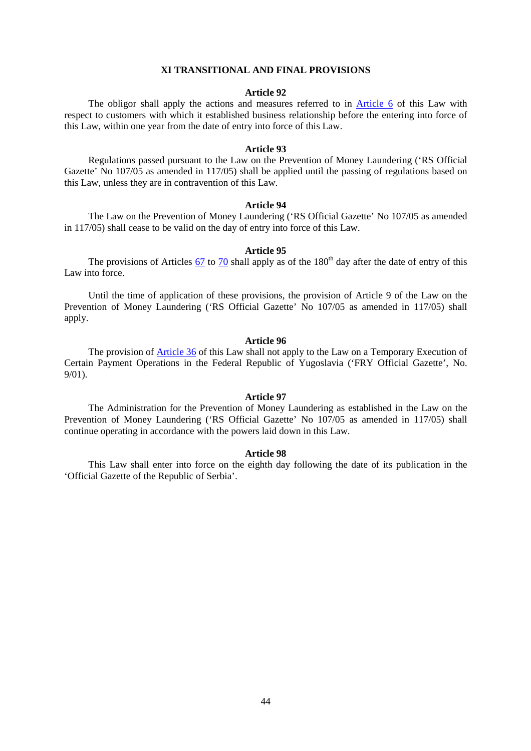## XI TRANSITIONAL AND FINAL PROVISIONS

### Article 92

The obligor shall apply the actions and measures referred to in Article 6 of this Law with respect to customers with which it established business relationship before the entering into force of this Law, within one year from the date of entry into force of this Law.

### Article 93

Regulations passed pursuant to the Law on the Prevention of Money Laundering ('RS Official Gazette' No 107/05 as amended in 117/05) shall be applied until the passing of regulations based on this Law, unless they are in contravention of this Law.

### Article 94

The Law on the Prevention of Money Laundering ('RS Official Gazette' No 107/05 as amended in 117/05) shall cease to be valid on the day of entry into force of this Law.

### Article 95

The provisions of Articles 67 to 70 shall apply as of the 180th day after the date of entry of this Law into force.

Until the time of application of these provisions, the provision of Article 9 of the Law on the Prevention of Money Laundering ('RS Official Gazette' No 107/05 as amended in 117/05) shall apply.

### Article 96

The provision of Article 36 of this Law shall not apply to the Law on a Temporary Execution of Certain Payment Operations in the Federal Republic of Yugoslavia ('FRY Official Gazette', No. 9/01).

### Article 97

The Administration for the Prevention of Money Laundering as established in the Law on the Prevention of Money Laundering ('RS Official Gazette' No 107/05 as amended in 117/05) shall continue operating in accordance with the powers laid down in this Law.

### Article 98

This Law shall enter into force on the eighth day following the date of its publication in the 'Official Gazette of the Republic of Serbia'.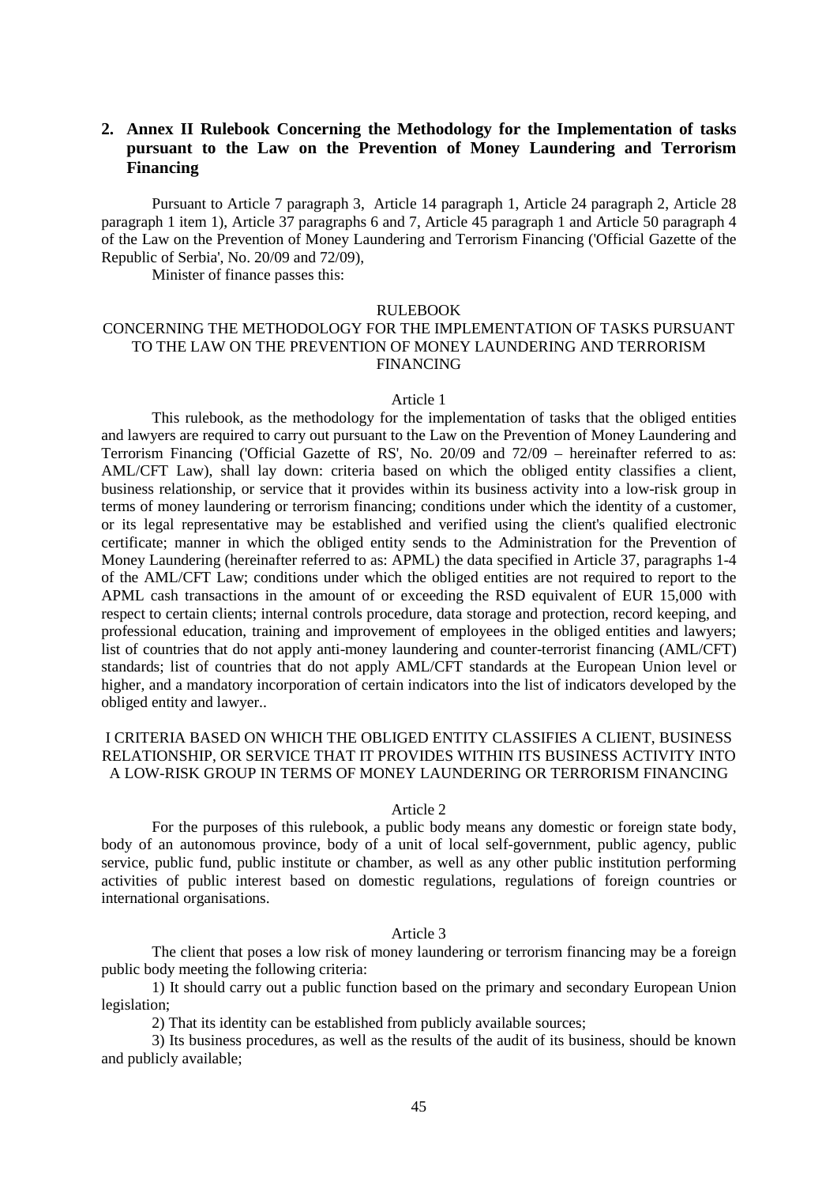## 2. Annex II Rulebook Concerning the Methodology for the Implementation of tasks pursuant to the Law on the Prevention of Money Laundering and Terrorism Financing

Pursuant to Article 7 paragraph 3, Article 14 paragraph 1, Article 24 paragraph 2, Article 28 paragraph 1 item 1), Article 37 paragraphs 6 and 7, Article 45 paragraph 1 and Article 50 paragraph 4 of the Law on the Prevention of Money Laundering and Terrorism Financing ('Official Gazette of the Republic of Serbia', No. 20/09 and 72/09),

Minister of finance passes this:

RULEBOOK

CONCERNING THE METHODOLOGY FOR THE IMPLEMENTATION OF TASKS PURSUANT TO THE LAW ON THE PREVENTION OF MONEY LAUNDERING AND TERRORISM FINANCING

Article 1

This rulebook, as the methodology for the implementation of tasks that the obliged entities and lawyers are required to carry out pursuant to the Law on the Prevention of Money Laundering and Terrorism Financing ('Official Gazette of RS', No. 20/09 and 72/09 – hereinafter referred to as: AML/CFT Law), shall lay down: criteria based on which the obliged entity classifies a client, business relationship, or service that it provides within its business activity into a low-risk group in terms of money laundering or terrorism financing; conditions under which the identity of a customer, or its legal representative may be established and verified using the client's qualified electronic certificate; manner in which the obliged entity sends to the Administration for the Prevention of Money Laundering (hereinafter referred to as: APML) the data specified in Article 37, paragraphs 1-4 of the AML/CFT Law; conditions under which the obliged entities are not required to report to the APML cash transactions in the amount of or exceeding the RSD equivalent of EUR 15,000 with respect to certain clients; internal controls procedure, data storage and protection, record keeping, and professional education, training and improvement of employees in the obliged entities and lawyers; list of countries that do not apply anti-money laundering and counter-terrorist financing (AML/CFT) standards; list of countries that do not apply AML/CFT standards at the European Union level or higher, and a mandatory incorporation of certain indicators into the list of indicators developed by the obliged entity and lawyer..

### I CRITERIA BASED ON WHICH THE OBLIGED ENTITY CLASSIFIES A CLIENT, BUSINESS RELATIONSHIP, OR SERVICE THAT IT PROVIDES WITHIN ITS BUSINESS ACTIVITY INTO A LOW-RISK GROUP IN TERMS OF MONEY LAUNDERING OR TERRORISM FINANCING

Article 2

For the purposes of this rulebook, a public body means any domestic or foreign state body, body of an autonomous province, body of a unit of local self-government, public agency, public service, public fund, public institute or chamber, as well as any other public institution performing activities of public interest based on domestic regulations, regulations of foreign countries or international organisations.

Article 3

The client that poses a low risk of money laundering or terrorism financing may be a foreign public body meeting the following criteria:

1) It should carry out a public function based on the primary and secondary European Union legislation;

2) That its identity can be established from publicly available sources;

3) Its business procedures, as well as the results of the audit of its business, should be known and publicly available;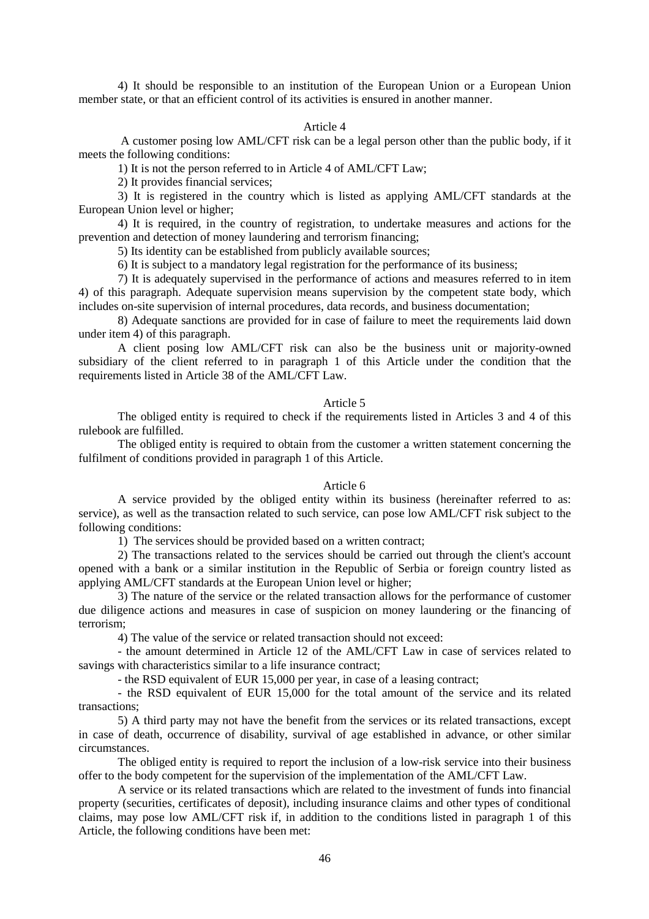4) It should be responsible to an institution of the European Union or a European Union member state, or that an efficient control of its activities is ensured in another manner.

### Article 4

A customer posing low AML/CFT risk can be a legal person other than the public body, if it meets the following conditions:

1) It is not the person referred to in Article 4 of AML/CFT Law;

2) It provides financial services;

3) It is registered in the country which is listed as applying AML/CFT standards at the European Union level or higher;

4) It is required, in the country of registration, to undertake measures and actions for the prevention and detection of money laundering and terrorism financing;

5) Its identity can be established from publicly available sources;

6) It is subject to a mandatory legal registration for the performance of its business;

7) It is adequately supervised in the performance of actions and measures referred to in item 4) of this paragraph. Adequate supervision means supervision by the competent state body, which includes on-site supervision of internal procedures, data records, and business documentation;

8) Adequate sanctions are provided for in case of failure to meet the requirements laid down under item 4) of this paragraph.

A client posing low AML/CFT risk can also be the business unit or majority-owned subsidiary of the client referred to in paragraph 1 of this Article under the condition that the requirements listed in Article 38 of the AML/CFT Law.

### Article 5

The obliged entity is required to check if the requirements listed in Articles 3 and 4 of this rulebook are fulfilled.

The obliged entity is required to obtain from the customer a written statement concerning the fulfilment of conditions provided in paragraph 1 of this Article.

### Article 6

A service provided by the obliged entity within its business (hereinafter referred to as: service), as well as the transaction related to such service, can pose low AML/CFT risk subject to the following conditions:

1) The services should be provided based on a written contract;

2) The transactions related to the services should be carried out through the client's account opened with a bank or a similar institution in the Republic of Serbia or foreign country listed as applying AML/CFT standards at the European Union level or higher;

3) The nature of the service or the related transaction allows for the performance of customer due diligence actions and measures in case of suspicion on money laundering or the financing of terrorism;

4) The value of the service or related transaction should not exceed:

- the amount determined in Article 12 of the AML/CFT Law in case of services related to savings with characteristics similar to a life insurance contract;

- the RSD equivalent of EUR 15,000 per year, in case of a leasing contract;

- the RSD equivalent of EUR 15,000 for the total amount of the service and its related transactions;

5) A third party may not have the benefit from the services or its related transactions, except in case of death, occurrence of disability, survival of age established in advance, or other similar circumstances.

The obliged entity is required to report the inclusion of a low-risk service into their business offer to the body competent for the supervision of the implementation of the AML/CFT Law.

A service or its related transactions which are related to the investment of funds into financial property (securities, certificates of deposit), including insurance claims and other types of conditional claims, may pose low AML/CFT risk if, in addition to the conditions listed in paragraph 1 of this Article, the following conditions have been met: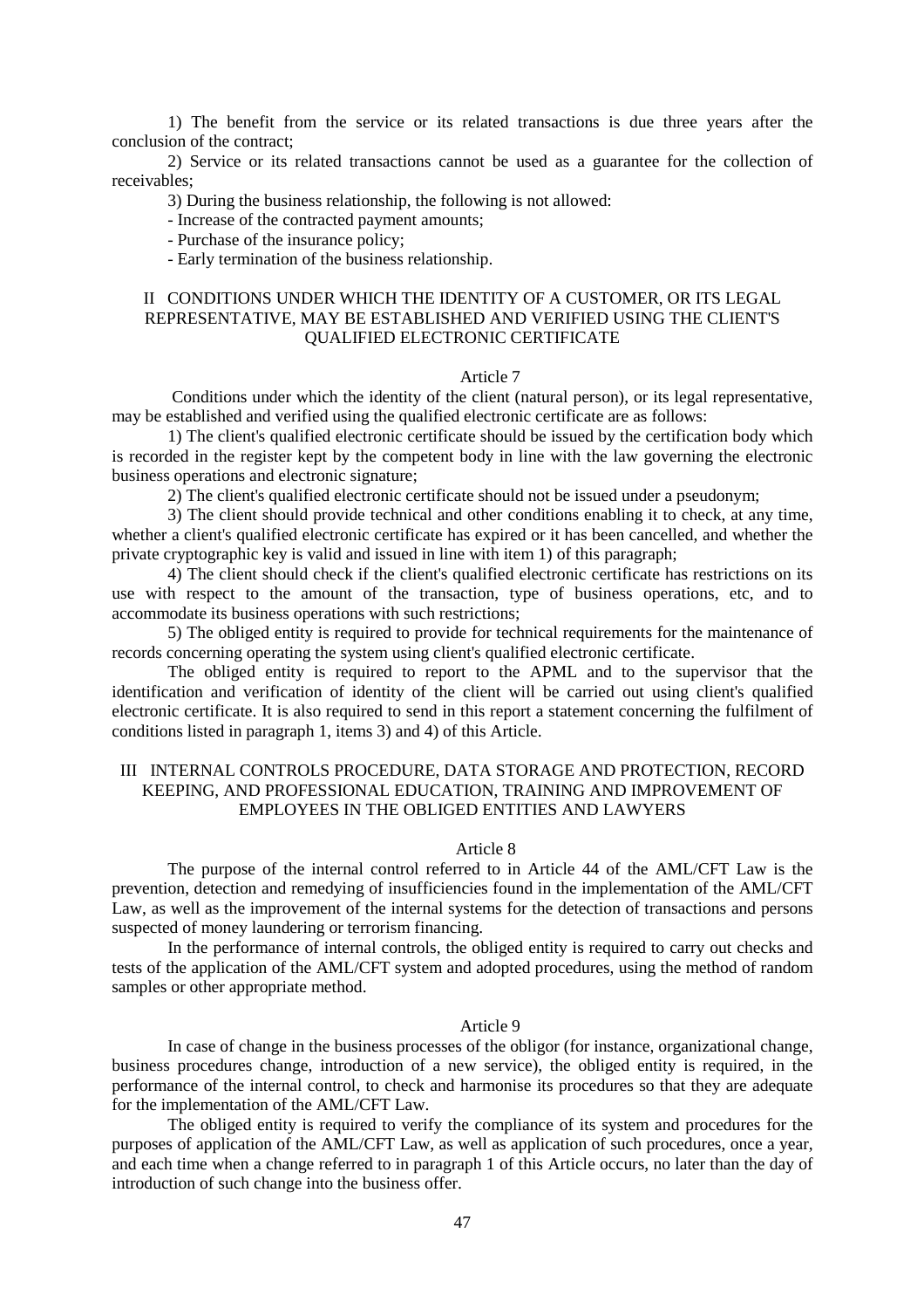1) The benefit from the service or its related transactions is due three years after the conclusion of the contract;

2) Service or its related transactions cannot be used as a guarantee for the collection of receivables;

3) During the business relationship, the following is not allowed:

- Increase of the contracted payment amounts;
- Purchase of the insurance policy;
- Early termination of the business relationship.

## II CONDITIONS UNDER WHICH THE IDENTITY OF A CUSTOMER, OR ITS LEGAL REPRESENTATIVE, MAY BE ESTABLISHED AND VERIFIED USING THE CLIENT'S QUALIFIED ELECTRONIC CERTIFICATE

### Article 7

Conditions under which the identity of the client (natural person), or its legal representative, may be established and verified using the qualified electronic certificate are as follows:

1) The client's qualified electronic certificate should be issued by the certification body which is recorded in the register kept by the competent body in line with the law governing the electronic business operations and electronic signature;

2) The client's qualified electronic certificate should not be issued under a pseudonym;

3) The client should provide technical and other conditions enabling it to check, at any time, whether a client's qualified electronic certificate has expired or it has been cancelled, and whether the private cryptographic key is valid and issued in line with item 1) of this paragraph;

4) The client should check if the client's qualified electronic certificate has restrictions on its use with respect to the amount of the transaction, type of business operations, etc, and to accommodate its business operations with such restrictions;

5) The obliged entity is required to provide for technical requirements for the maintenance of records concerning operating the system using client's qualified electronic certificate.

The obliged entity is required to report to the APML and to the supervisor that the identification and verification of identity of the client will be carried out using client's qualified electronic certificate. It is also required to send in this report a statement concerning the fulfilment of conditions listed in paragraph 1, items 3) and 4) of this Article.

## III INTERNAL CONTROLS PROCEDURE, DATA STORAGE AND PROTECTION, RECORD KEEPING, AND PROFESSIONAL EDUCATION, TRAINING AND IMPROVEMENT OF EMPLOYEES IN THE OBLIGED ENTITIES AND LAWYERS

### Article 8

The purpose of the internal control referred to in Article 44 of the AML/CFT Law is the prevention, detection and remedying of insufficiencies found in the implementation of the AML/CFT Law, as well as the improvement of the internal systems for the detection of transactions and persons suspected of money laundering or terrorism financing.

In the performance of internal controls, the obliged entity is required to carry out checks and tests of the application of the AML/CFT system and adopted procedures, using the method of random samples or other appropriate method.

### Article 9

In case of change in the business processes of the obligor (for instance, organizational change, business procedures change, introduction of a new service), the obliged entity is required, in the performance of the internal control, to check and harmonise its procedures so that they are adequate for the implementation of the AML/CFT Law.

The obliged entity is required to verify the compliance of its system and procedures for the purposes of application of the AML/CFT Law, as well as application of such procedures, once a year, and each time when a change referred to in paragraph 1 of this Article occurs, no later than the day of introduction of such change into the business offer.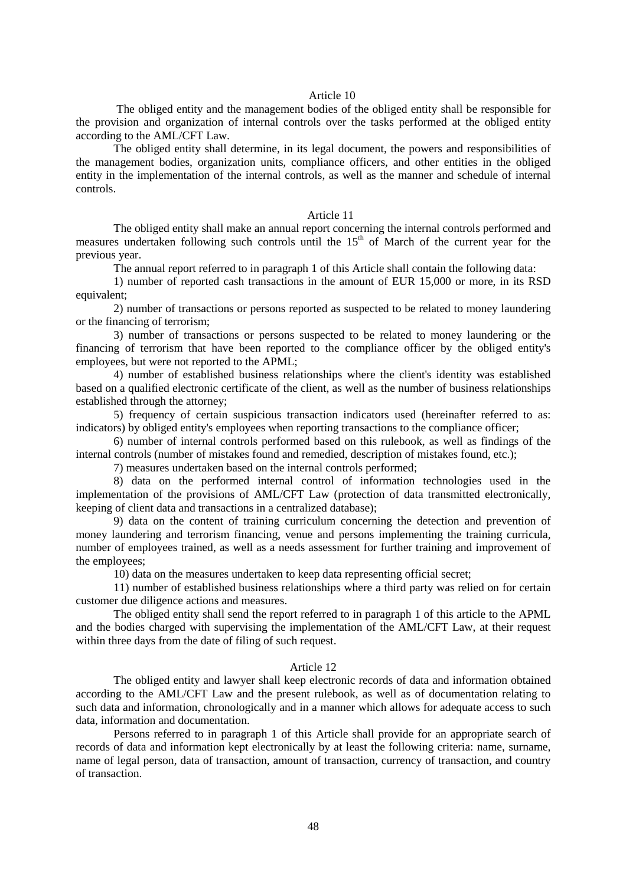### Article 10

The obliged entity and the management bodies of the obliged entity shall be responsible for the provision and organization of internal controls over the tasks performed at the obliged entity according to the AML/CFT Law.

The obliged entity shall determine, in its legal document, the powers and responsibilities of the management bodies, organization units, compliance officers, and other entities in the obliged entity in the implementation of the internal controls, as well as the manner and schedule of internal controls.

### Article 11

The obliged entity shall make an annual report concerning the internal controls performed and measures undertaken following such controls until the 15th of March of the current year for the previous year.

The annual report referred to in paragraph 1 of this Article shall contain the following data:

1) number of reported cash transactions in the amount of EUR 15,000 or more, in its RSD equivalent;

2) number of transactions or persons reported as suspected to be related to money laundering or the financing of terrorism;

3) number of transactions or persons suspected to be related to money laundering or the financing of terrorism that have been reported to the compliance officer by the obliged entity's employees, but were not reported to the APML;

4) number of established business relationships where the client's identity was established based on a qualified electronic certificate of the client, as well as the number of business relationships established through the attorney;

5) frequency of certain suspicious transaction indicators used (hereinafter referred to as: indicators) by obliged entity's employees when reporting transactions to the compliance officer;

6) number of internal controls performed based on this rulebook, as well as findings of the internal controls (number of mistakes found and remedied, description of mistakes found, etc.);

7) measures undertaken based on the internal controls performed;

8) data on the performed internal control of information technologies used in the implementation of the provisions of AML/CFT Law (protection of data transmitted electronically, keeping of client data and transactions in a centralized database);

9) data on the content of training curriculum concerning the detection and prevention of money laundering and terrorism financing, venue and persons implementing the training curricula, number of employees trained, as well as a needs assessment for further training and improvement of the employees;

10) data on the measures undertaken to keep data representing official secret;

11) number of established business relationships where a third party was relied on for certain customer due diligence actions and measures.

The obliged entity shall send the report referred to in paragraph 1 of this article to the APML and the bodies charged with supervising the implementation of the AML/CFT Law, at their request within three days from the date of filing of such request.

### Article 12

The obliged entity and lawyer shall keep electronic records of data and information obtained according to the AML/CFT Law and the present rulebook, as well as of documentation relating to such data and information, chronologically and in a manner which allows for adequate access to such data, information and documentation.

Persons referred to in paragraph 1 of this Article shall provide for an appropriate search of records of data and information kept electronically by at least the following criteria: name, surname, name of legal person, data of transaction, amount of transaction, currency of transaction, and country of transaction.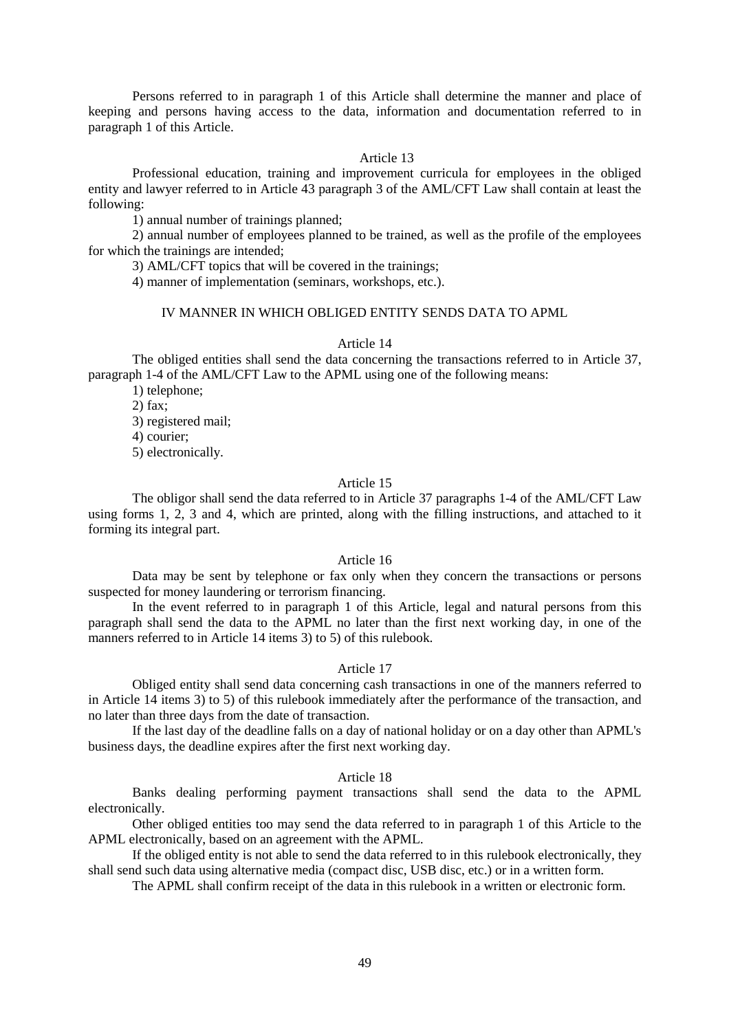Persons referred to in paragraph 1 of this Article shall determine the manner and place of keeping and persons having access to the data, information and documentation referred to in paragraph 1 of this Article.

Article 13

Professional education, training and improvement curricula for employees in the obliged entity and lawyer referred to in Article 43 paragraph 3 of the AML/CFT Law shall contain at least the following:

1) annual number of trainings planned;

2) annual number of employees planned to be trained, as well as the profile of the employees for which the trainings are intended;

3) AML/CFT topics that will be covered in the trainings;

4) manner of implementation (seminars, workshops, etc.).

## IV MANNER IN WHICH OBLIGED ENTITY SENDS DATA TO APML

Article 14

The obliged entities shall send the data concerning the transactions referred to in Article 37, paragraph 1-4 of the AML/CFT Law to the APML using one of the following means:

1) telephone;

2) fax;

3) registered mail;

4) courier;

5) electronically.

Article 15

The obligor shall send the data referred to in Article 37 paragraphs 1-4 of the AML/CFT Law using forms 1, 2, 3 and 4, which are printed, along with the filling instructions, and attached to it forming its integral part.

Article 16

Data may be sent by telephone or fax only when they concern the transactions or persons suspected for money laundering or terrorism financing.

In the event referred to in paragraph 1 of this Article, legal and natural persons from this paragraph shall send the data to the APML no later than the first next working day, in one of the manners referred to in Article 14 items 3) to 5) of this rulebook.

Article 17

Obliged entity shall send data concerning cash transactions in one of the manners referred to in Article 14 items 3) to 5) of this rulebook immediately after the performance of the transaction, and no later than three days from the date of transaction.

If the last day of the deadline falls on a day of national holiday or on a day other than APML's business days, the deadline expires after the first next working day.

Article 18

Banks dealing performing payment transactions shall send the data to the APML electronically.

Other obliged entities too may send the data referred to in paragraph 1 of this Article to the APML electronically, based on an agreement with the APML.

If the obliged entity is not able to send the data referred to in this rulebook electronically, they shall send such data using alternative media (compact disc, USB disc, etc.) or in a written form.

The APML shall confirm receipt of the data in this rulebook in a written or electronic form.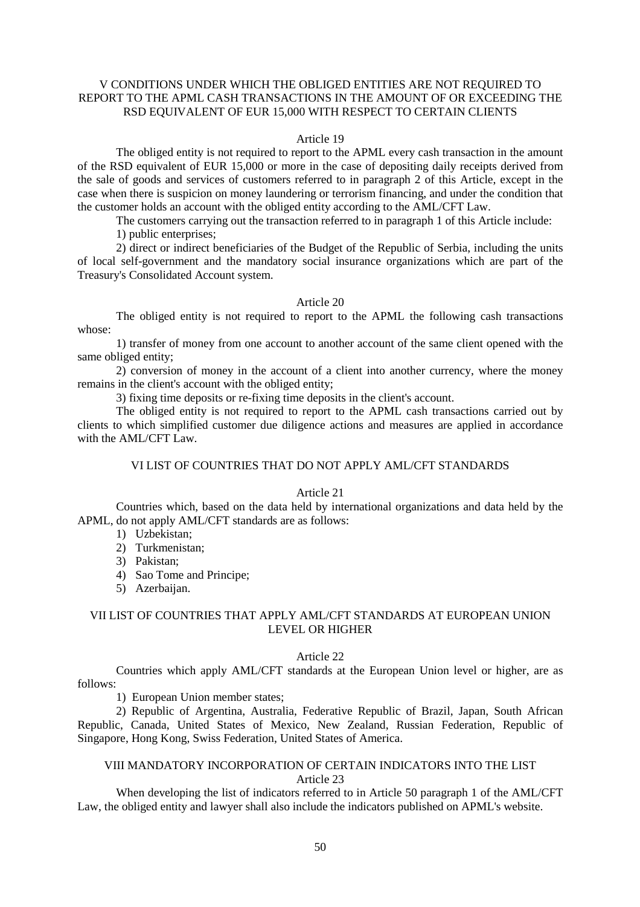## V CONDITIONS UNDER WHICH THE OBLIGED ENTITIES ARE NOT REQUIRED TO REPORT TO THE APML CASH TRANSACTIONS IN THE AMOUNT OF OR EXCEEDING THE RSD EQUIVALENT OF EUR 15,000 WITH RESPECT TO CERTAIN CLIENTS

### Article 19

The obliged entity is not required to report to the APML every cash transaction in the amount of the RSD equivalent of EUR 15,000 or more in the case of depositing daily receipts derived from the sale of goods and services of customers referred to in paragraph 2 of this Article, except in the case when there is suspicion on money laundering or terrorism financing, and under the condition that the customer holds an account with the obliged entity according to the AML/CFT Law.

The customers carrying out the transaction referred to in paragraph 1 of this Article include:

1) public enterprises;

2) direct or indirect beneficiaries of the Budget of the Republic of Serbia, including the units of local self-government and the mandatory social insurance organizations which are part of the Treasury's Consolidated Account system.

### Article 20

The obliged entity is not required to report to the APML the following cash transactions whose:

1) transfer of money from one account to another account of the same client opened with the same obliged entity;

2) conversion of money in the account of a client into another currency, where the money remains in the client's account with the obliged entity;

3) fixing time deposits or re-fixing time deposits in the client's account.

The obliged entity is not required to report to the APML cash transactions carried out by clients to which simplified customer due diligence actions and measures are applied in accordance with the AML/CFT Law.

## VI LIST OF COUNTRIES THAT DO NOT APPLY AML/CFT STANDARDS

### Article 21

Countries which, based on the data held by international organizations and data held by the APML, do not apply AML/CFT standards are as follows:

1) Uzbekistan;
2) Turkmenistan;
3) Pakistan;
4) Sao Tome and Principe;
5) Azerbaijan.

## VII LIST OF COUNTRIES THAT APPLY AML/CFT STANDARDS AT EUROPEAN UNION LEVEL OR HIGHER

### Article 22

Countries which apply AML/CFT standards at the European Union level or higher, are as follows:

1) European Union member states;

2) Republic of Argentina, Australia, Federative Republic of Brazil, Japan, South African Republic, Canada, United States of Mexico, New Zealand, Russian Federation, Republic of Singapore, Hong Kong, Swiss Federation, United States of America.

## VIII MANDATORY INCORPORATION OF CERTAIN INDICATORS INTO THE LIST

### Article 23

When developing the list of indicators referred to in Article 50 paragraph 1 of the AML/CFT Law, the obliged entity and lawyer shall also include the indicators published on APML's website.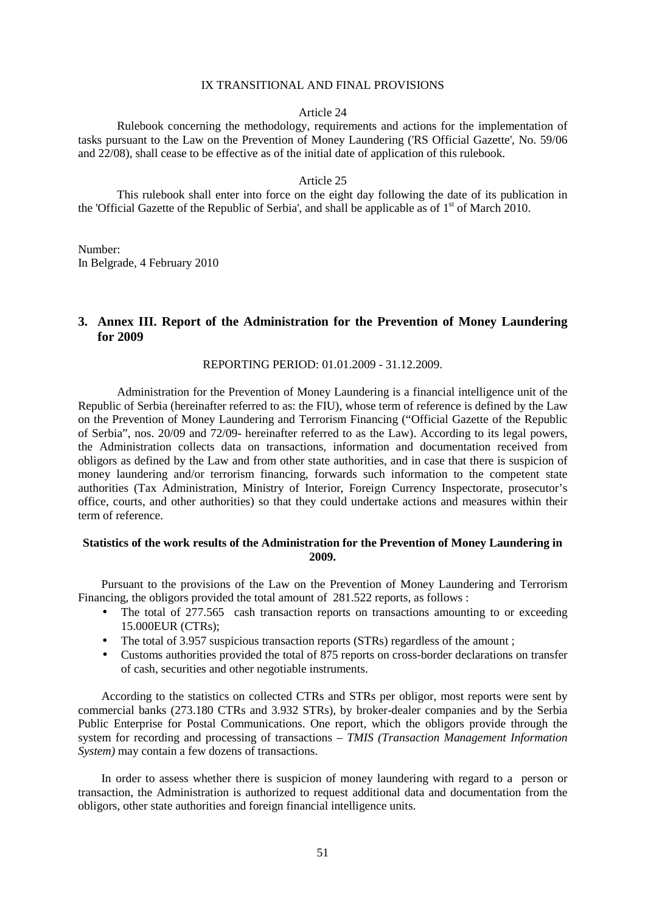IX TRANSITIONAL AND FINAL PROVISIONS

Article 24

Rulebook concerning the methodology, requirements and actions for the implementation of tasks pursuant to the Law on the Prevention of Money Laundering ('RS Official Gazette', No. 59/06 and 22/08), shall cease to be effective as of the initial date of application of this rulebook.

Article 25

This rulebook shall enter into force on the eight day following the date of its publication in the 'Official Gazette of the Republic of Serbia', and shall be applicable as of 1st of March 2010.

Number:
In Belgrade, 4 February 2010

## 3. Annex III. Report of the Administration for the Prevention of Money Laundering for 2009

REPORTING PERIOD: 01.01.2009 - 31.12.2009.

Administration for the Prevention of Money Laundering is a financial intelligence unit of the Republic of Serbia (hereinafter referred to as: the FIU), whose term of reference is defined by the Law on the Prevention of Money Laundering and Terrorism Financing ("Official Gazette of the Republic of Serbia", nos. 20/09 and 72/09- hereinafter referred to as the Law). According to its legal powers, the Administration collects data on transactions, information and documentation received from obligors as defined by the Law and from other state authorities, and in case that there is suspicion of money laundering and/or terrorism financing, forwards such information to the competent state authorities (Tax Administration, Ministry of Interior, Foreign Currency Inspectorate, prosecutor's office, courts, and other authorities) so that they could undertake actions and measures within their term of reference.

**Statistics of the work results of the Administration for the Prevention of Money Laundering in 2009.**

Pursuant to the provisions of the Law on the Prevention of Money Laundering and Terrorism Financing, the obligors provided the total amount of 281.522 reports, as follows :

- The total of 277.565 cash transaction reports on transactions amounting to or exceeding 15.000EUR (CTRs);
- The total of 3.957 suspicious transaction reports (STRs) regardless of the amount ;
- Customs authorities provided the total of 875 reports on cross-border declarations on transfer of cash, securities and other negotiable instruments.

According to the statistics on collected CTRs and STRs per obligor, most reports were sent by commercial banks (273.180 CTRs and 3.932 STRs), by broker-dealer companies and by the Serbia Public Enterprise for Postal Communications. One report, which the obligors provide through the system for recording and processing of transactions – *TMIS (Transaction Management Information System)* may contain a few dozens of transactions.

In order to assess whether there is suspicion of money laundering with regard to a person or transaction, the Administration is authorized to request additional data and documentation from the obligors, other state authorities and foreign financial intelligence units.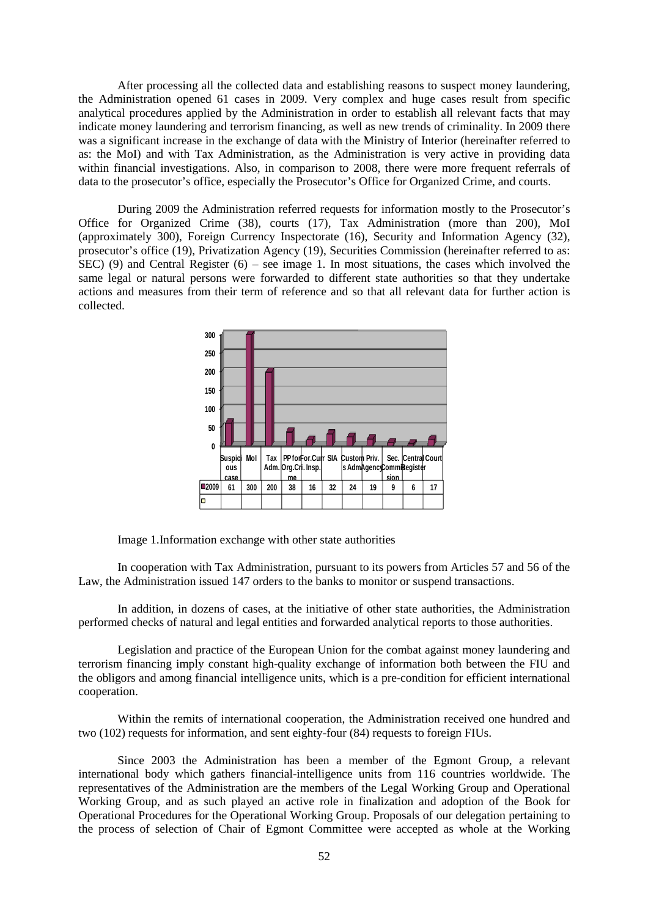After processing all the collected data and establishing reasons to suspect money laundering, the Administration opened 61 cases in 2009. Very complex and huge cases result from specific analytical procedures applied by the Administration in order to establish all relevant facts that may indicate money laundering and terrorism financing, as well as new trends of criminality. In 2009 there was a significant increase in the exchange of data with the Ministry of Interior (hereinafter referred to as: the MoI) and with Tax Administration, as the Administration is very active in providing data within financial investigations. Also, in comparison to 2008, there were more frequent referrals of data to the prosecutor's office, especially the Prosecutor's Office for Organized Crime, and courts.

During 2009 the Administration referred requests for information mostly to the Prosecutor's Office for Organized Crime (38), courts (17), Tax Administration (more than 200), MoI (approximately 300), Foreign Currency Inspectorate (16), Security and Information Agency (32), prosecutor's office (19), Privatization Agency (19), Securities Commission (hereinafter referred to as: SEC) (9) and Central Register (6) – see image 1. In most situations, the cases which involved the same legal or natural persons were forwarded to different state authorities so that they undertake actions and measures from their term of reference and so that all relevant data for further action is collected.

| | Suspicious case | MoI | Tax Adm. | PP for Org.Crime | For.Curr. Insp. | SIA | Customs Adm | Priv. Agency | Sec. Commission | Central Register | Court |
|---|---|---|---|---|---|---|---|---|---|---|---|
| 2009 | 61 | 300 | 200 | 38 | 16 | 32 | 24 | 19 | 9 | 6 | 17 |

Image 1.Information exchange with other state authorities

In cooperation with Tax Administration, pursuant to its powers from Articles 57 and 56 of the Law, the Administration issued 147 orders to the banks to monitor or suspend transactions.

In addition, in dozens of cases, at the initiative of other state authorities, the Administration performed checks of natural and legal entities and forwarded analytical reports to those authorities.

Legislation and practice of the European Union for the combat against money laundering and terrorism financing imply constant high-quality exchange of information both between the FIU and the obligors and among financial intelligence units, which is a pre-condition for efficient international cooperation.

Within the remits of international cooperation, the Administration received one hundred and two (102) requests for information, and sent eighty-four (84) requests to foreign FIUs.

Since 2003 the Administration has been a member of the Egmont Group, a relevant international body which gathers financial-intelligence units from 116 countries worldwide. The representatives of the Administration are the members of the Legal Working Group and Operational Working Group, and as such played an active role in finalization and adoption of the Book for Operational Procedures for the Operational Working Group. Proposals of our delegation pertaining to the process of selection of Chair of Egmont Committee were accepted as whole at the Working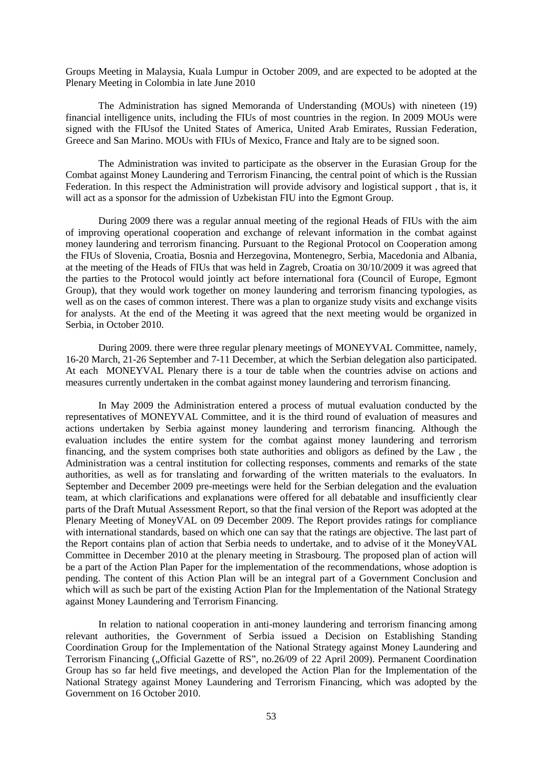Groups Meeting in Malaysia, Kuala Lumpur in October 2009, and are expected to be adopted at the Plenary Meeting in Colombia in late June 2010

The Administration has signed Memoranda of Understanding (MOUs) with nineteen (19) financial intelligence units, including the FIUs of most countries in the region. In 2009 MOUs were signed with the FIUsof the United States of America, United Arab Emirates, Russian Federation, Greece and San Marino. MOUs with FIUs of Mexico, France and Italy are to be signed soon.

The Administration was invited to participate as the observer in the Eurasian Group for the Combat against Money Laundering and Terrorism Financing, the central point of which is the Russian Federation. In this respect the Administration will provide advisory and logistical support , that is, it will act as a sponsor for the admission of Uzbekistan FIU into the Egmont Group.

During 2009 there was a regular annual meeting of the regional Heads of FIUs with the aim of improving operational cooperation and exchange of relevant information in the combat against money laundering and terrorism financing. Pursuant to the Regional Protocol on Cooperation among the FIUs of Slovenia, Croatia, Bosnia and Herzegovina, Montenegro, Serbia, Macedonia and Albania, at the meeting of the Heads of FIUs that was held in Zagreb, Croatia on 30/10/2009 it was agreed that the parties to the Protocol would jointly act before international fora (Council of Europe, Egmont Group), that they would work together on money laundering and terrorism financing typologies, as well as on the cases of common interest. There was a plan to organize study visits and exchange visits for analysts. At the end of the Meeting it was agreed that the next meeting would be organized in Serbia, in October 2010.

During 2009. there were three regular plenary meetings of MONEYVAL Committee, namely, 16-20 March, 21-26 September and 7-11 December, at which the Serbian delegation also participated. At each MONEYVAL Plenary there is a tour de table when the countries advise on actions and measures currently undertaken in the combat against money laundering and terrorism financing.

In May 2009 the Administration entered a process of mutual evaluation conducted by the representatives of MONEYVAL Committee, and it is the third round of evaluation of measures and actions undertaken by Serbia against money laundering and terrorism financing. Although the evaluation includes the entire system for the combat against money laundering and terrorism financing, and the system comprises both state authorities and obligors as defined by the Law , the Administration was a central institution for collecting responses, comments and remarks of the state authorities, as well as for translating and forwarding of the written materials to the evaluators. In September and December 2009 pre-meetings were held for the Serbian delegation and the evaluation team, at which clarifications and explanations were offered for all debatable and insufficiently clear parts of the Draft Mutual Assessment Report, so that the final version of the Report was adopted at the Plenary Meeting of MoneyVAL on 09 December 2009. The Report provides ratings for compliance with international standards, based on which one can say that the ratings are objective. The last part of the Report contains plan of action that Serbia needs to undertake, and to advise of it the MoneyVAL Committee in December 2010 at the plenary meeting in Strasbourg. The proposed plan of action will be a part of the Action Plan Paper for the implementation of the recommendations, whose adoption is pending. The content of this Action Plan will be an integral part of a Government Conclusion and which will as such be part of the existing Action Plan for the Implementation of the National Strategy against Money Laundering and Terrorism Financing.

In relation to national cooperation in anti-money laundering and terrorism financing among relevant authorities, the Government of Serbia issued a Decision on Establishing Standing Coordination Group for the Implementation of the National Strategy against Money Laundering and Terrorism Financing („Official Gazette of RS", no.26/09 of 22 April 2009). Permanent Coordination Group has so far held five meetings, and developed the Action Plan for the Implementation of the National Strategy against Money Laundering and Terrorism Financing, which was adopted by the Government on 16 October 2010.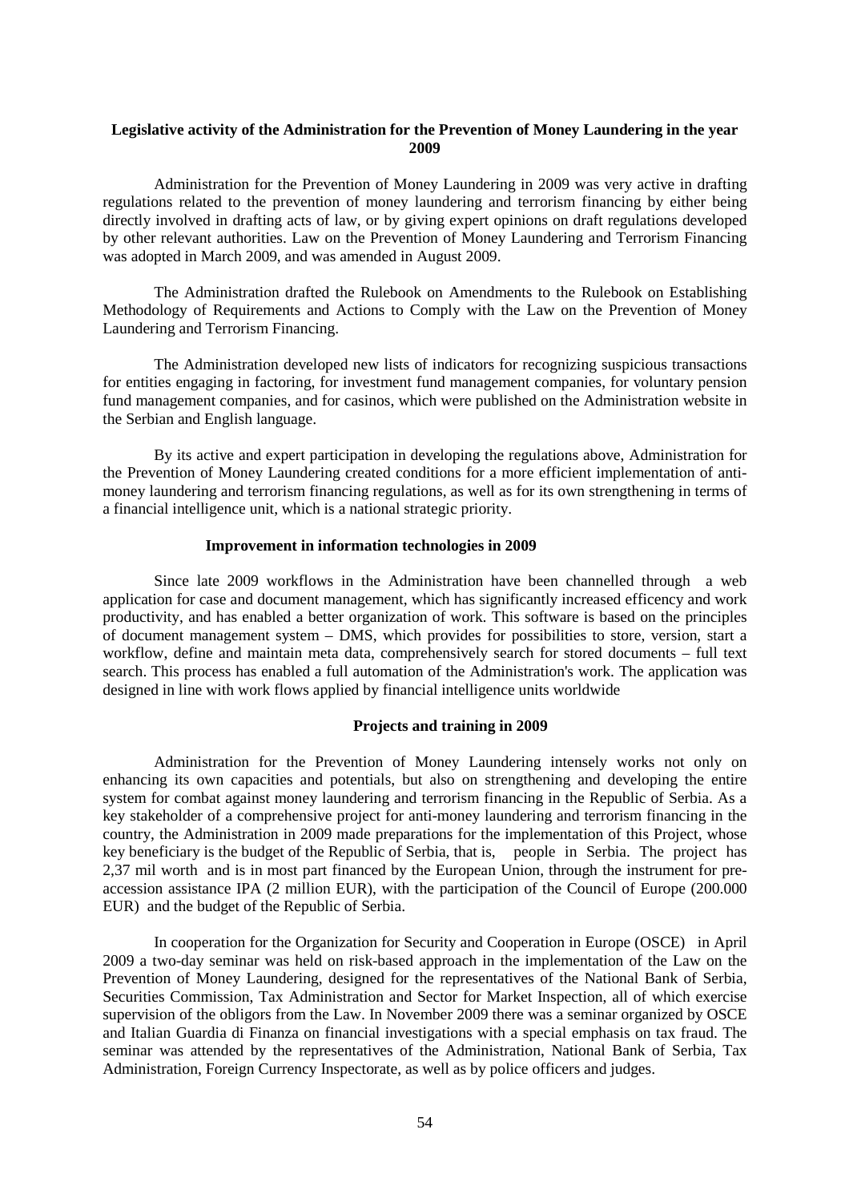**Legislative activity of the Administration for the Prevention of Money Laundering in the year 2009**

Administration for the Prevention of Money Laundering in 2009 was very active in drafting regulations related to the prevention of money laundering and terrorism financing by either being directly involved in drafting acts of law, or by giving expert opinions on draft regulations developed by other relevant authorities. Law on the Prevention of Money Laundering and Terrorism Financing was adopted in March 2009, and was amended in August 2009.

The Administration drafted the Rulebook on Amendments to the Rulebook on Establishing Methodology of Requirements and Actions to Comply with the Law on the Prevention of Money Laundering and Terrorism Financing.

The Administration developed new lists of indicators for recognizing suspicious transactions for entities engaging in factoring, for investment fund management companies, for voluntary pension fund management companies, and for casinos, which were published on the Administration website in the Serbian and English language.

By its active and expert participation in developing the regulations above, Administration for the Prevention of Money Laundering created conditions for a more efficient implementation of anti-money laundering and terrorism financing regulations, as well as for its own strengthening in terms of a financial intelligence unit, which is a national strategic priority.

**Improvement in information technologies in 2009**

Since late 2009 workflows in the Administration have been channelled through a web application for case and document management, which has significantly increased efficency and work productivity, and has enabled a better organization of work. This software is based on the principles of document management system – DMS, which provides for possibilities to store, version, start a workflow, define and maintain meta data, comprehensively search for stored documents – full text search. This process has enabled a full automation of the Administration's work. The application was designed in line with work flows applied by financial intelligence units worldwide

**Projects and training in 2009**

Administration for the Prevention of Money Laundering intensely works not only on enhancing its own capacities and potentials, but also on strengthening and developing the entire system for combat against money laundering and terrorism financing in the Republic of Serbia. As a key stakeholder of a comprehensive project for anti-money laundering and terrorism financing in the country, the Administration in 2009 made preparations for the implementation of this Project, whose key beneficiary is the budget of the Republic of Serbia, that is, people in Serbia. The project has 2,37 mil worth and is in most part financed by the European Union, through the instrument for pre-accession assistance IPA (2 million EUR), with the participation of the Council of Europe (200.000 EUR) and the budget of the Republic of Serbia.

In cooperation for the Organization for Security and Cooperation in Europe (OSCE) in April 2009 a two-day seminar was held on risk-based approach in the implementation of the Law on the Prevention of Money Laundering, designed for the representatives of the National Bank of Serbia, Securities Commission, Tax Administration and Sector for Market Inspection, all of which exercise supervision of the obligors from the Law. In November 2009 there was a seminar organized by OSCE and Italian Guardia di Finanza on financial investigations with a special emphasis on tax fraud. The seminar was attended by the representatives of the Administration, National Bank of Serbia, Tax Administration, Foreign Currency Inspectorate, as well as by police officers and judges.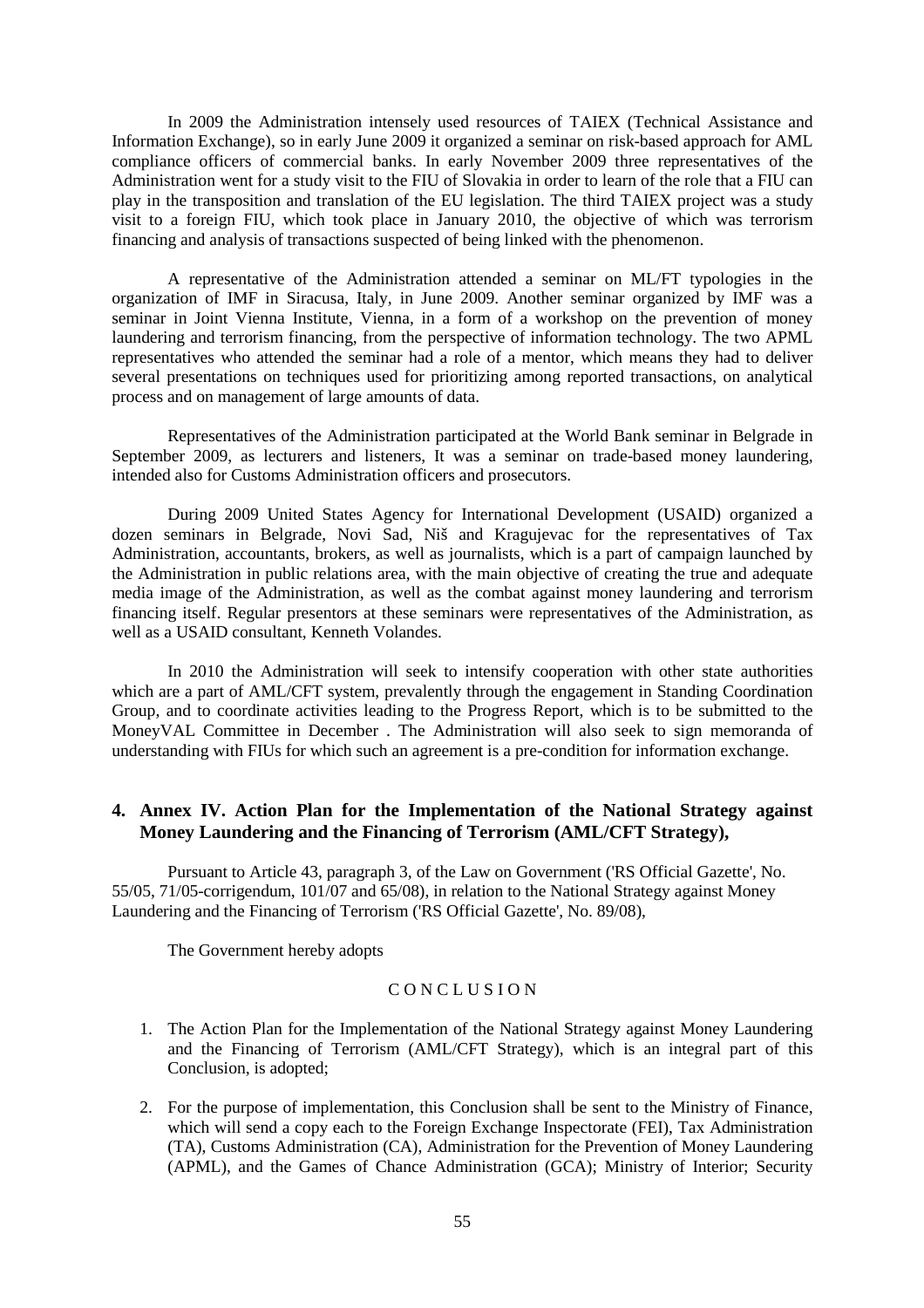In 2009 the Administration intensely used resources of TAIEX (Technical Assistance and Information Exchange), so in early June 2009 it organized a seminar on risk-based approach for AML compliance officers of commercial banks. In early November 2009 three representatives of the Administration went for a study visit to the FIU of Slovakia in order to learn of the role that a FIU can play in the transposition and translation of the EU legislation. The third TAIEX project was a study visit to a foreign FIU, which took place in January 2010, the objective of which was terrorism financing and analysis of transactions suspected of being linked with the phenomenon.

A representative of the Administration attended a seminar on ML/FT typologies in the organization of IMF in Siracusa, Italy, in June 2009. Another seminar organized by IMF was a seminar in Joint Vienna Institute, Vienna, in a form of a workshop on the prevention of money laundering and terrorism financing, from the perspective of information technology. The two APML representatives who attended the seminar had a role of a mentor, which means they had to deliver several presentations on techniques used for prioritizing among reported transactions, on analytical process and on management of large amounts of data.

Representatives of the Administration participated at the World Bank seminar in Belgrade in September 2009, as lecturers and listeners, It was a seminar on trade-based money laundering, intended also for Customs Administration officers and prosecutors.

During 2009 United States Agency for International Development (USAID) organized a dozen seminars in Belgrade, Novi Sad, Niš and Kragujevac for the representatives of Tax Administration, accountants, brokers, as well as journalists, which is a part of campaign launched by the Administration in public relations area, with the main objective of creating the true and adequate media image of the Administration, as well as the combat against money laundering and terrorism financing itself. Regular presentors at these seminars were representatives of the Administration, as well as a USAID consultant, Kenneth Volandes.

In 2010 the Administration will seek to intensify cooperation with other state authorities which are a part of AML/CFT system, prevalently through the engagement in Standing Coordination Group, and to coordinate activities leading to the Progress Report, which is to be submitted to the MoneyVAL Committee in December . The Administration will also seek to sign memoranda of understanding with FIUs for which such an agreement is a pre-condition for information exchange.

## 4. Annex IV. Action Plan for the Implementation of the National Strategy against Money Laundering and the Financing of Terrorism (AML/CFT Strategy),

Pursuant to Article 43, paragraph 3, of the Law on Government ('RS Official Gazette', No. 55/05, 71/05-corrigendum, 101/07 and 65/08), in relation to the National Strategy against Money Laundering and the Financing of Terrorism ('RS Official Gazette', No. 89/08),

The Government hereby adopts

C O N C L U S I O N

1. The Action Plan for the Implementation of the National Strategy against Money Laundering and the Financing of Terrorism (AML/CFT Strategy), which is an integral part of this Conclusion, is adopted;

2. For the purpose of implementation, this Conclusion shall be sent to the Ministry of Finance, which will send a copy each to the Foreign Exchange Inspectorate (FEI), Tax Administration (TA), Customs Administration (CA), Administration for the Prevention of Money Laundering (APML), and the Games of Chance Administration (GCA); Ministry of Interior; Security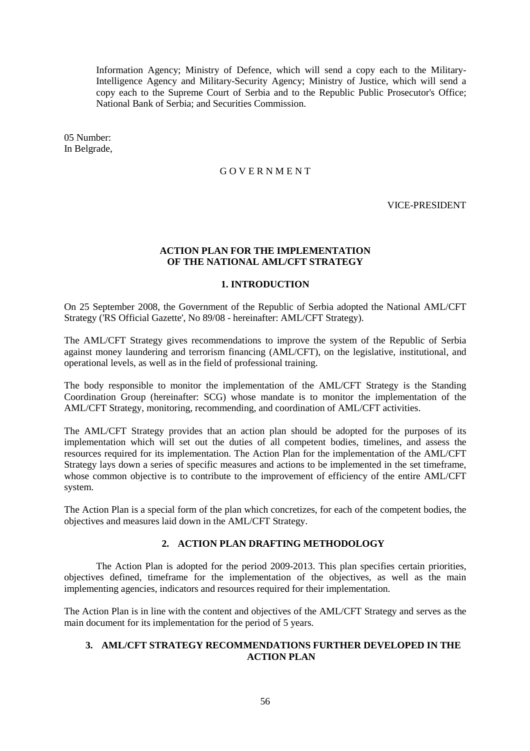Information Agency; Ministry of Defence, which will send a copy each to the Military-Intelligence Agency and Military-Security Agency; Ministry of Justice, which will send a copy each to the Supreme Court of Serbia and to the Republic Public Prosecutor's Office; National Bank of Serbia; and Securities Commission.

05 Number:
In Belgrade,

G O V E R N M E N T

VICE-PRESIDENT

## ACTION PLAN FOR THE IMPLEMENTATION OF THE NATIONAL AML/CFT STRATEGY

### 1. INTRODUCTION

On 25 September 2008, the Government of the Republic of Serbia adopted the National AML/CFT Strategy ('RS Official Gazette', No 89/08 - hereinafter: AML/CFT Strategy).

The AML/CFT Strategy gives recommendations to improve the system of the Republic of Serbia against money laundering and terrorism financing (AML/CFT), on the legislative, institutional, and operational levels, as well as in the field of professional training.

The body responsible to monitor the implementation of the AML/CFT Strategy is the Standing Coordination Group (hereinafter: SCG) whose mandate is to monitor the implementation of the AML/CFT Strategy, monitoring, recommending, and coordination of AML/CFT activities.

The AML/CFT Strategy provides that an action plan should be adopted for the purposes of its implementation which will set out the duties of all competent bodies, timelines, and assess the resources required for its implementation. The Action Plan for the implementation of the AML/CFT Strategy lays down a series of specific measures and actions to be implemented in the set timeframe, whose common objective is to contribute to the improvement of efficiency of the entire AML/CFT system.

The Action Plan is a special form of the plan which concretizes, for each of the competent bodies, the objectives and measures laid down in the AML/CFT Strategy.

### 2. ACTION PLAN DRAFTING METHODOLOGY

The Action Plan is adopted for the period 2009-2013. This plan specifies certain priorities, objectives defined, timeframe for the implementation of the objectives, as well as the main implementing agencies, indicators and resources required for their implementation.

The Action Plan is in line with the content and objectives of the AML/CFT Strategy and serves as the main document for its implementation for the period of 5 years.

### 3. AML/CFT STRATEGY RECOMMENDATIONS FURTHER DEVELOPED IN THE ACTION PLAN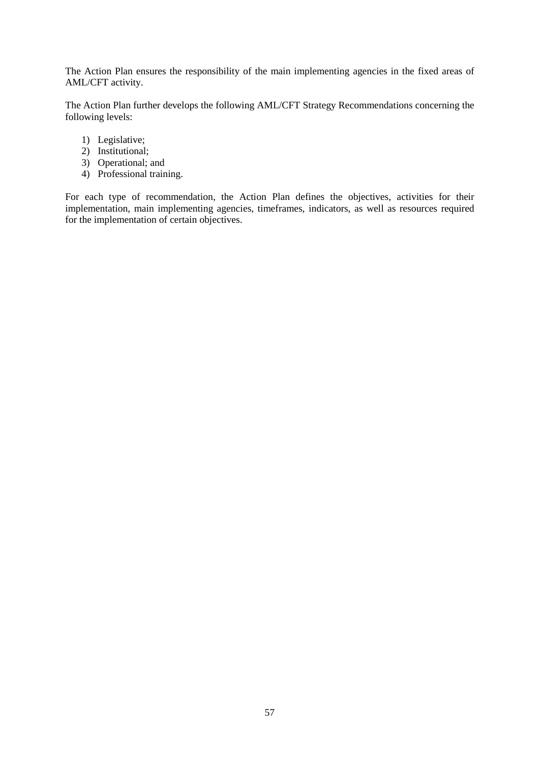The Action Plan ensures the responsibility of the main implementing agencies in the fixed areas of AML/CFT activity.

The Action Plan further develops the following AML/CFT Strategy Recommendations concerning the following levels:

1) Legislative;
2) Institutional;
3) Operational; and
4) Professional training.

For each type of recommendation, the Action Plan defines the objectives, activities for their implementation, main implementing agencies, timeframes, indicators, as well as resources required for the implementation of certain objectives.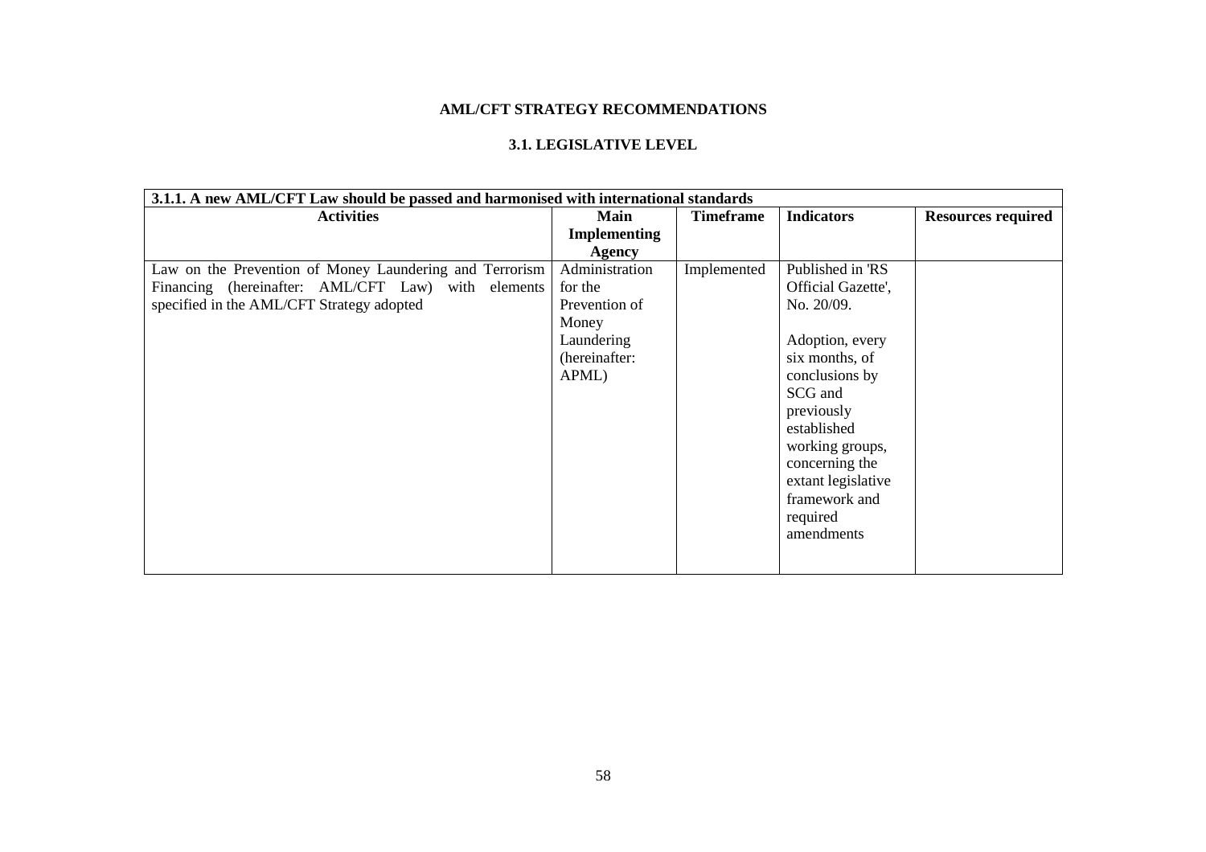**AML/CFT STRATEGY RECOMMENDATIONS**

**3.1. LEGISLATIVE LEVEL**

| **3.1.1. A new AML/CFT Law should be passed and harmonised with international standards** | | | | |
|---|---|---|---|---|
| **Activities** | **Main Implementing Agency** | **Timeframe** | **Indicators** | **Resources required** |
| Law on the Prevention of Money Laundering and Terrorism Financing (hereinafter: AML/CFT Law) with elements specified in the AML/CFT Strategy adopted | Administration for the Prevention of Money Laundering (hereinafter: APML) | Implemented | Published in 'RS Official Gazette', No. 20/09.<br><br>Adoption, every six months, of conclusions by SCG and previously established working groups, concerning the extant legislative framework and required amendments | |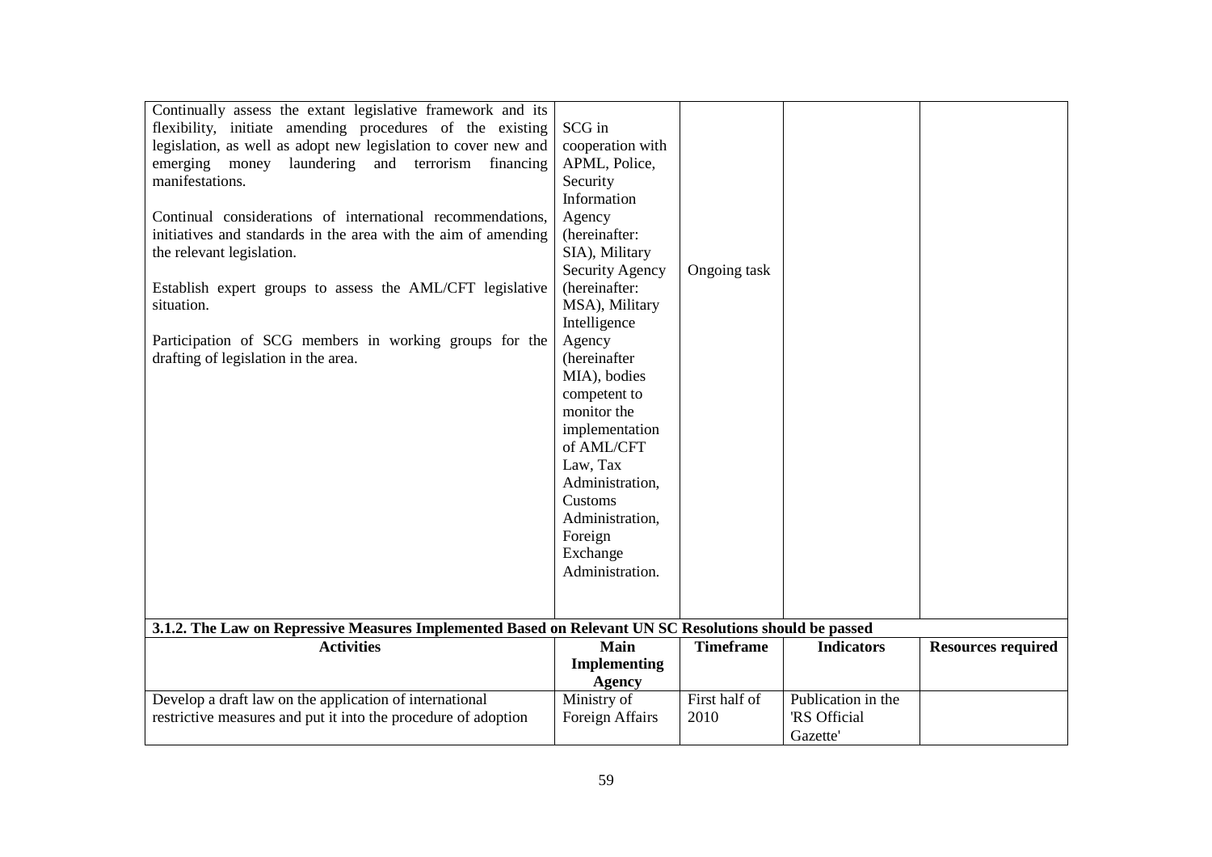| | | | | |
|---|---|---|---|---|
| Continually assess the extant legislative framework and its flexibility, initiate amending procedures of the existing legislation, as well as adopt new legislation to cover new and emerging money laundering and terrorism financing manifestations.<br><br>Continual considerations of international recommendations, initiatives and standards in the area with the aim of amending the relevant legislation.<br><br>Establish expert groups to assess the AML/CFT legislative situation.<br><br>Participation of SCG members in working groups for the drafting of legislation in the area. | SCG in cooperation with APML, Police, Security Information Agency (hereinafter: SIA), Military Security Agency (hereinafter: MSA), Military Intelligence Agency (hereinafter MIA), bodies competent to monitor the implementation of AML/CFT Law, Tax Administration, Customs Administration, Foreign Exchange Administration. | Ongoing task | | |

**3.1.2. The Law on Repressive Measures Implemented Based on Relevant UN SC Resolutions should be passed**

| Activities | Main Implementing Agency | Timeframe | Indicators | Resources required |
|---|---|---|---|---|
| Develop a draft law on the application of international restrictive measures and put it into the procedure of adoption | Ministry of Foreign Affairs | First half of 2010 | Publication in the 'RS Official Gazette' | |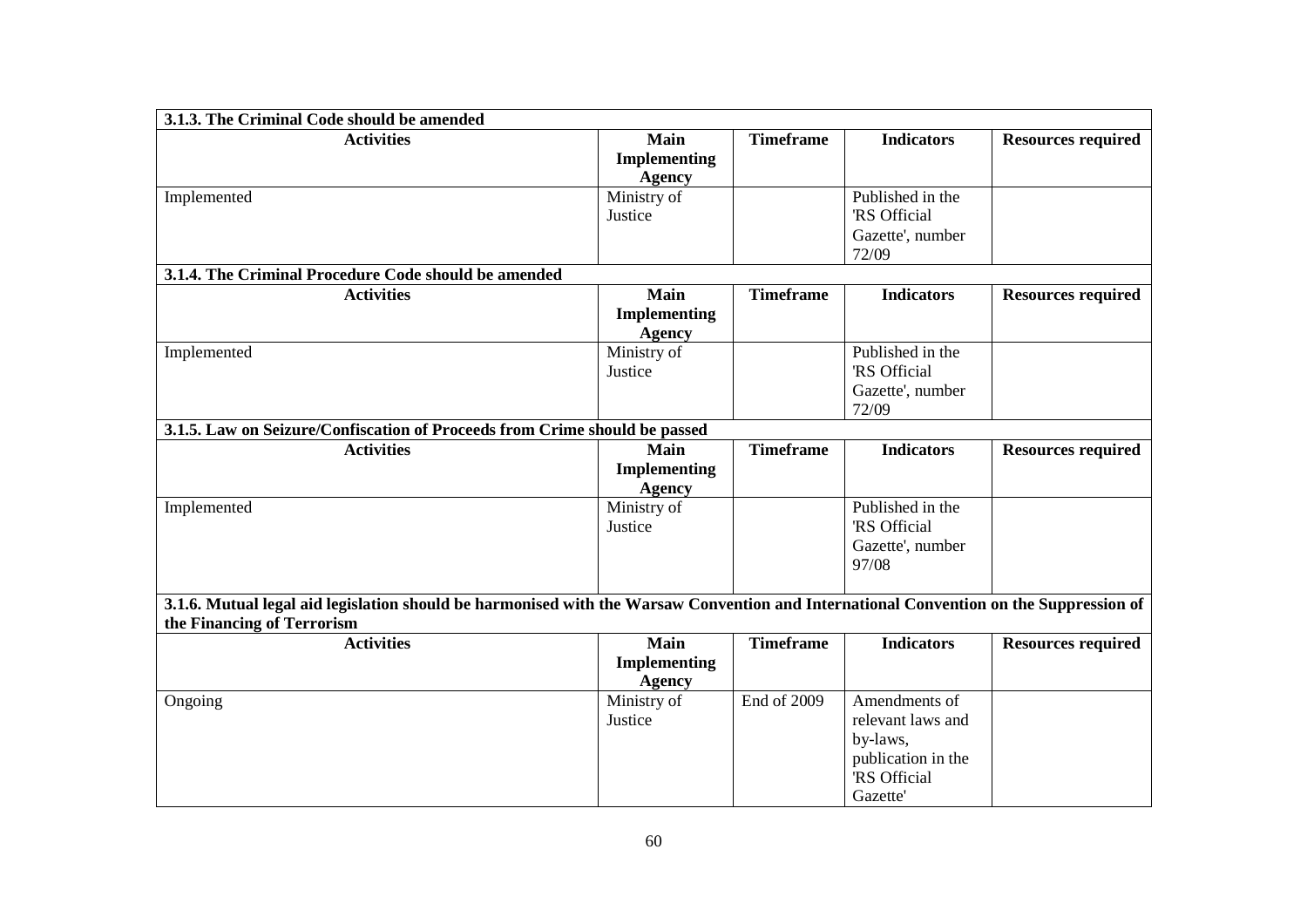| 3.1.3. The Criminal Code should be amended | | | | |
|---|---|---|---|---|
| **Activities** | **Main Implementing Agency** | **Timeframe** | **Indicators** | **Resources required** |
| Implemented | Ministry of Justice | | Published in the 'RS Official Gazette', number 72/09 | |
| **3.1.4. The Criminal Procedure Code should be amended** | | | | |
| **Activities** | **Main Implementing Agency** | **Timeframe** | **Indicators** | **Resources required** |
| Implemented | Ministry of Justice | | Published in the 'RS Official Gazette', number 72/09 | |
| **3.1.5. Law on Seizure/Confiscation of Proceeds from Crime should be passed** | | | | |
| **Activities** | **Main Implementing Agency** | **Timeframe** | **Indicators** | **Resources required** |
| Implemented | Ministry of Justice | | Published in the 'RS Official Gazette', number 97/08 | |
| **3.1.6. Mutual legal aid legislation should be harmonised with the Warsaw Convention and International Convention on the Suppression of the Financing of Terrorism** | | | | |
| **Activities** | **Main Implementing Agency** | **Timeframe** | **Indicators** | **Resources required** |
| Ongoing | Ministry of Justice | End of 2009 | Amendments of relevant laws and by-laws, publication in the 'RS Official Gazette' | |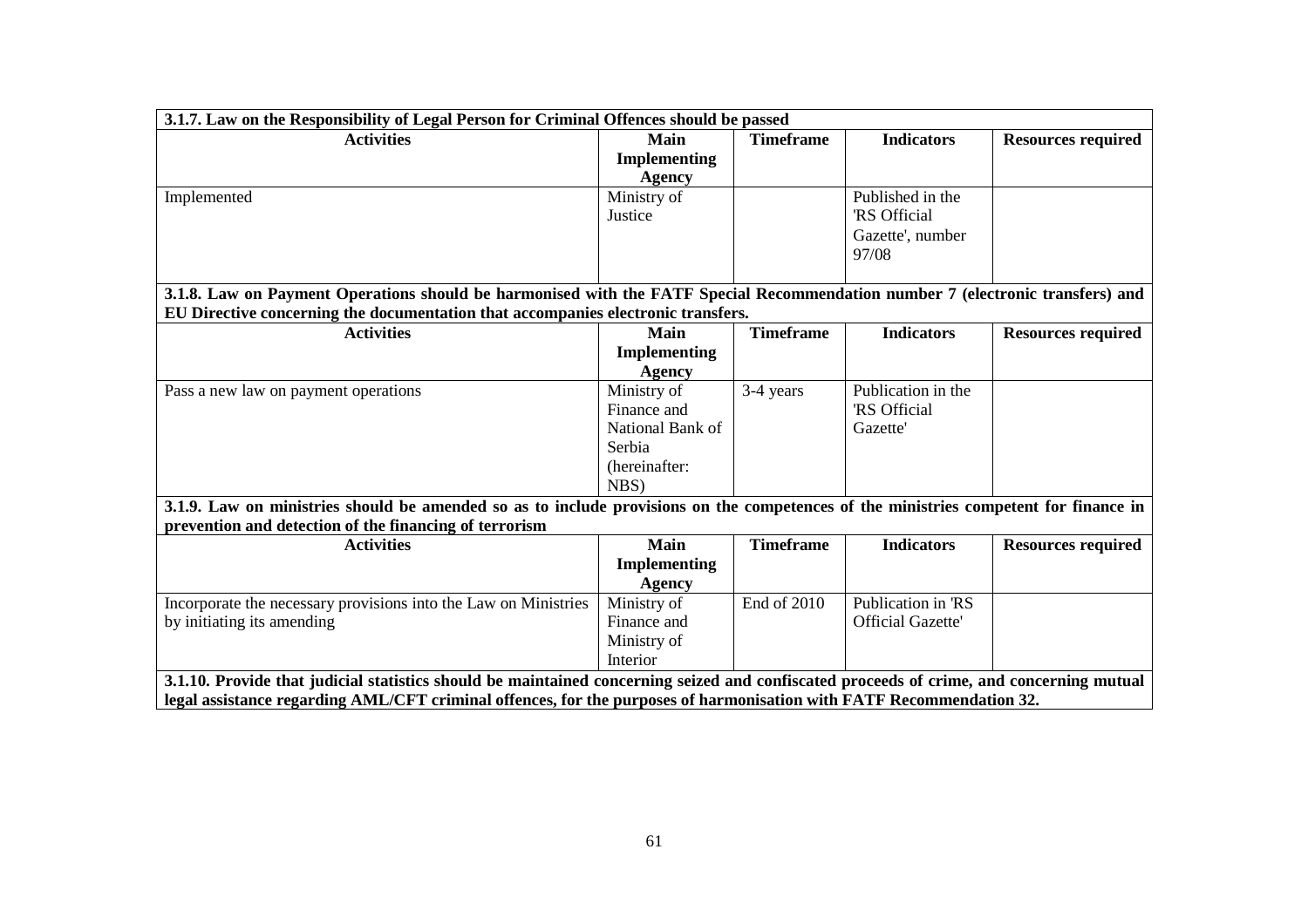**3.1.7. Law on the Responsibility of Legal Person for Criminal Offences should be passed**

| Activities | Main Implementing Agency | Timeframe | Indicators | Resources required |
|---|---|---|---|---|
| Implemented | Ministry of Justice | | Published in the 'RS Official Gazette', number 97/08 | |

**3.1.8. Law on Payment Operations should be harmonised with the FATF Special Recommendation number 7 (electronic transfers) and EU Directive concerning the documentation that accompanies electronic transfers.**

| Activities | Main Implementing Agency | Timeframe | Indicators | Resources required |
|---|---|---|---|---|
| Pass a new law on payment operations | Ministry of Finance and National Bank of Serbia (hereinafter: NBS) | 3-4 years | Publication in the 'RS Official Gazette' | |

**3.1.9. Law on ministries should be amended so as to include provisions on the competences of the ministries competent for finance in prevention and detection of the financing of terrorism**

| Activities | Main Implementing Agency | Timeframe | Indicators | Resources required |
|---|---|---|---|---|
| Incorporate the necessary provisions into the Law on Ministries by initiating its amending | Ministry of Finance and Ministry of Interior | End of 2010 | Publication in 'RS Official Gazette' | |

**3.1.10. Provide that judicial statistics should be maintained concerning seized and confiscated proceeds of crime, and concerning mutual legal assistance regarding AML/CFT criminal offences, for the purposes of harmonisation with FATF Recommendation 32.**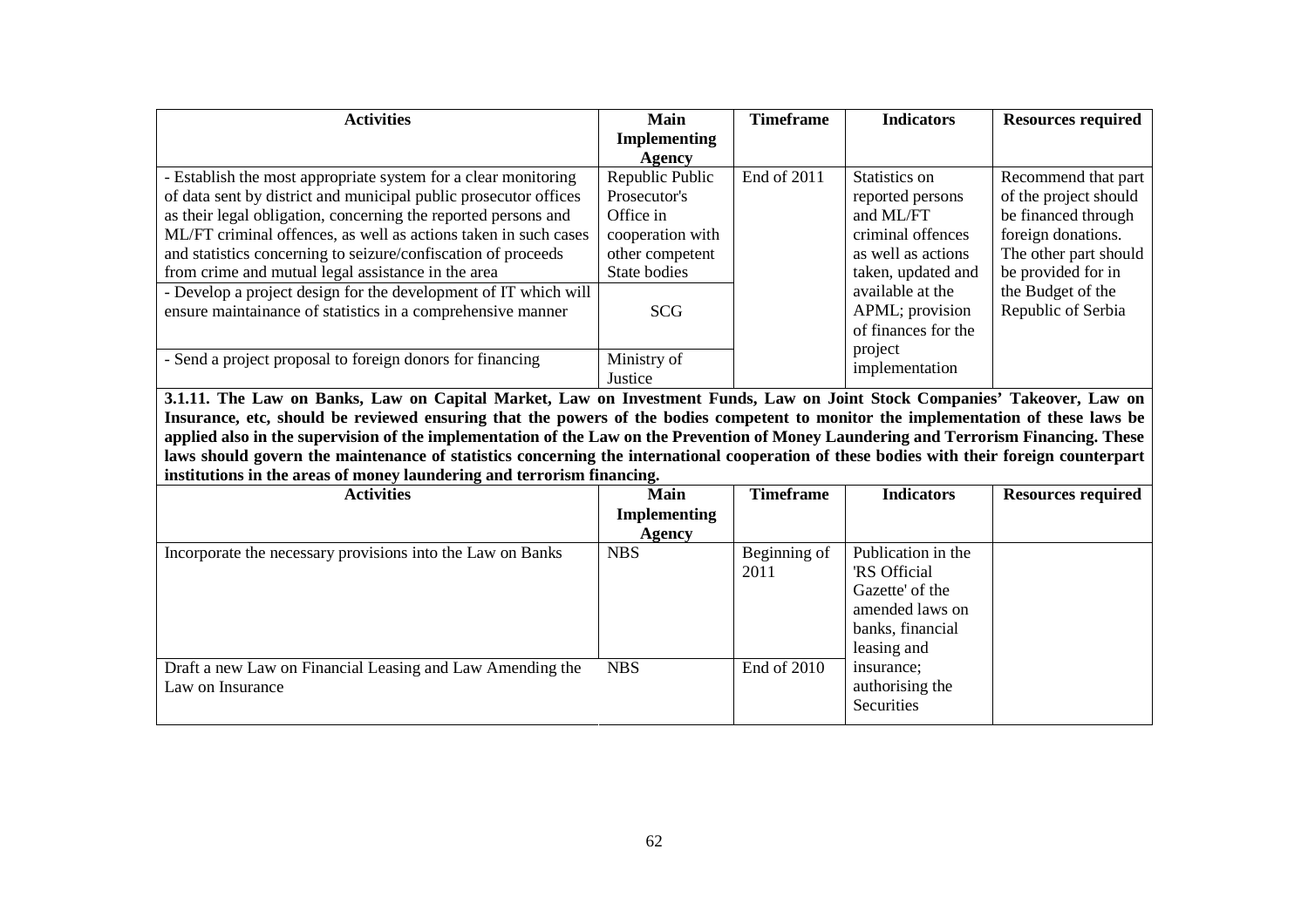| Activities | Main Implementing Agency | Timeframe | Indicators | Resources required |
|---|---|---|---|---|
| - Establish the most appropriate system for a clear monitoring of data sent by district and municipal public prosecutor offices as their legal obligation, concerning the reported persons and ML/FT criminal offences, as well as actions taken in such cases and statistics concerning to seizure/confiscation of proceeds from crime and mutual legal assistance in the area | Republic Public Prosecutor's Office in cooperation with other competent State bodies | End of 2011 | Statistics on reported persons and ML/FT criminal offences as well as actions taken, updated and available at the APML; provision of finances for the project implementation | Recommend that part of the project should be financed through foreign donations. The other part should be provided for in the Budget of the Republic of Serbia |
| - Develop a project design for the development of IT which will ensure maintainance of statistics in a comprehensive manner | SCG | | | |
| - Send a project proposal to foreign donors for financing | Ministry of Justice | | | |

**3.1.11. The Law on Banks, Law on Capital Market, Law on Investment Funds, Law on Joint Stock Companies' Takeover, Law on Insurance, etc, should be reviewed ensuring that the powers of the bodies competent to monitor the implementation of these laws be applied also in the supervision of the implementation of the Law on the Prevention of Money Laundering and Terrorism Financing. These laws should govern the maintenance of statistics concerning the international cooperation of these bodies with their foreign counterpart institutions in the areas of money laundering and terrorism financing.**

| Activities | Main Implementing Agency | Timeframe | Indicators | Resources required |
|---|---|---|---|---|
| Incorporate the necessary provisions into the Law on Banks | NBS | Beginning of 2011 | Publication in the 'RS Official Gazette' of the amended laws on banks, financial leasing and insurance; authorising the Securities | |
| Draft a new Law on Financial Leasing and Law Amending the Law on Insurance | NBS | End of 2010 | | |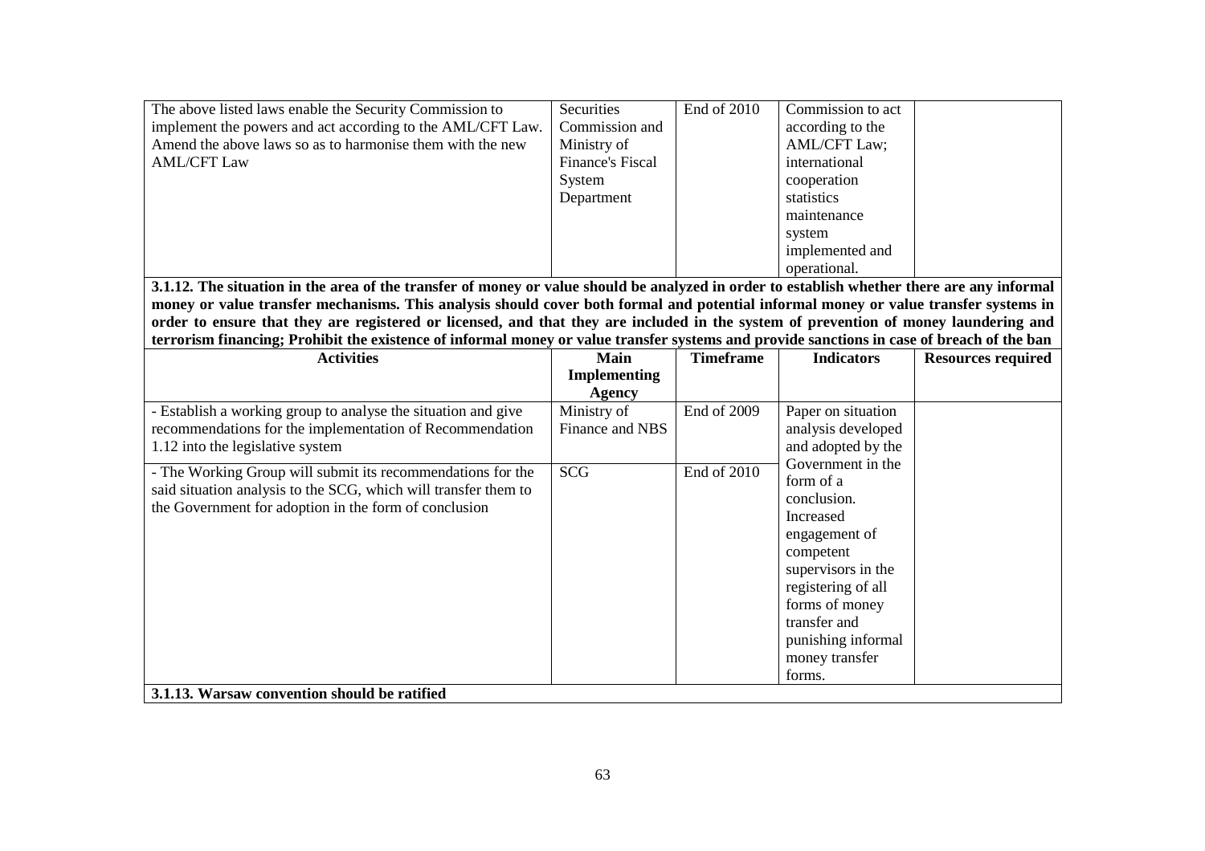| | | | | |
|---|---|---|---|---|
| The above listed laws enable the Security Commission to implement the powers and act according to the AML/CFT Law. Amend the above laws so as to harmonise them with the new AML/CFT Law | Securities Commission and Ministry of Finance's Fiscal System Department | End of 2010 | Commission to act according to the AML/CFT Law; international cooperation statistics maintenance system implemented and operational. | |

**3.1.12. The situation in the area of the transfer of money or value should be analyzed in order to establish whether there are any informal money or value transfer mechanisms. This analysis should cover both formal and potential informal money or value transfer systems in order to ensure that they are registered or licensed, and that they are included in the system of prevention of money laundering and terrorism financing; Prohibit the existence of informal money or value transfer systems and provide sanctions in case of breach of the ban**

| Activities | Main Implementing Agency | Timeframe | Indicators | Resources required |
|---|---|---|---|---|
| - Establish a working group to analyse the situation and give recommendations for the implementation of Recommendation 1.12 into the legislative system | Ministry of Finance and NBS | End of 2009 | Paper on situation analysis developed and adopted by the Government in the form of a conclusion. Increased engagement of competent supervisors in the registering of all forms of money transfer and punishing informal money transfer forms. | |
| - The Working Group will submit its recommendations for the said situation analysis to the SCG, which will transfer them to the Government for adoption in the form of conclusion | SCG | End of 2010 | | |

**3.1.13. Warsaw convention should be ratified**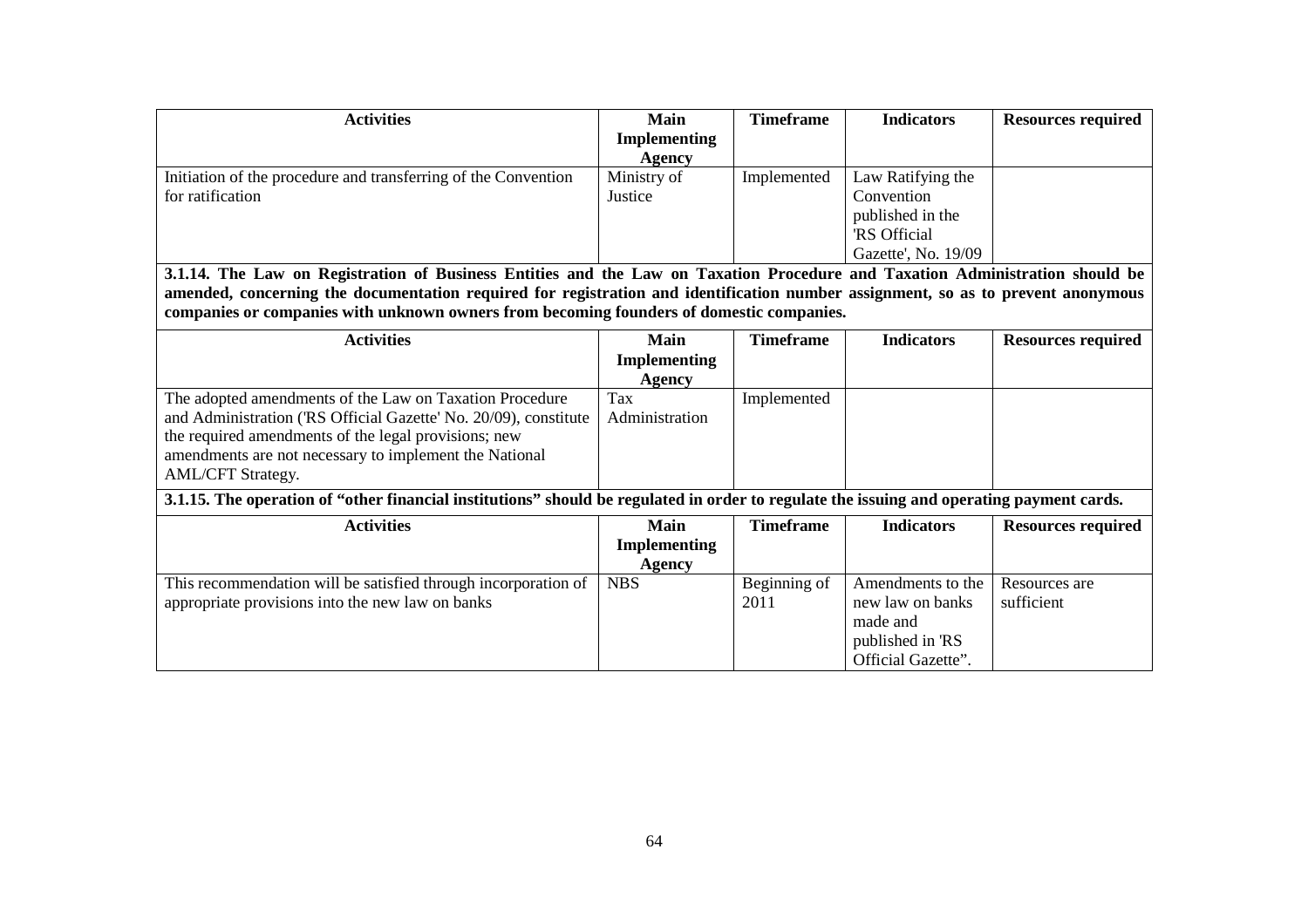| Activities | Main Implementing Agency | Timeframe | Indicators | Resources required |
|---|---|---|---|---|
| Initiation of the procedure and transferring of the Convention for ratification | Ministry of Justice | Implemented | Law Ratifying the Convention published in the 'RS Official Gazette', No. 19/09 | |

**3.1.14. The Law on Registration of Business Entities and the Law on Taxation Procedure and Taxation Administration should be amended, concerning the documentation required for registration and identification number assignment, so as to prevent anonymous companies or companies with unknown owners from becoming founders of domestic companies.**

| Activities | Main Implementing Agency | Timeframe | Indicators | Resources required |
|---|---|---|---|---|
| The adopted amendments of the Law on Taxation Procedure and Taxation Administration ('RS Official Gazette' No. 20/09), constitute the required amendments of the legal provisions; new amendments are not necessary to implement the National AML/CFT Strategy. | Tax Administration | Implemented | | |

**3.1.15. The operation of "other financial institutions" should be regulated in order to regulate the issuing and operating payment cards.**

| Activities | Main Implementing Agency | Timeframe | Indicators | Resources required |
|---|---|---|---|---|
| This recommendation will be satisfied through incorporation of appropriate provisions into the new law on banks | NBS | Beginning of 2011 | Amendments to the new law on banks made and published in 'RS Official Gazette". | Resources are sufficient |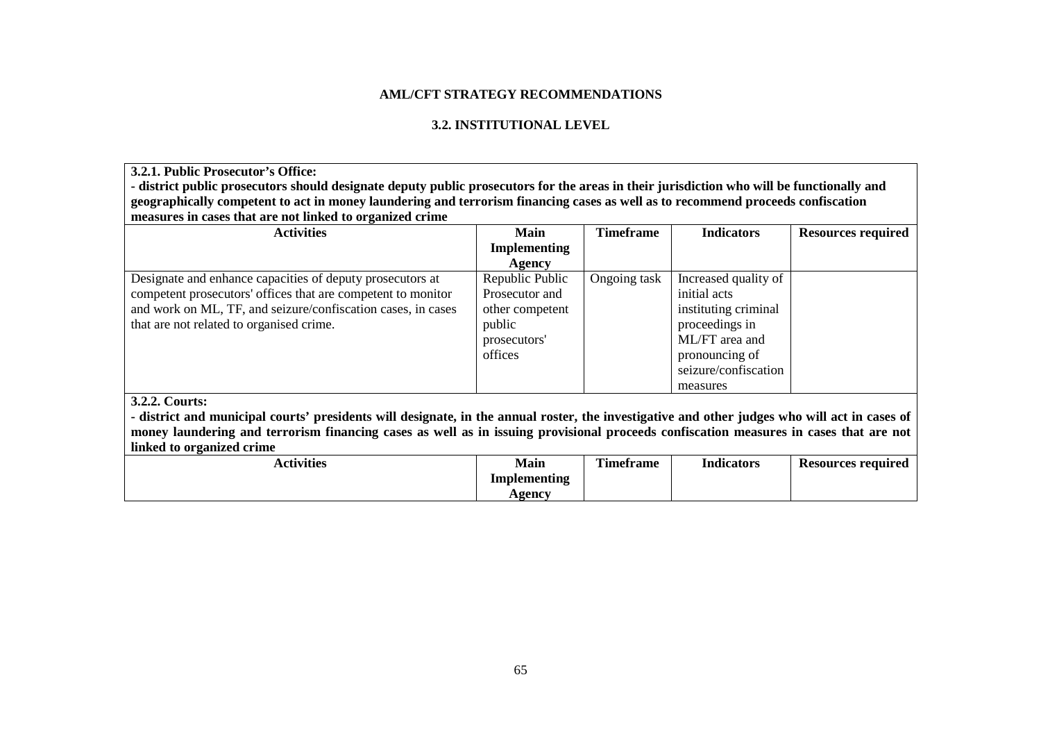**AML/CFT STRATEGY RECOMMENDATIONS**

**3.2. INSTITUTIONAL LEVEL**

**3.2.1. Public Prosecutor's Office:**

**- district public prosecutors should designate deputy public prosecutors for the areas in their jurisdiction who will be functionally and geographically competent to act in money laundering and terrorism financing cases as well as to recommend proceeds confiscation measures in cases that are not linked to organized crime**

| Activities | Main Implementing Agency | Timeframe | Indicators | Resources required |
|---|---|---|---|---|
| Designate and enhance capacities of deputy prosecutors at competent prosecutors' offices that are competent to monitor and work on ML, TF, and seizure/confiscation cases, in cases that are not related to organised crime. | Republic Public Prosecutor and other competent public prosecutors' offices | Ongoing task | Increased quality of initial acts instituting criminal proceedings in ML/FT area and pronouncing of seizure/confiscation measures | |

**3.2.2. Courts:**

**- district and municipal courts' presidents will designate, in the annual roster, the investigative and other judges who will act in cases of money laundering and terrorism financing cases as well as in issuing provisional proceeds confiscation measures in cases that are not linked to organized crime**

| Activities | Main Implementing Agency | Timeframe | Indicators | Resources required |
|---|---|---|---|---|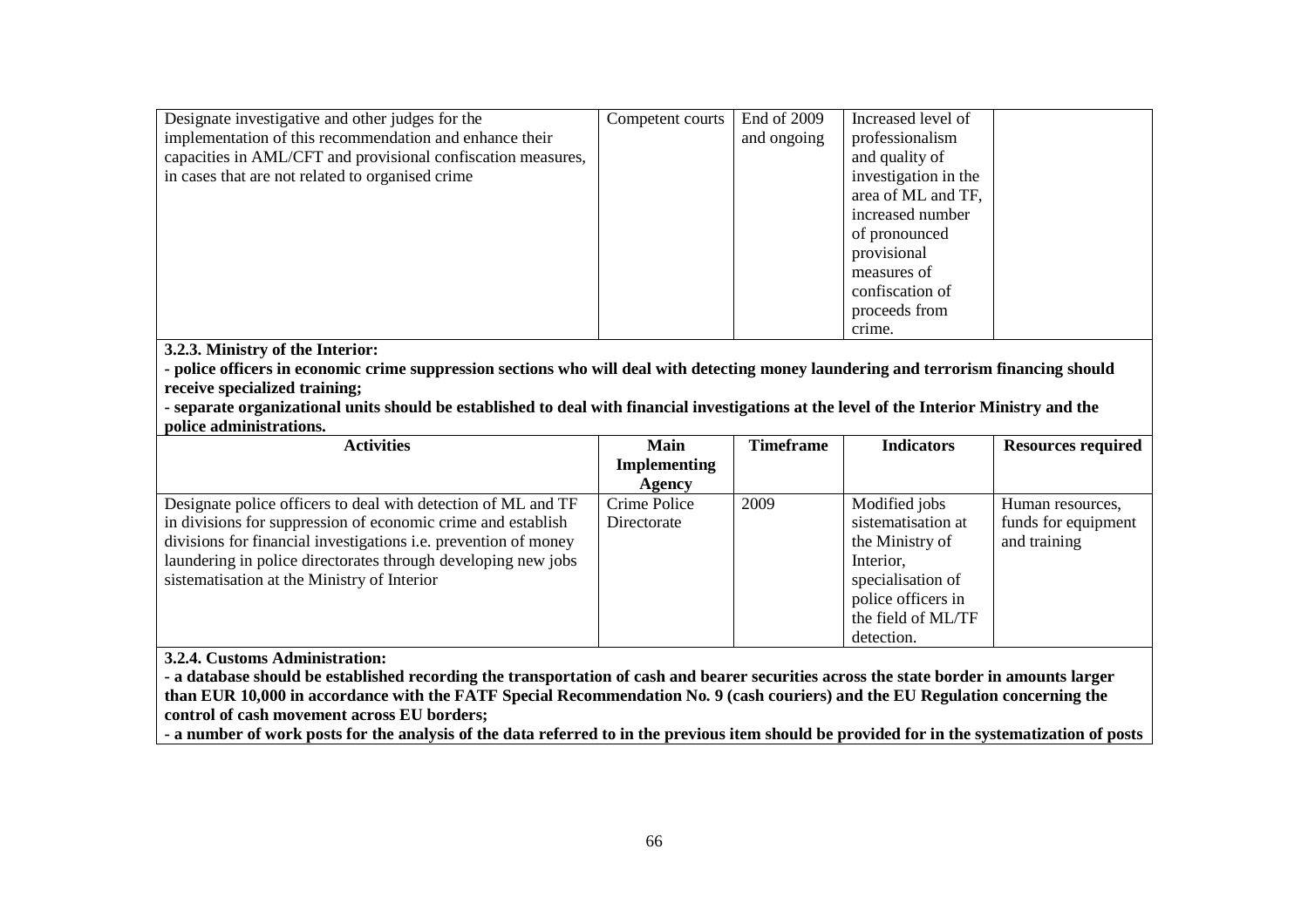| | | | | |
|---|---|---|---|---|
| Designate investigative and other judges for the implementation of this recommendation and enhance their capacities in AML/CFT and provisional confiscation measures, in cases that are not related to organised crime | Competent courts | End of 2009 and ongoing | Increased level of professionalism and quality of investigation in the area of ML and TF, increased number of pronounced provisional measures of confiscation of proceeds from crime. | |

**3.2.3. Ministry of the Interior:**

**- police officers in economic crime suppression sections who will deal with detecting money laundering and terrorism financing should receive specialized training;**

**- separate organizational units should be established to deal with financial investigations at the level of the Interior Ministry and the police administrations.**

| Activities | Main Implementing Agency | Timeframe | Indicators | Resources required |
|---|---|---|---|---|
| Designate police officers to deal with detection of ML and TF in divisions for suppression of economic crime and establish divisions for financial investigations i.e. prevention of money laundering in police directorates through developing new jobs sistematisation at the Ministry of Interior | Crime Police Directorate | 2009 | Modified jobs sistematisation at the Ministry of Interior, specialisation of police officers in the field of ML/TF detection. | Human resources, funds for equipment and training |

**3.2.4. Customs Administration:**

**- a database should be established recording the transportation of cash and bearer securities across the state border in amounts larger than EUR 10,000 in accordance with the FATF Special Recommendation No. 9 (cash couriers) and the EU Regulation concerning the control of cash movement across EU borders;**

**- a number of work posts for the analysis of the data referred to in the previous item should be provided for in the systematization of posts**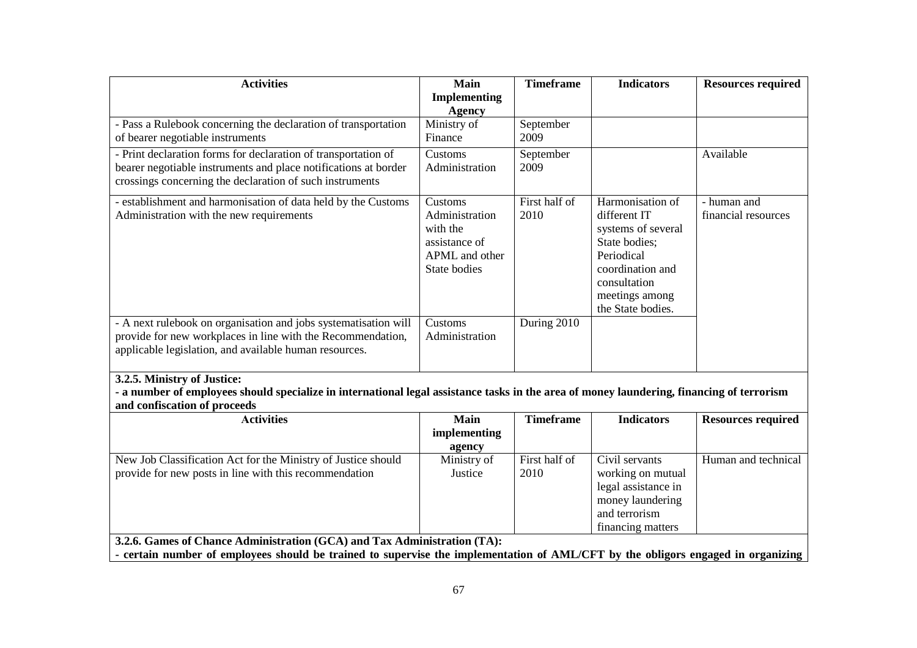| Activities | Main Implementing Agency | Timeframe | Indicators | Resources required |
|---|---|---|---|---|
| - Pass a Rulebook concerning the declaration of transportation of bearer negotiable instruments | Ministry of Finance | September 2009 | | |
| - Print declaration forms for declaration of transportation of bearer negotiable instruments and place notifications at border crossings concerning the declaration of such instruments | Customs Administration | September 2009 | | Available |
| - establishment and harmonisation of data held by the Customs Administration with the new requirements | Customs Administration with the assistance of APML and other State bodies | First half of 2010 | Harmonisation of different IT systems of several State bodies; Periodical coordination and consultation meetings among the State bodies. | - human and financial resources |
| - A next rulebook on organisation and jobs systematisation will provide for new workplaces in line with the Recommendation, applicable legislation, and available human resources. | Customs Administration | During 2010 | | |

**3.2.5. Ministry of Justice:**

**- a number of employees should specialize in international legal assistance tasks in the area of money laundering, financing of terrorism and confiscation of proceeds**

| Activities | Main implementing agency | Timeframe | Indicators | Resources required |
|---|---|---|---|---|
| New Job Classification Act for the Ministry of Justice should provide for new posts in line with this recommendation | Ministry of Justice | First half of 2010 | Civil servants working on mutual legal assistance in money laundering and terrorism financing matters | Human and technical |

**3.2.6. Games of Chance Administration (GCA) and Tax Administration (TA):**

**- certain number of employees should be trained to supervise the implementation of AML/CFT by the obligors engaged in organizing**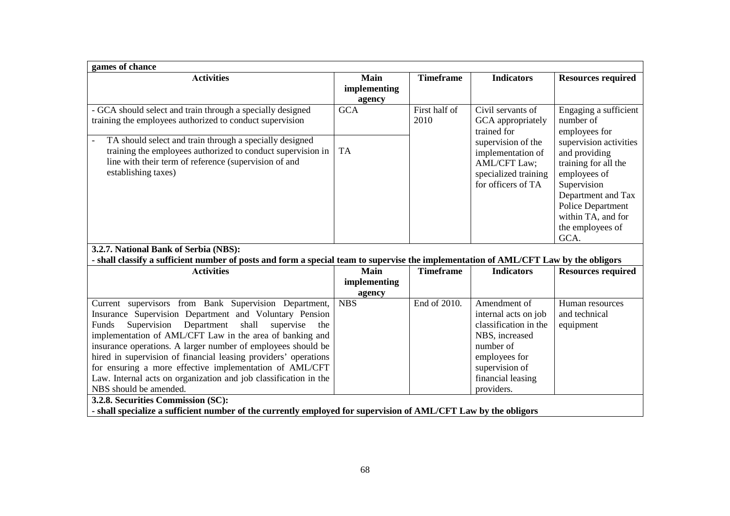**games of chance**

| Activities | Main implementing agency | Timeframe | Indicators | Resources required |
|---|---|---|---|---|
| - GCA should select and train through a specially designed training the employees authorized to conduct supervision | GCA | First half of 2010 | Civil servants of GCA appropriately trained for supervision of the implementation of AML/CFT Law; specialized training for officers of TA | Engaging a sufficient number of employees for supervision activities and providing training for all the employees of Supervision Department and Tax Police Department within TA, and for the employees of GCA. |
| - TA should select and train through a specially designed training the employees authorized to conduct supervision in line with their term of reference (supervision of and establishing taxes) | TA | | | |

**3.2.7. National Bank of Serbia (NBS):**

**- shall classify a sufficient number of posts and form a special team to supervise the implementation of AML/CFT Law by the obligors**

| Activities | Main implementing agency | Timeframe | Indicators | Resources required |
|---|---|---|---|---|
| Current supervisors from Bank Supervision Department, Insurance Supervision Department and Voluntary Pension Funds Supervision Department shall supervise the implementation of AML/CFT Law in the area of banking and insurance operations. A larger number of employees should be hired in supervision of financial leasing providers' operations for ensuring a more effective implementation of AML/CFT Law. Internal acts on organization and job classification in the NBS should be amended. | NBS | End of 2010. | Amendment of internal acts on job classification in the NBS, increased number of employees for supervision of financial leasing providers. | Human resources and technical equipment |

**3.2.8. Securities Commission (SC):**

**- shall specialize a sufficient number of the currently employed for supervision of AML/CFT Law by the obligors**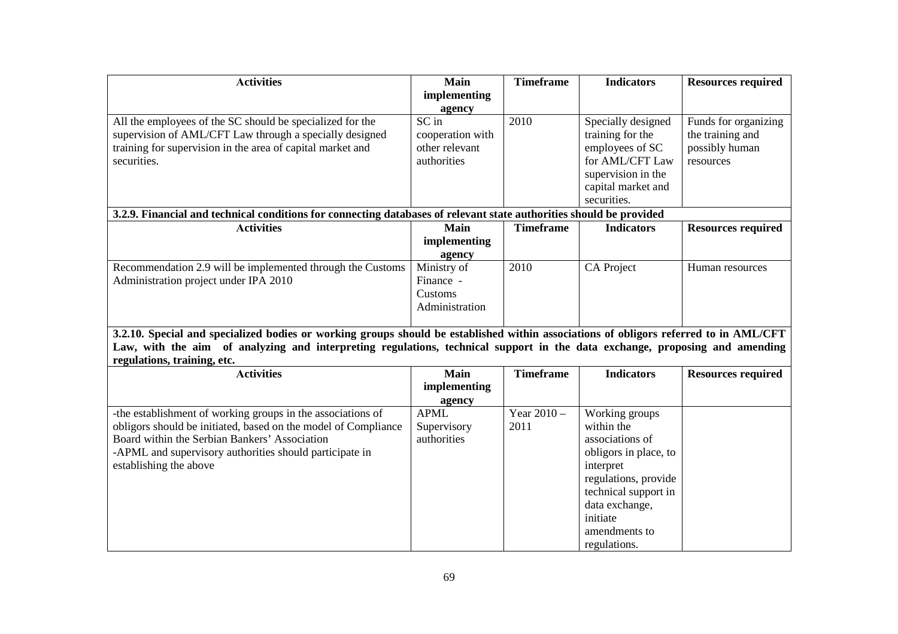| Activities | Main implementing agency | Timeframe | Indicators | Resources required |
|---|---|---|---|---|
| All the employees of the SC should be specialized for the supervision of AML/CFT Law through a specially designed training for supervision in the area of capital market and securities. | SC in cooperation with other relevant authorities | 2010 | Specially designed training for the employees of SC for AML/CFT Law supervision in the capital market and securities. | Funds for organizing the training and possibly human resources |

**3.2.9. Financial and technical conditions for connecting databases of relevant state authorities should be provided**

| Activities | Main implementing agency | Timeframe | Indicators | Resources required |
|---|---|---|---|---|
| Recommendation 2.9 will be implemented through the Customs Administration project under IPA 2010 | Ministry of Finance - Customs Administration | 2010 | CA Project | Human resources |

**3.2.10. Special and specialized bodies or working groups should be established within associations of obligors referred to in AML/CFT Law, with the aim of analyzing and interpreting regulations, technical support in the data exchange, proposing and amending regulations, training, etc.**

| Activities | Main implementing agency | Timeframe | Indicators | Resources required |
|---|---|---|---|---|
| -the establishment of working groups in the associations of obligors should be initiated, based on the model of Compliance Board within the Serbian Bankers' Association<br>-APML and supervisory authorities should participate in establishing the above | APML<br>Supervisory authorities | Year 2010 – 2011 | Working groups within the associations of obligors in place, to interpret regulations, provide technical support in data exchange, initiate amendments to regulations. | |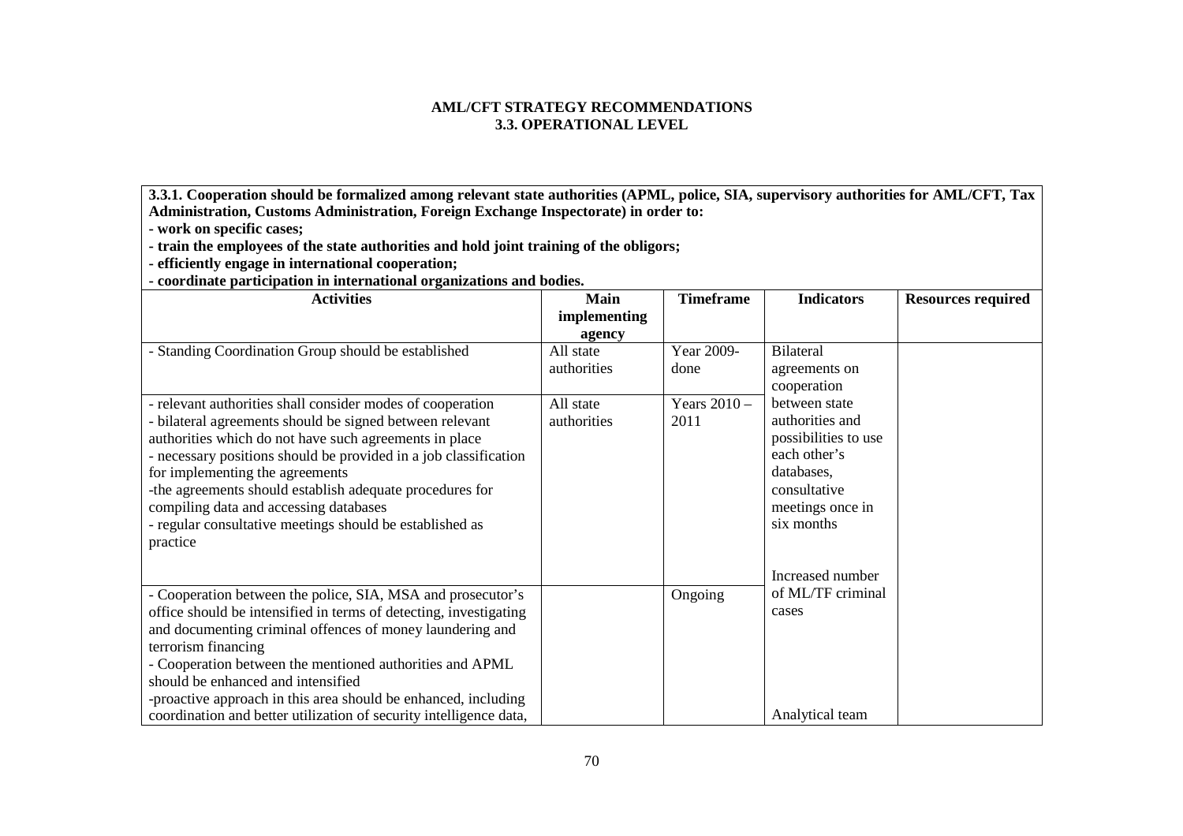**AML/CFT STRATEGY RECOMMENDATIONS**
**3.3. OPERATIONAL LEVEL**

**3.3.1. Cooperation should be formalized among relevant state authorities (APML, police, SIA, supervisory authorities for AML/CFT, Tax Administration, Customs Administration, Foreign Exchange Inspectorate) in order to:**
**- work on specific cases;**
**- train the employees of the state authorities and hold joint training of the obligors;**
**- efficiently engage in international cooperation;**
**- coordinate participation in international organizations and bodies.**

| Activities | Main implementing agency | Timeframe | Indicators | Resources required |
|---|---|---|---|---|
| - Standing Coordination Group should be established | All state authorities | Year 2009- done | Bilateral agreements on cooperation between state authorities and possibilities to use each other's databases, consultative meetings once in six months | |
| - relevant authorities shall consider modes of cooperation<br>- bilateral agreements should be signed between relevant authorities which do not have such agreements in place<br>- necessary positions should be provided in a job classification for implementing the agreements<br>-the agreements should establish adequate procedures for compiling data and accessing databases<br>- regular consultative meetings should be established as practice | All state authorities | Years 2010 – 2011 | | |
| - Cooperation between the police, SIA, MSA and prosecutor's office should be intensified in terms of detecting, investigating and documenting criminal offences of money laundering and terrorism financing<br>- Cooperation between the mentioned authorities and APML should be enhanced and intensified<br>-proactive approach in this area should be enhanced, including coordination and better utilization of security intelligence data, | | Ongoing | Increased number of ML/TF criminal cases<br><br>Analytical team | |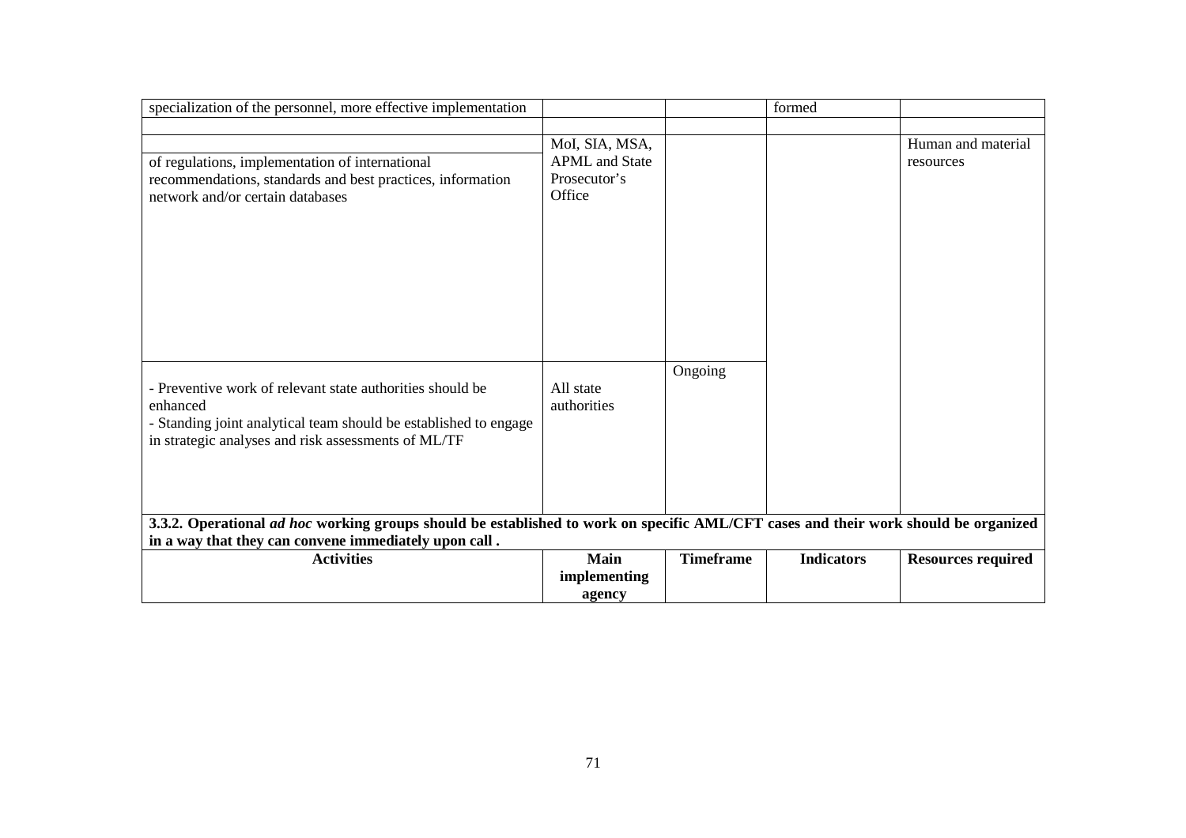| | | | | |
|---|---|---|---|---|
| specialization of the personnel, more effective implementation | | | formed | |
| | | | | |
| of regulations, implementation of international recommendations, standards and best practices, information network and/or certain databases | MoI, SIA, MSA, APML and State Prosecutor's Office | | | Human and material resources |
| - Preventive work of relevant state authorities should be enhanced<br>- Standing joint analytical team should be established to engage in strategic analyses and risk assessments of ML/TF | All state authorities | Ongoing | | |

**3.3.2. Operational *ad hoc* working groups should be established to work on specific AML/CFT cases and their work should be organized in a way that they can convene immediately upon call .**

| Activities | Main implementing agency | Timeframe | Indicators | Resources required |
|---|---|---|---|---|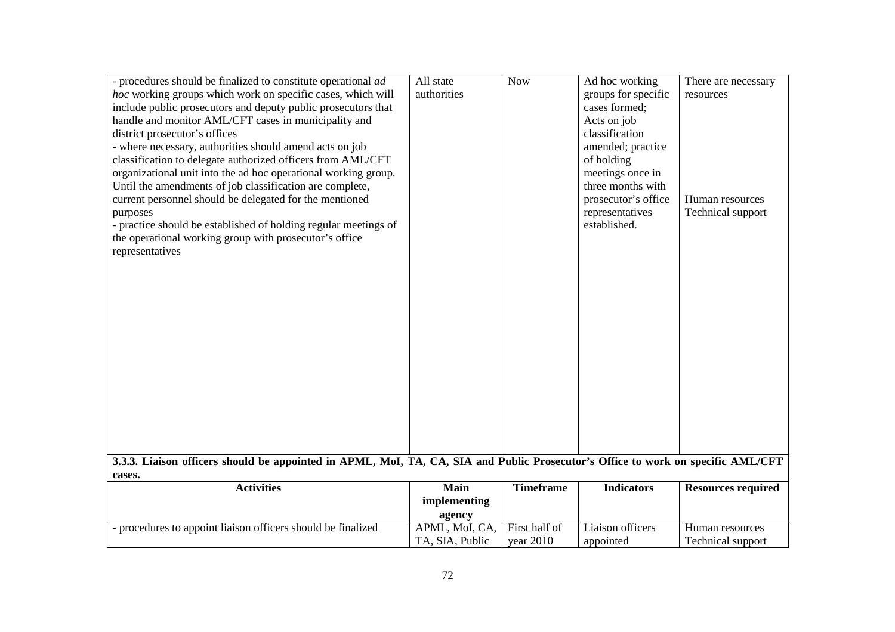| | | | | |
|---|---|---|---|---|
| - procedures should be finalized to constitute operational *ad hoc* working groups which work on specific cases, which will include public prosecutors and deputy public prosecutors that handle and monitor AML/CFT cases in municipality and district prosecutor's offices<br>- where necessary, authorities should amend acts on job classification to delegate authorized officers from AML/CFT organizational unit into the ad hoc operational working group. Until the amendments of job classification are complete, current personnel should be delegated for the mentioned purposes<br>- practice should be established of holding regular meetings of the operational working group with prosecutor's office representatives | All state authorities | Now | Ad hoc working groups for specific cases formed; Acts on job classification amended; practice of holding meetings once in three months with prosecutor's office representatives established. | There are necessary resources<br><br>Human resources<br>Technical support |

**3.3.3. Liaison officers should be appointed in APML, MoI, TA, CA, SIA and Public Prosecutor's Office to work on specific AML/CFT cases.**

| Activities | Main implementing agency | Timeframe | Indicators | Resources required |
|---|---|---|---|---|
| - procedures to appoint liaison officers should be finalized | APML, MoI, CA, TA, SIA, Public | First half of year 2010 | Liaison officers appointed | Human resources<br>Technical support |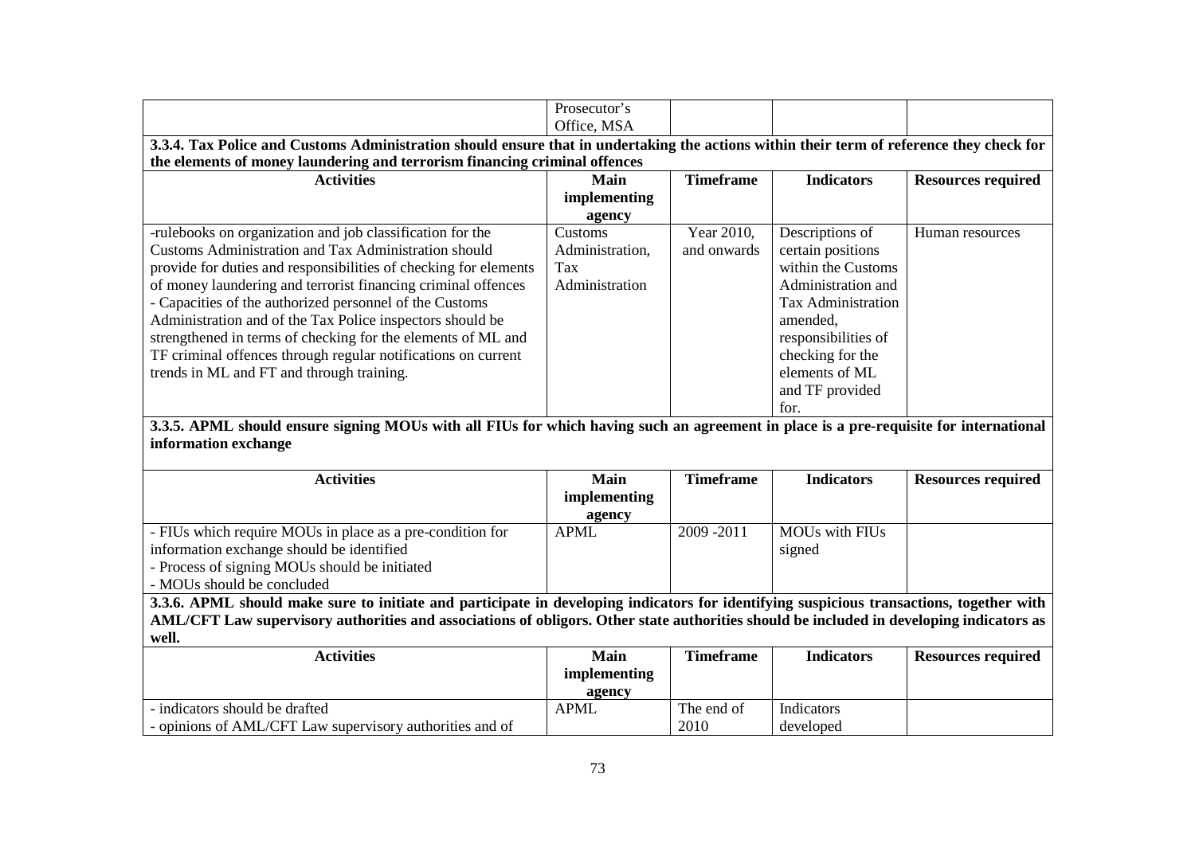| | Prosecutor's Office, MSA | | | |
|---|---|---|---|---|

**3.3.4. Tax Police and Customs Administration should ensure that in undertaking the actions within their term of reference they check for the elements of money laundering and terrorism financing criminal offences**

| Activities | Main implementing agency | Timeframe | Indicators | Resources required |
|---|---|---|---|---|
| -rulebooks on organization and job classification for the Customs Administration and Tax Administration should provide for duties and responsibilities of checking for elements of money laundering and terrorist financing criminal offences<br>- Capacities of the authorized personnel of the Customs Administration and of the Tax Police inspectors should be strengthened in terms of checking for the elements of ML and TF criminal offences through regular notifications on current trends in ML and FT and through training. | Customs Administration, Tax Administration | Year 2010, and onwards | Descriptions of certain positions within the Customs Administration and Tax Administration amended, responsibilities of checking for the elements of ML and TF provided for. | Human resources |

**3.3.5. APML should ensure signing MOUs with all FIUs for which having such an agreement in place is a pre-requisite for international information exchange**

| Activities | Main implementing agency | Timeframe | Indicators | Resources required |
|---|---|---|---|---|
| - FIUs which require MOUs in place as a pre-condition for information exchange should be identified<br>- Process of signing MOUs should be initiated<br>- MOUs should be concluded | APML | 2009 -2011 | MOUs with FIUs signed | |

**3.3.6. APML should make sure to initiate and participate in developing indicators for identifying suspicious transactions, together with AML/CFT Law supervisory authorities and associations of obligors. Other state authorities should be included in developing indicators as well.**

| Activities | Main implementing agency | Timeframe | Indicators | Resources required |
|---|---|---|---|---|
| - indicators should be drafted<br>- opinions of AML/CFT Law supervisory authorities and of | APML | The end of 2010 | Indicators developed | |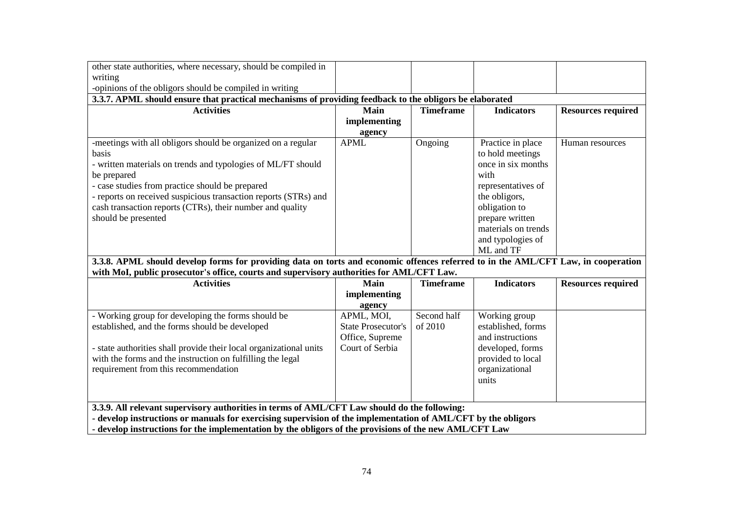| | | | | |
|---|---|---|---|---|
| other state authorities, where necessary, should be compiled in writing<br>-opinions of the obligors should be compiled in writing | | | | |

**3.3.7. APML should ensure that practical mechanisms of providing feedback to the obligors be elaborated**

| Activities | Main implementing agency | Timeframe | Indicators | Resources required |
|---|---|---|---|---|
| -meetings with all obligors should be organized on a regular basis<br>- written materials on trends and typologies of ML/FT should be prepared<br>- case studies from practice should be prepared<br>- reports on received suspicious transaction reports (STRs) and cash transaction reports (CTRs), their number and quality should be presented | APML | Ongoing | Practice in place to hold meetings once in six months with representatives of the obligors, obligation to prepare written materials on trends and typologies of ML and TF | Human resources |

**3.3.8. APML should develop forms for providing data on torts and economic offences referred to in the AML/CFT Law, in cooperation with MoI, public prosecutor's office, courts and supervisory authorities for AML/CFT Law.**

| Activities | Main implementing agency | Timeframe | Indicators | Resources required |
|---|---|---|---|---|
| - Working group for developing the forms should be established, and the forms should be developed<br><br>- state authorities shall provide their local organizational units with the forms and the instruction on fulfilling the legal requirement from this recommendation | APML, MOI, State Prosecutor's Office, Supreme Court of Serbia | Second half of 2010 | Working group established, forms and instructions developed, forms provided to local organizational units | |

**3.3.9. All relevant supervisory authorities in terms of AML/CFT Law should do the following:**
**- develop instructions or manuals for exercising supervision of the implementation of AML/CFT by the obligors**
**- develop instructions for the implementation by the obligors of the provisions of the new AML/CFT Law**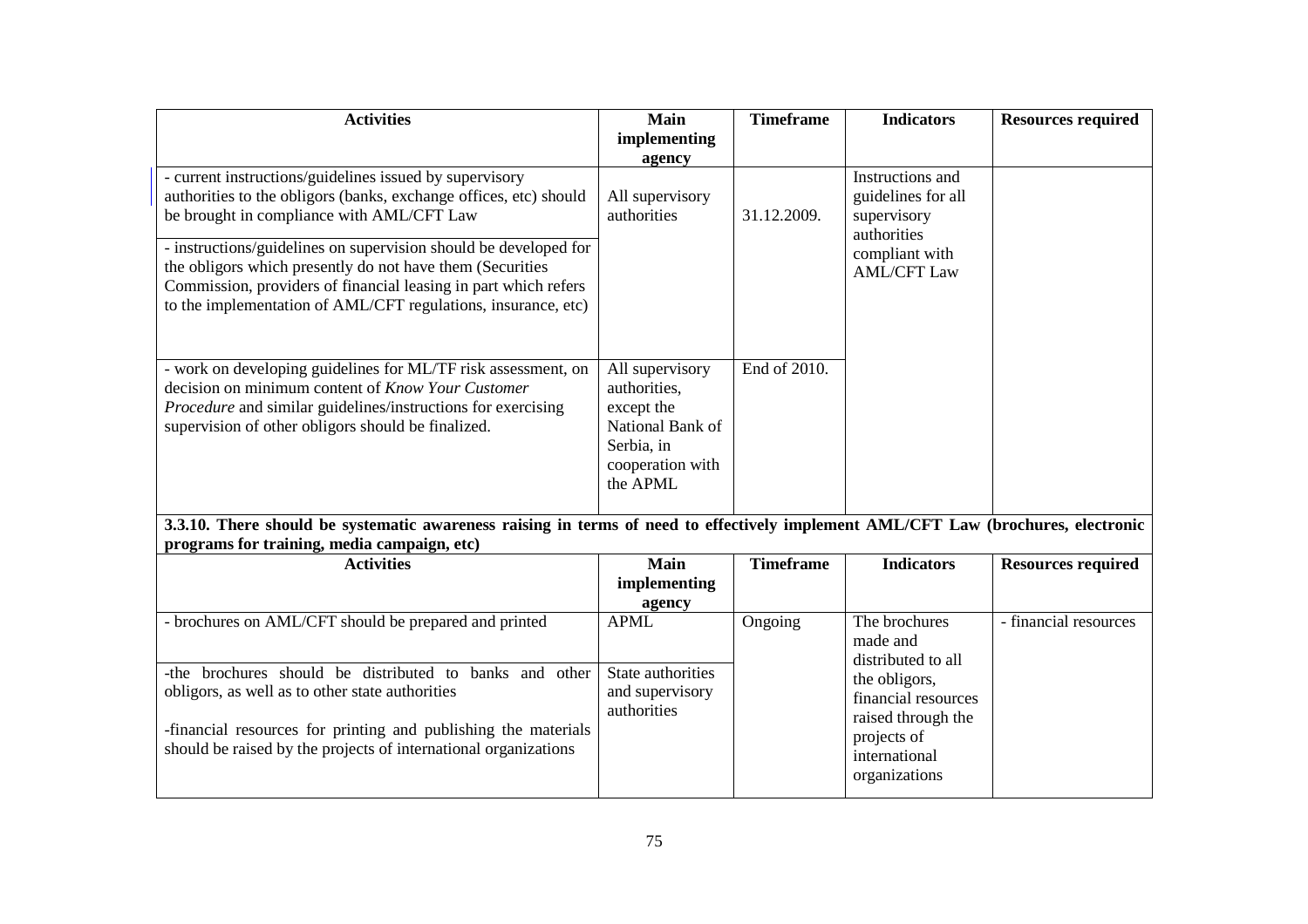| Activities | Main implementing agency | Timeframe | Indicators | Resources required |
|---|---|---|---|---|
| - current instructions/guidelines issued by supervisory authorities to the obligors (banks, exchange offices, etc) should be brought in compliance with AML/CFT Law<br><br>- instructions/guidelines on supervision should be developed for the obligors which presently do not have them (Securities Commission, providers of financial leasing in part which refers to the implementation of AML/CFT regulations, insurance, etc) | All supervisory authorities | 31.12.2009. | Instructions and guidelines for all supervisory authorities compliant with AML/CFT Law | |
| - work on developing guidelines for ML/TF risk assessment, on decision on minimum content of *Know Your Customer Procedure* and similar guidelines/instructions for exercising supervision of other obligors should be finalized. | All supervisory authorities, except the National Bank of Serbia, in cooperation with the APML | End of 2010. | | |

**3.3.10. There should be systematic awareness raising in terms of need to effectively implement AML/CFT Law (brochures, electronic programs for training, media campaign, etc)**

| Activities | Main implementing agency | Timeframe | Indicators | Resources required |
|---|---|---|---|---|
| - brochures on AML/CFT should be prepared and printed | APML | Ongoing | The brochures made and distributed to all the obligors, financial resources raised through the projects of international organizations | - financial resources |
| -the brochures should be distributed to banks and other obligors, as well as to other state authorities<br><br>-financial resources for printing and publishing the materials should be raised by the projects of international organizations | State authorities and supervisory authorities | | | |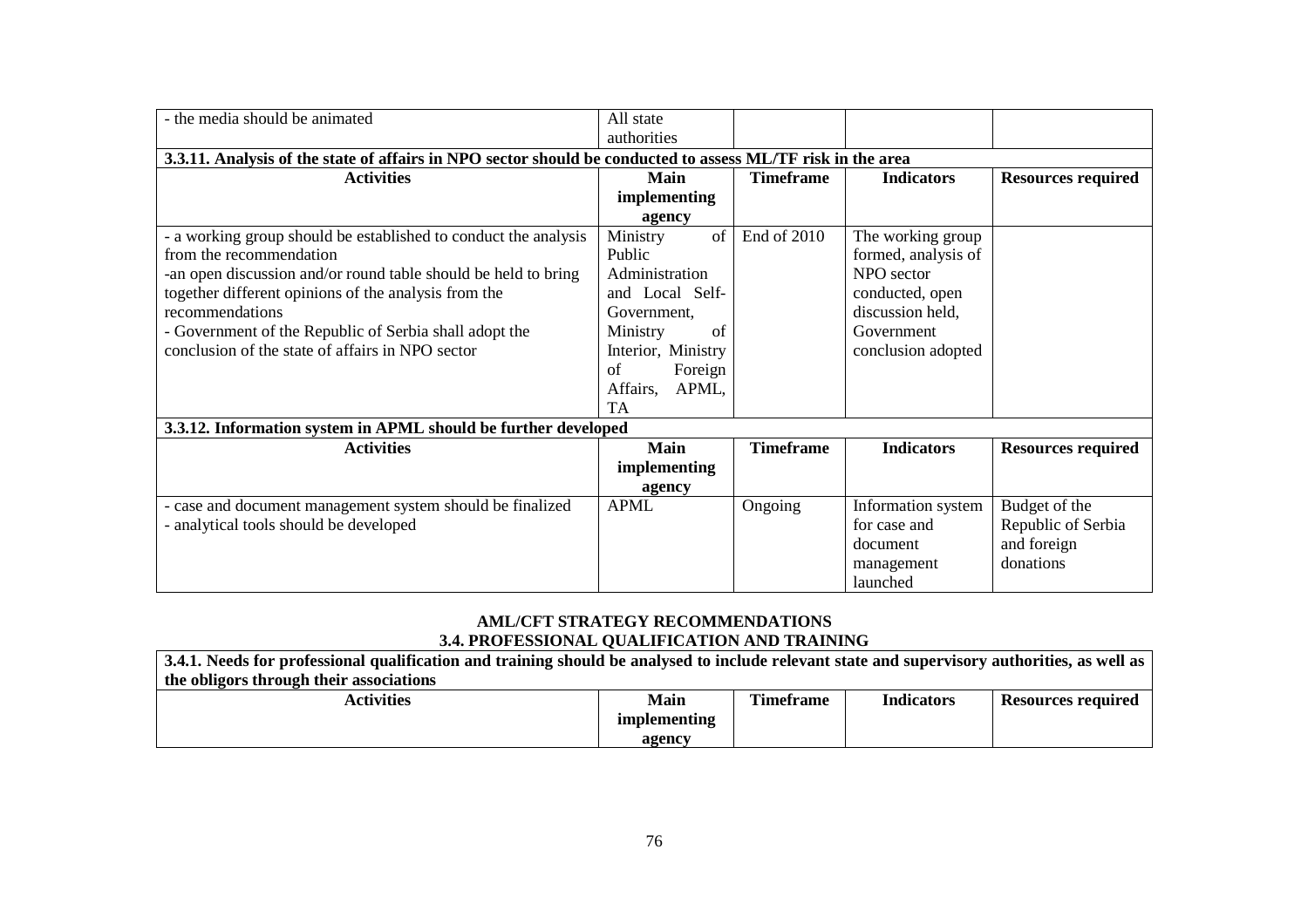| - the media should be animated | All state authorities | | | |
|---|---|---|---|---|
| **3.3.11. Analysis of the state of affairs in NPO sector should be conducted to assess ML/TF risk in the area** | | | | |
| **Activities** | **Main implementing agency** | **Timeframe** | **Indicators** | **Resources required** |
| - a working group should be established to conduct the analysis from the recommendation<br>-an open discussion and/or round table should be held to bring together different opinions of the analysis from the recommendations<br>- Government of the Republic of Serbia shall adopt the conclusion of the state of affairs in NPO sector | Ministry of Public Administration and Local Self-Government, Ministry of Interior, Ministry of Foreign Affairs, APML, TA | End of 2010 | The working group formed, analysis of NPO sector conducted, open discussion held, Government conclusion adopted | |
| **3.3.12. Information system in APML should be further developed** | | | | |
| **Activities** | **Main implementing agency** | **Timeframe** | **Indicators** | **Resources required** |
| - case and document management system should be finalized<br>- analytical tools should be developed | APML | Ongoing | Information system for case and document management launched | Budget of the Republic of Serbia and foreign donations |

## AML/CFT STRATEGY RECOMMENDATIONS

### 3.4. PROFESSIONAL QUALIFICATION AND TRAINING

| **3.4.1. Needs for professional qualification and training should be analysed to include relevant state and supervisory authorities, as well as the obligors through their associations** | | | | |
|---|---|---|---|---|
| **Activities** | **Main implementing agency** | **Timeframe** | **Indicators** | **Resources required** |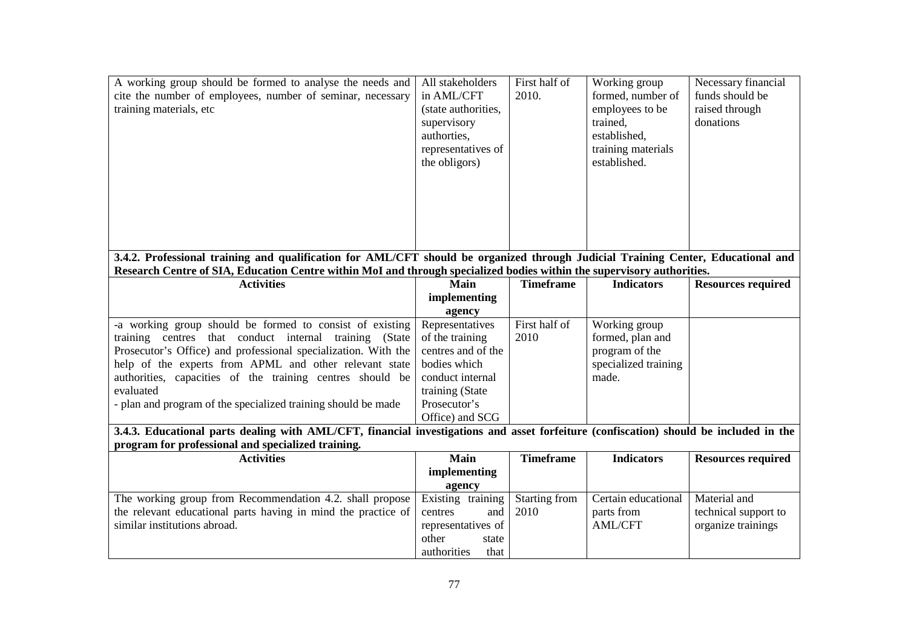| A working group should be formed to analyse the needs and cite the number of employees, number of seminar, necessary training materials, etc | All stakeholders in AML/CFT (state authorities, supervisory authorities, representatives of the obligors) | First half of 2010. | Working group formed, number of employees to be trained, established, training materials established. | Necessary financial funds should be raised through donations |
|---|---|---|---|---|

**3.4.2. Professional training and qualification for AML/CFT should be organized through Judicial Training Center, Educational and Research Centre of SIA, Education Centre within MoI and through specialized bodies within the supervisory authorities.**

| Activities | Main implementing agency | Timeframe | Indicators | Resources required |
|---|---|---|---|---|
| -a working group should be formed to consist of existing training centres that conduct internal training (State Prosecutor's Office) and professional specialization. With the help of the experts from APML and other relevant state authorities, capacities of the training centres should be evaluated<br>- plan and program of the specialized training should be made | Representatives of the training centres and of the bodies which conduct internal training (State Prosecutor's Office) and SCG | First half of 2010 | Working group formed, plan and program of the specialized training made. | |

**3.4.3. Educational parts dealing with AML/CFT, financial investigations and asset forfeiture (confiscation) should be included in the program for professional and specialized training.**

| Activities | Main implementing agency | Timeframe | Indicators | Resources required |
|---|---|---|---|---|
| The working group from Recommendation 4.2. shall propose the relevant educational parts having in mind the practice of similar institutions abroad. | Existing training centres and representatives of other state authorities that | Starting from 2010 | Certain educational parts from AML/CFT | Material and technical support to organize trainings |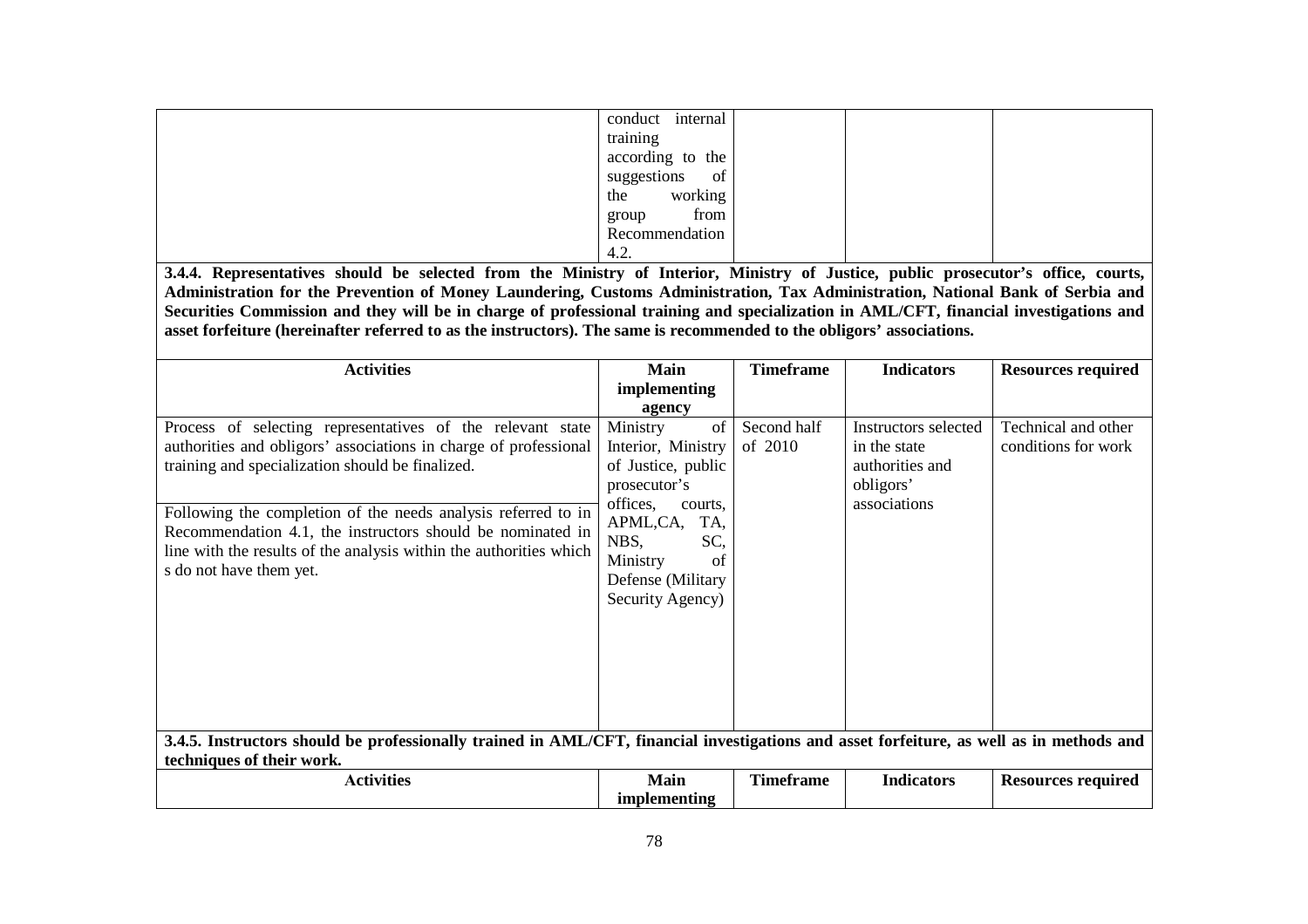| | | | | |
|---|---|---|---|---|
| | conduct internal training according to the suggestions of the working group from Recommendation 4.2. | | | |

**3.4.4. Representatives should be selected from the Ministry of Interior, Ministry of Justice, public prosecutor's office, courts, Administration for the Prevention of Money Laundering, Customs Administration, Tax Administration, National Bank of Serbia and Securities Commission and they will be in charge of professional training and specialization in AML/CFT, financial investigations and asset forfeiture (hereinafter referred to as the instructors). The same is recommended to the obligors' associations.**

| Activities | Main implementing agency | Timeframe | Indicators | Resources required |
|---|---|---|---|---|
| Process of selecting representatives of the relevant state authorities and obligors' associations in charge of professional training and specialization should be finalized.<br><br>Following the completion of the needs analysis referred to in Recommendation 4.1, the instructors should be nominated in line with the results of the analysis within the authorities which s do not have them yet. | Ministry of Interior, Ministry of Justice, public prosecutor's offices, courts, APML,CA, TA, NBS, SC, Ministry of Defense (Military Security Agency) | Second half of 2010 | Instructors selected in the state authorities and obligors' associations | Technical and other conditions for work |

**3.4.5. Instructors should be professionally trained in AML/CFT, financial investigations and asset forfeiture, as well as in methods and techniques of their work.**

| Activities | Main implementing | Timeframe | Indicators | Resources required |
|---|---|---|---|---|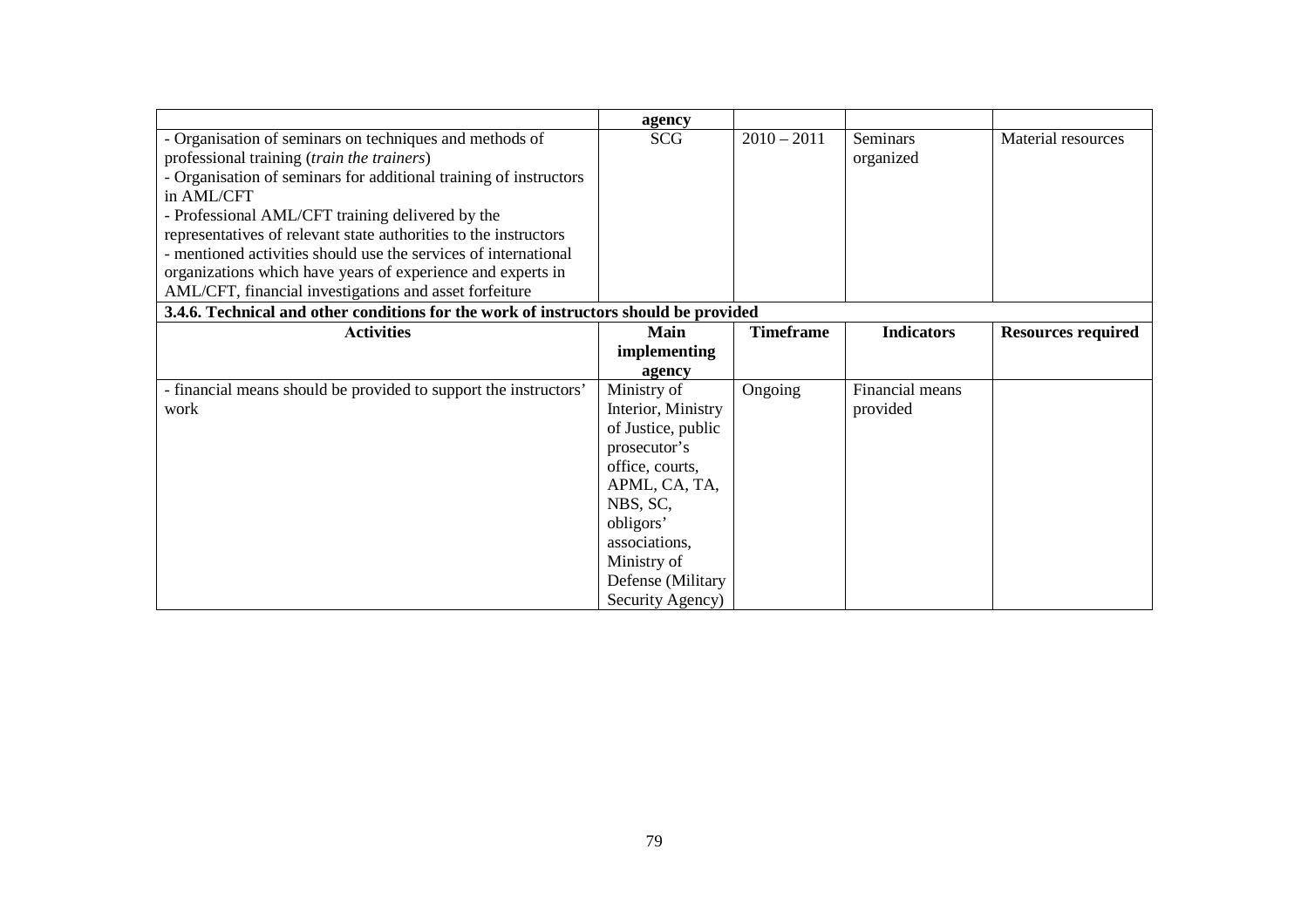| | agency | | | |
|---|---|---|---|---|
| - Organisation of seminars on techniques and methods of professional training (*train the trainers*)<br>- Organisation of seminars for additional training of instructors in AML/CFT<br>- Professional AML/CFT training delivered by the representatives of relevant state authorities to the instructors<br>- mentioned activities should use the services of international organizations which have years of experience and experts in AML/CFT, financial investigations and asset forfeiture | SCG | 2010 – 2011 | Seminars organized | Material resources |
| **3.4.6. Technical and other conditions for the work of instructors should be provided** | | | | |
| **Activities** | **Main implementing agency** | **Timeframe** | **Indicators** | **Resources required** |
| - financial means should be provided to support the instructors' work | Ministry of Interior, Ministry of Justice, public prosecutor's office, courts, APML, CA, TA, NBS, SC, obligors' associations, Ministry of Defense (Military Security Agency) | Ongoing | Financial means provided | |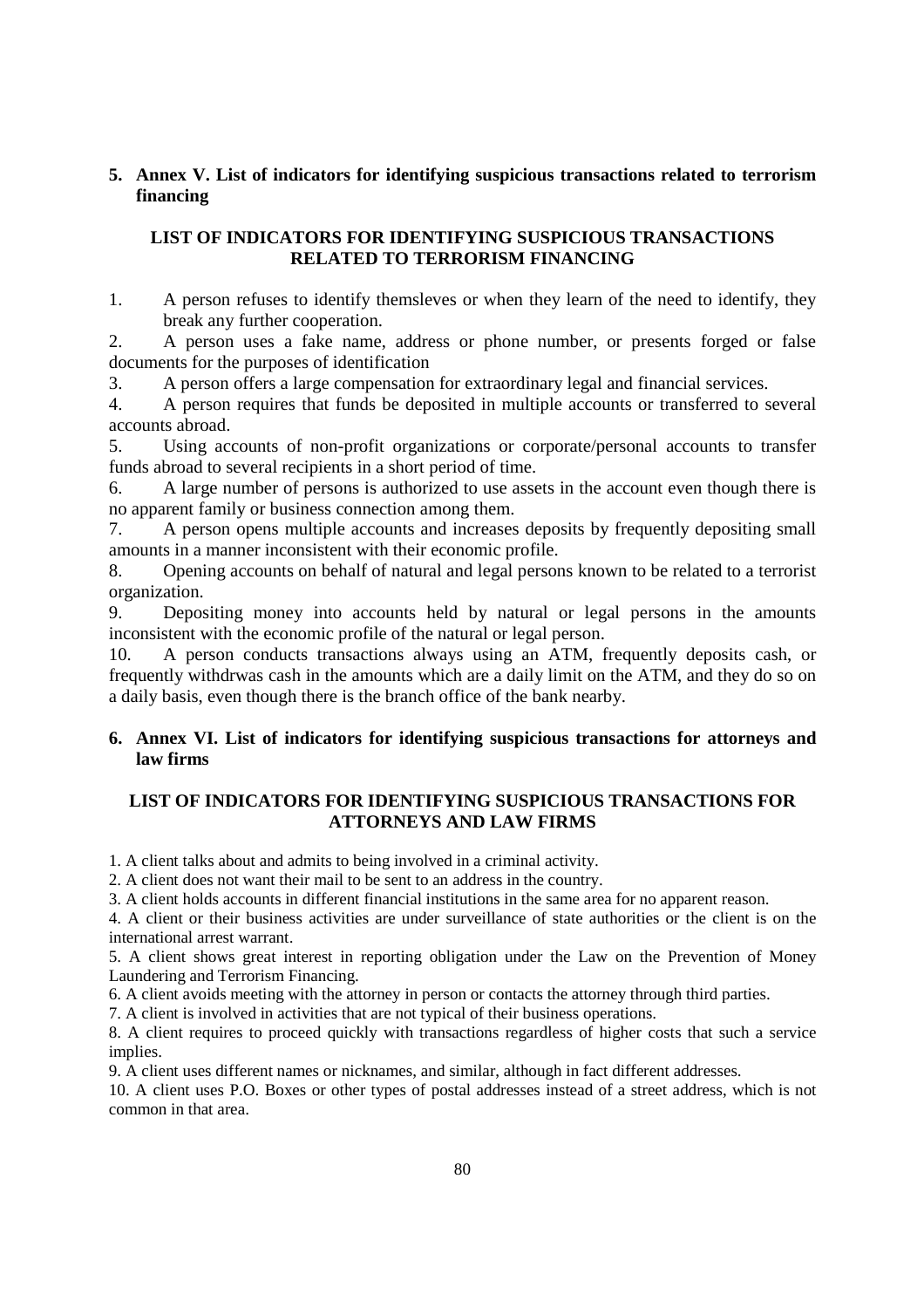## 5. Annex V. List of indicators for identifying suspicious transactions related to terrorism financing

### LIST OF INDICATORS FOR IDENTIFYING SUSPICIOUS TRANSACTIONS RELATED TO TERRORISM FINANCING

1. A person refuses to identify themsleves or when they learn of the need to identify, they break any further cooperation.
2. A person uses a fake name, address or phone number, or presents forged or false documents for the purposes of identification
3. A person offers a large compensation for extraordinary legal and financial services.
4. A person requires that funds be deposited in multiple accounts or transferred to several accounts abroad.
5. Using accounts of non-profit organizations or corporate/personal accounts to transfer funds abroad to several recipients in a short period of time.
6. A large number of persons is authorized to use assets in the account even though there is no apparent family or business connection among them.
7. A person opens multiple accounts and increases deposits by frequently depositing small amounts in a manner inconsistent with their economic profile.
8. Opening accounts on behalf of natural and legal persons known to be related to a terrorist organization.
9. Depositing money into accounts held by natural or legal persons in the amounts inconsistent with the economic profile of the natural or legal person.
10. A person conducts transactions always using an ATM, frequently deposits cash, or frequently withdrwas cash in the amounts which are a daily limit on the ATM, and they do so on a daily basis, even though there is the branch office of the bank nearby.

## 6. Annex VI. List of indicators for identifying suspicious transactions for attorneys and law firms

### LIST OF INDICATORS FOR IDENTIFYING SUSPICIOUS TRANSACTIONS FOR ATTORNEYS AND LAW FIRMS

1. A client talks about and admits to being involved in a criminal activity.
2. A client does not want their mail to be sent to an address in the country.
3. A client holds accounts in different financial institutions in the same area for no apparent reason.
4. A client or their business activities are under surveillance of state authorities or the client is on the international arrest warrant.
5. A client shows great interest in reporting obligation under the Law on the Prevention of Money Laundering and Terrorism Financing.
6. A client avoids meeting with the attorney in person or contacts the attorney through third parties.
7. A client is involved in activities that are not typical of their business operations.
8. A client requires to proceed quickly with transactions regardless of higher costs that such a service implies.
9. A client uses different names or nicknames, and similar, although in fact different addresses.
10. A client uses P.O. Boxes or other types of postal addresses instead of a street address, which is not common in that area.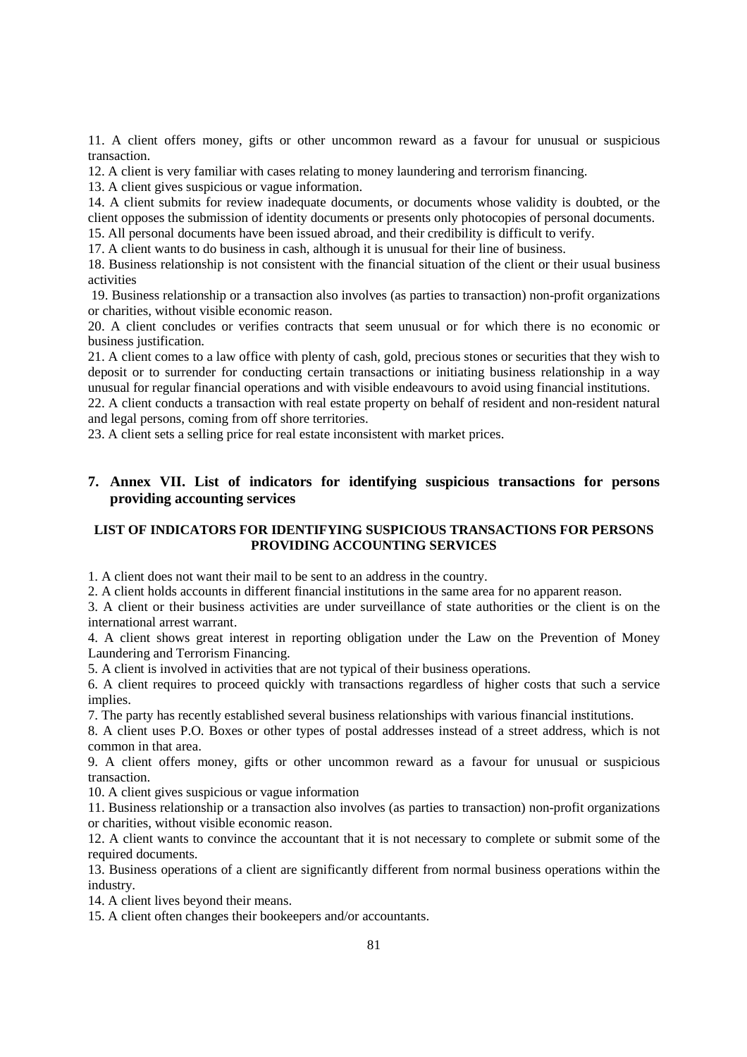11. A client offers money, gifts or other uncommon reward as a favour for unusual or suspicious transaction.
12. A client is very familiar with cases relating to money laundering and terrorism financing.
13. A client gives suspicious or vague information.
14. A client submits for review inadequate documents, or documents whose validity is doubted, or the client opposes the submission of identity documents or presents only photocopies of personal documents.
15. All personal documents have been issued abroad, and their credibility is difficult to verify.
17. A client wants to do business in cash, although it is unusual for their line of business.
18. Business relationship is not consistent with the financial situation of the client or their usual business activities
19. Business relationship or a transaction also involves (as parties to transaction) non-profit organizations or charities, without visible economic reason.
20. A client concludes or verifies contracts that seem unusual or for which there is no economic or business justification.
21. A client comes to a law office with plenty of cash, gold, precious stones or securities that they wish to deposit or to surrender for conducting certain transactions or initiating business relationship in a way unusual for regular financial operations and with visible endeavours to avoid using financial institutions.
22. A client conducts a transaction with real estate property on behalf of resident and non-resident natural and legal persons, coming from off shore territories.
23. A client sets a selling price for real estate inconsistent with market prices.

## 7. Annex VII. List of indicators for identifying suspicious transactions for persons providing accounting services

### LIST OF INDICATORS FOR IDENTIFYING SUSPICIOUS TRANSACTIONS FOR PERSONS PROVIDING ACCOUNTING SERVICES

1. A client does not want their mail to be sent to an address in the country.
2. A client holds accounts in different financial institutions in the same area for no apparent reason.
3. A client or their business activities are under surveillance of state authorities or the client is on the international arrest warrant.
4. A client shows great interest in reporting obligation under the Law on the Prevention of Money Laundering and Terrorism Financing.
5. A client is involved in activities that are not typical of their business operations.
6. A client requires to proceed quickly with transactions regardless of higher costs that such a service implies.
7. The party has recently established several business relationships with various financial institutions.
8. A client uses P.O. Boxes or other types of postal addresses instead of a street address, which is not common in that area.
9. A client offers money, gifts or other uncommon reward as a favour for unusual or suspicious transaction.
10. A client gives suspicious or vague information
11. Business relationship or a transaction also involves (as parties to transaction) non-profit organizations or charities, without visible economic reason.
12. A client wants to convince the accountant that it is not necessary to complete or submit some of the required documents.
13. Business operations of a client are significantly different from normal business operations within the industry.
14. A client lives beyond their means.
15. A client often changes their bookeepers and/or accountants.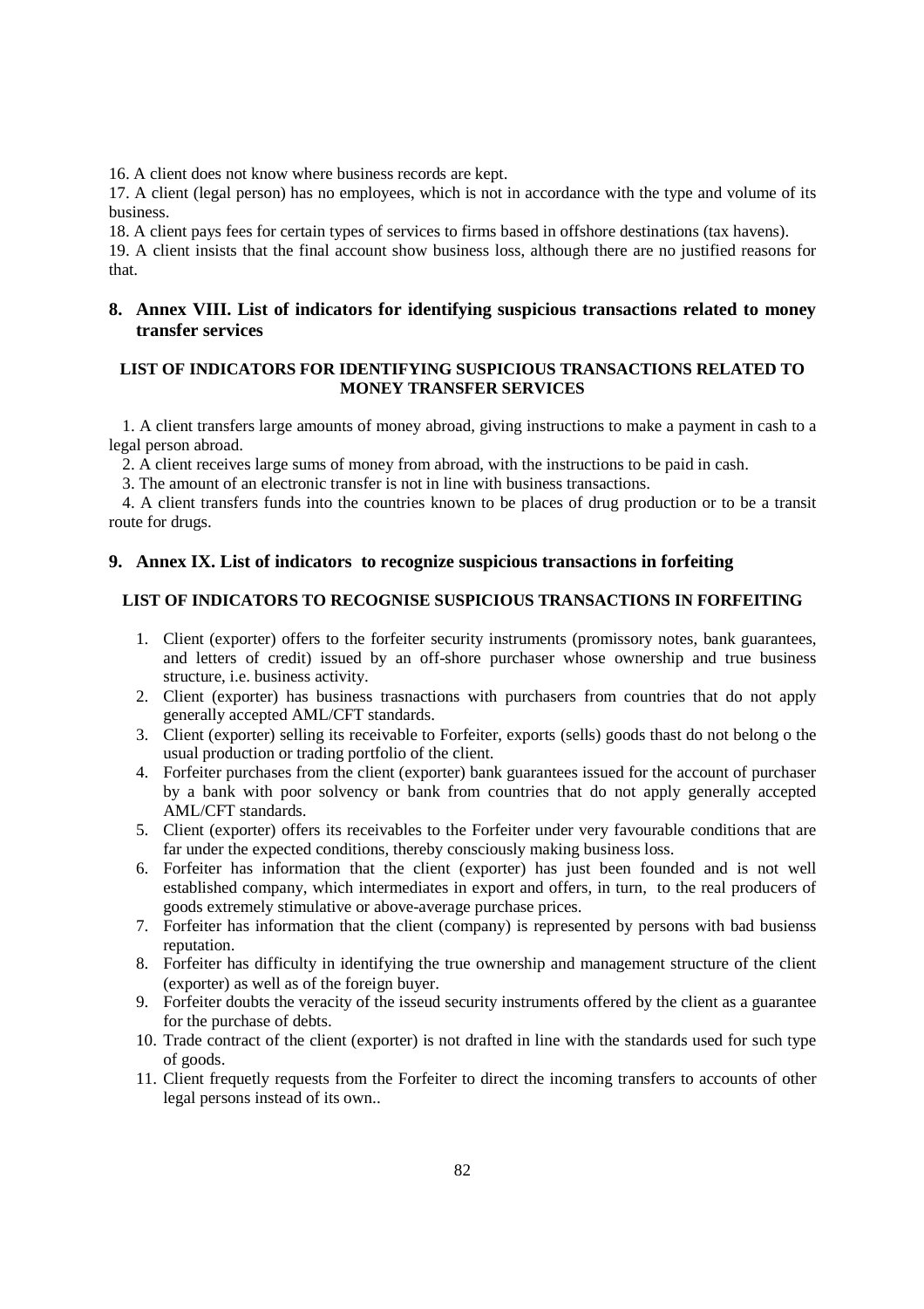16. A client does not know where business records are kept.

17. A client (legal person) has no employees, which is not in accordance with the type and volume of its business.

18. A client pays fees for certain types of services to firms based in offshore destinations (tax havens).

19. A client insists that the final account show business loss, although there are no justified reasons for that.

## 8. Annex VIII. List of indicators for identifying suspicious transactions related to money transfer services

### LIST OF INDICATORS FOR IDENTIFYING SUSPICIOUS TRANSACTIONS RELATED TO MONEY TRANSFER SERVICES

1. A client transfers large amounts of money abroad, giving instructions to make a payment in cash to a legal person abroad.
2. A client receives large sums of money from abroad, with the instructions to be paid in cash.
3. The amount of an electronic transfer is not in line with business transactions.
4. A client transfers funds into the countries known to be places of drug production or to be a transit route for drugs.

## 9. Annex IX. List of indicators to recognize suspicious transactions in forfeiting

### LIST OF INDICATORS TO RECOGNISE SUSPICIOUS TRANSACTIONS IN FORFEITING

1. Client (exporter) offers to the forfeiter security instruments (promissory notes, bank guarantees, and letters of credit) issued by an off-shore purchaser whose ownership and true business structure, i.e. business activity.
2. Client (exporter) has business trasnactions with purchasers from countries that do not apply generally accepted AML/CFT standards.
3. Client (exporter) selling its receivable to Forfeiter, exports (sells) goods thast do not belong o the usual production or trading portfolio of the client.
4. Forfeiter purchases from the client (exporter) bank guarantees issued for the account of purchaser by a bank with poor solvency or bank from countries that do not apply generally accepted AML/CFT standards.
5. Client (exporter) offers its receivables to the Forfeiter under very favourable conditions that are far under the expected conditions, thereby consciously making business loss.
6. Forfeiter has information that the client (exporter) has just been founded and is not well established company, which intermediates in export and offers, in turn, to the real producers of goods extremely stimulative or above-average purchase prices.
7. Forfeiter has information that the client (company) is represented by persons with bad busienss reputation.
8. Forfeiter has difficulty in identifying the true ownership and management structure of the client (exporter) as well as of the foreign buyer.
9. Forfeiter doubts the veracity of the isseud security instruments offered by the client as a guarantee for the purchase of debts.
10. Trade contract of the client (exporter) is not drafted in line with the standards used for such type of goods.
11. Client frequetly requests from the Forfeiter to direct the incoming transfers to accounts of other legal persons instead of its own..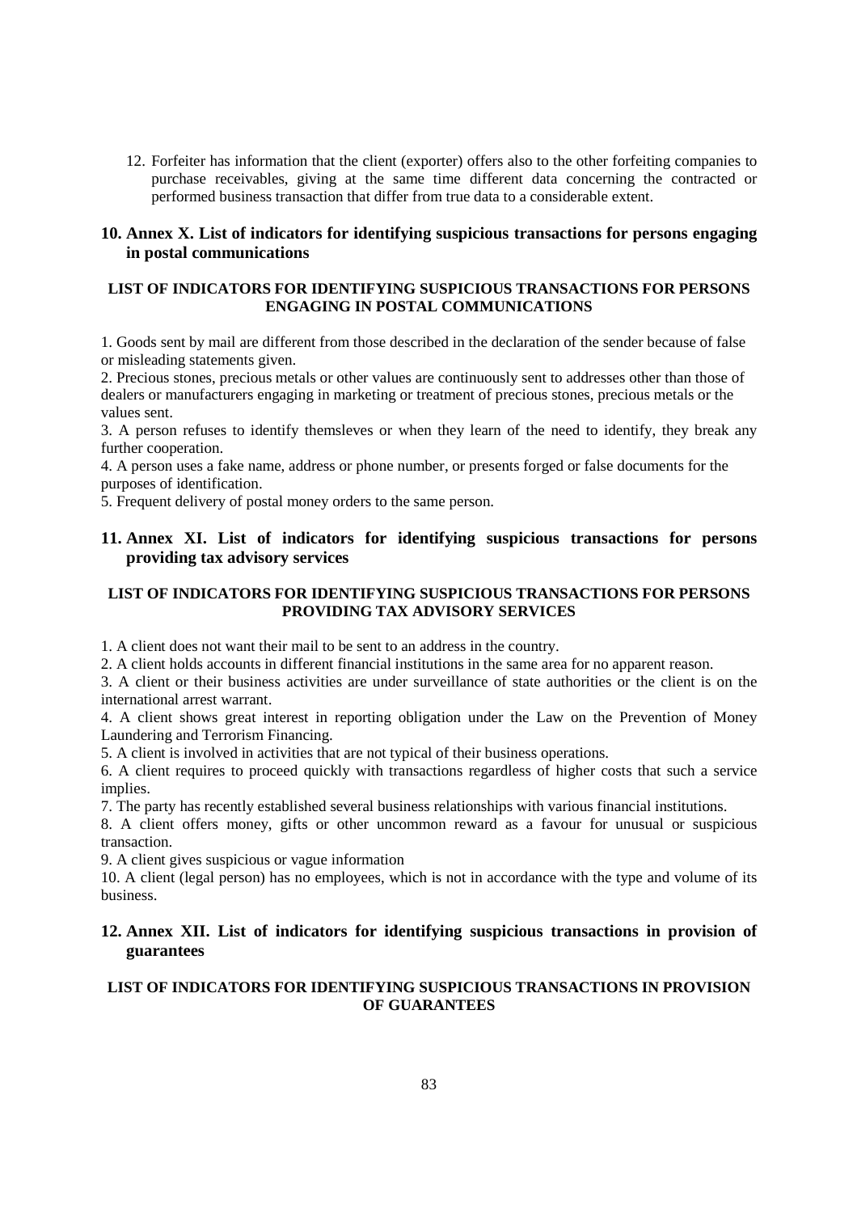12. Forfeiter has information that the client (exporter) offers also to the other forfeiting companies to purchase receivables, giving at the same time different data concerning the contracted or performed business transaction that differ from true data to a considerable extent.

## 10. Annex X. List of indicators for identifying suspicious transactions for persons engaging in postal communications

**LIST OF INDICATORS FOR IDENTIFYING SUSPICIOUS TRANSACTIONS FOR PERSONS ENGAGING IN POSTAL COMMUNICATIONS**

1. Goods sent by mail are different from those described in the declaration of the sender because of false or misleading statements given.
2. Precious stones, precious metals or other values are continuously sent to addresses other than those of dealers or manufacturers engaging in marketing or treatment of precious stones, precious metals or the values sent.
3. A person refuses to identify themsleves or when they learn of the need to identify, they break any further cooperation.
4. A person uses a fake name, address or phone number, or presents forged or false documents for the purposes of identification.
5. Frequent delivery of postal money orders to the same person.

## 11. Annex XI. List of indicators for identifying suspicious transactions for persons providing tax advisory services

**LIST OF INDICATORS FOR IDENTIFYING SUSPICIOUS TRANSACTIONS FOR PERSONS PROVIDING TAX ADVISORY SERVICES**

1. A client does not want their mail to be sent to an address in the country.
2. A client holds accounts in different financial institutions in the same area for no apparent reason.
3. A client or their business activities are under surveillance of state authorities or the client is on the international arrest warrant.
4. A client shows great interest in reporting obligation under the Law on the Prevention of Money Laundering and Terrorism Financing.
5. A client is involved in activities that are not typical of their business operations.
6. A client requires to proceed quickly with transactions regardless of higher costs that such a service implies.
7. The party has recently established several business relationships with various financial institutions.
8. A client offers money, gifts or other uncommon reward as a favour for unusual or suspicious transaction.
9. A client gives suspicious or vague information
10. A client (legal person) has no employees, which is not in accordance with the type and volume of its business.

## 12. Annex XII. List of indicators for identifying suspicious transactions in provision of guarantees

**LIST OF INDICATORS FOR IDENTIFYING SUSPICIOUS TRANSACTIONS IN PROVISION OF GUARANTEES**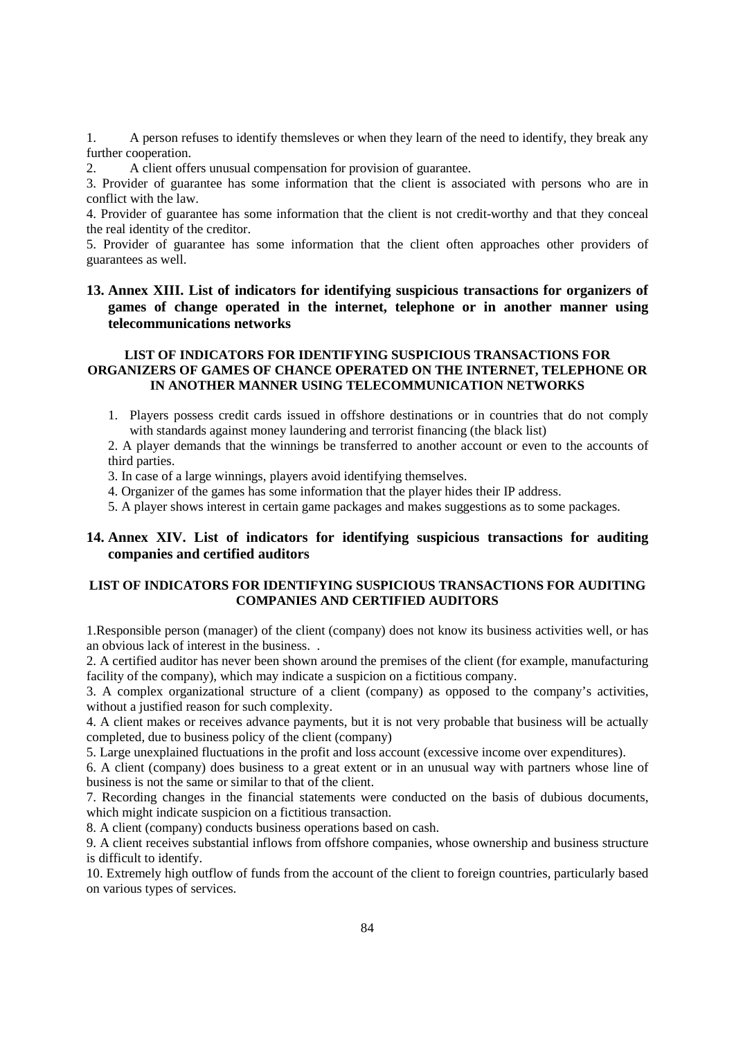1. A person refuses to identify themsleves or when they learn of the need to identify, they break any further cooperation.
2. A client offers unusual compensation for provision of guarantee.
3. Provider of guarantee has some information that the client is associated with persons who are in conflict with the law.
4. Provider of guarantee has some information that the client is not credit-worthy and that they conceal the real identity of the creditor.
5. Provider of guarantee has some information that the client often approaches other providers of guarantees as well.

## 13. Annex XIII. List of indicators for identifying suspicious transactions for organizers of games of change operated in the internet, telephone or in another manner using telecommunications networks

### LIST OF INDICATORS FOR IDENTIFYING SUSPICIOUS TRANSACTIONS FOR ORGANIZERS OF GAMES OF CHANCE OPERATED ON THE INTERNET, TELEPHONE OR IN ANOTHER MANNER USING TELECOMMUNICATION NETWORKS

1. Players possess credit cards issued in offshore destinations or in countries that do not comply with standards against money laundering and terrorist financing (the black list)
2. A player demands that the winnings be transferred to another account or even to the accounts of third parties.
3. In case of a large winnings, players avoid identifying themselves.
4. Organizer of the games has some information that the player hides their IP address.
5. A player shows interest in certain game packages and makes suggestions as to some packages.

## 14. Annex XIV. List of indicators for identifying suspicious transactions for auditing companies and certified auditors

### LIST OF INDICATORS FOR IDENTIFYING SUSPICIOUS TRANSACTIONS FOR AUDITING COMPANIES AND CERTIFIED AUDITORS

1. Responsible person (manager) of the client (company) does not know its business activities well, or has an obvious lack of interest in the business. .
2. A certified auditor has never been shown around the premises of the client (for example, manufacturing facility of the company), which may indicate a suspicion on a fictitious company.
3. A complex organizational structure of a client (company) as opposed to the company's activities, without a justified reason for such complexity.
4. A client makes or receives advance payments, but it is not very probable that business will be actually completed, due to business policy of the client (company)
5. Large unexplained fluctuations in the profit and loss account (excessive income over expenditures).
6. A client (company) does business to a great extent or in an unusual way with partners whose line of business is not the same or similar to that of the client.
7. Recording changes in the financial statements were conducted on the basis of dubious documents, which might indicate suspicion on a fictitious transaction.
8. A client (company) conducts business operations based on cash.
9. A client receives substantial inflows from offshore companies, whose ownership and business structure is difficult to identify.
10. Extremely high outflow of funds from the account of the client to foreign countries, particularly based on various types of services.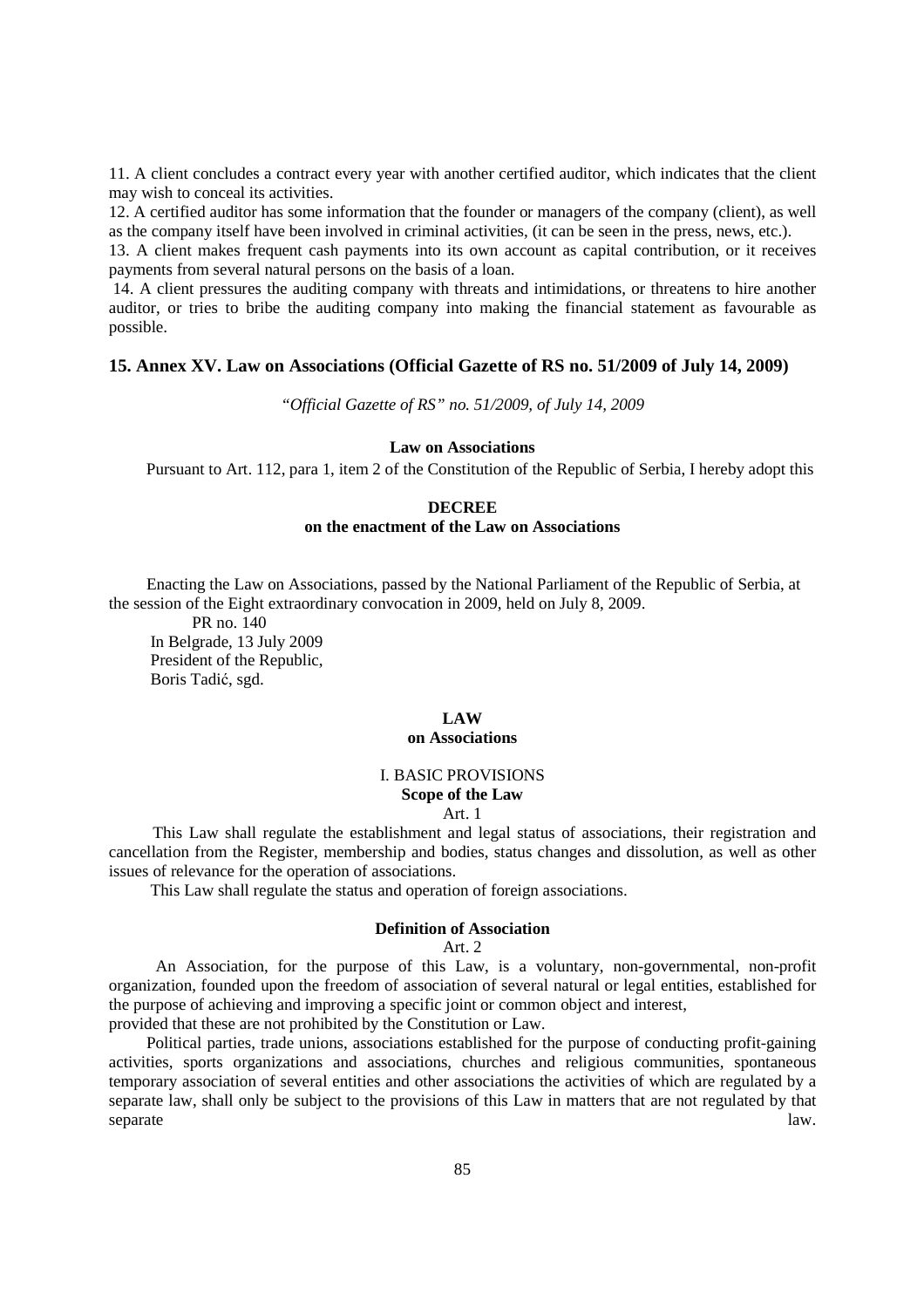11. A client concludes a contract every year with another certified auditor, which indicates that the client may wish to conceal its activities.
12. A certified auditor has some information that the founder or managers of the company (client), as well as the company itself have been involved in criminal activities, (it can be seen in the press, news, etc.).
13. A client makes frequent cash payments into its own account as capital contribution, or it receives payments from several natural persons on the basis of a loan.
14. A client pressures the auditing company with threats and intimidations, or threatens to hire another auditor, or tries to bribe the auditing company into making the financial statement as favourable as possible.

## 15. Annex XV. Law on Associations (Official Gazette of RS no. 51/2009 of July 14, 2009)

*"Official Gazette of RS" no. 51/2009, of July 14, 2009*

**Law on Associations**

Pursuant to Art. 112, para 1, item 2 of the Constitution of the Republic of Serbia, I hereby adopt this

**DECREE**
**on the enactment of the Law on Associations**

Enacting the Law on Associations, passed by the National Parliament of the Republic of Serbia, at the session of the Eight extraordinary convocation in 2009, held on July 8, 2009.

PR no. 140
In Belgrade, 13 July 2009
President of the Republic,
Boris Tadić, sgd.

**LAW**
**on Associations**

I. BASIC PROVISIONS

**Scope of the Law**

Art. 1

This Law shall regulate the establishment and legal status of associations, their registration and cancellation from the Register, membership and bodies, status changes and dissolution, as well as other issues of relevance for the operation of associations.

This Law shall regulate the status and operation of foreign associations.

**Definition of Association**

Art. 2

An Association, for the purpose of this Law, is a voluntary, non-governmental, non-profit organization, founded upon the freedom of association of several natural or legal entities, established for the purpose of achieving and improving a specific joint or common object and interest,
provided that these are not prohibited by the Constitution or Law.

Political parties, trade unions, associations established for the purpose of conducting profit-gaining activities, sports organizations and associations, churches and religious communities, spontaneous temporary association of several entities and other associations the activities of which are regulated by a separate law, shall only be subject to the provisions of this Law in matters that are not regulated by that separate law.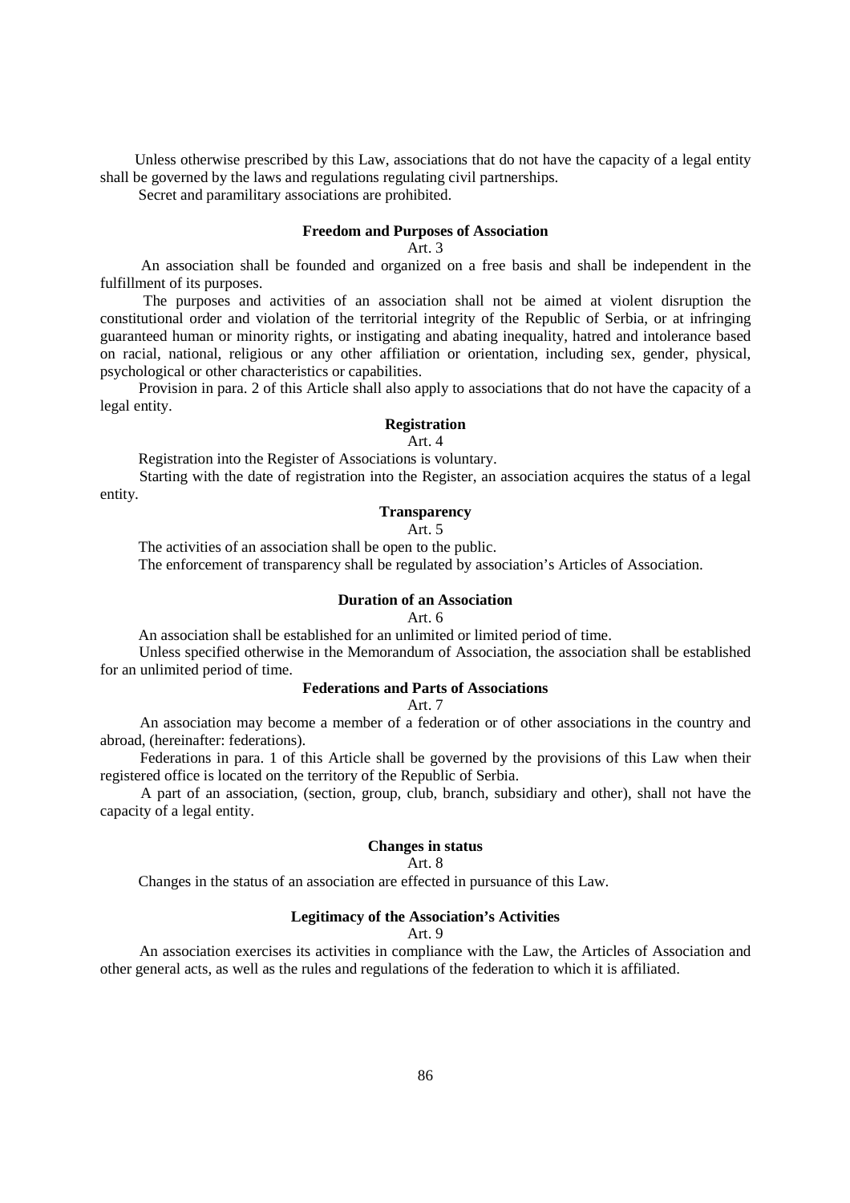Unless otherwise prescribed by this Law, associations that do not have the capacity of a legal entity shall be governed by the laws and regulations regulating civil partnerships.

Secret and paramilitary associations are prohibited.

**Freedom and Purposes of Association**

Art. 3

An association shall be founded and organized on a free basis and shall be independent in the fulfillment of its purposes.

The purposes and activities of an association shall not be aimed at violent disruption the constitutional order and violation of the territorial integrity of the Republic of Serbia, or at infringing guaranteed human or minority rights, or instigating and abating inequality, hatred and intolerance based on racial, national, religious or any other affiliation or orientation, including sex, gender, physical, psychological or other characteristics or capabilities.

Provision in para. 2 of this Article shall also apply to associations that do not have the capacity of a legal entity.

**Registration**

Art. 4

Registration into the Register of Associations is voluntary.

Starting with the date of registration into the Register, an association acquires the status of a legal entity.

**Transparency**

Art. 5

The activities of an association shall be open to the public.

The enforcement of transparency shall be regulated by association's Articles of Association.

**Duration of an Association**

Art. 6

An association shall be established for an unlimited or limited period of time.

Unless specified otherwise in the Memorandum of Association, the association shall be established for an unlimited period of time.

**Federations and Parts of Associations**

Art. 7

An association may become a member of a federation or of other associations in the country and abroad, (hereinafter: federations).

Federations in para. 1 of this Article shall be governed by the provisions of this Law when their registered office is located on the territory of the Republic of Serbia.

A part of an association, (section, group, club, branch, subsidiary and other), shall not have the capacity of a legal entity.

**Changes in status**

Art. 8

Changes in the status of an association are effected in pursuance of this Law.

**Legitimacy of the Association's Activities**

Art. 9

An association exercises its activities in compliance with the Law, the Articles of Association and other general acts, as well as the rules and regulations of the federation to which it is affiliated.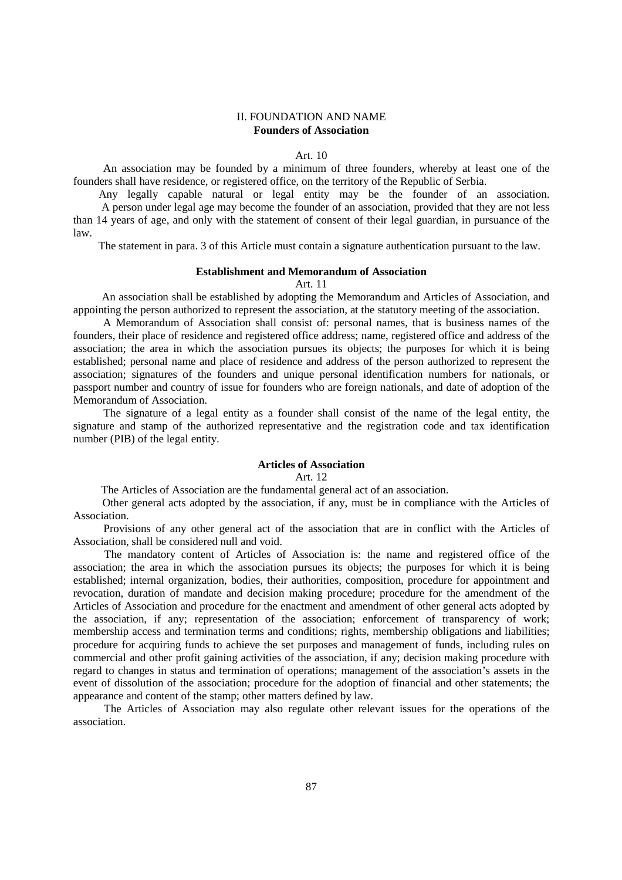## II. FOUNDATION AND NAME

### Founders of Association

Art. 10

An association may be founded by a minimum of three founders, whereby at least one of the founders shall have residence, or registered office, on the territory of the Republic of Serbia.

Any legally capable natural or legal entity may be the founder of an association.

A person under legal age may become the founder of an association, provided that they are not less than 14 years of age, and only with the statement of consent of their legal guardian, in pursuance of the law.

The statement in para. 3 of this Article must contain a signature authentication pursuant to the law.

### Establishment and Memorandum of Association

Art. 11

An association shall be established by adopting the Memorandum and Articles of Association, and appointing the person authorized to represent the association, at the statutory meeting of the association.

A Memorandum of Association shall consist of: personal names, that is business names of the founders, their place of residence and registered office address; name, registered office and address of the association; the area in which the association pursues its objects; the purposes for which it is being established; personal name and place of residence and address of the person authorized to represent the association; signatures of the founders and unique personal identification numbers for nationals, or passport number and country of issue for founders who are foreign nationals, and date of adoption of the Memorandum of Association.

The signature of a legal entity as a founder shall consist of the name of the legal entity, the signature and stamp of the authorized representative and the registration code and tax identification number (PIB) of the legal entity.

### Articles of Association

Art. 12

The Articles of Association are the fundamental general act of an association.

Other general acts adopted by the association, if any, must be in compliance with the Articles of Association.

Provisions of any other general act of the association that are in conflict with the Articles of Association, shall be considered null and void.

The mandatory content of Articles of Association is: the name and registered office of the association; the area in which the association pursues its objects; the purposes for which it is being established; internal organization, bodies, their authorities, composition, procedure for appointment and revocation, duration of mandate and decision making procedure; procedure for the amendment of the Articles of Association and procedure for the enactment and amendment of other general acts adopted by the association, if any; representation of the association; enforcement of transparency of work; membership access and termination terms and conditions; rights, membership obligations and liabilities; procedure for acquiring funds to achieve the set purposes and management of funds, including rules on commercial and other profit gaining activities of the association, if any; decision making procedure with regard to changes in status and termination of operations; management of the association's assets in the event of dissolution of the association; procedure for the adoption of financial and other statements; the appearance and content of the stamp; other matters defined by law.

The Articles of Association may also regulate other relevant issues for the operations of the association.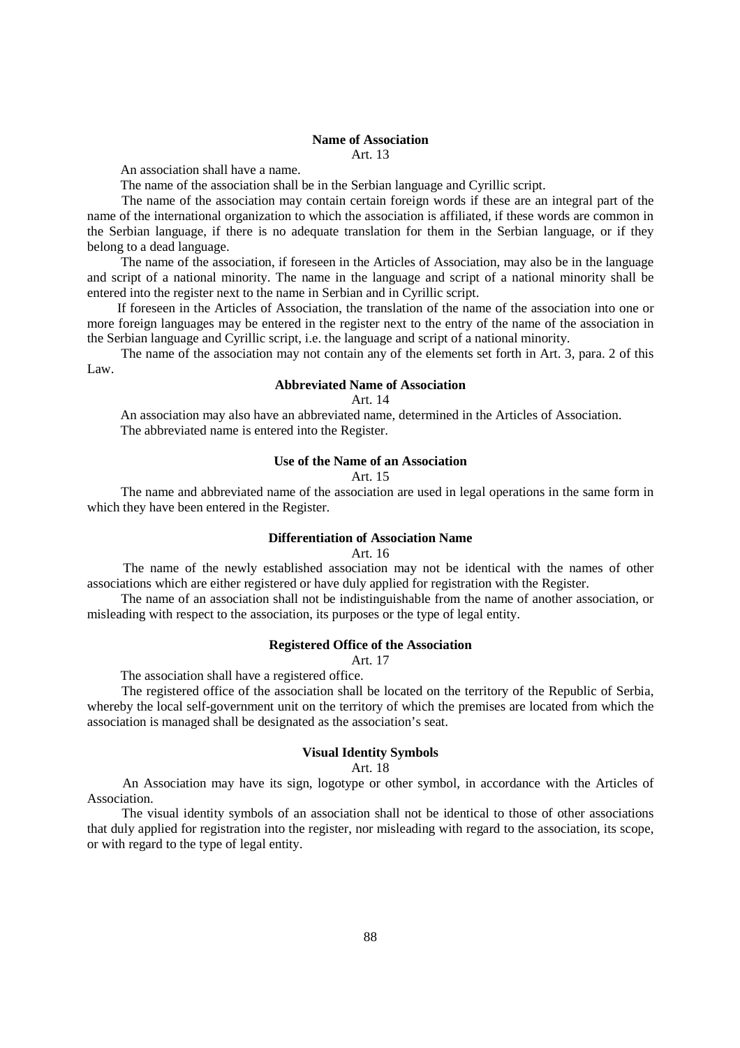### Name of Association

Art. 13

An association shall have a name.

The name of the association shall be in the Serbian language and Cyrillic script.

The name of the association may contain certain foreign words if these are an integral part of the name of the international organization to which the association is affiliated, if these words are common in the Serbian language, if there is no adequate translation for them in the Serbian language, or if they belong to a dead language.

The name of the association, if foreseen in the Articles of Association, may also be in the language and script of a national minority. The name in the language and script of a national minority shall be entered into the register next to the name in Serbian and in Cyrillic script.

If foreseen in the Articles of Association, the translation of the name of the association into one or more foreign languages may be entered in the register next to the entry of the name of the association in the Serbian language and Cyrillic script, i.e. the language and script of a national minority.

The name of the association may not contain any of the elements set forth in Art. 3, para. 2 of this Law.

### Abbreviated Name of Association

Art. 14

An association may also have an abbreviated name, determined in the Articles of Association.

The abbreviated name is entered into the Register.

### Use of the Name of an Association

Art. 15

The name and abbreviated name of the association are used in legal operations in the same form in which they have been entered in the Register.

### Differentiation of Association Name

Art. 16

The name of the newly established association may not be identical with the names of other associations which are either registered or have duly applied for registration with the Register.

The name of an association shall not be indistinguishable from the name of another association, or misleading with respect to the association, its purposes or the type of legal entity.

### Registered Office of the Association

Art. 17

The association shall have a registered office.

The registered office of the association shall be located on the territory of the Republic of Serbia, whereby the local self-government unit on the territory of which the premises are located from which the association is managed shall be designated as the association's seat.

### Visual Identity Symbols

Art. 18

An Association may have its sign, logotype or other symbol, in accordance with the Articles of Association.

The visual identity symbols of an association shall not be identical to those of other associations that duly applied for registration into the register, nor misleading with regard to the association, its scope, or with regard to the type of legal entity.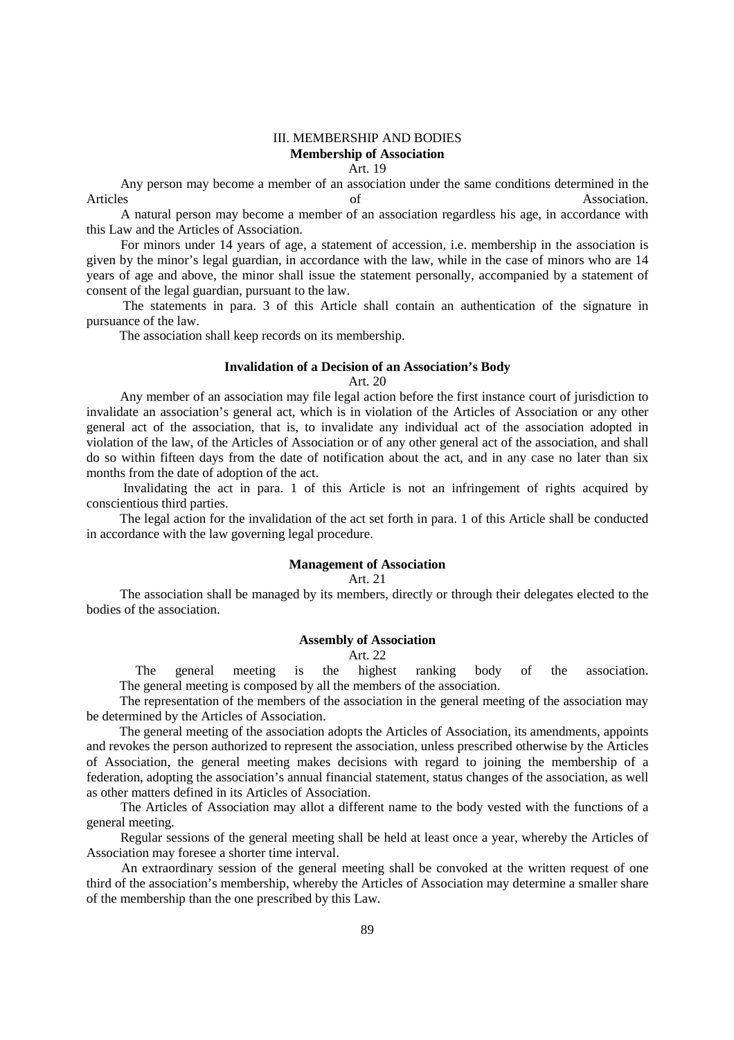## III. MEMBERSHIP AND BODIES

### Membership of Association

Art. 19

Any person may become a member of an association under the same conditions determined in the Articles of Association.

A natural person may become a member of an association regardless his age, in accordance with this Law and the Articles of Association.

For minors under 14 years of age, a statement of accession, i.e. membership in the association is given by the minor's legal guardian, in accordance with the law, while in the case of minors who are 14 years of age and above, the minor shall issue the statement personally, accompanied by a statement of consent of the legal guardian, pursuant to the law.

The statements in para. 3 of this Article shall contain an authentication of the signature in pursuance of the law.

The association shall keep records on its membership.

### Invalidation of a Decision of an Association's Body

Art. 20

Any member of an association may file legal action before the first instance court of jurisdiction to invalidate an association's general act, which is in violation of the Articles of Association or any other general act of the association, that is, to invalidate any individual act of the association adopted in violation of the law, of the Articles of Association or of any other general act of the association, and shall do so within fifteen days from the date of notification about the act, and in any case no later than six months from the date of adoption of the act.

Invalidating the act in para. 1 of this Article is not an infringement of rights acquired by conscientious third parties.

The legal action for the invalidation of the act set forth in para. 1 of this Article shall be conducted in accordance with the law governing legal procedure.

### Management of Association

Art. 21

The association shall be managed by its members, directly or through their delegates elected to the bodies of the association.

### Assembly of Association

Art. 22

The general meeting is the highest ranking body of the association.
The general meeting is composed by all the members of the association.

The representation of the members of the association in the general meeting of the association may be determined by the Articles of Association.

The general meeting of the association adopts the Articles of Association, its amendments, appoints and revokes the person authorized to represent the association, unless prescribed otherwise by the Articles of Association, the general meeting makes decisions with regard to joining the membership of a federation, adopting the association's annual financial statement, status changes of the association, as well as other matters defined in its Articles of Association.

The Articles of Association may allot a different name to the body vested with the functions of a general meeting.

Regular sessions of the general meeting shall be held at least once a year, whereby the Articles of Association may foresee a shorter time interval.

An extraordinary session of the general meeting shall be convoked at the written request of one third of the association's membership, whereby the Articles of Association may determine a smaller share of the membership than the one prescribed by this Law.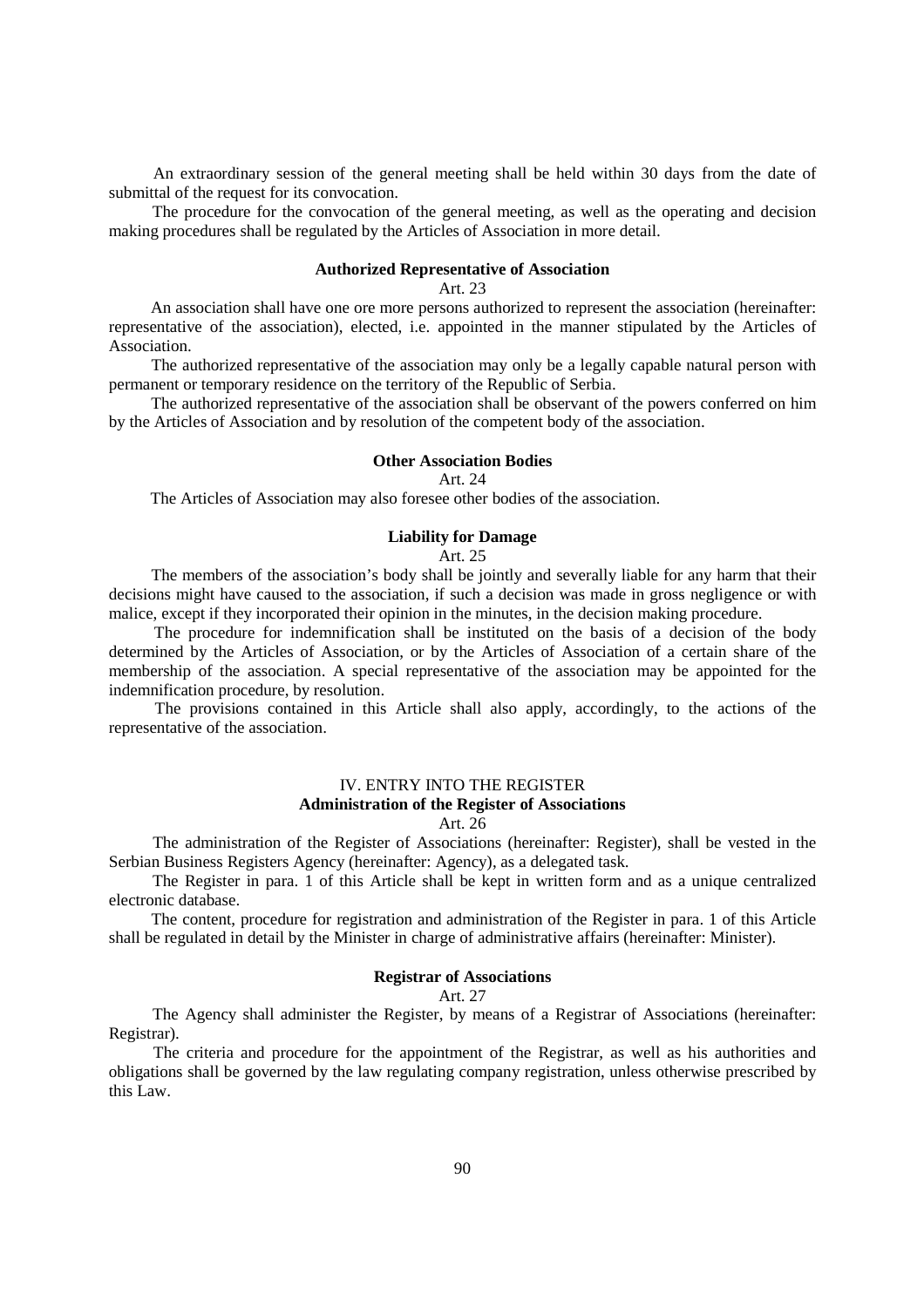An extraordinary session of the general meeting shall be held within 30 days from the date of submittal of the request for its convocation.

The procedure for the convocation of the general meeting, as well as the operating and decision making procedures shall be regulated by the Articles of Association in more detail.

**Authorized Representative of Association**

Art. 23

An association shall have one ore more persons authorized to represent the association (hereinafter: representative of the association), elected, i.e. appointed in the manner stipulated by the Articles of Association.

The authorized representative of the association may only be a legally capable natural person with permanent or temporary residence on the territory of the Republic of Serbia.

The authorized representative of the association shall be observant of the powers conferred on him by the Articles of Association and by resolution of the competent body of the association.

**Other Association Bodies**

Art. 24

The Articles of Association may also foresee other bodies of the association.

**Liability for Damage**

Art. 25

The members of the association's body shall be jointly and severally liable for any harm that their decisions might have caused to the association, if such a decision was made in gross negligence or with malice, except if they incorporated their opinion in the minutes, in the decision making procedure.

The procedure for indemnification shall be instituted on the basis of a decision of the body determined by the Articles of Association, or by the Articles of Association of a certain share of the membership of the association. A special representative of the association may be appointed for the indemnification procedure, by resolution.

The provisions contained in this Article shall also apply, accordingly, to the actions of the representative of the association.

## IV. ENTRY INTO THE REGISTER

**Administration of the Register of Associations**

Art. 26

The administration of the Register of Associations (hereinafter: Register), shall be vested in the Serbian Business Registers Agency (hereinafter: Agency), as a delegated task.

The Register in para. 1 of this Article shall be kept in written form and as a unique centralized electronic database.

The content, procedure for registration and administration of the Register in para. 1 of this Article shall be regulated in detail by the Minister in charge of administrative affairs (hereinafter: Minister).

**Registrar of Associations**

Art. 27

The Agency shall administer the Register, by means of a Registrar of Associations (hereinafter: Registrar).

The criteria and procedure for the appointment of the Registrar, as well as his authorities and obligations shall be governed by the law regulating company registration, unless otherwise prescribed by this Law.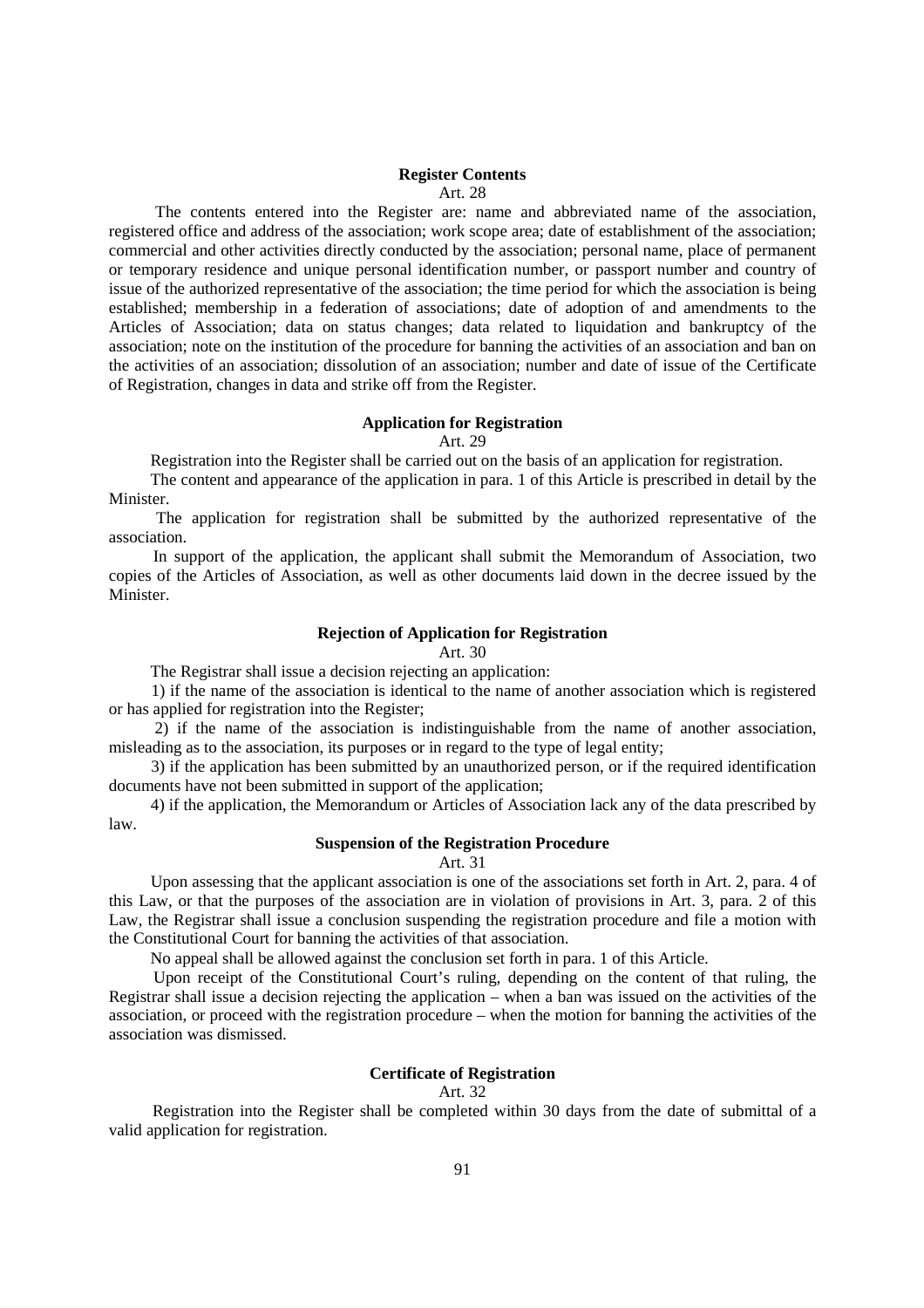**Register Contents**

Art. 28

The contents entered into the Register are: name and abbreviated name of the association, registered office and address of the association; work scope area; date of establishment of the association; commercial and other activities directly conducted by the association; personal name, place of permanent or temporary residence and unique personal identification number, or passport number and country of issue of the authorized representative of the association; the time period for which the association is being established; membership in a federation of associations; date of adoption of and amendments to the Articles of Association; data on status changes; data related to liquidation and bankruptcy of the association; note on the institution of the procedure for banning the activities of an association and ban on the activities of an association; dissolution of an association; number and date of issue of the Certificate of Registration, changes in data and strike off from the Register.

**Application for Registration**

Art. 29

Registration into the Register shall be carried out on the basis of an application for registration.

The content and appearance of the application in para. 1 of this Article is prescribed in detail by the Minister.

The application for registration shall be submitted by the authorized representative of the association.

In support of the application, the applicant shall submit the Memorandum of Association, two copies of the Articles of Association, as well as other documents laid down in the decree issued by the Minister.

**Rejection of Application for Registration**

Art. 30

The Registrar shall issue a decision rejecting an application:

1) if the name of the association is identical to the name of another association which is registered or has applied for registration into the Register;

2) if the name of the association is indistinguishable from the name of another association, misleading as to the association, its purposes or in regard to the type of legal entity;

3) if the application has been submitted by an unauthorized person, or if the required identification documents have not been submitted in support of the application;

4) if the application, the Memorandum or Articles of Association lack any of the data prescribed by law.

**Suspension of the Registration Procedure**

Art. 31

Upon assessing that the applicant association is one of the associations set forth in Art. 2, para. 4 of this Law, or that the purposes of the association are in violation of provisions in Art. 3, para. 2 of this Law, the Registrar shall issue a conclusion suspending the registration procedure and file a motion with the Constitutional Court for banning the activities of that association.

No appeal shall be allowed against the conclusion set forth in para. 1 of this Article.

Upon receipt of the Constitutional Court's ruling, depending on the content of that ruling, the Registrar shall issue a decision rejecting the application – when a ban was issued on the activities of the association, or proceed with the registration procedure – when the motion for banning the activities of the association was dismissed.

**Certificate of Registration**

Art. 32

Registration into the Register shall be completed within 30 days from the date of submittal of a valid application for registration.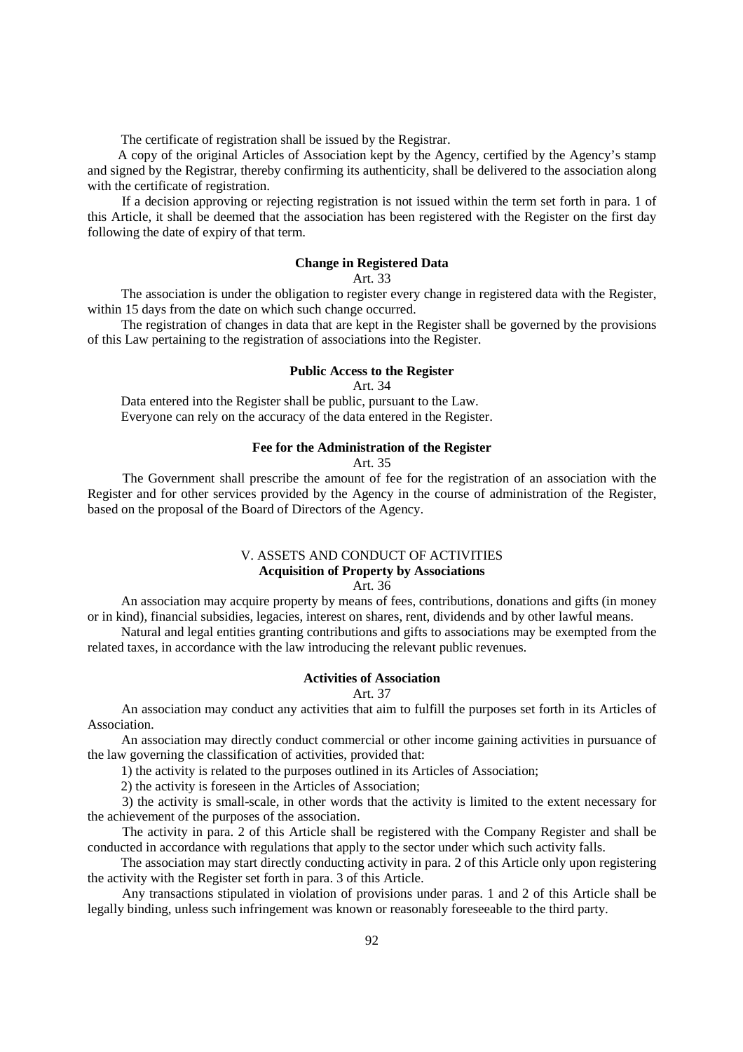The certificate of registration shall be issued by the Registrar.

A copy of the original Articles of Association kept by the Agency, certified by the Agency's stamp and signed by the Registrar, thereby confirming its authenticity, shall be delivered to the association along with the certificate of registration.

If a decision approving or rejecting registration is not issued within the term set forth in para. 1 of this Article, it shall be deemed that the association has been registered with the Register on the first day following the date of expiry of that term.

**Change in Registered Data**

Art. 33

The association is under the obligation to register every change in registered data with the Register, within 15 days from the date on which such change occurred.

The registration of changes in data that are kept in the Register shall be governed by the provisions of this Law pertaining to the registration of associations into the Register.

**Public Access to the Register**

Art. 34

Data entered into the Register shall be public, pursuant to the Law.

Everyone can rely on the accuracy of the data entered in the Register.

**Fee for the Administration of the Register**

Art. 35

The Government shall prescribe the amount of fee for the registration of an association with the Register and for other services provided by the Agency in the course of administration of the Register, based on the proposal of the Board of Directors of the Agency.

## V. ASSETS AND CONDUCT OF ACTIVITIES

**Acquisition of Property by Associations**

Art. 36

An association may acquire property by means of fees, contributions, donations and gifts (in money or in kind), financial subsidies, legacies, interest on shares, rent, dividends and by other lawful means.

Natural and legal entities granting contributions and gifts to associations may be exempted from the related taxes, in accordance with the law introducing the relevant public revenues.

**Activities of Association**

Art. 37

An association may conduct any activities that aim to fulfill the purposes set forth in its Articles of Association.

An association may directly conduct commercial or other income gaining activities in pursuance of the law governing the classification of activities, provided that:

1) the activity is related to the purposes outlined in its Articles of Association;

2) the activity is foreseen in the Articles of Association;

3) the activity is small-scale, in other words that the activity is limited to the extent necessary for the achievement of the purposes of the association.

The activity in para. 2 of this Article shall be registered with the Company Register and shall be conducted in accordance with regulations that apply to the sector under which such activity falls.

The association may start directly conducting activity in para. 2 of this Article only upon registering the activity with the Register set forth in para. 3 of this Article.

Any transactions stipulated in violation of provisions under paras. 1 and 2 of this Article shall be legally binding, unless such infringement was known or reasonably foreseeable to the third party.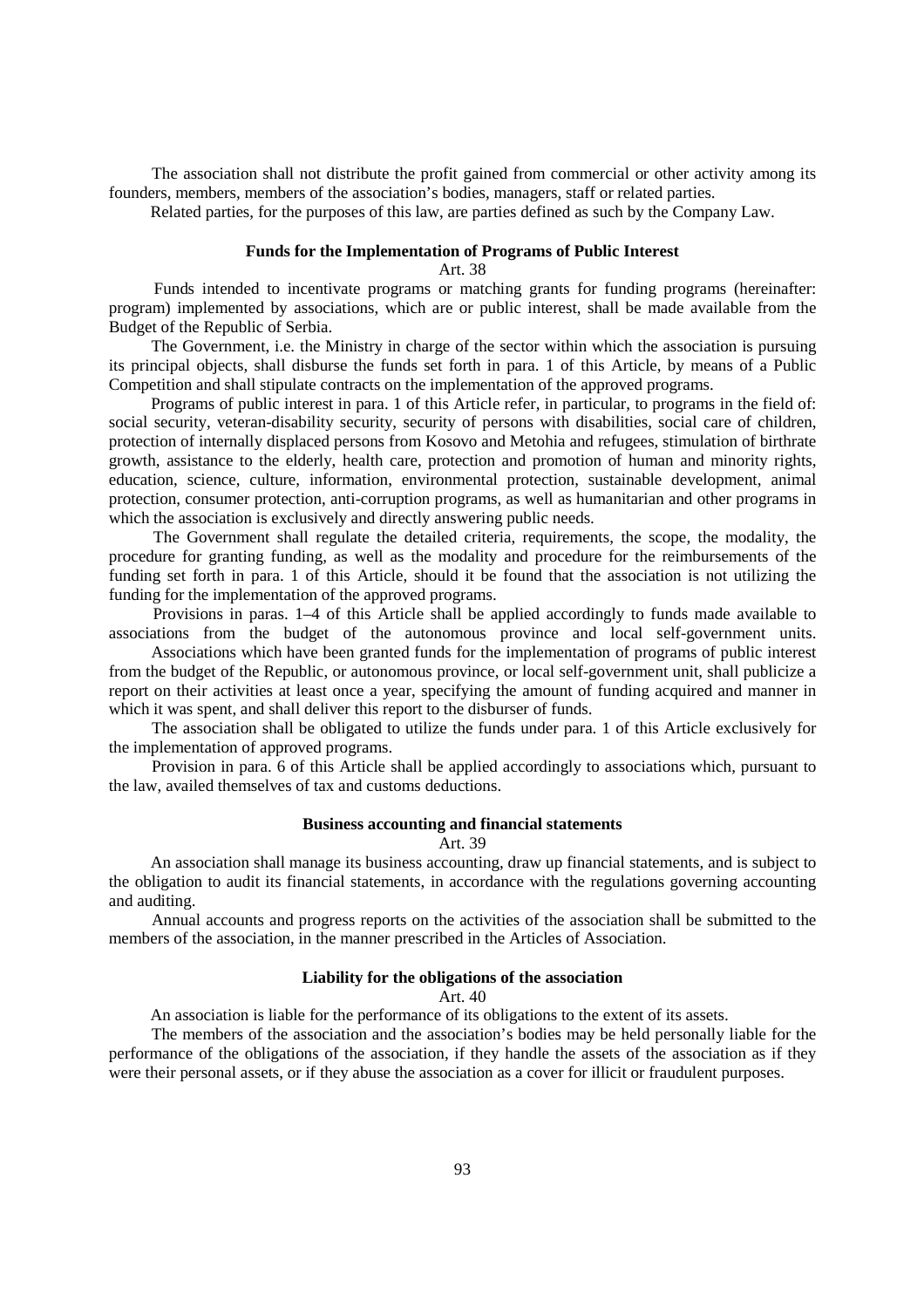The association shall not distribute the profit gained from commercial or other activity among its founders, members, members of the association's bodies, managers, staff or related parties.

Related parties, for the purposes of this law, are parties defined as such by the Company Law.

### Funds for the Implementation of Programs of Public Interest

Art. 38

Funds intended to incentivate programs or matching grants for funding programs (hereinafter: program) implemented by associations, which are or public interest, shall be made available from the Budget of the Republic of Serbia.

The Government, i.e. the Ministry in charge of the sector within which the association is pursuing its principal objects, shall disburse the funds set forth in para. 1 of this Article, by means of a Public Competition and shall stipulate contracts on the implementation of the approved programs.

Programs of public interest in para. 1 of this Article refer, in particular, to programs in the field of: social security, veteran-disability security, security of persons with disabilities, social care of children, protection of internally displaced persons from Kosovo and Metohia and refugees, stimulation of birthrate growth, assistance to the elderly, health care, protection and promotion of human and minority rights, education, science, culture, information, environmental protection, sustainable development, animal protection, consumer protection, anti-corruption programs, as well as humanitarian and other programs in which the association is exclusively and directly answering public needs.

The Government shall regulate the detailed criteria, requirements, the scope, the modality, the procedure for granting funding, as well as the modality and procedure for the reimbursements of the funding set forth in para. 1 of this Article, should it be found that the association is not utilizing the funding for the implementation of the approved programs.

Provisions in paras. 1–4 of this Article shall be applied accordingly to funds made available to associations from the budget of the autonomous province and local self-government units.

Associations which have been granted funds for the implementation of programs of public interest from the budget of the Republic, or autonomous province, or local self-government unit, shall publicize a report on their activities at least once a year, specifying the amount of funding acquired and manner in which it was spent, and shall deliver this report to the disburser of funds.

The association shall be obligated to utilize the funds under para. 1 of this Article exclusively for the implementation of approved programs.

Provision in para. 6 of this Article shall be applied accordingly to associations which, pursuant to the law, availed themselves of tax and customs deductions.

### Business accounting and financial statements

Art. 39

An association shall manage its business accounting, draw up financial statements, and is subject to the obligation to audit its financial statements, in accordance with the regulations governing accounting and auditing.

Annual accounts and progress reports on the activities of the association shall be submitted to the members of the association, in the manner prescribed in the Articles of Association.

### Liability for the obligations of the association

Art. 40

An association is liable for the performance of its obligations to the extent of its assets.

The members of the association and the association's bodies may be held personally liable for the performance of the obligations of the association, if they handle the assets of the association as if they were their personal assets, or if they abuse the association as a cover for illicit or fraudulent purposes.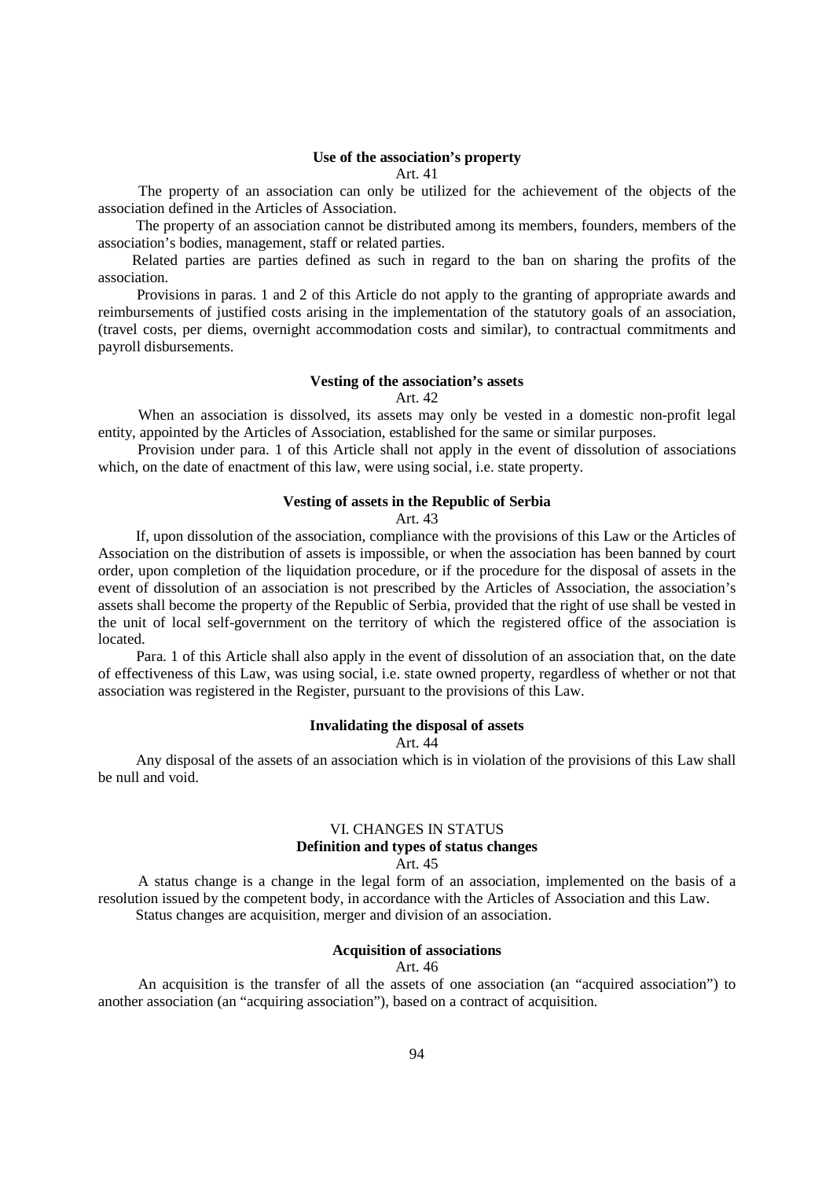**Use of the association's property**

Art. 41

The property of an association can only be utilized for the achievement of the objects of the association defined in the Articles of Association.

The property of an association cannot be distributed among its members, founders, members of the association's bodies, management, staff or related parties.

Related parties are parties defined as such in regard to the ban on sharing the profits of the association.

Provisions in paras. 1 and 2 of this Article do not apply to the granting of appropriate awards and reimbursements of justified costs arising in the implementation of the statutory goals of an association, (travel costs, per diems, overnight accommodation costs and similar), to contractual commitments and payroll disbursements.

**Vesting of the association's assets**

Art. 42

When an association is dissolved, its assets may only be vested in a domestic non-profit legal entity, appointed by the Articles of Association, established for the same or similar purposes.

Provision under para. 1 of this Article shall not apply in the event of dissolution of associations which, on the date of enactment of this law, were using social, i.e. state property.

**Vesting of assets in the Republic of Serbia**

Art. 43

If, upon dissolution of the association, compliance with the provisions of this Law or the Articles of Association on the distribution of assets is impossible, or when the association has been banned by court order, upon completion of the liquidation procedure, or if the procedure for the disposal of assets in the event of dissolution of an association is not prescribed by the Articles of Association, the association's assets shall become the property of the Republic of Serbia, provided that the right of use shall be vested in the unit of local self-government on the territory of which the registered office of the association is located.

Para. 1 of this Article shall also apply in the event of dissolution of an association that, on the date of effectiveness of this Law, was using social, i.e. state owned property, regardless of whether or not that association was registered in the Register, pursuant to the provisions of this Law.

**Invalidating the disposal of assets**

Art. 44

Any disposal of the assets of an association which is in violation of the provisions of this Law shall be null and void.

## VI. CHANGES IN STATUS

**Definition and types of status changes**

Art. 45

A status change is a change in the legal form of an association, implemented on the basis of a resolution issued by the competent body, in accordance with the Articles of Association and this Law.

Status changes are acquisition, merger and division of an association.

**Acquisition of associations**

Art. 46

An acquisition is the transfer of all the assets of one association (an "acquired association") to another association (an "acquiring association"), based on a contract of acquisition.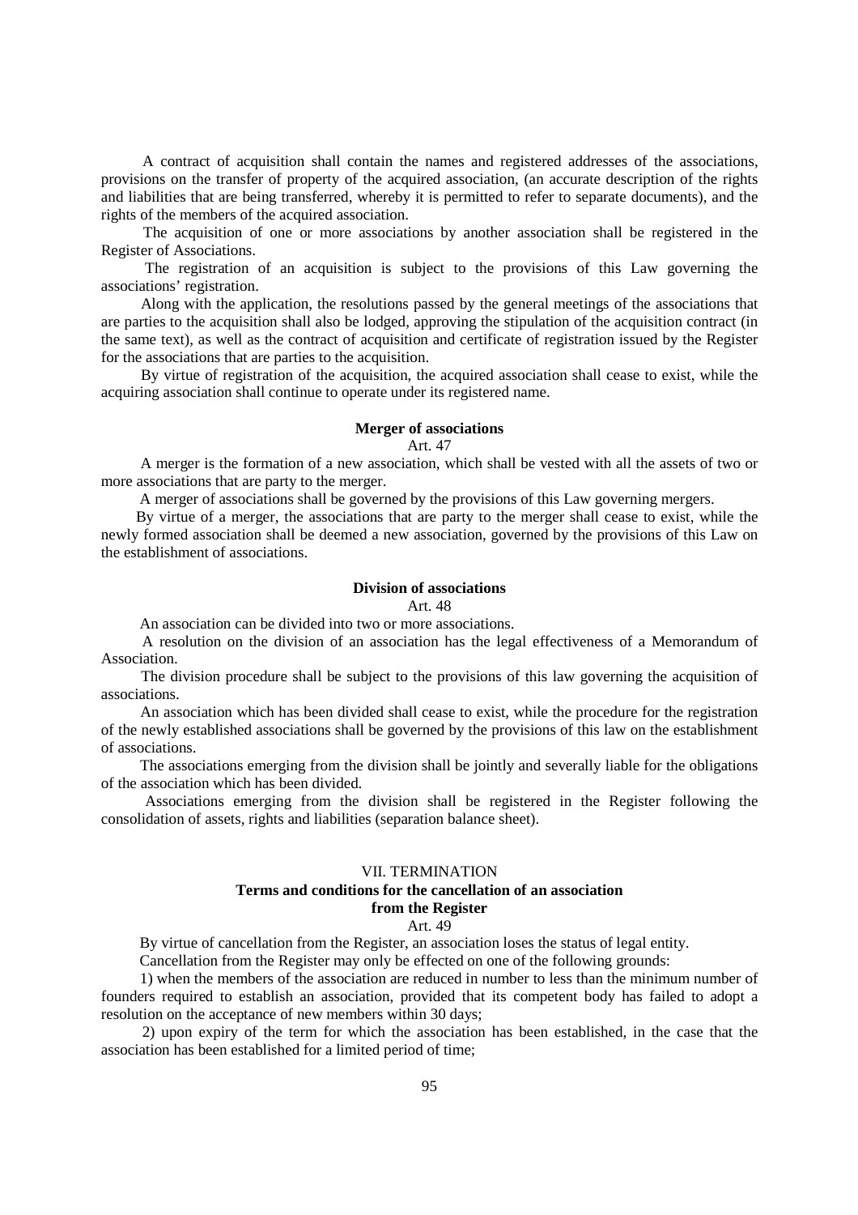A contract of acquisition shall contain the names and registered addresses of the associations, provisions on the transfer of property of the acquired association, (an accurate description of the rights and liabilities that are being transferred, whereby it is permitted to refer to separate documents), and the rights of the members of the acquired association.

The acquisition of one or more associations by another association shall be registered in the Register of Associations.

The registration of an acquisition is subject to the provisions of this Law governing the associations' registration.

Along with the application, the resolutions passed by the general meetings of the associations that are parties to the acquisition shall also be lodged, approving the stipulation of the acquisition contract (in the same text), as well as the contract of acquisition and certificate of registration issued by the Register for the associations that are parties to the acquisition.

By virtue of registration of the acquisition, the acquired association shall cease to exist, while the acquiring association shall continue to operate under its registered name.

### Merger of associations

Art. 47

A merger is the formation of a new association, which shall be vested with all the assets of two or more associations that are party to the merger.

A merger of associations shall be governed by the provisions of this Law governing mergers.

By virtue of a merger, the associations that are party to the merger shall cease to exist, while the newly formed association shall be deemed a new association, governed by the provisions of this Law on the establishment of associations.

### Division of associations

Art. 48

An association can be divided into two or more associations.

A resolution on the division of an association has the legal effectiveness of a Memorandum of Association.

The division procedure shall be subject to the provisions of this law governing the acquisition of associations.

An association which has been divided shall cease to exist, while the procedure for the registration of the newly established associations shall be governed by the provisions of this law on the establishment of associations.

The associations emerging from the division shall be jointly and severally liable for the obligations of the association which has been divided.

Associations emerging from the division shall be registered in the Register following the consolidation of assets, rights and liabilities (separation balance sheet).

## VII. TERMINATION

### Terms and conditions for the cancellation of an association from the Register

Art. 49

By virtue of cancellation from the Register, an association loses the status of legal entity.

Cancellation from the Register may only be effected on one of the following grounds:

1) when the members of the association are reduced in number to less than the minimum number of founders required to establish an association, provided that its competent body has failed to adopt a resolution on the acceptance of new members within 30 days;

2) upon expiry of the term for which the association has been established, in the case that the association has been established for a limited period of time;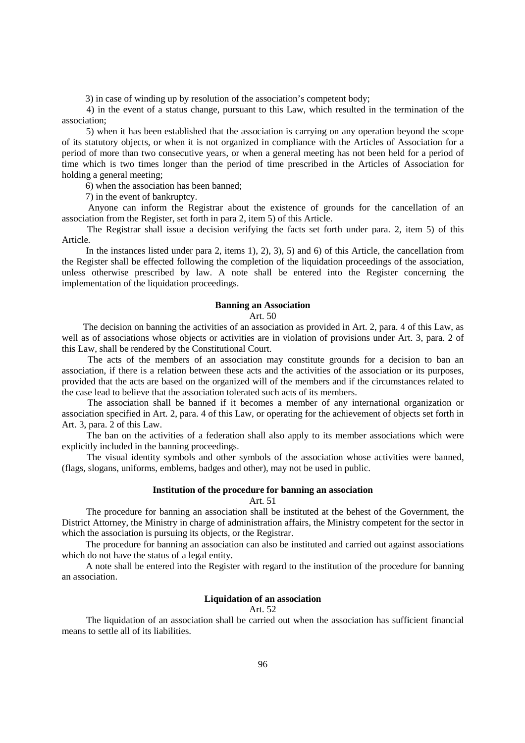3) in case of winding up by resolution of the association's competent body;

4) in the event of a status change, pursuant to this Law, which resulted in the termination of the association;

5) when it has been established that the association is carrying on any operation beyond the scope of its statutory objects, or when it is not organized in compliance with the Articles of Association for a period of more than two consecutive years, or when a general meeting has not been held for a period of time which is two times longer than the period of time prescribed in the Articles of Association for holding a general meeting;

6) when the association has been banned;

7) in the event of bankruptcy.

Anyone can inform the Registrar about the existence of grounds for the cancellation of an association from the Register, set forth in para 2, item 5) of this Article.

The Registrar shall issue a decision verifying the facts set forth under para. 2, item 5) of this Article.

In the instances listed under para 2, items 1), 2), 3), 5) and 6) of this Article, the cancellation from the Register shall be effected following the completion of the liquidation proceedings of the association, unless otherwise prescribed by law. A note shall be entered into the Register concerning the implementation of the liquidation proceedings.

**Banning an Association**

Art. 50

The decision on banning the activities of an association as provided in Art. 2, para. 4 of this Law, as well as of associations whose objects or activities are in violation of provisions under Art. 3, para. 2 of this Law, shall be rendered by the Constitutional Court.

The acts of the members of an association may constitute grounds for a decision to ban an association, if there is a relation between these acts and the activities of the association or its purposes, provided that the acts are based on the organized will of the members and if the circumstances related to the case lead to believe that the association tolerated such acts of its members.

The association shall be banned if it becomes a member of any international organization or association specified in Art. 2, para. 4 of this Law, or operating for the achievement of objects set forth in Art. 3, para. 2 of this Law.

The ban on the activities of a federation shall also apply to its member associations which were explicitly included in the banning proceedings.

The visual identity symbols and other symbols of the association whose activities were banned, (flags, slogans, uniforms, emblems, badges and other), may not be used in public.

**Institution of the procedure for banning an association**

Art. 51

The procedure for banning an association shall be instituted at the behest of the Government, the District Attorney, the Ministry in charge of administration affairs, the Ministry competent for the sector in which the association is pursuing its objects, or the Registrar.

The procedure for banning an association can also be instituted and carried out against associations which do not have the status of a legal entity.

A note shall be entered into the Register with regard to the institution of the procedure for banning an association.

**Liquidation of an association**

Art. 52

The liquidation of an association shall be carried out when the association has sufficient financial means to settle all of its liabilities.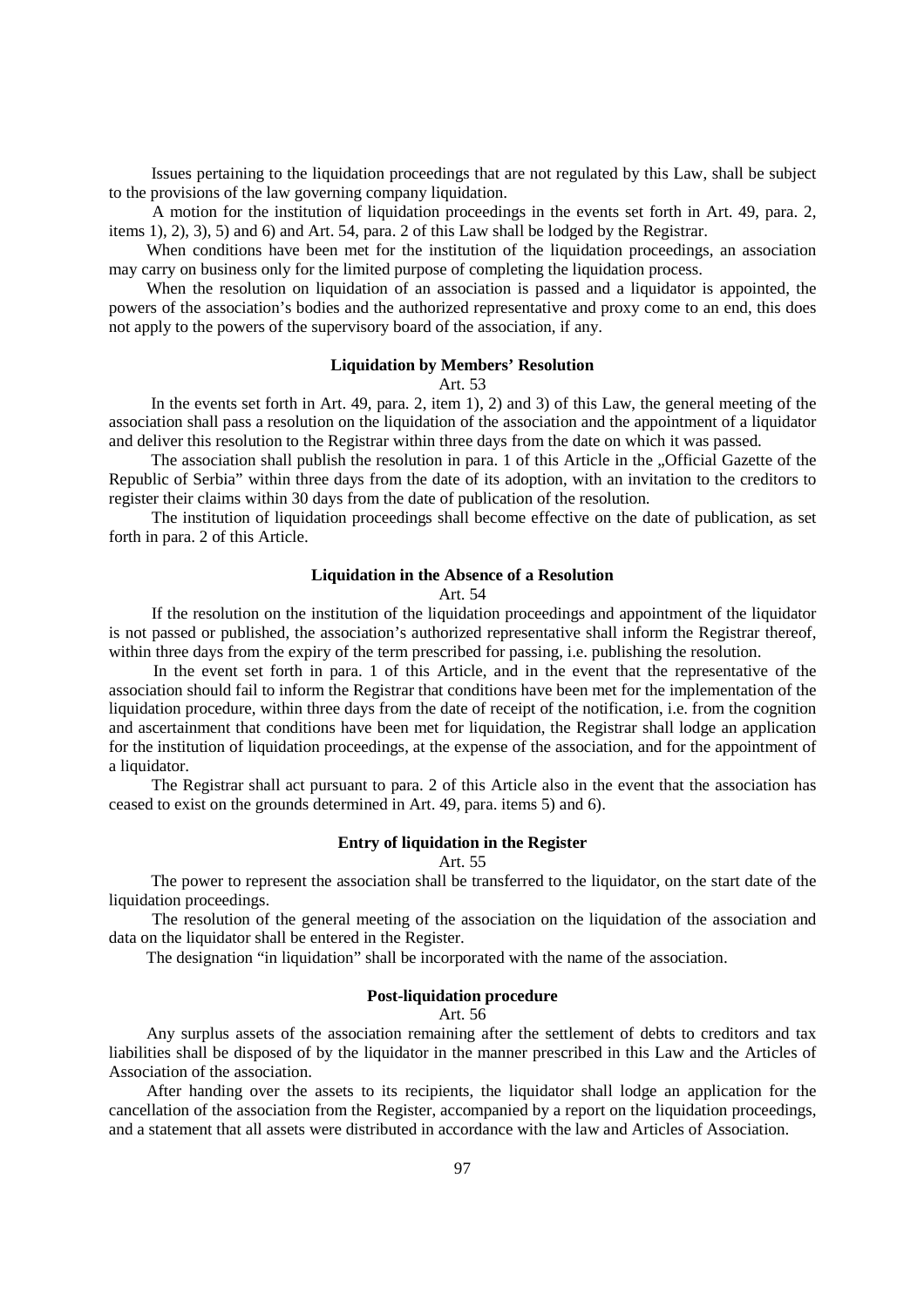Issues pertaining to the liquidation proceedings that are not regulated by this Law, shall be subject to the provisions of the law governing company liquidation.

A motion for the institution of liquidation proceedings in the events set forth in Art. 49, para. 2, items 1), 2), 3), 5) and 6) and Art. 54, para. 2 of this Law shall be lodged by the Registrar.

When conditions have been met for the institution of the liquidation proceedings, an association may carry on business only for the limited purpose of completing the liquidation process.

When the resolution on liquidation of an association is passed and a liquidator is appointed, the powers of the association's bodies and the authorized representative and proxy come to an end, this does not apply to the powers of the supervisory board of the association, if any.

**Liquidation by Members' Resolution**

Art. 53

In the events set forth in Art. 49, para. 2, item 1), 2) and 3) of this Law, the general meeting of the association shall pass a resolution on the liquidation of the association and the appointment of a liquidator and deliver this resolution to the Registrar within three days from the date on which it was passed.

The association shall publish the resolution in para. 1 of this Article in the „Official Gazette of the Republic of Serbia" within three days from the date of its adoption, with an invitation to the creditors to register their claims within 30 days from the date of publication of the resolution.

The institution of liquidation proceedings shall become effective on the date of publication, as set forth in para. 2 of this Article.

**Liquidation in the Absence of a Resolution**

Art. 54

If the resolution on the institution of the liquidation proceedings and appointment of the liquidator is not passed or published, the association's authorized representative shall inform the Registrar thereof, within three days from the expiry of the term prescribed for passing, i.e. publishing the resolution.

In the event set forth in para. 1 of this Article, and in the event that the representative of the association should fail to inform the Registrar that conditions have been met for the implementation of the liquidation procedure, within three days from the date of receipt of the notification, i.e. from the cognition and ascertainment that conditions have been met for liquidation, the Registrar shall lodge an application for the institution of liquidation proceedings, at the expense of the association, and for the appointment of a liquidator.

The Registrar shall act pursuant to para. 2 of this Article also in the event that the association has ceased to exist on the grounds determined in Art. 49, para. items 5) and 6).

**Entry of liquidation in the Register**

Art. 55

The power to represent the association shall be transferred to the liquidator, on the start date of the liquidation proceedings.

The resolution of the general meeting of the association on the liquidation of the association and data on the liquidator shall be entered in the Register.

The designation "in liquidation" shall be incorporated with the name of the association.

**Post-liquidation procedure**

Art. 56

Any surplus assets of the association remaining after the settlement of debts to creditors and tax liabilities shall be disposed of by the liquidator in the manner prescribed in this Law and the Articles of Association of the association.

After handing over the assets to its recipients, the liquidator shall lodge an application for the cancellation of the association from the Register, accompanied by a report on the liquidation proceedings, and a statement that all assets were distributed in accordance with the law and Articles of Association.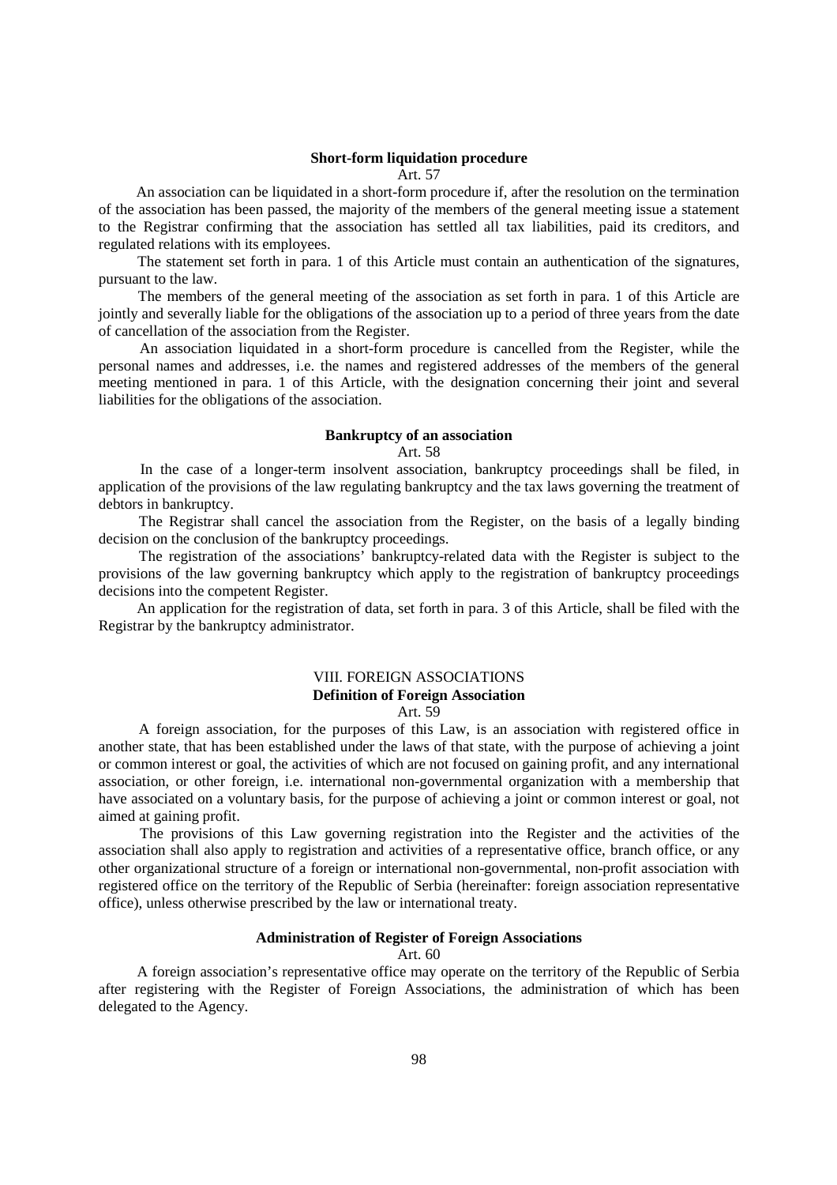**Short-form liquidation procedure**

Art. 57

An association can be liquidated in a short-form procedure if, after the resolution on the termination of the association has been passed, the majority of the members of the general meeting issue a statement to the Registrar confirming that the association has settled all tax liabilities, paid its creditors, and regulated relations with its employees.

The statement set forth in para. 1 of this Article must contain an authentication of the signatures, pursuant to the law.

The members of the general meeting of the association as set forth in para. 1 of this Article are jointly and severally liable for the obligations of the association up to a period of three years from the date of cancellation of the association from the Register.

An association liquidated in a short-form procedure is cancelled from the Register, while the personal names and addresses, i.e. the names and registered addresses of the members of the general meeting mentioned in para. 1 of this Article, with the designation concerning their joint and several liabilities for the obligations of the association.

**Bankruptcy of an association**

Art. 58

In the case of a longer-term insolvent association, bankruptcy proceedings shall be filed, in application of the provisions of the law regulating bankruptcy and the tax laws governing the treatment of debtors in bankruptcy.

The Registrar shall cancel the association from the Register, on the basis of a legally binding decision on the conclusion of the bankruptcy proceedings.

The registration of the associations' bankruptcy-related data with the Register is subject to the provisions of the law governing bankruptcy which apply to the registration of bankruptcy proceedings decisions into the competent Register.

An application for the registration of data, set forth in para. 3 of this Article, shall be filed with the Registrar by the bankruptcy administrator.

## VIII. FOREIGN ASSOCIATIONS

**Definition of Foreign Association**

Art. 59

A foreign association, for the purposes of this Law, is an association with registered office in another state, that has been established under the laws of that state, with the purpose of achieving a joint or common interest or goal, the activities of which are not focused on gaining profit, and any international association, or other foreign, i.e. international non-governmental organization with a membership that have associated on a voluntary basis, for the purpose of achieving a joint or common interest or goal, not aimed at gaining profit.

The provisions of this Law governing registration into the Register and the activities of the association shall also apply to registration and activities of a representative office, branch office, or any other organizational structure of a foreign or international non-governmental, non-profit association with registered office on the territory of the Republic of Serbia (hereinafter: foreign association representative office), unless otherwise prescribed by the law or international treaty.

**Administration of Register of Foreign Associations**

Art. 60

A foreign association's representative office may operate on the territory of the Republic of Serbia after registering with the Register of Foreign Associations, the administration of which has been delegated to the Agency.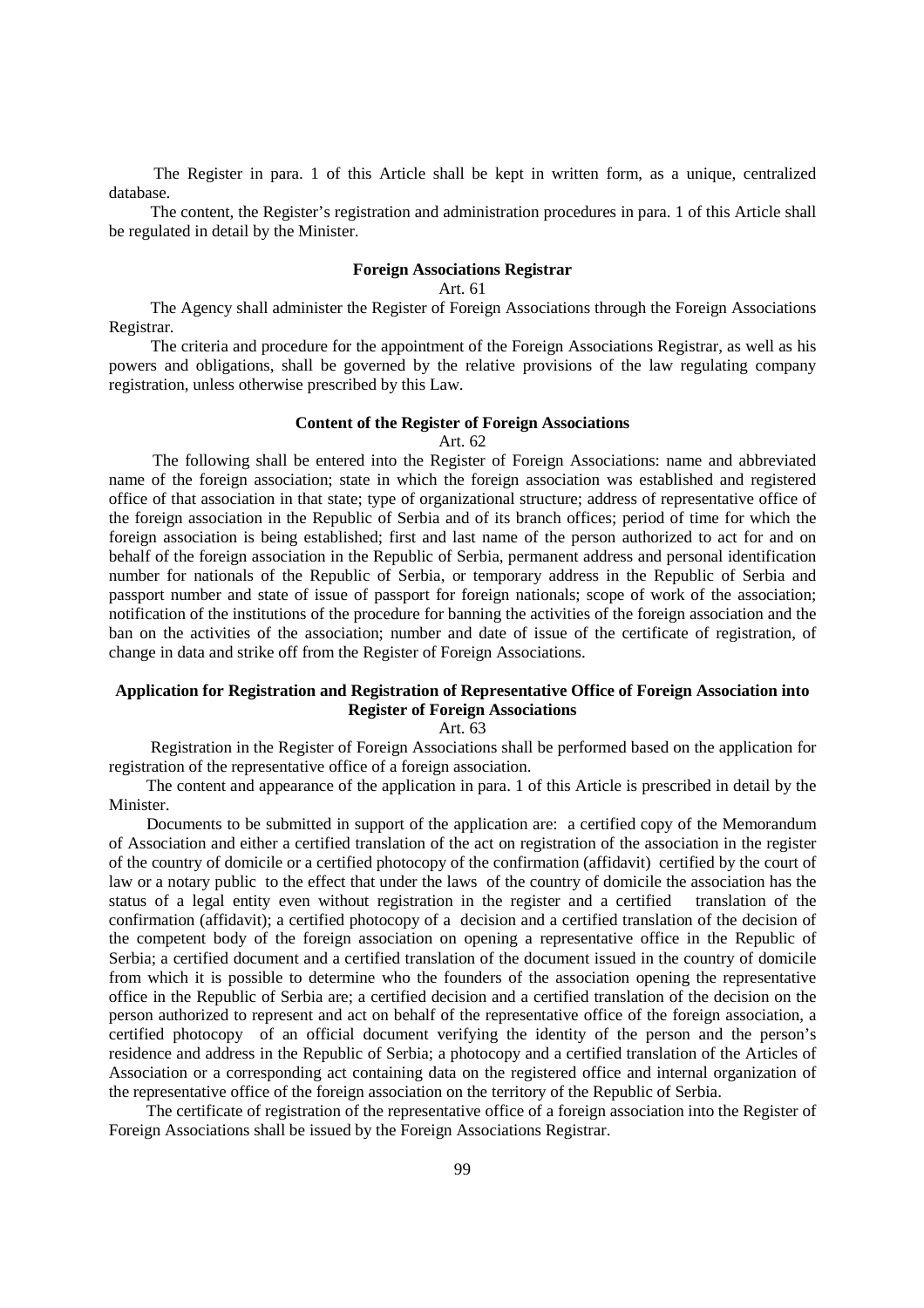The Register in para. 1 of this Article shall be kept in written form, as a unique, centralized database.

The content, the Register's registration and administration procedures in para. 1 of this Article shall be regulated in detail by the Minister.

**Foreign Associations Registrar**

Art. 61

The Agency shall administer the Register of Foreign Associations through the Foreign Associations Registrar.

The criteria and procedure for the appointment of the Foreign Associations Registrar, as well as his powers and obligations, shall be governed by the relative provisions of the law regulating company registration, unless otherwise prescribed by this Law.

**Content of the Register of Foreign Associations**

Art. 62

The following shall be entered into the Register of Foreign Associations: name and abbreviated name of the foreign association; state in which the foreign association was established and registered office of that association in that state; type of organizational structure; address of representative office of the foreign association in the Republic of Serbia and of its branch offices; period of time for which the foreign association is being established; first and last name of the person authorized to act for and on behalf of the foreign association in the Republic of Serbia, permanent address and personal identification number for nationals of the Republic of Serbia, or temporary address in the Republic of Serbia and passport number and state of issue of passport for foreign nationals; scope of work of the association; notification of the institutions of the procedure for banning the activities of the foreign association and the ban on the activities of the association; number and date of issue of the certificate of registration, of change in data and strike off from the Register of Foreign Associations.

**Application for Registration and Registration of Representative Office of Foreign Association into Register of Foreign Associations**

Art. 63

Registration in the Register of Foreign Associations shall be performed based on the application for registration of the representative office of a foreign association.

The content and appearance of the application in para. 1 of this Article is prescribed in detail by the Minister.

Documents to be submitted in support of the application are: a certified copy of the Memorandum of Association and either a certified translation of the act on registration of the association in the register of the country of domicile or a certified photocopy of the confirmation (affidavit) certified by the court of law or a notary public to the effect that under the laws of the country of domicile the association has the status of a legal entity even without registration in the register and a certified translation of the confirmation (affidavit); a certified photocopy of a decision and a certified translation of the decision of the competent body of the foreign association on opening a representative office in the Republic of Serbia; a certified document and a certified translation of the document issued in the country of domicile from which it is possible to determine who the founders of the association opening the representative office in the Republic of Serbia are; a certified decision and a certified translation of the decision on the person authorized to represent and act on behalf of the representative office of the foreign association, a certified photocopy of an official document verifying the identity of the person and the person's residence and address in the Republic of Serbia; a photocopy and a certified translation of the Articles of Association or a corresponding act containing data on the registered office and internal organization of the representative office of the foreign association on the territory of the Republic of Serbia.

The certificate of registration of the representative office of a foreign association into the Register of Foreign Associations shall be issued by the Foreign Associations Registrar.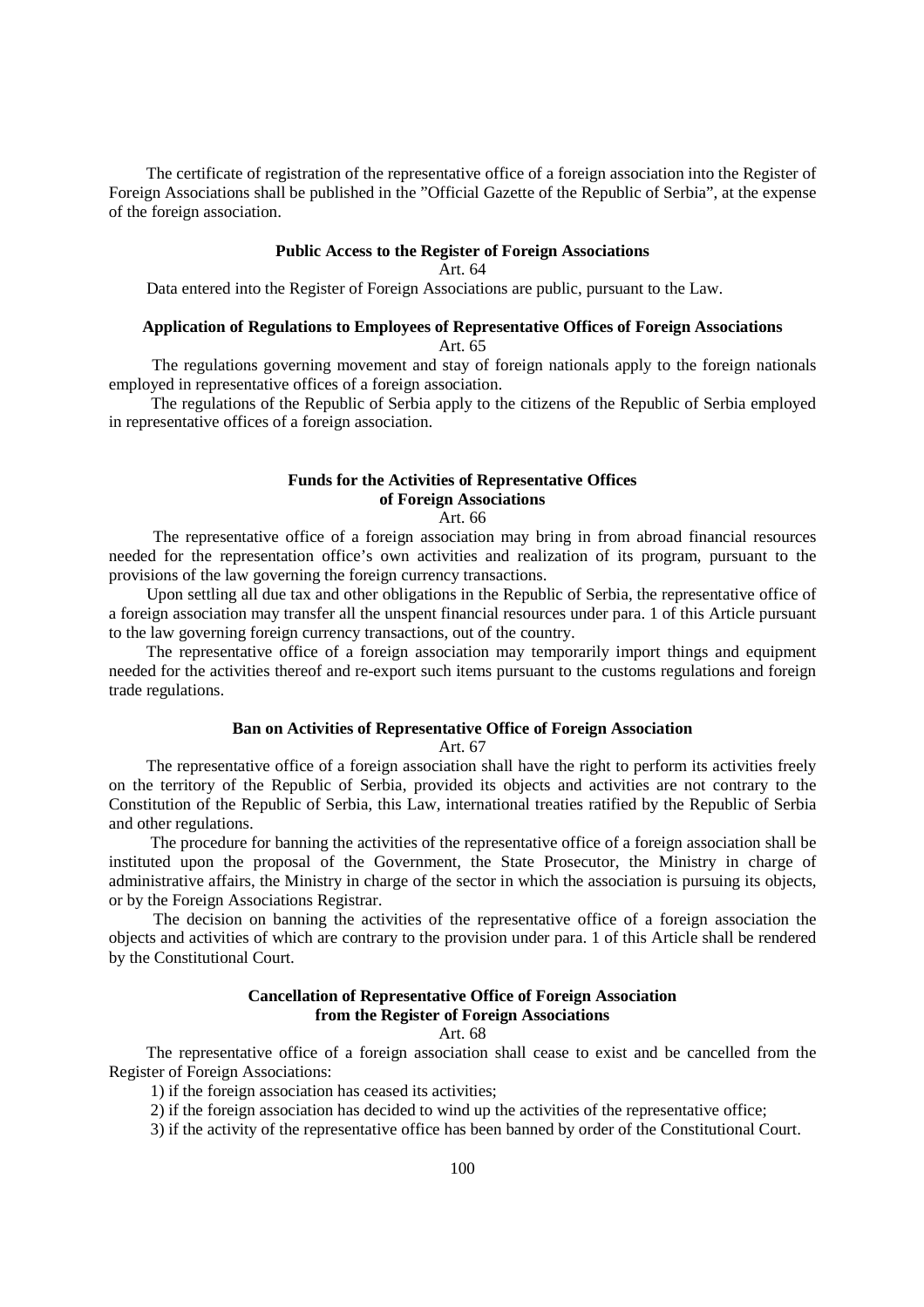The certificate of registration of the representative office of a foreign association into the Register of Foreign Associations shall be published in the "Official Gazette of the Republic of Serbia", at the expense of the foreign association.

**Public Access to the Register of Foreign Associations**

Art. 64

Data entered into the Register of Foreign Associations are public, pursuant to the Law.

**Application of Regulations to Employees of Representative Offices of Foreign Associations**

Art. 65

The regulations governing movement and stay of foreign nationals apply to the foreign nationals employed in representative offices of a foreign association.

The regulations of the Republic of Serbia apply to the citizens of the Republic of Serbia employed in representative offices of a foreign association.

**Funds for the Activities of Representative Offices of Foreign Associations**

Art. 66

The representative office of a foreign association may bring in from abroad financial resources needed for the representation office's own activities and realization of its program, pursuant to the provisions of the law governing the foreign currency transactions.

Upon settling all due tax and other obligations in the Republic of Serbia, the representative office of a foreign association may transfer all the unspent financial resources under para. 1 of this Article pursuant to the law governing foreign currency transactions, out of the country.

The representative office of a foreign association may temporarily import things and equipment needed for the activities thereof and re-export such items pursuant to the customs regulations and foreign trade regulations.

**Ban on Activities of Representative Office of Foreign Association**

Art. 67

The representative office of a foreign association shall have the right to perform its activities freely on the territory of the Republic of Serbia, provided its objects and activities are not contrary to the Constitution of the Republic of Serbia, this Law, international treaties ratified by the Republic of Serbia and other regulations.

The procedure for banning the activities of the representative office of a foreign association shall be instituted upon the proposal of the Government, the State Prosecutor, the Ministry in charge of administrative affairs, the Ministry in charge of the sector in which the association is pursuing its objects, or by the Foreign Associations Registrar.

The decision on banning the activities of the representative office of a foreign association the objects and activities of which are contrary to the provision under para. 1 of this Article shall be rendered by the Constitutional Court.

**Cancellation of Representative Office of Foreign Association from the Register of Foreign Associations**

Art. 68

The representative office of a foreign association shall cease to exist and be cancelled from the Register of Foreign Associations:

1) if the foreign association has ceased its activities;

2) if the foreign association has decided to wind up the activities of the representative office;

3) if the activity of the representative office has been banned by order of the Constitutional Court.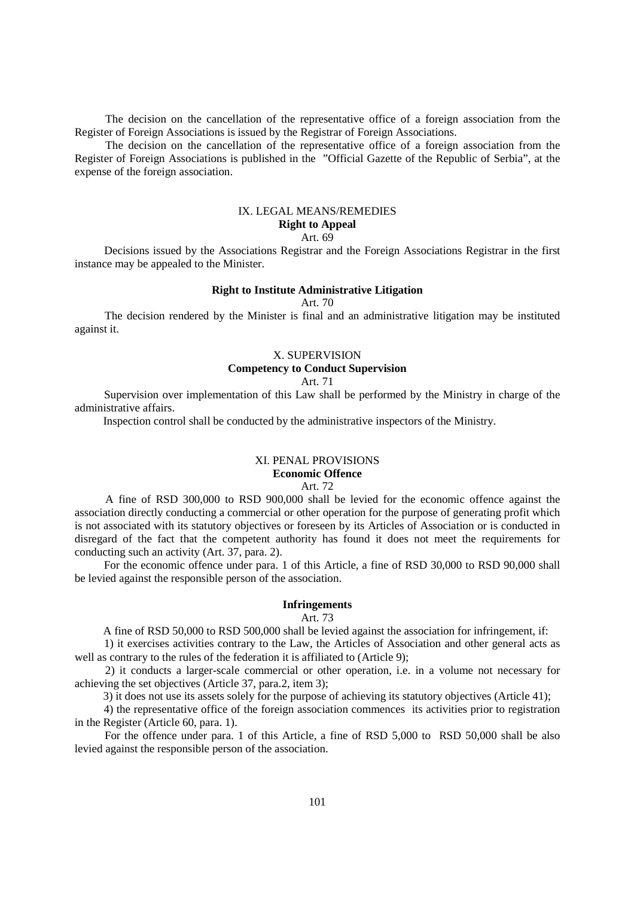The decision on the cancellation of the representative office of a foreign association from the Register of Foreign Associations is issued by the Registrar of Foreign Associations.

The decision on the cancellation of the representative office of a foreign association from the Register of Foreign Associations is published in the "Official Gazette of the Republic of Serbia", at the expense of the foreign association.

## IX. LEGAL MEANS/REMEDIES

### Right to Appeal

Art. 69

Decisions issued by the Associations Registrar and the Foreign Associations Registrar in the first instance may be appealed to the Minister.

### Right to Institute Administrative Litigation

Art. 70

The decision rendered by the Minister is final and an administrative litigation may be instituted against it.

## X. SUPERVISION

### Competency to Conduct Supervision

Art. 71

Supervision over implementation of this Law shall be performed by the Ministry in charge of the administrative affairs.

Inspection control shall be conducted by the administrative inspectors of the Ministry.

## XI. PENAL PROVISIONS

### Economic Offence

Art. 72

A fine of RSD 300,000 to RSD 900,000 shall be levied for the economic offence against the association directly conducting a commercial or other operation for the purpose of generating profit which is not associated with its statutory objectives or foreseen by its Articles of Association or is conducted in disregard of the fact that the competent authority has found it does not meet the requirements for conducting such an activity (Art. 37, para. 2).

For the economic offence under para. 1 of this Article, a fine of RSD 30,000 to RSD 90,000 shall be levied against the responsible person of the association.

### Infringements

Art. 73

A fine of RSD 50,000 to RSD 500,000 shall be levied against the association for infringement, if:

1) it exercises activities contrary to the Law, the Articles of Association and other general acts as well as contrary to the rules of the federation it is affiliated to (Article 9);

2) it conducts a larger-scale commercial or other operation, i.e. in a volume not necessary for achieving the set objectives (Article 37, para.2, item 3);

3) it does not use its assets solely for the purpose of achieving its statutory objectives (Article 41);

4) the representative office of the foreign association commences its activities prior to registration in the Register (Article 60, para. 1).

For the offence under para. 1 of this Article, a fine of RSD 5,000 to RSD 50,000 shall be also levied against the responsible person of the association.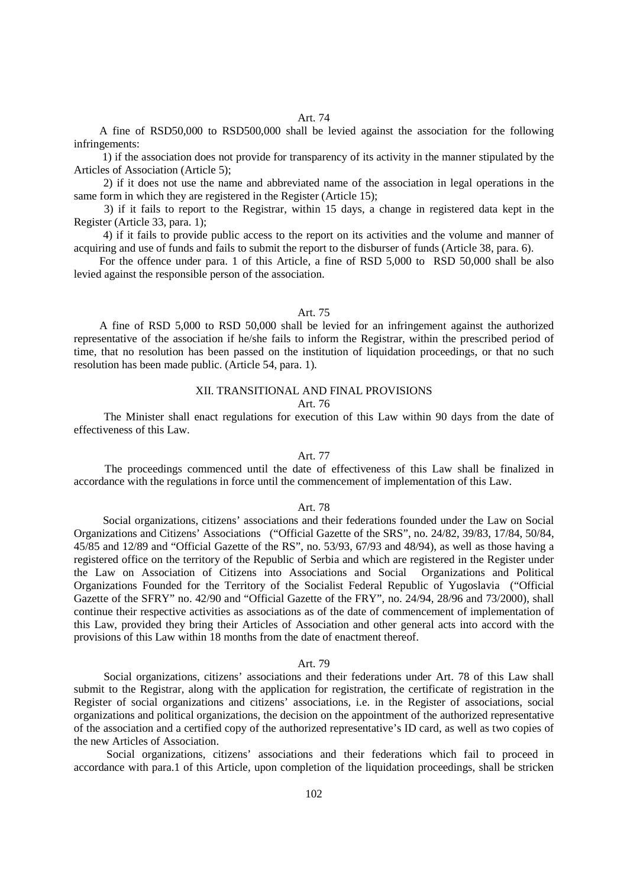Art. 74

A fine of RSD50,000 to RSD500,000 shall be levied against the association for the following infringements:

1) if the association does not provide for transparency of its activity in the manner stipulated by the Articles of Association (Article 5);

2) if it does not use the name and abbreviated name of the association in legal operations in the same form in which they are registered in the Register (Article 15);

3) if it fails to report to the Registrar, within 15 days, a change in registered data kept in the Register (Article 33, para. 1);

4) if it fails to provide public access to the report on its activities and the volume and manner of acquiring and use of funds and fails to submit the report to the disburser of funds (Article 38, para. 6).

For the offence under para. 1 of this Article, a fine of RSD 5,000 to RSD 50,000 shall be also levied against the responsible person of the association.

Art. 75

A fine of RSD 5,000 to RSD 50,000 shall be levied for an infringement against the authorized representative of the association if he/she fails to inform the Registrar, within the prescribed period of time, that no resolution has been passed on the institution of liquidation proceedings, or that no such resolution has been made public. (Article 54, para. 1).

## XII. TRANSITIONAL AND FINAL PROVISIONS

Art. 76

The Minister shall enact regulations for execution of this Law within 90 days from the date of effectiveness of this Law.

Art. 77

The proceedings commenced until the date of effectiveness of this Law shall be finalized in accordance with the regulations in force until the commencement of implementation of this Law.

Art. 78

Social organizations, citizens' associations and their federations founded under the Law on Social Organizations and Citizens' Associations ("Official Gazette of the SRS", no. 24/82, 39/83, 17/84, 50/84, 45/85 and 12/89 and "Official Gazette of the RS", no. 53/93, 67/93 and 48/94), as well as those having a registered office on the territory of the Republic of Serbia and which are registered in the Register under the Law on Association of Citizens into Associations and Social Organizations and Political Organizations Founded for the Territory of the Socialist Federal Republic of Yugoslavia ("Official Gazette of the SFRY" no. 42/90 and "Official Gazette of the FRY", no. 24/94, 28/96 and 73/2000), shall continue their respective activities as associations as of the date of commencement of implementation of this Law, provided they bring their Articles of Association and other general acts into accord with the provisions of this Law within 18 months from the date of enactment thereof.

Art. 79

Social organizations, citizens' associations and their federations under Art. 78 of this Law shall submit to the Registrar, along with the application for registration, the certificate of registration in the Register of social organizations and citizens' associations, i.e. in the Register of associations, social organizations and political organizations, the decision on the appointment of the authorized representative of the association and a certified copy of the authorized representative's ID card, as well as two copies of the new Articles of Association.

Social organizations, citizens' associations and their federations which fail to proceed in accordance with para.1 of this Article, upon completion of the liquidation proceedings, shall be stricken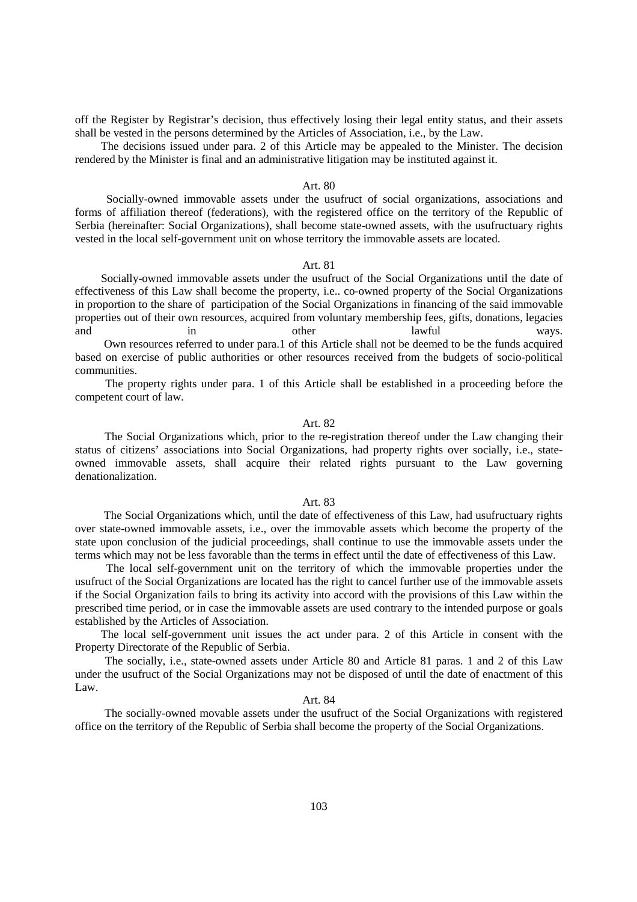off the Register by Registrar's decision, thus effectively losing their legal entity status, and their assets shall be vested in the persons determined by the Articles of Association, i.e., by the Law.

The decisions issued under para. 2 of this Article may be appealed to the Minister. The decision rendered by the Minister is final and an administrative litigation may be instituted against it.

Art. 80

Socially-owned immovable assets under the usufruct of social organizations, associations and forms of affiliation thereof (federations), with the registered office on the territory of the Republic of Serbia (hereinafter: Social Organizations), shall become state-owned assets, with the usufructuary rights vested in the local self-government unit on whose territory the immovable assets are located.

Art. 81

Socially-owned immovable assets under the usufruct of the Social Organizations until the date of effectiveness of this Law shall become the property, i.e.. co-owned property of the Social Organizations in proportion to the share of participation of the Social Organizations in financing of the said immovable properties out of their own resources, acquired from voluntary membership fees, gifts, donations, legacies and in other lawful ways.

Own resources referred to under para.1 of this Article shall not be deemed to be the funds acquired based on exercise of public authorities or other resources received from the budgets of socio-political communities.

The property rights under para. 1 of this Article shall be established in a proceeding before the competent court of law.

Art. 82

The Social Organizations which, prior to the re-registration thereof under the Law changing their status of citizens' associations into Social Organizations, had property rights over socially, i.e., state-owned immovable assets, shall acquire their related rights pursuant to the Law governing denationalization.

Art. 83

The Social Organizations which, until the date of effectiveness of this Law, had usufructuary rights over state-owned immovable assets, i.e., over the immovable assets which become the property of the state upon conclusion of the judicial proceedings, shall continue to use the immovable assets under the terms which may not be less favorable than the terms in effect until the date of effectiveness of this Law.

The local self-government unit on the territory of which the immovable properties under the usufruct of the Social Organizations are located has the right to cancel further use of the immovable assets if the Social Organization fails to bring its activity into accord with the provisions of this Law within the prescribed time period, or in case the immovable assets are used contrary to the intended purpose or goals established by the Articles of Association.

The local self-government unit issues the act under para. 2 of this Article in consent with the Property Directorate of the Republic of Serbia.

The socially, i.e., state-owned assets under Article 80 and Article 81 paras. 1 and 2 of this Law under the usufruct of the Social Organizations may not be disposed of until the date of enactment of this Law.

Art. 84

The socially-owned movable assets under the usufruct of the Social Organizations with registered office on the territory of the Republic of Serbia shall become the property of the Social Organizations.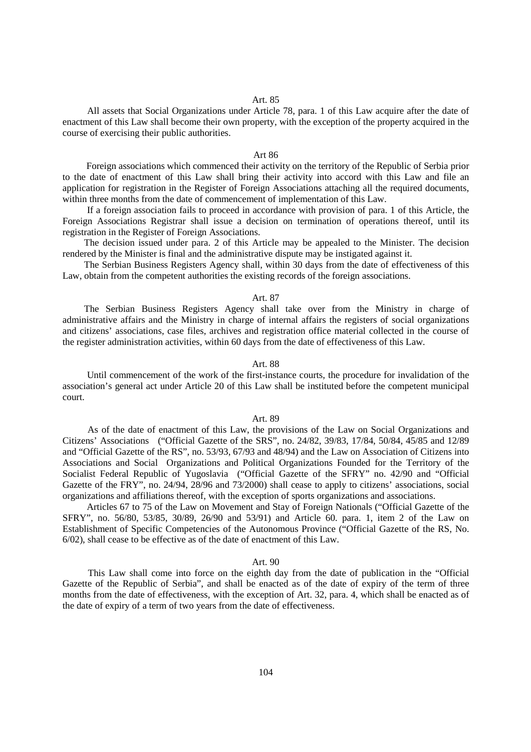Art. 85

All assets that Social Organizations under Article 78, para. 1 of this Law acquire after the date of enactment of this Law shall become their own property, with the exception of the property acquired in the course of exercising their public authorities.

Art 86

Foreign associations which commenced their activity on the territory of the Republic of Serbia prior to the date of enactment of this Law shall bring their activity into accord with this Law and file an application for registration in the Register of Foreign Associations attaching all the required documents, within three months from the date of commencement of implementation of this Law.

If a foreign association fails to proceed in accordance with provision of para. 1 of this Article, the Foreign Associations Registrar shall issue a decision on termination of operations thereof, until its registration in the Register of Foreign Associations.

The decision issued under para. 2 of this Article may be appealed to the Minister. The decision rendered by the Minister is final and the administrative dispute may be instigated against it.

The Serbian Business Registers Agency shall, within 30 days from the date of effectiveness of this Law, obtain from the competent authorities the existing records of the foreign associations.

Art. 87

The Serbian Business Registers Agency shall take over from the Ministry in charge of administrative affairs and the Ministry in charge of internal affairs the registers of social organizations and citizens' associations, case files, archives and registration office material collected in the course of the register administration activities, within 60 days from the date of effectiveness of this Law.

Art. 88

Until commencement of the work of the first-instance courts, the procedure for invalidation of the association's general act under Article 20 of this Law shall be instituted before the competent municipal court.

Art. 89

As of the date of enactment of this Law, the provisions of the Law on Social Organizations and Citizens' Associations ("Official Gazette of the SRS", no. 24/82, 39/83, 17/84, 50/84, 45/85 and 12/89 and "Official Gazette of the RS", no. 53/93, 67/93 and 48/94) and the Law on Association of Citizens into Associations and Social Organizations and Political Organizations Founded for the Territory of the Socialist Federal Republic of Yugoslavia ("Official Gazette of the SFRY" no. 42/90 and "Official Gazette of the FRY", no. 24/94, 28/96 and 73/2000) shall cease to apply to citizens' associations, social organizations and affiliations thereof, with the exception of sports organizations and associations.

Articles 67 to 75 of the Law on Movement and Stay of Foreign Nationals ("Official Gazette of the SFRY", no. 56/80, 53/85, 30/89, 26/90 and 53/91) and Article 60. para. 1, item 2 of the Law on Establishment of Specific Competencies of the Autonomous Province ("Official Gazette of the RS, No. 6/02), shall cease to be effective as of the date of enactment of this Law.

Art. 90

This Law shall come into force on the eighth day from the date of publication in the "Official Gazette of the Republic of Serbia", and shall be enacted as of the date of expiry of the term of three months from the date of effectiveness, with the exception of Art. 32, para. 4, which shall be enacted as of the date of expiry of a term of two years from the date of effectiveness.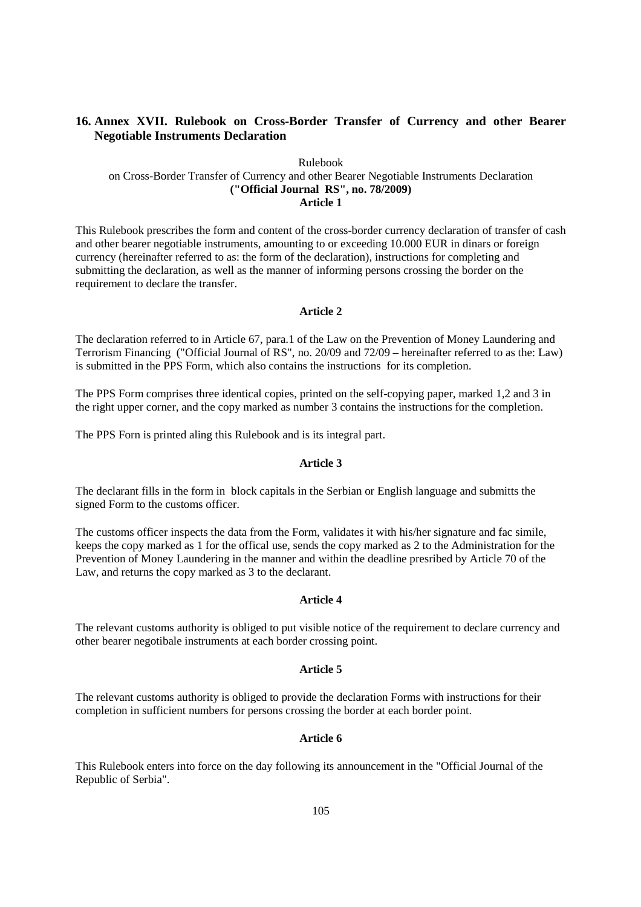## 16. Annex XVII. Rulebook on Cross-Border Transfer of Currency and other Bearer Negotiable Instruments Declaration

Rulebook
on Cross-Border Transfer of Currency and other Bearer Negotiable Instruments Declaration
**("Official Journal RS", no. 78/2009)**
**Article 1**

This Rulebook prescribes the form and content of the cross-border currency declaration of transfer of cash and other bearer negotiable instruments, amounting to or exceeding 10.000 EUR in dinars or foreign currency (hereinafter referred to as: the form of the declaration), instructions for completing and submitting the declaration, as well as the manner of informing persons crossing the border on the requirement to declare the transfer.

**Article 2**

The declaration referred to in Article 67, para.1 of the Law on the Prevention of Money Laundering and Terrorism Financing ("Official Journal of RS", no. 20/09 and 72/09 – hereinafter referred to as the: Law) is submitted in the PPS Form, which also contains the instructions for its completion.

The PPS Form comprises three identical copies, printed on the self-copying paper, marked 1,2 and 3 in the right upper corner, and the copy marked as number 3 contains the instructions for the completion.

The PPS Forn is printed aling this Rulebook and is its integral part.

**Article 3**

The declarant fills in the form in block capitals in the Serbian or English language and submitts the signed Form to the customs officer.

The customs officer inspects the data from the Form, validates it with his/her signature and fac simile, keeps the copy marked as 1 for the offical use, sends the copy marked as 2 to the Administration for the Prevention of Money Laundering in the manner and within the deadline presribed by Article 70 of the Law, and returns the copy marked as 3 to the declarant.

**Article 4**

The relevant customs authority is obliged to put visible notice of the requirement to declare currency and other bearer negotibale instruments at each border crossing point.

**Article 5**

The relevant customs authority is obliged to provide the declaration Forms with instructions for their completion in sufficient numbers for persons crossing the border at each border point.

**Article 6**

This Rulebook enters into force on the day following its announcement in the "Official Journal of the Republic of Serbia".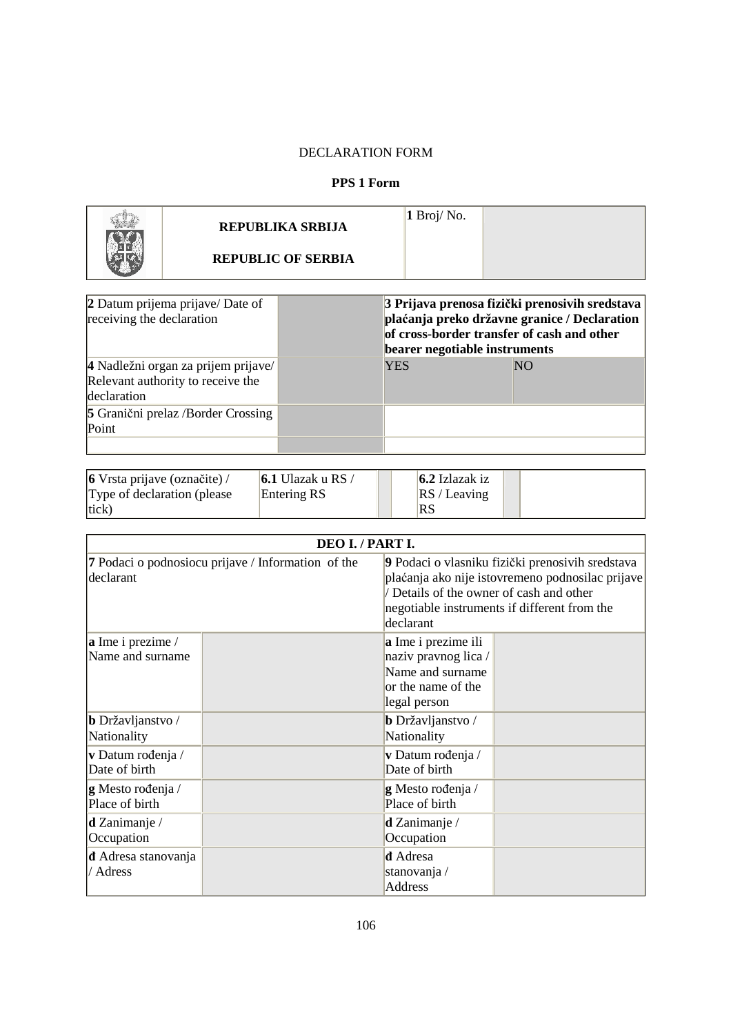DECLARATION FORM

**PPS 1 Form**

| | | | |
|---|---|---|---|
| | **REPUBLIKA SRBIJA**<br><br>**REPUBLIC OF SERBIA** | **1** Broj/ No. | |

| | | | |
|---|---|---|---|
| **2** Datum prijema prijave/ Date of receiving the declaration | | **3 Prijava prenosa fizički prenosivih sredstava plaćanja preko državne granice / Declaration of cross-border transfer of cash and other bearer negotiable instruments** | |
| **4** Nadležni organ za prijem prijave/ Relevant authority to receive the declaration | | YES | NO |
| **5** Granični prelaz /Border Crossing Point | | | |
| | | | |

| | | | | | |
|---|---|---|---|---|---|
| **6** Vrsta prijave (označite) / Type of declaration (please tick) | **6.1** Ulazak u RS / Entering RS | | **6.2** Izlazak iz RS / Leaving RS | | |

| **DEO I. / PART I.** | | | |
|---|---|---|---|
| **7** Podaci o podnosiocu prijave / Information of the declarant | | **9** Podaci o vlasniku fizički prenosivih sredstava plaćanja ako nije istovremeno podnosilac prijave / Details of the owner of cash and other negotiable instruments if different from the declarant | |
| **a** Ime i prezime / Name and surname | | **a** Ime i prezime ili naziv pravnog lica / Name and surname or the name of the legal person | |
| **b** Državljanstvo / Nationality | | **b** Državljanstvo / Nationality | |
| **v** Datum rođenja / Date of birth | | **v** Datum rođenja / Date of birth | |
| **g** Mesto rođenja / Place of birth | | **g** Mesto rođenja / Place of birth | |
| **d** Zanimanje / Occupation | | **d** Zanimanje / Occupation | |
| **đ** Adresa stanovanja / Adress | | **đ** Adresa stanovanja / Address | |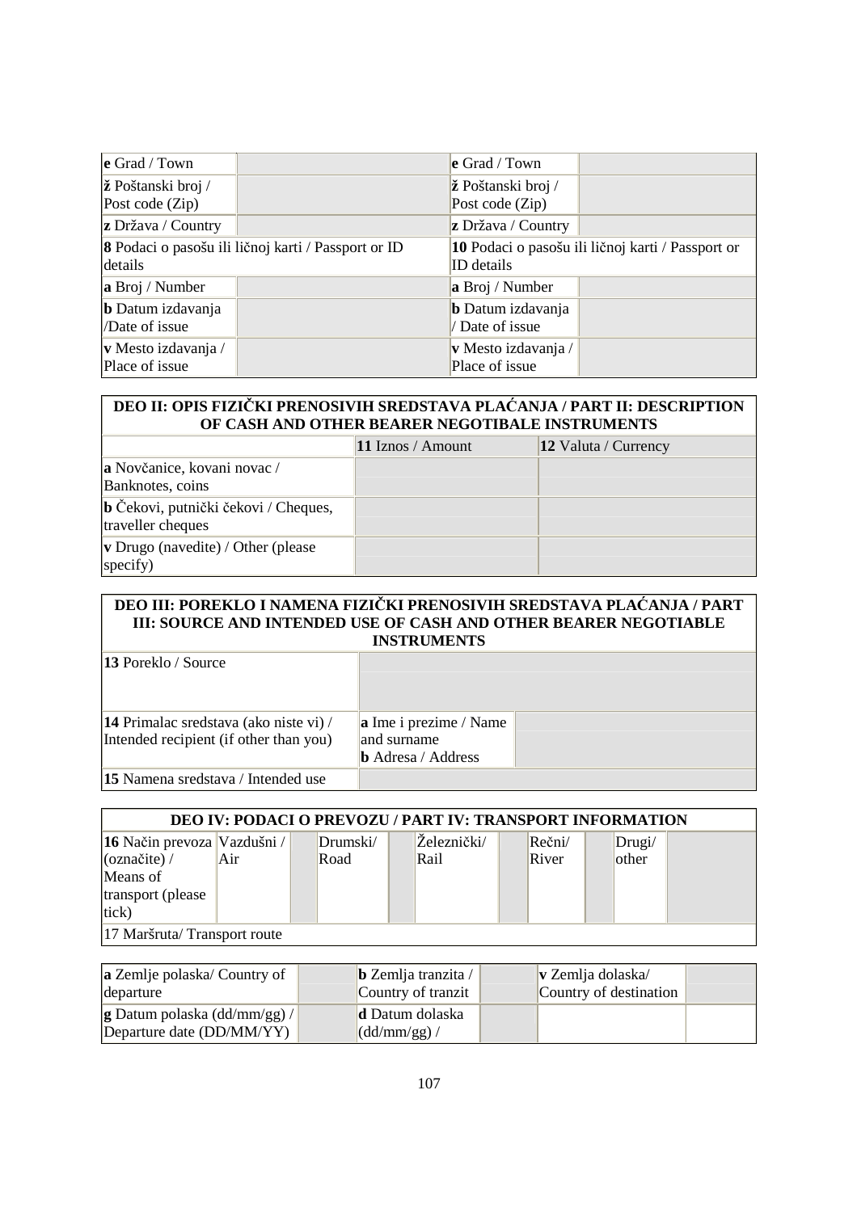| | | | |
|---|---|---|---|
| **e** Grad / Town | | **e** Grad / Town | |
| **ž** Poštanski broj / Post code (Zip) | | **ž** Poštanski broj / Post code (Zip) | |
| **z** Država / Country | | **z** Država / Country | |
| **8** Podaci o pasošu ili ličnoj karti / Passport or ID details | | **10** Podaci o pasošu ili ličnoj karti / Passport or ID details | |
| **a** Broj / Number | | **a** Broj / Number | |
| **b** Datum izdavanja /Date of issue | | **b** Datum izdavanja / Date of issue | |
| **v** Mesto izdavanja / Place of issue | | **v** Mesto izdavanja / Place of issue | |

| DEO II: OPIS FIZIČKI PRENOSIVIH SREDSTAVA PLAĆANJA / PART II: DESCRIPTION OF CASH AND OTHER BEARER NEGOTIBALE INSTRUMENTS | | |
|---|---|---|
| | **11** Iznos / Amount | **12** Valuta / Currency |
| **a** Novčanice, kovani novac / Banknotes, coins | | |
| **b** Čekovi, putnički čekovi / Cheques, traveller cheques | | |
| **v** Drugo (navedite) / Other (please specify) | | |

| DEO III: POREKLO I NAMENA FIZIČKI PRENOSIVIH SREDSTAVA PLAĆANJA / PART III: SOURCE AND INTENDED USE OF CASH AND OTHER BEARER NEGOTIABLE INSTRUMENTS | | |
|---|---|---|
| **13** Poreklo / Source | | |
| **14** Primalac sredstava (ako niste vi) / Intended recipient (if other than you) | **a** Ime i prezime / Name and surname **b** Adresa / Address | |
| **15** Namena sredstava / Intended use | | |

| DEO IV: PODACI O PREVOZU / PART IV: TRANSPORT INFORMATION | | | | | | | | | | |
|---|---|---|---|---|---|---|---|---|---|---|
| **16** Način prevoza (označite) / Means of transport (please tick) | Vazdušni / Air | | Drumski/ Road | | Železnički/ Rail | | Rečni/ River | | Drugi/ other | |
| 17 Maršruta/ Transport route | | | | | | | | | | |

| | | | | | |
|---|---|---|---|---|---|
| **a** Zemlje polaska/ Country of departure | | **b** Zemlja tranzita / Country of tranzit | | **v** Zemlja dolaska/ Country of destination | |
| **g** Datum polaska (dd/mm/gg) / Departure date (DD/MM/YY) | | **d** Datum dolaska (dd/mm/gg) / | | | |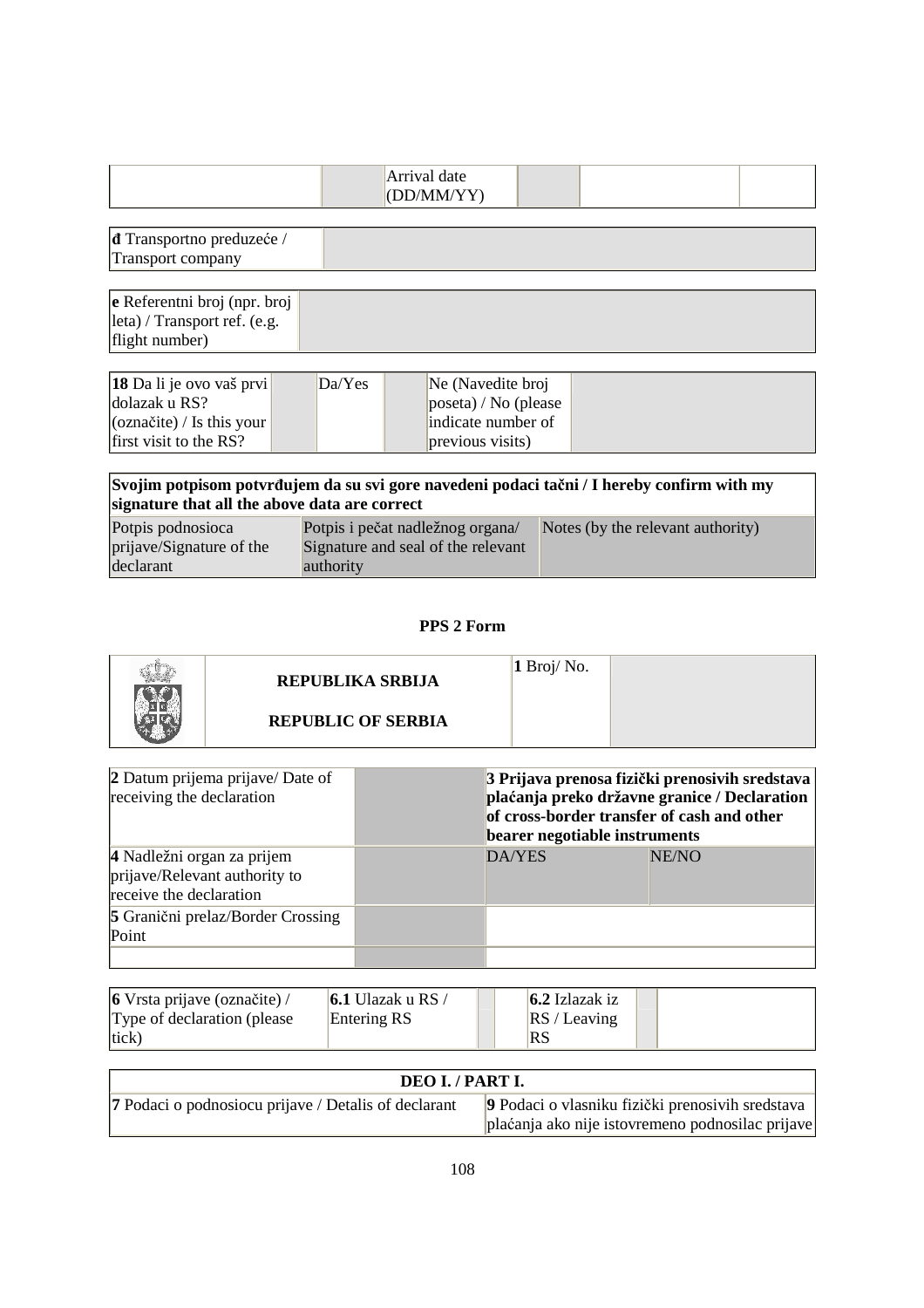| | | Arrival date (DD/MM/YY) | | | |
|---|---|---|---|---|---|

| **đ** Transportno preduzeće / Transport company | |
|---|---|

| **e** Referentni broj (npr. broj leta) / Transport ref. (e.g. flight number) | |
|---|---|

| **18** Da li je ovo vaš prvi dolazak u RS? (označite) / Is this your first visit to the RS? | | Da/Yes | | Ne (Navedite broj poseta) / No (please indicate number of previous visits) | |
|---|---|---|---|---|---|

| **Svojim potpisom potvrđujem da su svi gore navedeni podaci tačni / I hereby confirm with my signature that all the above data are correct** | | |
|---|---|---|
| Potpis podnosioca prijave/Signature of the declarant | Potpis i pečat nadležnog organa/ Signature and seal of the relevant authority | Notes (by the relevant authority) |

**PPS 2 Form**

| | **REPUBLIKA SRBIJA** <br> **REPUBLIC OF SERBIA** | **1** Broj/ No. | |
|---|---|---|---|

| **2** Datum prijema prijave/ Date of receiving the declaration | | **3 Prijava prenosa fizički prenosivih sredstava plaćanja preko državne granice / Declaration of cross-border transfer of cash and other bearer negotiable instruments** | |
|---|---|---|---|
| **4** Nadležni organ za prijem prijave/Relevant authority to receive the declaration | | DA/YES | NE/NO |
| **5** Granični prelaz/Border Crossing Point | | | |
| | | | |

| **6** Vrsta prijave (označite) / Type of declaration (please tick) | **6.1** Ulazak u RS / Entering RS | | | **6.2** Izlazak iz RS / Leaving RS | | |
|---|---|---|---|---|---|---|

| **DEO I. / PART I.** | |
|---|---|
| **7** Podaci o podnosiocu prijave / Detalis of declarant | **9** Podaci o vlasniku fizički prenosivih sredstava plaćanja ako nije istovremeno podnosilac prijave |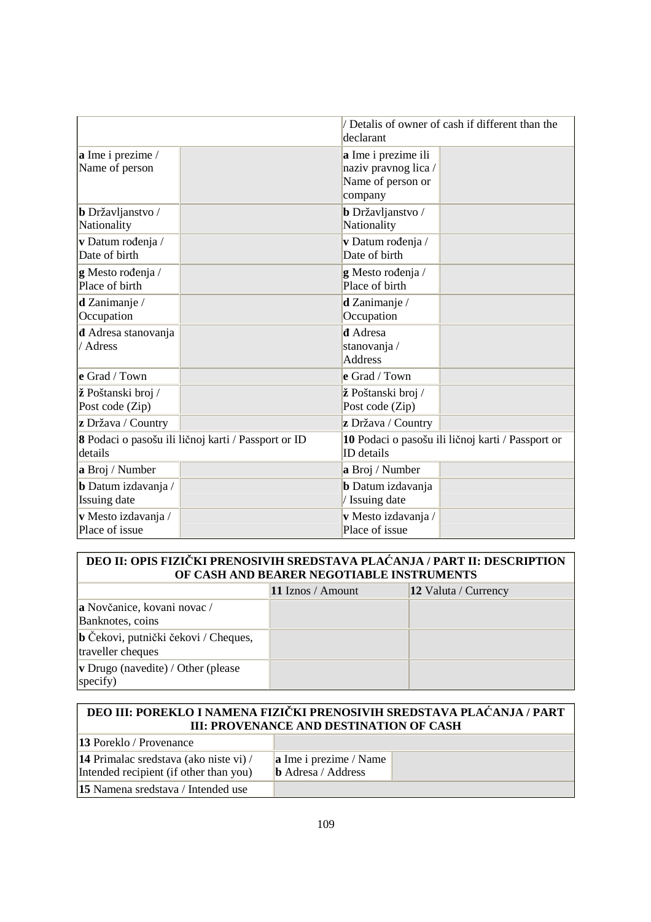| | | / Detalis of owner of cash if different than the declarant | |
|---|---|---|---|
| **a** Ime i prezime / Name of person | | **a** Ime i prezime ili naziv pravnog lica / Name of person or company | |
| **b** Državljanstvo / Nationality | | **b** Državljanstvo / Nationality | |
| **v** Datum rođenja / Date of birth | | **v** Datum rođenja / Date of birth | |
| **g** Mesto rođenja / Place of birth | | **g** Mesto rođenja / Place of birth | |
| **d** Zanimanje / Occupation | | **d** Zanimanje / Occupation | |
| **đ** Adresa stanovanja / Adress | | **đ** Adresa stanovanja / Address | |
| **e** Grad / Town | | **e** Grad / Town | |
| **ž** Poštanski broj / Post code (Zip) | | **ž** Poštanski broj / Post code (Zip) | |
| **z** Država / Country | | **z** Država / Country | |
| **8** Podaci o pasošu ili ličnoj karti / Passport or ID details | | **10** Podaci o pasošu ili ličnoj karti / Passport or ID details | |
| **a** Broj / Number | | **a** Broj / Number | |
| **b** Datum izdavanja / Issuing date | | **b** Datum izdavanja / Issuing date | |
| **v** Mesto izdavanja / Place of issue | | **v** Mesto izdavanja / Place of issue | |

| DEO II: OPIS FIZIČKI PRENOSIVIH SREDSTAVA PLAĆANJA / PART II: DESCRIPTION OF CASH AND BEARER NEGOTIABLE INSTRUMENTS | | |
|---|---|---|
| | **11** Iznos / Amount | **12** Valuta / Currency |
| **a** Novčanice, kovani novac / Banknotes, coins | | |
| **b** Čekovi, putnički čekovi / Cheques, traveller cheques | | |
| **v** Drugo (navedite) / Other (please specify) | | |

| DEO III: POREKLO I NAMENA FIZIČKI PRENOSIVIH SREDSTAVA PLAĆANJA / PART III: PROVENANCE AND DESTINATION OF CASH | | |
|---|---|---|
| **13** Poreklo / Provenance | | |
| **14** Primalac sredstava (ako niste vi) / Intended recipient (if other than you) | **a** Ime i prezime / Name<br>**b** Adresa / Address | |
| **15** Namena sredstava / Intended use | | |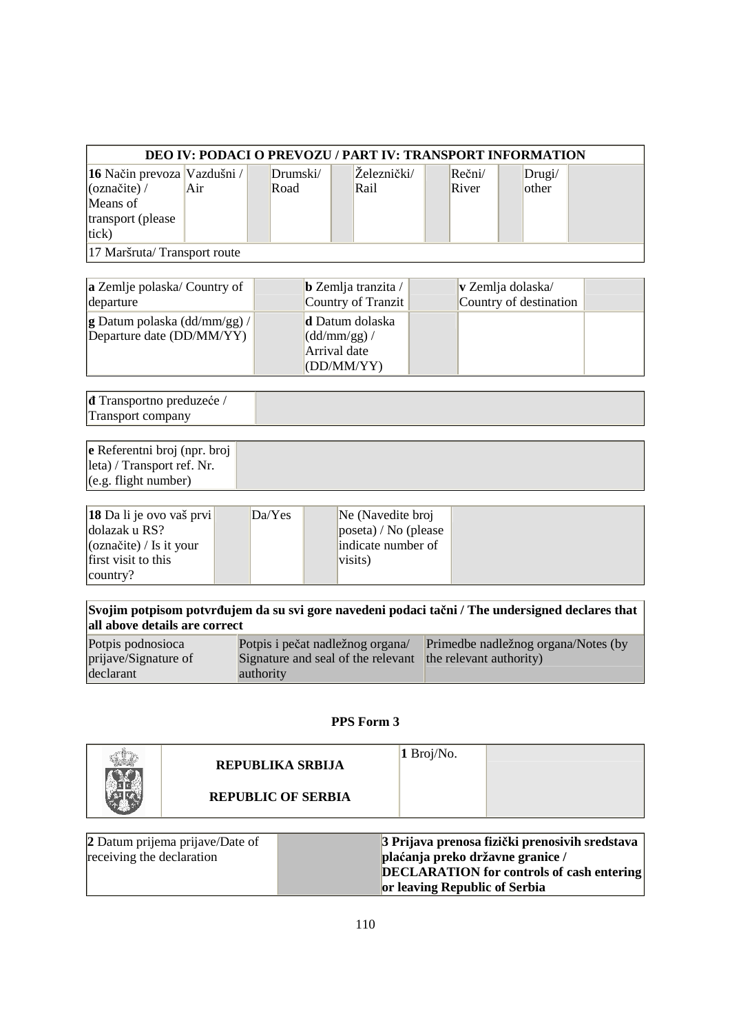| DEO IV: PODACI O PREVOZU / PART IV: TRANSPORT INFORMATION | | | | | | | | | | |
|---|---|---|---|---|---|---|---|---|---|---|
| **16** Način prevoza (označite) / Means of transport (please tick) | Vazdušni / Air | | Drumski/ Road | | Železnički/ Rail | | Rečni/ River | | Drugi/ other | |
| 17 Maršruta/ Transport route | | | | | | | | | | |

| **a** Zemlje polaska/ Country of departure | | **b** Zemlja tranzita / Country of Tranzit | | **v** Zemlja dolaska/ Country of destination | |
|---|---|---|---|---|---|
| **g** Datum polaska (dd/mm/gg) / Departure date (DD/MM/YY) | | **d** Datum dolaska (dd/mm/gg) / Arrival date (DD/MM/YY) | | | |

| **đ** Transportno preduzeće / Transport company | |
|---|---|

| **e** Referentni broj (npr. broj leta) / Transport ref. Nr. (e.g. flight number) | |
|---|---|

| **18** Da li je ovo vaš prvi dolazak u RS? (označite) / Is it your first visit to this country? | | Da/Yes | | Ne (Navedite broj poseta) / No (please indicate number of visits) | |
|---|---|---|---|---|---|

| **Svojim potpisom potvrđujem da su svi gore navedeni podaci tačni / The undersigned declares that all above details are correct** | | |
|---|---|---|
| Potpis podnosioca prijave/Signature of declarant | Potpis i pečat nadležnog organa/ Signature and seal of the relevant authority | Primedbe nadležnog organa/Notes (by the relevant authority) |

**PPS Form 3**

| | **REPUBLIKA SRBIJA** **REPUBLIC OF SERBIA** | **1** Broj/No. | |
|---|---|---|---|

| **2** Datum prijema prijave/Date of receiving the declaration | | **3 Prijava prenosa fizički prenosivih sredstava plaćanja preko državne granice / DECLARATION for controls of cash entering or leaving Republic of Serbia** |
|---|---|---|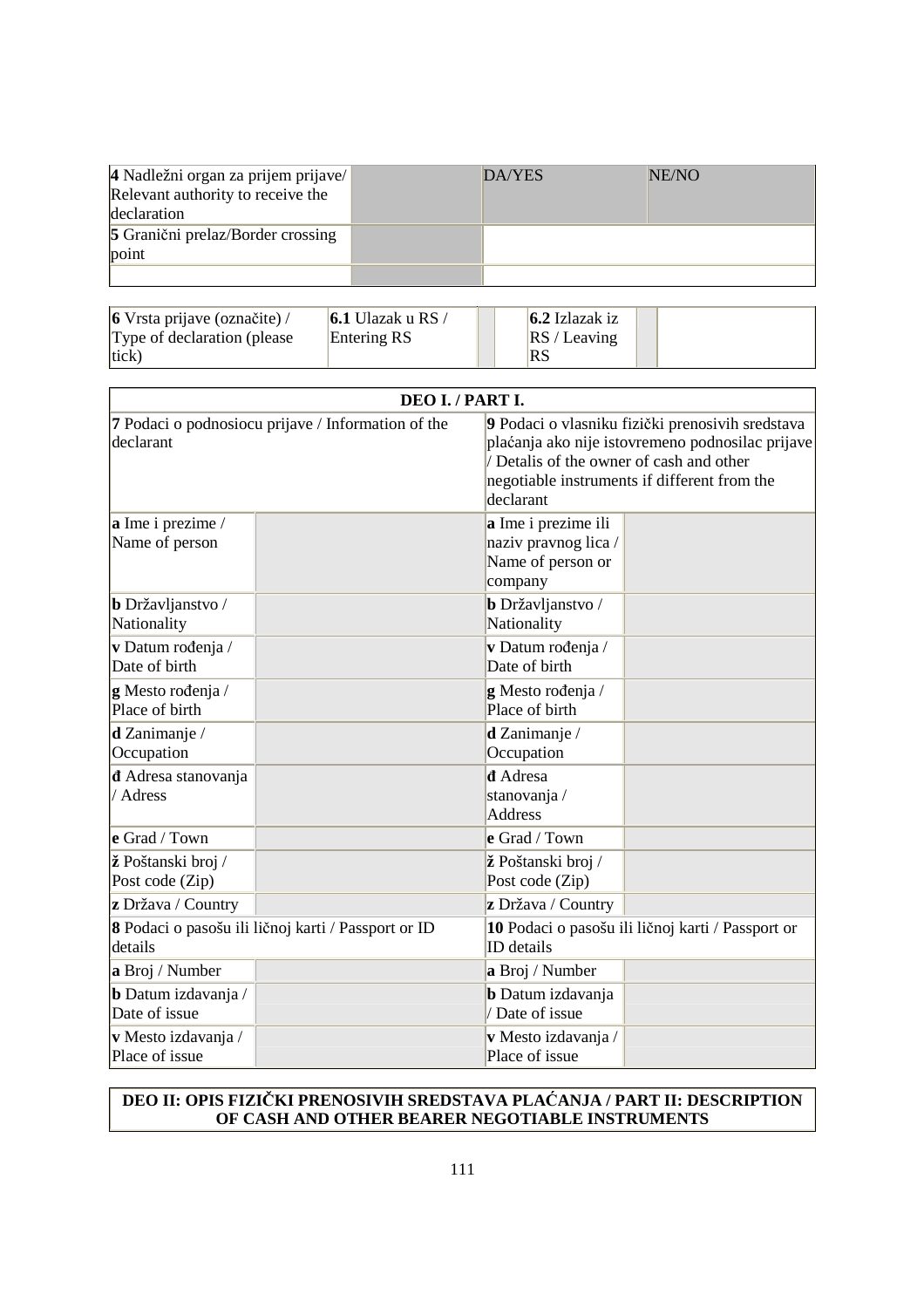| **4** Nadležni organ za prijem prijave/ Relevant authority to receive the declaration | | DA/YES | NE/NO |
|---|---|---|---|
| **5** Granični prelaz/Border crossing point | | | |
| | | | |

| **6** Vrsta prijave (označite) / Type of declaration (please tick) | **6.1** Ulazak u RS / Entering RS | | | **6.2** Izlazak iz RS / Leaving RS | | |
|---|---|---|---|---|---|---|

| **DEO I. / PART I.** | | | |
|---|---|---|---|
| **7** Podaci o podnosiocu prijave / Information of the declarant | | **9** Podaci o vlasniku fizički prenosivih sredstava plaćanja ako nije istovremeno podnosilac prijave / Detalis of the owner of cash and other negotiable instruments if different from the declarant | |
| **a** Ime i prezime / Name of person | | **a** Ime i prezime ili naziv pravnog lica / Name of person or company | |
| **b** Državljanstvo / Nationality | | **b** Državljanstvo / Nationality | |
| **v** Datum rođenja / Date of birth | | **v** Datum rođenja / Date of birth | |
| **g** Mesto rođenja / Place of birth | | **g** Mesto rođenja / Place of birth | |
| **d** Zanimanje / Occupation | | **d** Zanimanje / Occupation | |
| **đ** Adresa stanovanja / Adress | | **đ** Adresa stanovanja / Address | |
| **e** Grad / Town | | **e** Grad / Town | |
| **ž** Poštanski broj / Post code (Zip) | | **ž** Poštanski broj / Post code (Zip) | |
| **z** Država / Country | | **z** Država / Country | |
| **8** Podaci o pasošu ili ličnoj karti / Passport or ID details | | **10** Podaci o pasošu ili ličnoj karti / Passport or ID details | |
| **a** Broj / Number | | **a** Broj / Number | |
| **b** Datum izdavanja / Date of issue | | **b** Datum izdavanja / Date of issue | |
| **v** Mesto izdavanja / Place of issue | | **v** Mesto izdavanja / Place of issue | |

**DEO II: OPIS FIZIČKI PRENOSIVIH SREDSTAVA PLAĆANJA / PART II: DESCRIPTION OF CASH AND OTHER BEARER NEGOTIABLE INSTRUMENTS**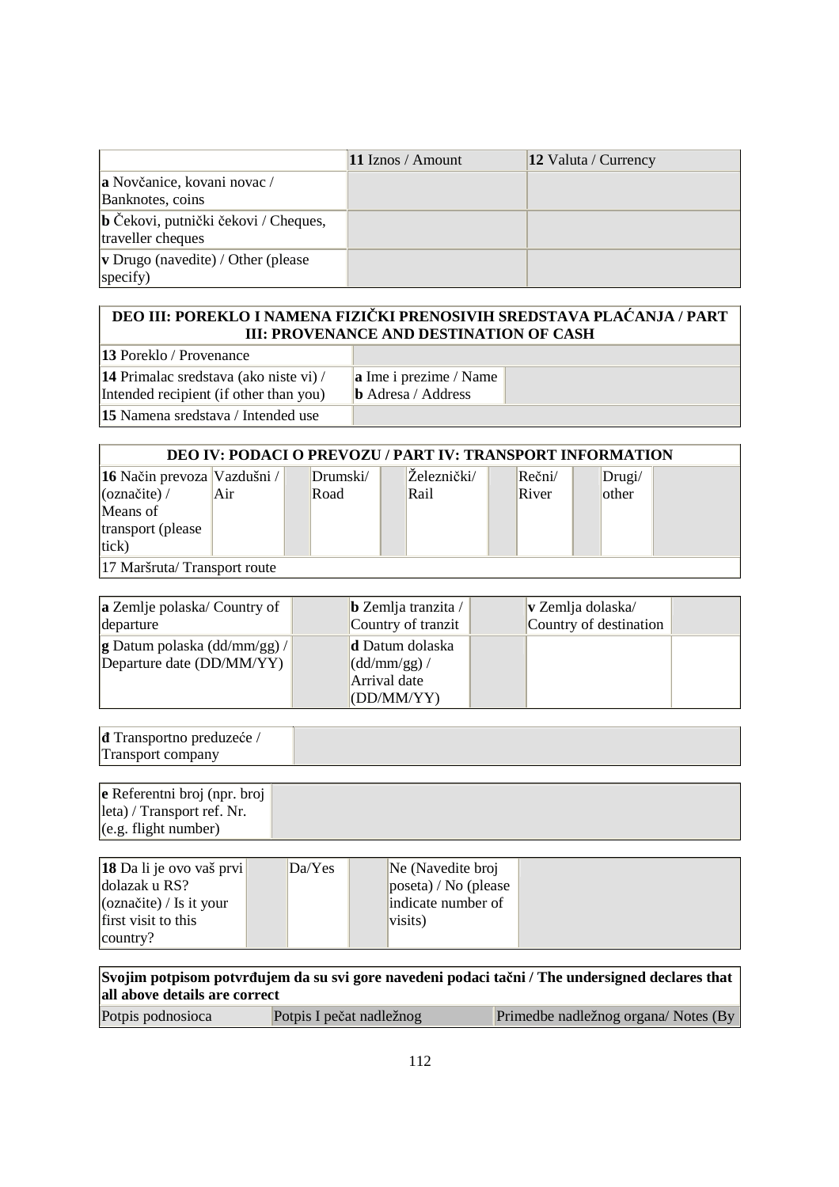| | **11** Iznos / Amount | **12** Valuta / Currency |
|---|---|---|
| **a** Novčanice, kovani novac / Banknotes, coins | | |
| **b** Čekovi, putnički čekovi / Cheques, traveller cheques | | |
| **v** Drugo (navedite) / Other (please specify) | | |

| **DEO III: POREKLO I NAMENA FIZIČKI PRENOSIVIH SREDSTAVA PLAĆANJA / PART III: PROVENANCE AND DESTINATION OF CASH** | | |
|---|---|---|
| **13** Poreklo / Provenance | | |
| **14** Primalac sredstava (ako niste vi) / Intended recipient (if other than you) | **a** Ime i prezime / Name<br>**b** Adresa / Address | |
| **15** Namena sredstava / Intended use | | |

| **DEO IV: PODACI O PREVOZU / PART IV: TRANSPORT INFORMATION** | | | | | | | | | | |
|---|---|---|---|---|---|---|---|---|---|---|
| **16** Način prevoza (označite) / Means of transport (please tick) | Vazdušni / Air | | Drumski/ Road | | Železnički/ Rail | | Rečni/ River | | Drugi/ other | |
| 17 Maršruta/ Transport route | | | | | | | | | | |

| **a** Zemlje polaska/ Country of departure | | **b** Zemlja tranzita / Country of tranzit | | **v** Zemlja dolaska/ Country of destination | |
|---|---|---|---|---|---|
| **g** Datum polaska (dd/mm/gg) / Departure date (DD/MM/YY) | | **d** Datum dolaska (dd/mm/gg) / Arrival date (DD/MM/YY) | | | |

| **đ** Transportno preduzeće / Transport company | |
|---|---|

| **e** Referentni broj (npr. broj leta) / Transport ref. Nr. (e.g. flight number) | |
|---|---|

| **18** Da li je ovo vaš prvi dolazak u RS? (označite) / Is it your first visit to this country? | | Da/Yes | | Ne (Navedite broj poseta) / No (please indicate number of visits) | |
|---|---|---|---|---|---|

| **Svojim potpisom potvrđujem da su svi gore navedeni podaci tačni / The undersigned declares that all above details are correct** | | |
|---|---|---|
| Potpis podnosioca | Potpis I pečat nadležnog | Primedbe nadležnog organa/ Notes (By |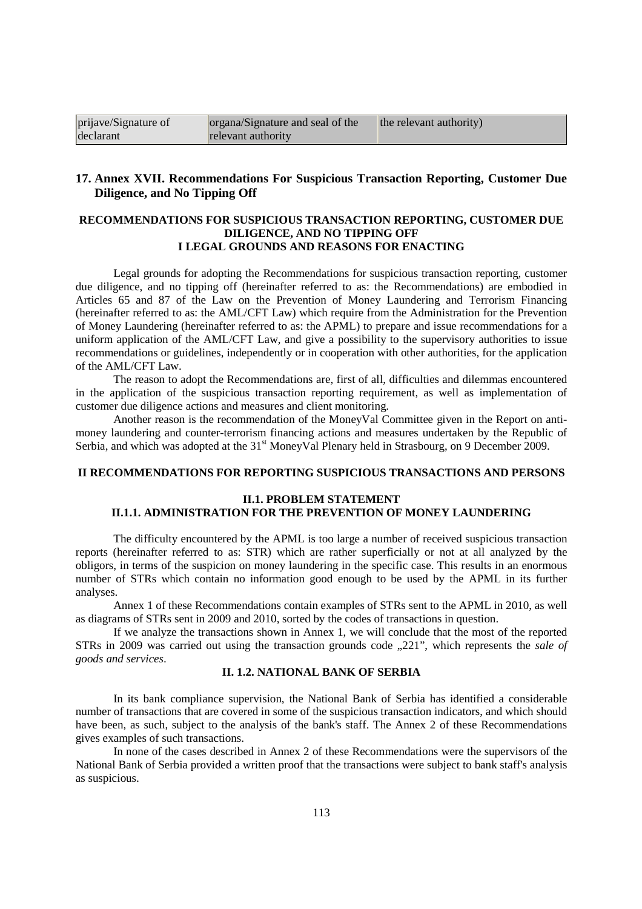| prijave/Signature of declarant | organa/Signature and seal of the relevant authority | the relevant authority) |
|---|---|---|

## 17. Annex XVII. Recommendations For Suspicious Transaction Reporting, Customer Due Diligence, and No Tipping Off

**RECOMMENDATIONS FOR SUSPICIOUS TRANSACTION REPORTING, CUSTOMER DUE DILIGENCE, AND NO TIPPING OFF**
**I LEGAL GROUNDS AND REASONS FOR ENACTING**

Legal grounds for adopting the Recommendations for suspicious transaction reporting, customer due diligence, and no tipping off (hereinafter referred to as: the Recommendations) are embodied in Articles 65 and 87 of the Law on the Prevention of Money Laundering and Terrorism Financing (hereinafter referred to as: the AML/CFT Law) which require from the Administration for the Prevention of Money Laundering (hereinafter referred to as: the APML) to prepare and issue recommendations for a uniform application of the AML/CFT Law, and give a possibility to the supervisory authorities to issue recommendations or guidelines, independently or in cooperation with other authorities, for the application of the AML/CFT Law.

The reason to adopt the Recommendations are, first of all, difficulties and dilemmas encountered in the application of the suspicious transaction reporting requirement, as well as implementation of customer due diligence actions and measures and client monitoring.

Another reason is the recommendation of the MoneyVal Committee given in the Report on anti-money laundering and counter-terrorism financing actions and measures undertaken by the Republic of Serbia, and which was adopted at the 31st MoneyVal Plenary held in Strasbourg, on 9 December 2009.

**II RECOMMENDATIONS FOR REPORTING SUSPICIOUS TRANSACTIONS AND PERSONS**

**II.1. PROBLEM STATEMENT**
**II.1.1. ADMINISTRATION FOR THE PREVENTION OF MONEY LAUNDERING**

The difficulty encountered by the APML is too large a number of received suspicious transaction reports (hereinafter referred to as: STR) which are rather superficially or not at all analyzed by the obligors, in terms of the suspicion on money laundering in the specific case. This results in an enormous number of STRs which contain no information good enough to be used by the APML in its further analyses.

Annex 1 of these Recommendations contain examples of STRs sent to the APML in 2010, as well as diagrams of STRs sent in 2009 and 2010, sorted by the codes of transactions in question.

If we analyze the transactions shown in Annex 1, we will conclude that the most of the reported STRs in 2009 was carried out using the transaction grounds code „221", which represents the *sale of goods and services*.

**II. 1.2. NATIONAL BANK OF SERBIA**

In its bank compliance supervision, the National Bank of Serbia has identified a considerable number of transactions that are covered in some of the suspicious transaction indicators, and which should have been, as such, subject to the analysis of the bank's staff. The Annex 2 of these Recommendations gives examples of such transactions.

In none of the cases described in Annex 2 of these Recommendations were the supervisors of the National Bank of Serbia provided a written proof that the transactions were subject to bank staff's analysis as suspicious.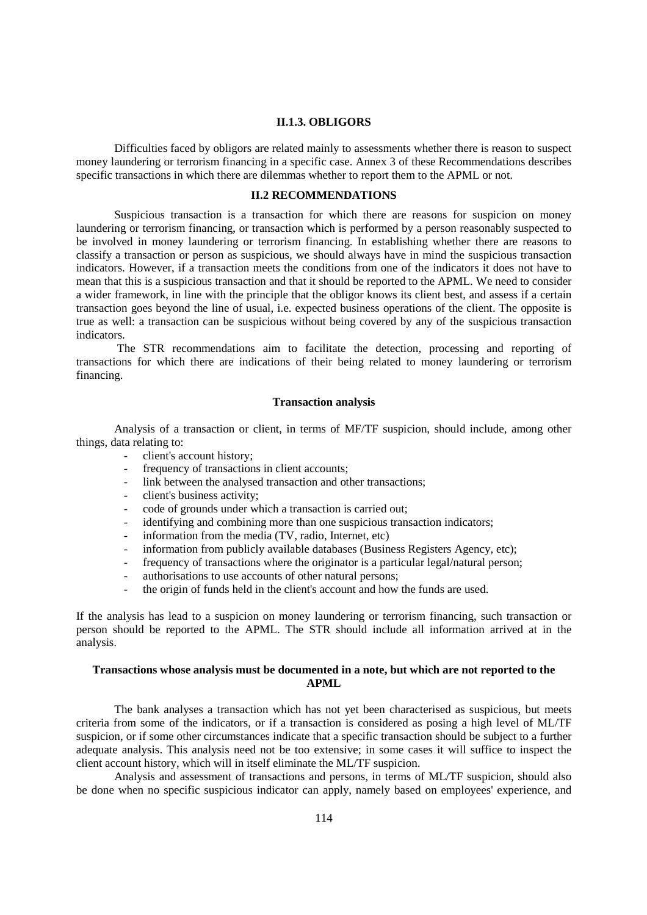### II.1.3. OBLIGORS

Difficulties faced by obligors are related mainly to assessments whether there is reason to suspect money laundering or terrorism financing in a specific case. Annex 3 of these Recommendations describes specific transactions in which there are dilemmas whether to report them to the APML or not.

## II.2 RECOMMENDATIONS

Suspicious transaction is a transaction for which there are reasons for suspicion on money laundering or terrorism financing, or transaction which is performed by a person reasonably suspected to be involved in money laundering or terrorism financing. In establishing whether there are reasons to classify a transaction or person as suspicious, we should always have in mind the suspicious transaction indicators. However, if a transaction meets the conditions from one of the indicators it does not have to mean that this is a suspicious transaction and that it should be reported to the APML. We need to consider a wider framework, in line with the principle that the obligor knows its client best, and assess if a certain transaction goes beyond the line of usual, i.e. expected business operations of the client. The opposite is true as well: a transaction can be suspicious without being covered by any of the suspicious transaction indicators.

The STR recommendations aim to facilitate the detection, processing and reporting of transactions for which there are indications of their being related to money laundering or terrorism financing.

### Transaction analysis

Analysis of a transaction or client, in terms of MF/TF suspicion, should include, among other things, data relating to:

- client's account history;
- frequency of transactions in client accounts;
- link between the analysed transaction and other transactions;
- client's business activity;
- code of grounds under which a transaction is carried out;
- identifying and combining more than one suspicious transaction indicators;
- information from the media (TV, radio, Internet, etc)
- information from publicly available databases (Business Registers Agency, etc);
- frequency of transactions where the originator is a particular legal/natural person;
- authorisations to use accounts of other natural persons;
- the origin of funds held in the client's account and how the funds are used.

If the analysis has lead to a suspicion on money laundering or terrorism financing, such transaction or person should be reported to the APML. The STR should include all information arrived at in the analysis.

### Transactions whose analysis must be documented in a note, but which are not reported to the APML

The bank analyses a transaction which has not yet been characterised as suspicious, but meets criteria from some of the indicators, or if a transaction is considered as posing a high level of ML/TF suspicion, or if some other circumstances indicate that a specific transaction should be subject to a further adequate analysis. This analysis need not be too extensive; in some cases it will suffice to inspect the client account history, which will in itself eliminate the ML/TF suspicion.

Analysis and assessment of transactions and persons, in terms of ML/TF suspicion, should also be done when no specific suspicious indicator can apply, namely based on employees' experience, and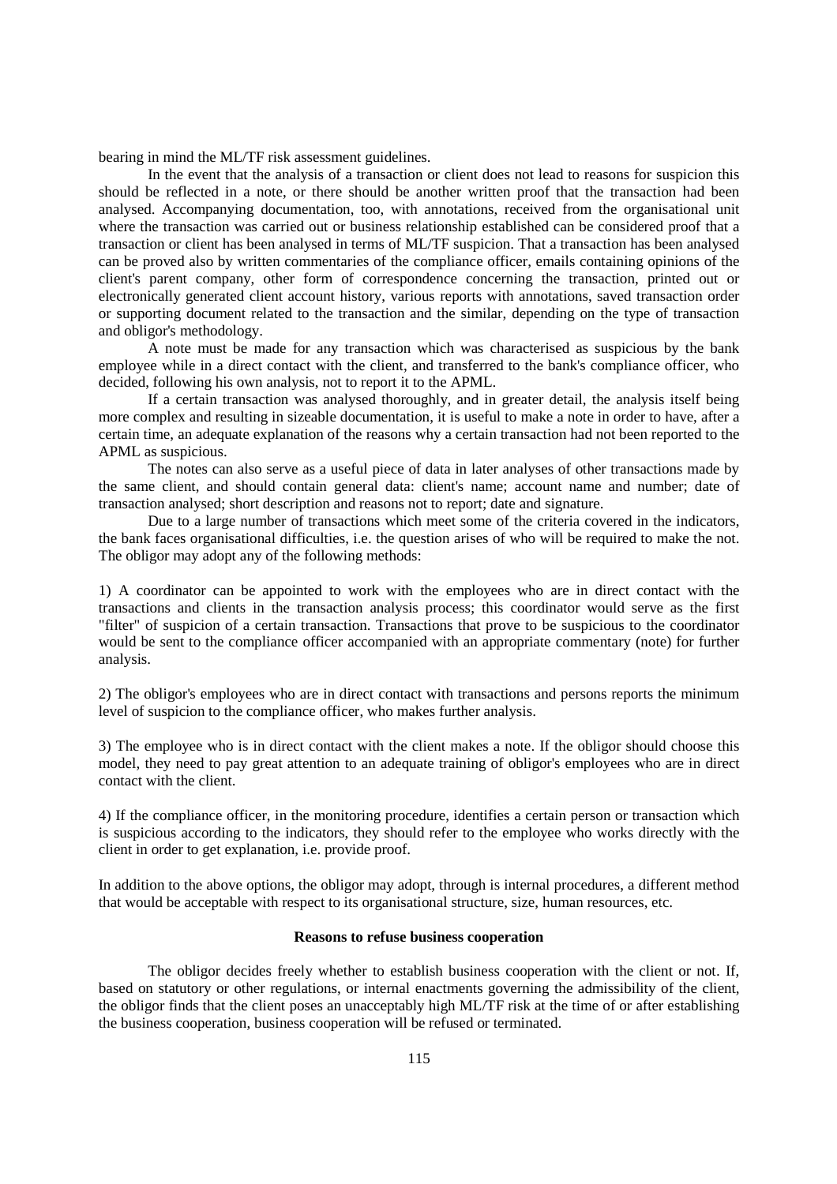bearing in mind the ML/TF risk assessment guidelines.

In the event that the analysis of a transaction or client does not lead to reasons for suspicion this should be reflected in a note, or there should be another written proof that the transaction had been analysed. Accompanying documentation, too, with annotations, received from the organisational unit where the transaction was carried out or business relationship established can be considered proof that a transaction or client has been analysed in terms of ML/TF suspicion. That a transaction has been analysed can be proved also by written commentaries of the compliance officer, emails containing opinions of the client's parent company, other form of correspondence concerning the transaction, printed out or electronically generated client account history, various reports with annotations, saved transaction order or supporting document related to the transaction and the similar, depending on the type of transaction and obligor's methodology.

A note must be made for any transaction which was characterised as suspicious by the bank employee while in a direct contact with the client, and transferred to the bank's compliance officer, who decided, following his own analysis, not to report it to the APML.

If a certain transaction was analysed thoroughly, and in greater detail, the analysis itself being more complex and resulting in sizeable documentation, it is useful to make a note in order to have, after a certain time, an adequate explanation of the reasons why a certain transaction had not been reported to the APML as suspicious.

The notes can also serve as a useful piece of data in later analyses of other transactions made by the same client, and should contain general data: client's name; account name and number; date of transaction analysed; short description and reasons not to report; date and signature.

Due to a large number of transactions which meet some of the criteria covered in the indicators, the bank faces organisational difficulties, i.e. the question arises of who will be required to make the not. The obligor may adopt any of the following methods:

1) A coordinator can be appointed to work with the employees who are in direct contact with the transactions and clients in the transaction analysis process; this coordinator would serve as the first "filter" of suspicion of a certain transaction. Transactions that prove to be suspicious to the coordinator would be sent to the compliance officer accompanied with an appropriate commentary (note) for further analysis.

2) The obligor's employees who are in direct contact with transactions and persons reports the minimum level of suspicion to the compliance officer, who makes further analysis.

3) The employee who is in direct contact with the client makes a note. If the obligor should choose this model, they need to pay great attention to an adequate training of obligor's employees who are in direct contact with the client.

4) If the compliance officer, in the monitoring procedure, identifies a certain person or transaction which is suspicious according to the indicators, they should refer to the employee who works directly with the client in order to get explanation, i.e. provide proof.

In addition to the above options, the obligor may adopt, through is internal procedures, a different method that would be acceptable with respect to its organisational structure, size, human resources, etc.

### Reasons to refuse business cooperation

The obligor decides freely whether to establish business cooperation with the client or not. If, based on statutory or other regulations, or internal enactments governing the admissibility of the client, the obligor finds that the client poses an unacceptably high ML/TF risk at the time of or after establishing the business cooperation, business cooperation will be refused or terminated.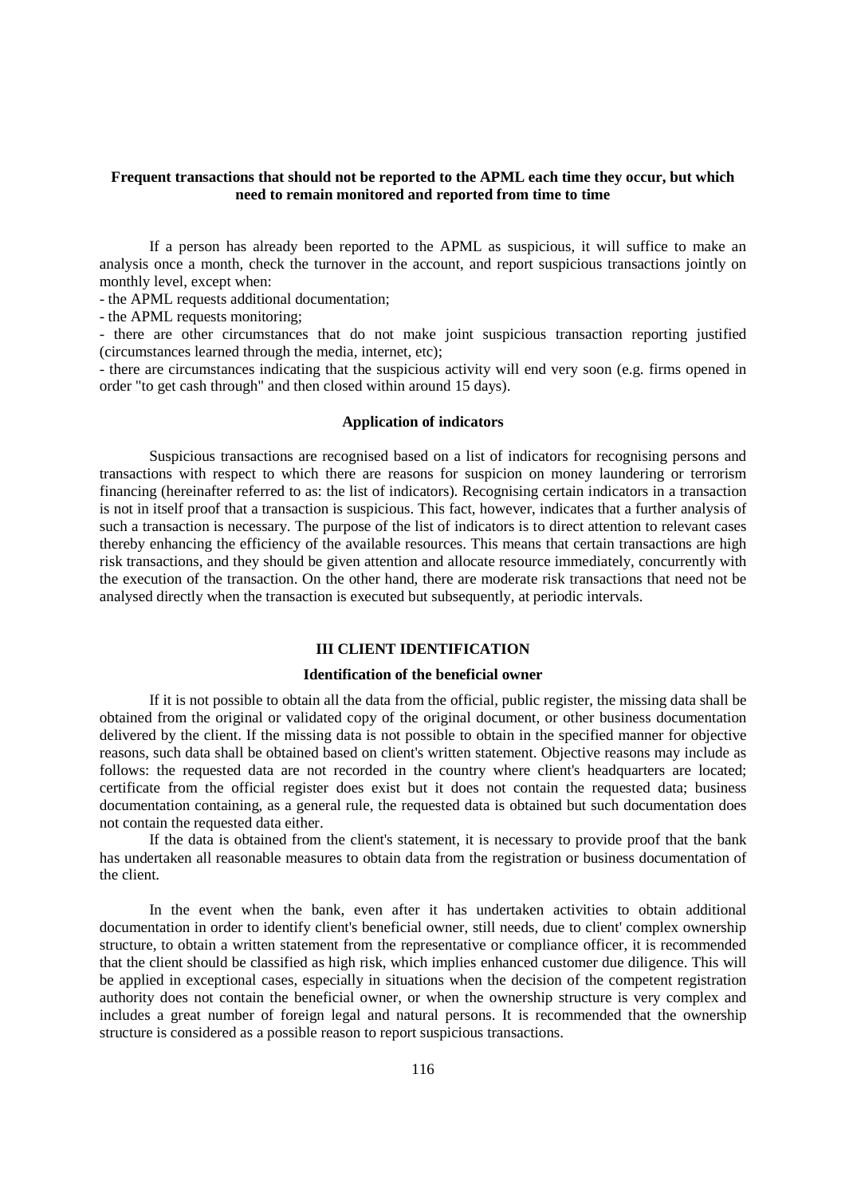**Frequent transactions that should not be reported to the APML each time they occur, but which need to remain monitored and reported from time to time**

If a person has already been reported to the APML as suspicious, it will suffice to make an analysis once a month, check the turnover in the account, and report suspicious transactions jointly on monthly level, except when:

- the APML requests additional documentation;
- the APML requests monitoring;
- there are other circumstances that do not make joint suspicious transaction reporting justified (circumstances learned through the media, internet, etc);
- there are circumstances indicating that the suspicious activity will end very soon (e.g. firms opened in order "to get cash through" and then closed within around 15 days).

**Application of indicators**

Suspicious transactions are recognised based on a list of indicators for recognising persons and transactions with respect to which there are reasons for suspicion on money laundering or terrorism financing (hereinafter referred to as: the list of indicators). Recognising certain indicators in a transaction is not in itself proof that a transaction is suspicious. This fact, however, indicates that a further analysis of such a transaction is necessary. The purpose of the list of indicators is to direct attention to relevant cases thereby enhancing the efficiency of the available resources. This means that certain transactions are high risk transactions, and they should be given attention and allocate resource immediately, concurrently with the execution of the transaction. On the other hand, there are moderate risk transactions that need not be analysed directly when the transaction is executed but subsequently, at periodic intervals.

## III CLIENT IDENTIFICATION

**Identification of the beneficial owner**

If it is not possible to obtain all the data from the official, public register, the missing data shall be obtained from the original or validated copy of the original document, or other business documentation delivered by the client. If the missing data is not possible to obtain in the specified manner for objective reasons, such data shall be obtained based on client's written statement. Objective reasons may include as follows: the requested data are not recorded in the country where client's headquarters are located; certificate from the official register does exist but it does not contain the requested data; business documentation containing, as a general rule, the requested data is obtained but such documentation does not contain the requested data either.

If the data is obtained from the client's statement, it is necessary to provide proof that the bank has undertaken all reasonable measures to obtain data from the registration or business documentation of the client.

In the event when the bank, even after it has undertaken activities to obtain additional documentation in order to identify client's beneficial owner, still needs, due to client' complex ownership structure, to obtain a written statement from the representative or compliance officer, it is recommended that the client should be classified as high risk, which implies enhanced customer due diligence. This will be applied in exceptional cases, especially in situations when the decision of the competent registration authority does not contain the beneficial owner, or when the ownership structure is very complex and includes a great number of foreign legal and natural persons. It is recommended that the ownership structure is considered as a possible reason to report suspicious transactions.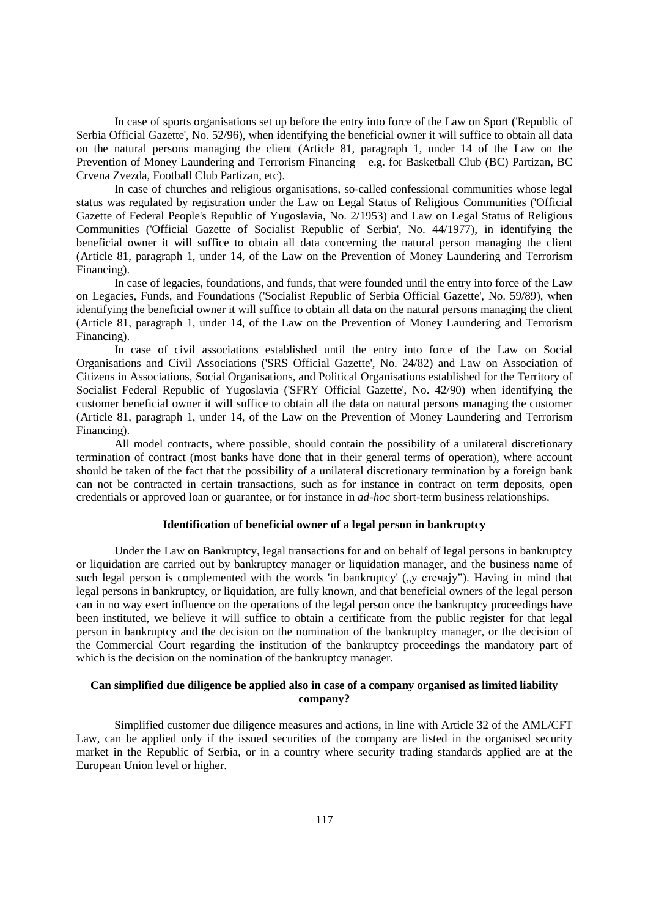In case of sports organisations set up before the entry into force of the Law on Sport ('Republic of Serbia Official Gazette', No. 52/96), when identifying the beneficial owner it will suffice to obtain all data on the natural persons managing the client (Article 81, paragraph 1, under 14 of the Law on the Prevention of Money Laundering and Terrorism Financing – e.g. for Basketball Club (BC) Partizan, BC Crvena Zvezda, Football Club Partizan, etc).

In case of churches and religious organisations, so-called confessional communities whose legal status was regulated by registration under the Law on Legal Status of Religious Communities ('Official Gazette of Federal People's Republic of Yugoslavia, No. 2/1953) and Law on Legal Status of Religious Communities ('Official Gazette of Socialist Republic of Serbia', No. 44/1977), in identifying the beneficial owner it will suffice to obtain all data concerning the natural person managing the client (Article 81, paragraph 1, under 14, of the Law on the Prevention of Money Laundering and Terrorism Financing).

In case of legacies, foundations, and funds, that were founded until the entry into force of the Law on Legacies, Funds, and Foundations ('Socialist Republic of Serbia Official Gazette', No. 59/89), when identifying the beneficial owner it will suffice to obtain all data on the natural persons managing the client (Article 81, paragraph 1, under 14, of the Law on the Prevention of Money Laundering and Terrorism Financing).

In case of civil associations established until the entry into force of the Law on Social Organisations and Civil Associations ('SRS Official Gazette', No. 24/82) and Law on Association of Citizens in Associations, Social Organisations, and Political Organisations established for the Territory of Socialist Federal Republic of Yugoslavia ('SFRY Official Gazette', No. 42/90) when identifying the customer beneficial owner it will suffice to obtain all the data on natural persons managing the customer (Article 81, paragraph 1, under 14, of the Law on the Prevention of Money Laundering and Terrorism Financing).

All model contracts, where possible, should contain the possibility of a unilateral discretionary termination of contract (most banks have done that in their general terms of operation), where account should be taken of the fact that the possibility of a unilateral discretionary termination by a foreign bank can not be contracted in certain transactions, such as for instance in contract on term deposits, open credentials or approved loan or guarantee, or for instance in *ad-hoc* short-term business relationships.

**Identification of beneficial owner of a legal person in bankruptcy**

Under the Law on Bankruptcy, legal transactions for and on behalf of legal persons in bankruptcy or liquidation are carried out by bankruptcy manager or liquidation manager, and the business name of such legal person is complemented with the words 'in bankruptcy' („у стечају"). Having in mind that legal persons in bankruptcy, or liquidation, are fully known, and that beneficial owners of the legal person can in no way exert influence on the operations of the legal person once the bankruptcy proceedings have been instituted, we believe it will suffice to obtain a certificate from the public register for that legal person in bankruptcy and the decision on the nomination of the bankruptcy manager, or the decision of the Commercial Court regarding the institution of the bankruptcy proceedings the mandatory part of which is the decision on the nomination of the bankruptcy manager.

**Can simplified due diligence be applied also in case of a company organised as limited liability company?**

Simplified customer due diligence measures and actions, in line with Article 32 of the AML/CFT Law, can be applied only if the issued securities of the company are listed in the organised security market in the Republic of Serbia, or in a country where security trading standards applied are at the European Union level or higher.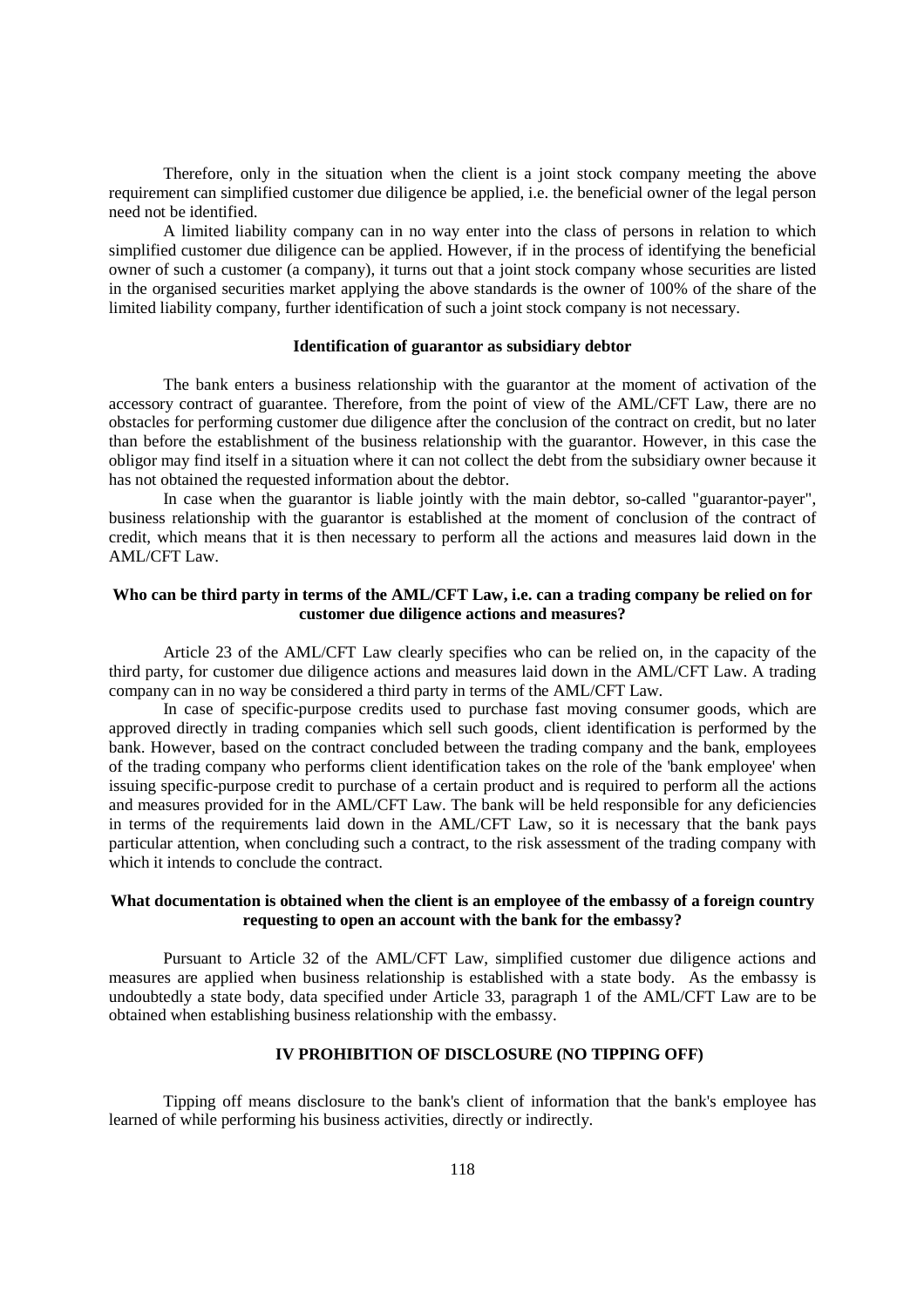Therefore, only in the situation when the client is a joint stock company meeting the above requirement can simplified customer due diligence be applied, i.e. the beneficial owner of the legal person need not be identified.

A limited liability company can in no way enter into the class of persons in relation to which simplified customer due diligence can be applied. However, if in the process of identifying the beneficial owner of such a customer (a company), it turns out that a joint stock company whose securities are listed in the organised securities market applying the above standards is the owner of 100% of the share of the limited liability company, further identification of such a joint stock company is not necessary.

### Identification of guarantor as subsidiary debtor

The bank enters a business relationship with the guarantor at the moment of activation of the accessory contract of guarantee. Therefore, from the point of view of the AML/CFT Law, there are no obstacles for performing customer due diligence after the conclusion of the contract on credit, but no later than before the establishment of the business relationship with the guarantor. However, in this case the obligor may find itself in a situation where it can not collect the debt from the subsidiary owner because it has not obtained the requested information about the debtor.

In case when the guarantor is liable jointly with the main debtor, so-called "guarantor-payer", business relationship with the guarantor is established at the moment of conclusion of the contract of credit, which means that it is then necessary to perform all the actions and measures laid down in the AML/CFT Law.

### Who can be third party in terms of the AML/CFT Law, i.e. can a trading company be relied on for customer due diligence actions and measures?

Article 23 of the AML/CFT Law clearly specifies who can be relied on, in the capacity of the third party, for customer due diligence actions and measures laid down in the AML/CFT Law. A trading company can in no way be considered a third party in terms of the AML/CFT Law.

In case of specific-purpose credits used to purchase fast moving consumer goods, which are approved directly in trading companies which sell such goods, client identification is performed by the bank. However, based on the contract concluded between the trading company and the bank, employees of the trading company who performs client identification takes on the role of the 'bank employee' when issuing specific-purpose credit to purchase of a certain product and is required to perform all the actions and measures provided for in the AML/CFT Law. The bank will be held responsible for any deficiencies in terms of the requirements laid down in the AML/CFT Law, so it is necessary that the bank pays particular attention, when concluding such a contract, to the risk assessment of the trading company with which it intends to conclude the contract.

### What documentation is obtained when the client is an employee of the embassy of a foreign country requesting to open an account with the bank for the embassy?

Pursuant to Article 32 of the AML/CFT Law, simplified customer due diligence actions and measures are applied when business relationship is established with a state body. As the embassy is undoubtedly a state body, data specified under Article 33, paragraph 1 of the AML/CFT Law are to be obtained when establishing business relationship with the embassy.

## IV PROHIBITION OF DISCLOSURE (NO TIPPING OFF)

Tipping off means disclosure to the bank's client of information that the bank's employee has learned of while performing his business activities, directly or indirectly.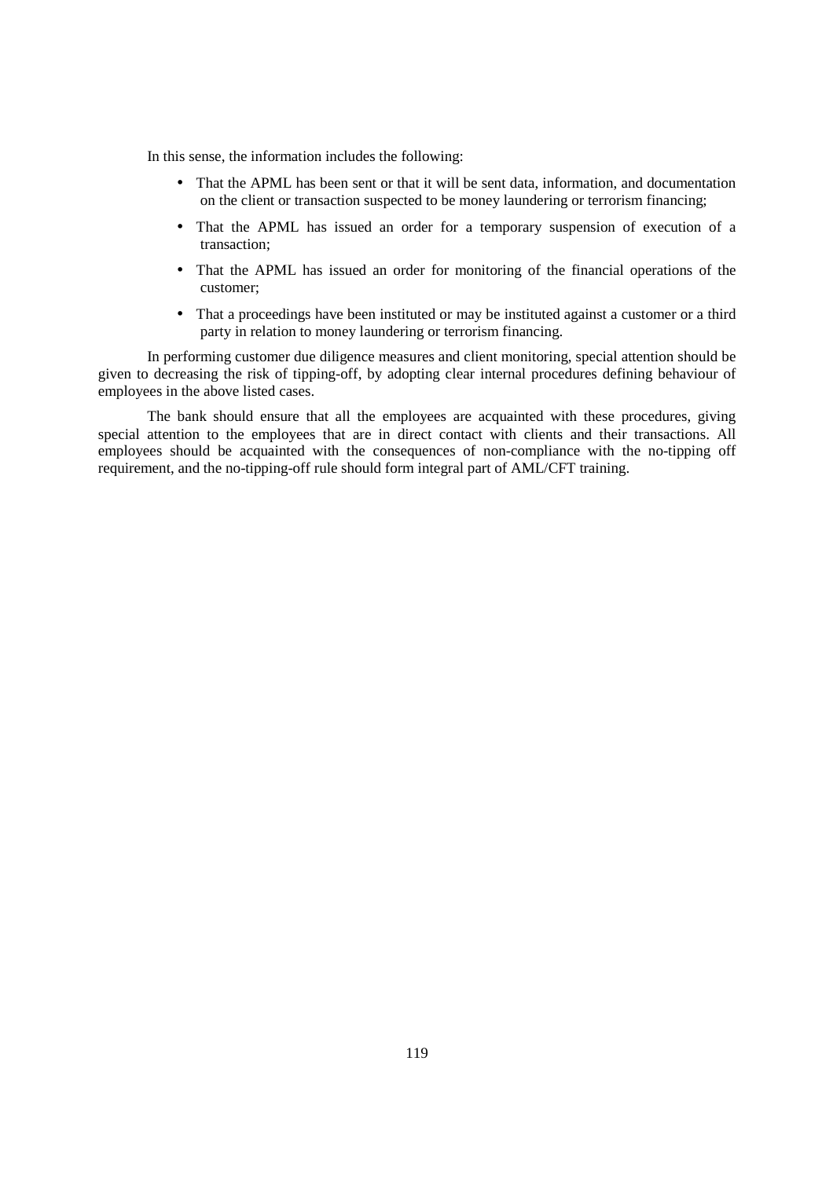In this sense, the information includes the following:

- That the APML has been sent or that it will be sent data, information, and documentation on the client or transaction suspected to be money laundering or terrorism financing;
- That the APML has issued an order for a temporary suspension of execution of a transaction;
- That the APML has issued an order for monitoring of the financial operations of the customer;
- That a proceedings have been instituted or may be instituted against a customer or a third party in relation to money laundering or terrorism financing.

In performing customer due diligence measures and client monitoring, special attention should be given to decreasing the risk of tipping-off, by adopting clear internal procedures defining behaviour of employees in the above listed cases.

The bank should ensure that all the employees are acquainted with these procedures, giving special attention to the employees that are in direct contact with clients and their transactions. All employees should be acquainted with the consequences of non-compliance with the no-tipping off requirement, and the no-tipping-off rule should form integral part of AML/CFT training.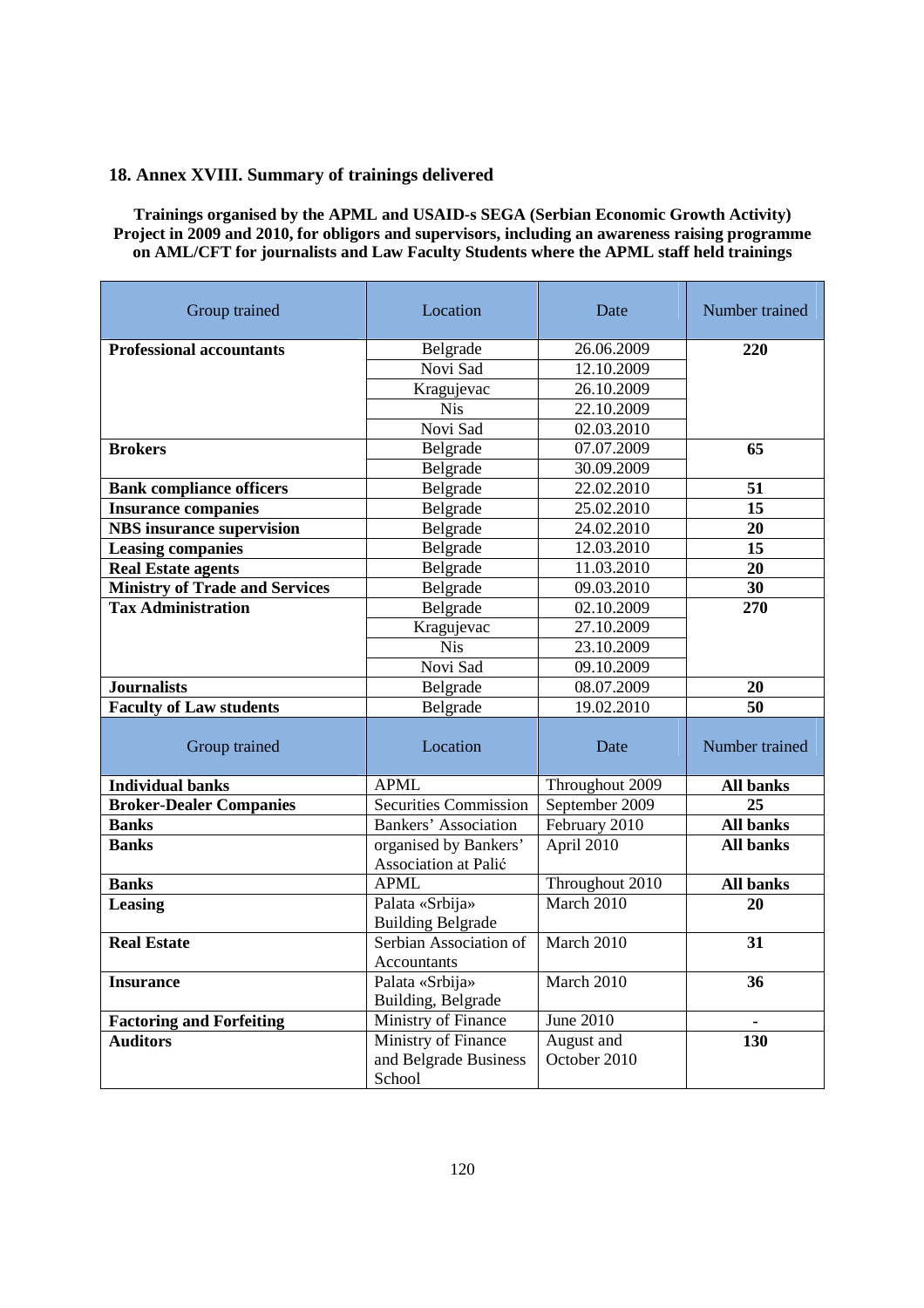## 18. Annex XVIII. Summary of trainings delivered

**Trainings organised by the APML and USAID-s SEGA (Serbian Economic Growth Activity) Project in 2009 and 2010, for obligors and supervisors, including an awareness raising programme on AML/CFT for journalists and Law Faculty Students where the APML staff held trainings**

| Group trained | Location | Date | Number trained |
|---|---|---|---|
| **Professional accountants** | Belgrade | 26.06.2009 | **220** |
| | Novi Sad | 12.10.2009 | |
| | Kragujevac | 26.10.2009 | |
| | Nis | 22.10.2009 | |
| | Novi Sad | 02.03.2010 | |
| **Brokers** | Belgrade | 07.07.2009 | **65** |
| | Belgrade | 30.09.2009 | |
| **Bank compliance officers** | Belgrade | 22.02.2010 | **51** |
| **Insurance companies** | Belgrade | 25.02.2010 | **15** |
| **NBS insurance supervision** | Belgrade | 24.02.2010 | **20** |
| **Leasing companies** | Belgrade | 12.03.2010 | **15** |
| **Real Estate agents** | Belgrade | 11.03.2010 | **20** |
| **Ministry of Trade and Services** | Belgrade | 09.03.2010 | **30** |
| **Tax Administration** | Belgrade | 02.10.2009 | **270** |
| | Kragujevac | 27.10.2009 | |
| | Nis | 23.10.2009 | |
| | Novi Sad | 09.10.2009 | |
| **Journalists** | Belgrade | 08.07.2009 | **20** |
| **Faculty of Law students** | Belgrade | 19.02.2010 | **50** |
| Group trained | Location | Date | Number trained |
| **Individual banks** | APML | Throughout 2009 | **All banks** |
| **Broker-Dealer Companies** | Securities Commission | September 2009 | **25** |
| **Banks** | Bankers' Association | February 2010 | **All banks** |
| **Banks** | organised by Bankers' Association at Palić | April 2010 | **All banks** |
| **Banks** | APML | Throughout 2010 | **All banks** |
| **Leasing** | Palata «Srbija» Building Belgrade | March 2010 | **20** |
| **Real Estate** | Serbian Association of Accountants | March 2010 | **31** |
| **Insurance** | Palata «Srbija» Building, Belgrade | March 2010 | **36** |
| **Factoring and Forfeiting** | Ministry of Finance | June 2010 | **-** |
| **Auditors** | Ministry of Finance and Belgrade Business School | August and October 2010 | **130** |